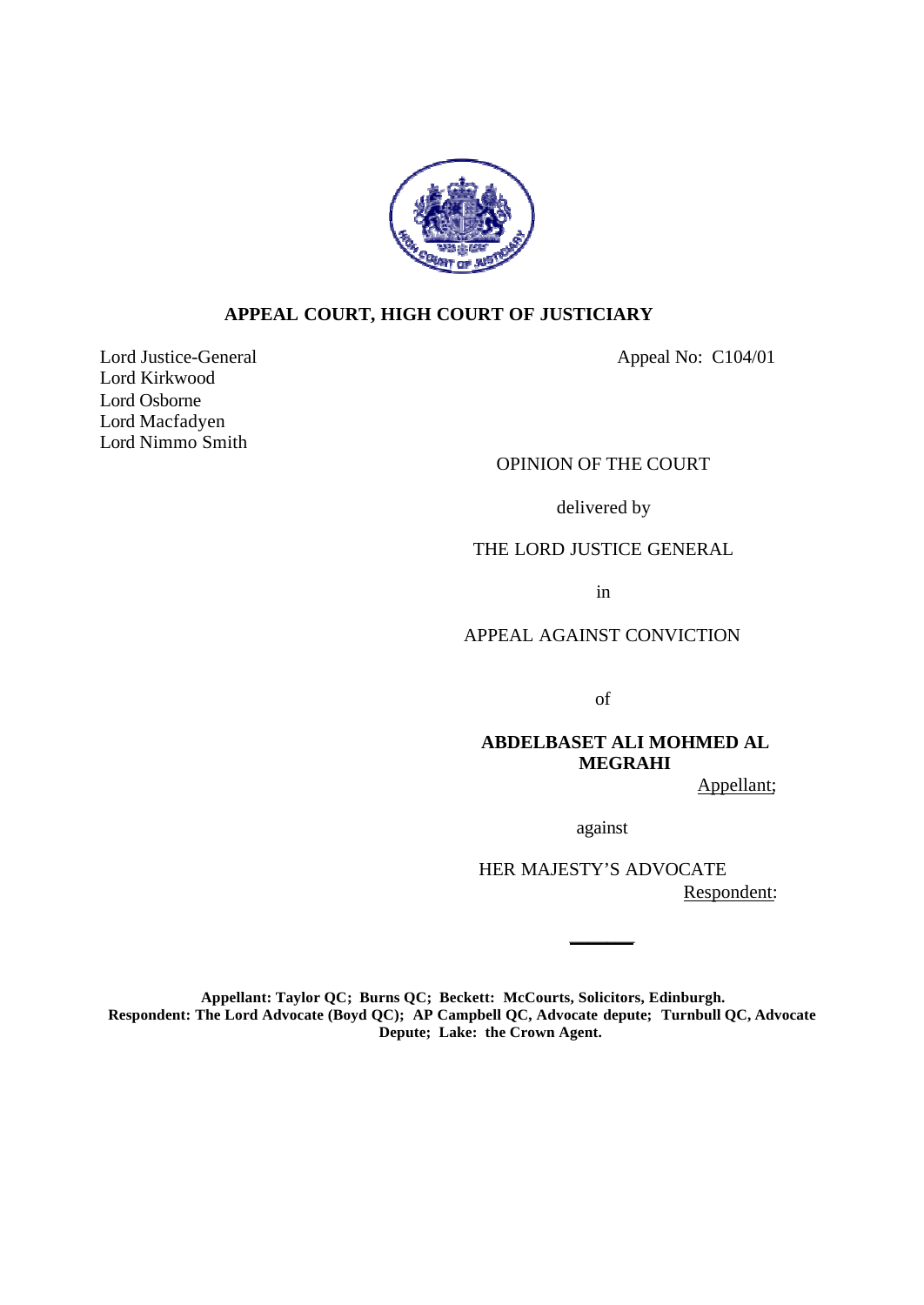**APPEAL COURT, HIGH COURT OF JUSTICIARY**

Lord Justice-General
Lord Kirkwood
Lord Osborne
Lord Macfadyen
Lord Nimmo Smith

Appeal No: C104/01

OPINION OF THE COURT

delivered by

THE LORD JUSTICE GENERAL

in

APPEAL AGAINST CONVICTION

of

**ABDELBASET ALI MOHMED AL MEGRAHI**

Appellant;

against

HER MAJESTY'S ADVOCATE

Respondent:

---

**Appellant: Taylor QC; Burns QC; Beckett: McCourts, Solicitors, Edinburgh.**
**Respondent: The Lord Advocate (Boyd QC); AP Campbell QC, Advocate depute; Turnbull QC, Advocate Depute; Lake: the Crown Agent.**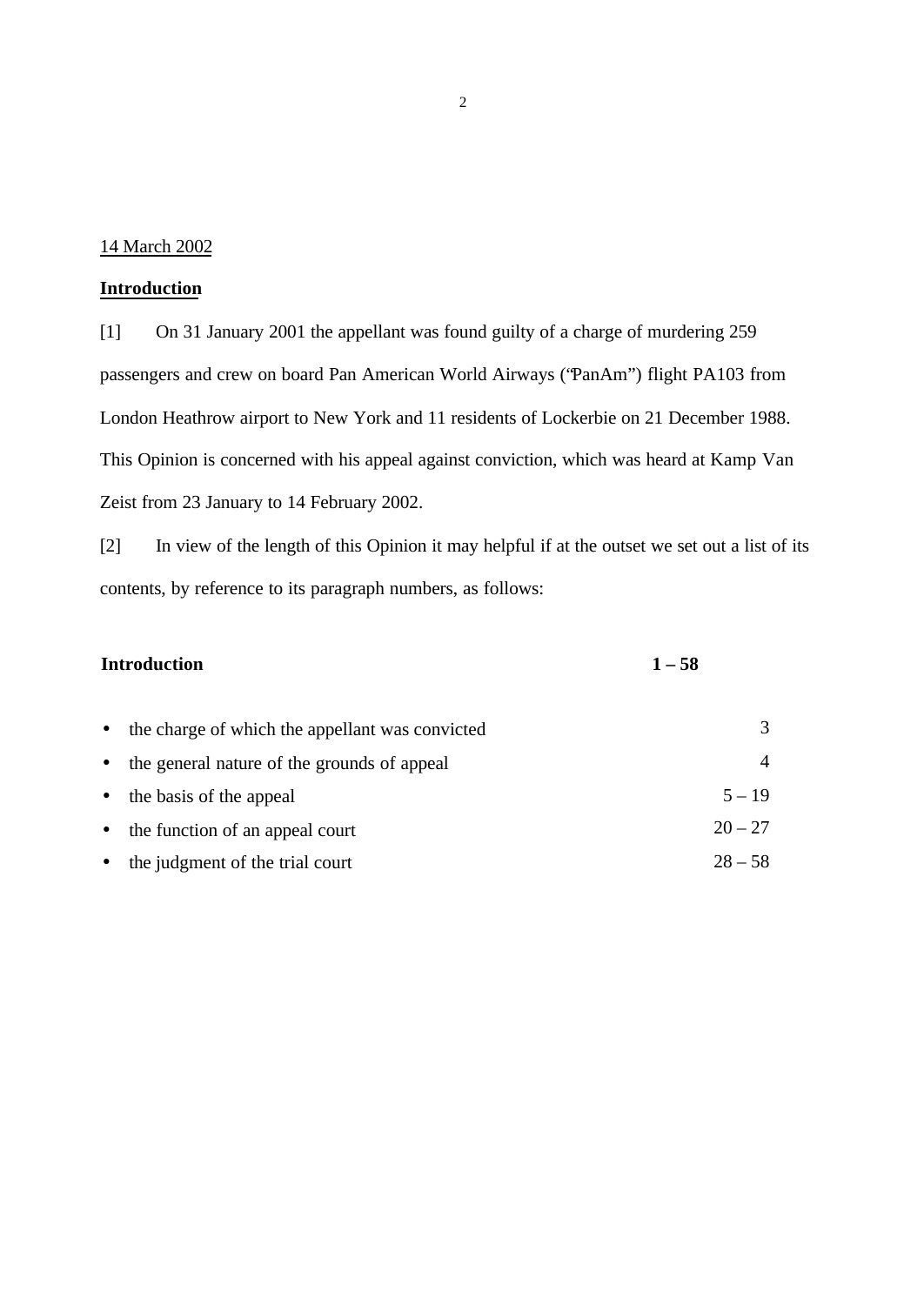14 March 2002

## Introduction

[1] On 31 January 2001 the appellant was found guilty of a charge of murdering 259 passengers and crew on board Pan American World Airways ("PanAm") flight PA103 from London Heathrow airport to New York and 11 residents of Lockerbie on 21 December 1988. This Opinion is concerned with his appeal against conviction, which was heard at Kamp Van Zeist from 23 January to 14 February 2002.

[2] In view of the length of this Opinion it may helpful if at the outset we set out a list of its contents, by reference to its paragraph numbers, as follows:

| **Introduction** | **1 – 58** |
|---|---|
| • the charge of which the appellant was convicted | 3 |
| • the general nature of the grounds of appeal | 4 |
| • the basis of the appeal | 5 – 19 |
| • the function of an appeal court | 20 – 27 |
| • the judgment of the trial court | 28 – 58 |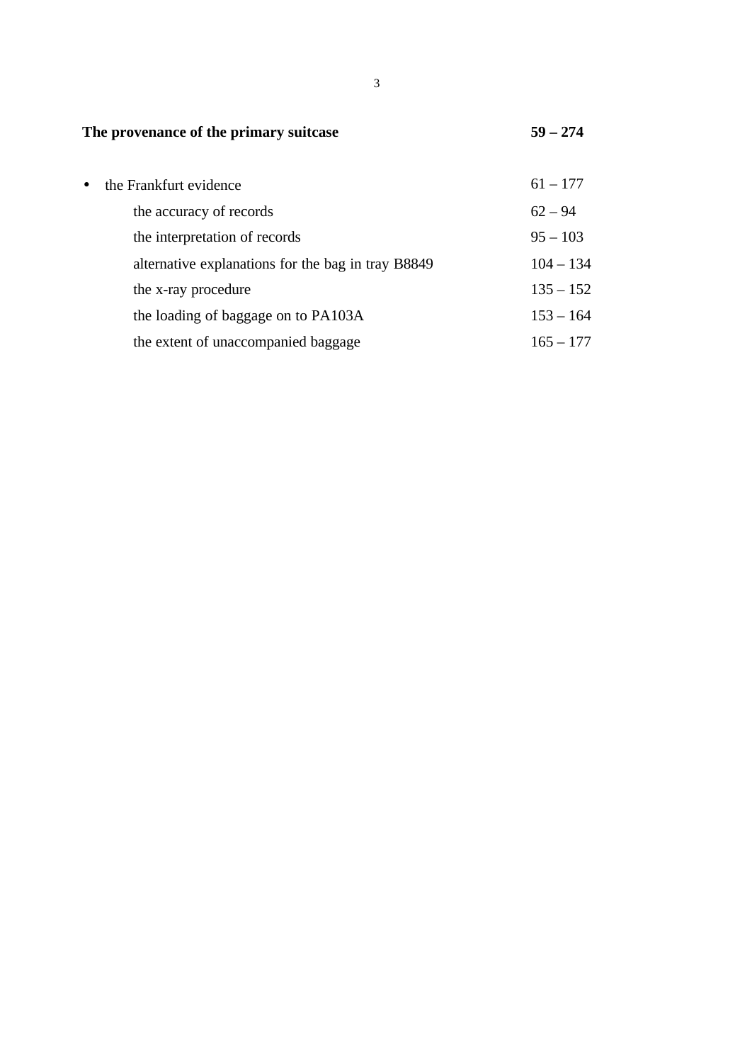| **The provenance of the primary suitcase** | **59 – 274** |
| --- | --- |
| • the Frankfurt evidence | 61 – 177 |
| the accuracy of records | 62 – 94 |
| the interpretation of records | 95 – 103 |
| alternative explanations for the bag in tray B8849 | 104 – 134 |
| the x-ray procedure | 135 – 152 |
| the loading of baggage on to PA103A | 153 – 164 |
| the extent of unaccompanied baggage | 165 – 177 |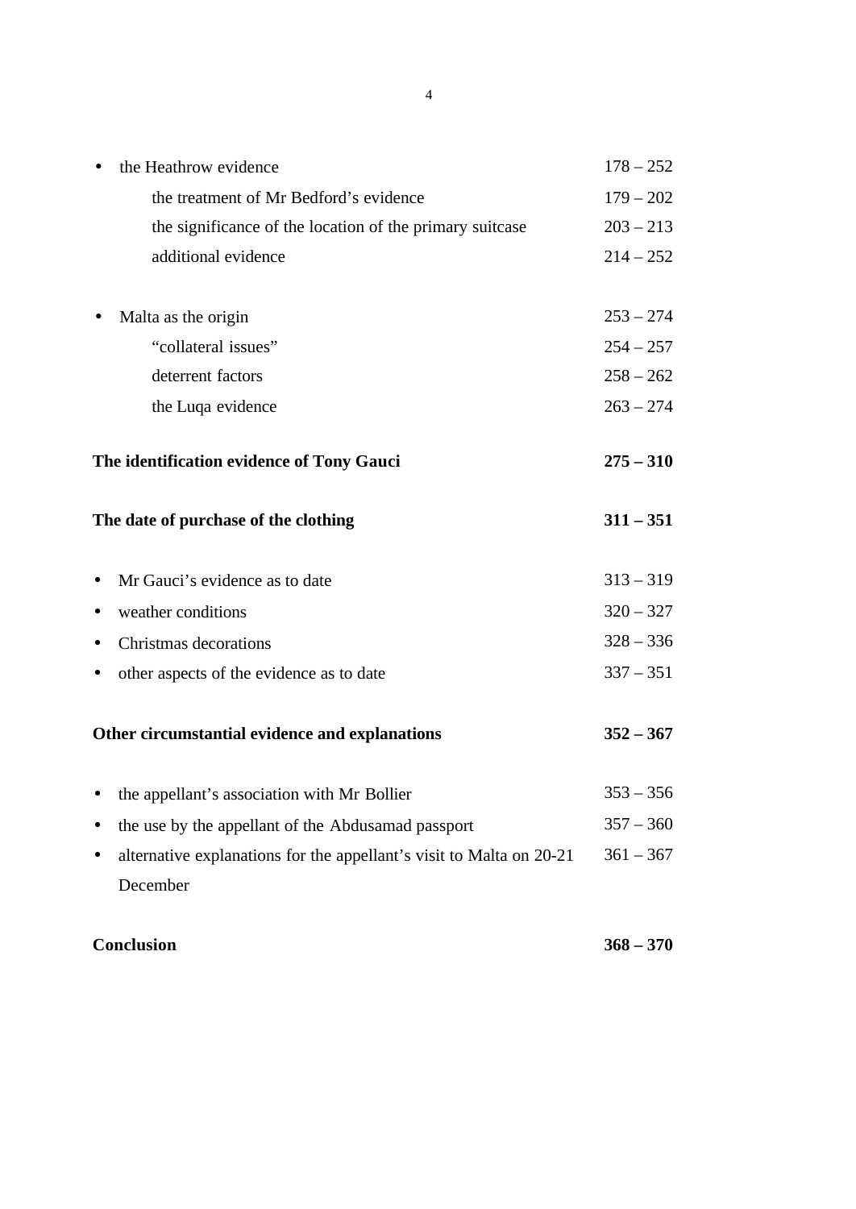| | |
|---|---|
| • the Heathrow evidence | 178 – 252 |
| the treatment of Mr Bedford's evidence | 179 – 202 |
| the significance of the location of the primary suitcase | 203 – 213 |
| additional evidence | 214 – 252 |
| | |
| • Malta as the origin | 253 – 274 |
| "collateral issues" | 254 – 257 |
| deterrent factors | 258 – 262 |
| the Luqa evidence | 263 – 274 |
| | |
| **The identification evidence of Tony Gauci** | **275 – 310** |
| | |
| **The date of purchase of the clothing** | **311 – 351** |
| | |
| • Mr Gauci's evidence as to date | 313 – 319 |
| • weather conditions | 320 – 327 |
| • Christmas decorations | 328 – 336 |
| • other aspects of the evidence as to date | 337 – 351 |
| | |
| **Other circumstantial evidence and explanations** | **352 – 367** |
| | |
| • the appellant's association with Mr Bollier | 353 – 356 |
| • the use by the appellant of the Abdusamad passport | 357 – 360 |
| • alternative explanations for the appellant's visit to Malta on 20-21 December | 361 – 367 |
| | |
| **Conclusion** | **368 – 370** |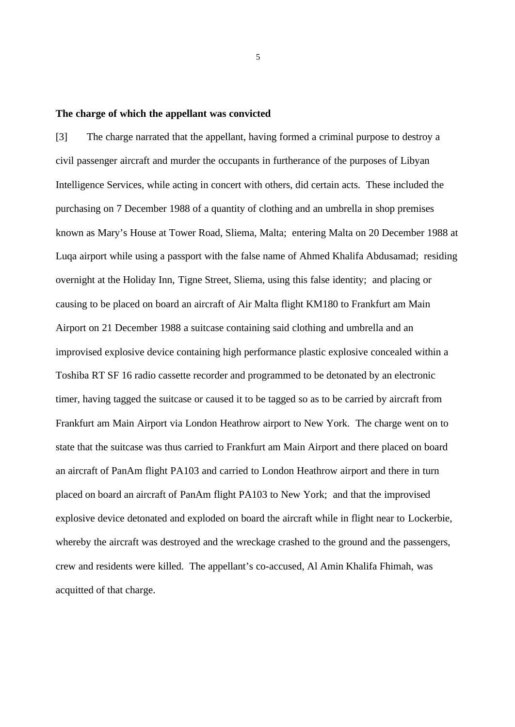**The charge of which the appellant was convicted**

[3] The charge narrated that the appellant, having formed a criminal purpose to destroy a civil passenger aircraft and murder the occupants in furtherance of the purposes of Libyan Intelligence Services, while acting in concert with others, did certain acts. These included the purchasing on 7 December 1988 of a quantity of clothing and an umbrella in shop premises known as Mary's House at Tower Road, Sliema, Malta; entering Malta on 20 December 1988 at Luqa airport while using a passport with the false name of Ahmed Khalifa Abdusamad; residing overnight at the Holiday Inn, Tigne Street, Sliema, using this false identity; and placing or causing to be placed on board an aircraft of Air Malta flight KM180 to Frankfurt am Main Airport on 21 December 1988 a suitcase containing said clothing and umbrella and an improvised explosive device containing high performance plastic explosive concealed within a Toshiba RT SF 16 radio cassette recorder and programmed to be detonated by an electronic timer, having tagged the suitcase or caused it to be tagged so as to be carried by aircraft from Frankfurt am Main Airport via London Heathrow airport to New York. The charge went on to state that the suitcase was thus carried to Frankfurt am Main Airport and there placed on board an aircraft of PanAm flight PA103 and carried to London Heathrow airport and there in turn placed on board an aircraft of PanAm flight PA103 to New York; and that the improvised explosive device detonated and exploded on board the aircraft while in flight near to Lockerbie, whereby the aircraft was destroyed and the wreckage crashed to the ground and the passengers, crew and residents were killed. The appellant's co-accused, Al Amin Khalifa Fhimah, was acquitted of that charge.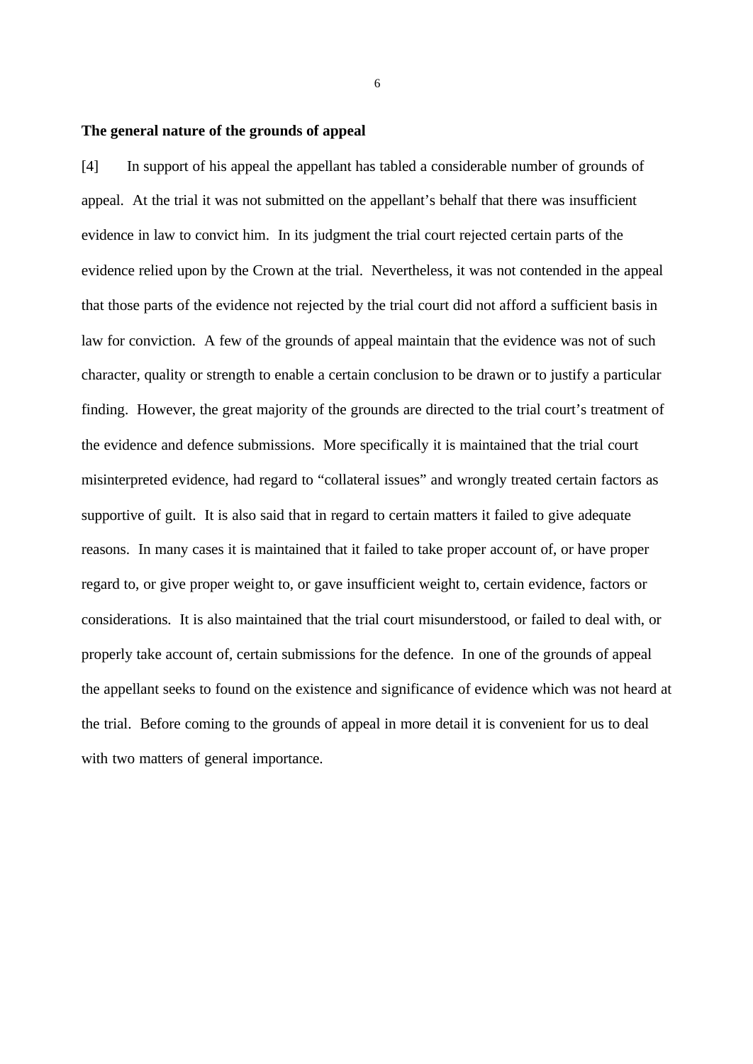**The general nature of the grounds of appeal**

[4] In support of his appeal the appellant has tabled a considerable number of grounds of appeal. At the trial it was not submitted on the appellant's behalf that there was insufficient evidence in law to convict him. In its judgment the trial court rejected certain parts of the evidence relied upon by the Crown at the trial. Nevertheless, it was not contended in the appeal that those parts of the evidence not rejected by the trial court did not afford a sufficient basis in law for conviction. A few of the grounds of appeal maintain that the evidence was not of such character, quality or strength to enable a certain conclusion to be drawn or to justify a particular finding. However, the great majority of the grounds are directed to the trial court's treatment of the evidence and defence submissions. More specifically it is maintained that the trial court misinterpreted evidence, had regard to "collateral issues" and wrongly treated certain factors as supportive of guilt. It is also said that in regard to certain matters it failed to give adequate reasons. In many cases it is maintained that it failed to take proper account of, or have proper regard to, or give proper weight to, or gave insufficient weight to, certain evidence, factors or considerations. It is also maintained that the trial court misunderstood, or failed to deal with, or properly take account of, certain submissions for the defence. In one of the grounds of appeal the appellant seeks to found on the existence and significance of evidence which was not heard at the trial. Before coming to the grounds of appeal in more detail it is convenient for us to deal with two matters of general importance.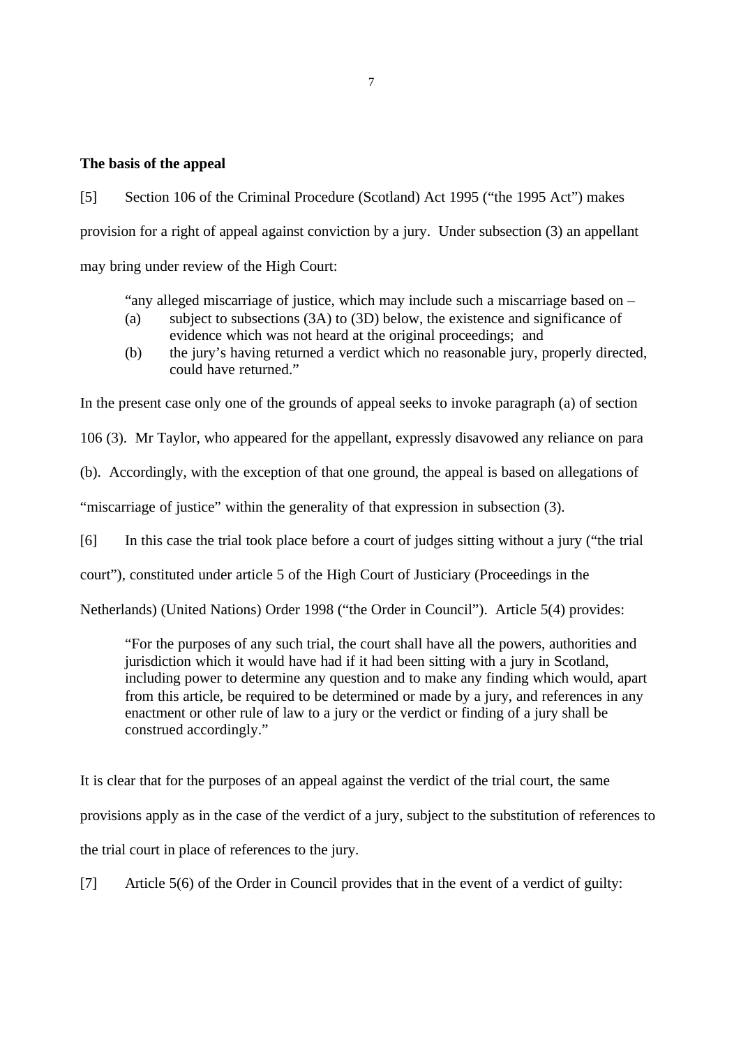**The basis of the appeal**

[5] Section 106 of the Criminal Procedure (Scotland) Act 1995 ("the 1995 Act") makes provision for a right of appeal against conviction by a jury. Under subsection (3) an appellant may bring under review of the High Court:

> "any alleged miscarriage of justice, which may include such a miscarriage based on –
> (a) subject to subsections (3A) to (3D) below, the existence and significance of evidence which was not heard at the original proceedings; and
> (b) the jury's having returned a verdict which no reasonable jury, properly directed, could have returned."

In the present case only one of the grounds of appeal seeks to invoke paragraph (a) of section 106 (3). Mr Taylor, who appeared for the appellant, expressly disavowed any reliance on para (b). Accordingly, with the exception of that one ground, the appeal is based on allegations of "miscarriage of justice" within the generality of that expression in subsection (3).

[6] In this case the trial took place before a court of judges sitting without a jury ("the trial court"), constituted under article 5 of the High Court of Justiciary (Proceedings in the Netherlands) (United Nations) Order 1998 ("the Order in Council"). Article 5(4) provides:

> "For the purposes of any such trial, the court shall have all the powers, authorities and jurisdiction which it would have had if it had been sitting with a jury in Scotland, including power to determine any question and to make any finding which would, apart from this article, be required to be determined or made by a jury, and references in any enactment or other rule of law to a jury or the verdict or finding of a jury shall be construed accordingly."

It is clear that for the purposes of an appeal against the verdict of the trial court, the same provisions apply as in the case of the verdict of a jury, subject to the substitution of references to the trial court in place of references to the jury.

[7] Article 5(6) of the Order in Council provides that in the event of a verdict of guilty: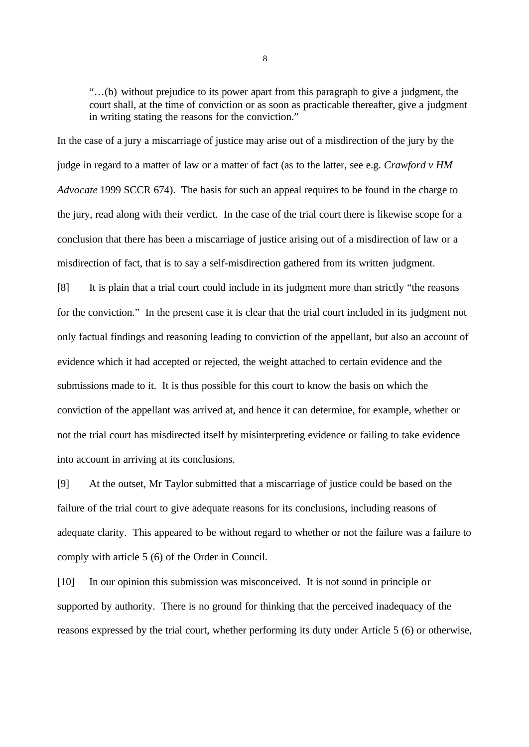> "…(b) without prejudice to its power apart from this paragraph to give a judgment, the court shall, at the time of conviction or as soon as practicable thereafter, give a judgment in writing stating the reasons for the conviction."

In the case of a jury a miscarriage of justice may arise out of a misdirection of the jury by the judge in regard to a matter of law or a matter of fact (as to the latter, see e.g. *Crawford v HM Advocate* 1999 SCCR 674). The basis for such an appeal requires to be found in the charge to the jury, read along with their verdict. In the case of the trial court there is likewise scope for a conclusion that there has been a miscarriage of justice arising out of a misdirection of law or a misdirection of fact, that is to say a self-misdirection gathered from its written judgment.

[8] It is plain that a trial court could include in its judgment more than strictly "the reasons for the conviction." In the present case it is clear that the trial court included in its judgment not only factual findings and reasoning leading to conviction of the appellant, but also an account of evidence which it had accepted or rejected, the weight attached to certain evidence and the submissions made to it. It is thus possible for this court to know the basis on which the conviction of the appellant was arrived at, and hence it can determine, for example, whether or not the trial court has misdirected itself by misinterpreting evidence or failing to take evidence into account in arriving at its conclusions.

[9] At the outset, Mr Taylor submitted that a miscarriage of justice could be based on the failure of the trial court to give adequate reasons for its conclusions, including reasons of adequate clarity. This appeared to be without regard to whether or not the failure was a failure to comply with article 5 (6) of the Order in Council.

[10] In our opinion this submission was misconceived. It is not sound in principle or supported by authority. There is no ground for thinking that the perceived inadequacy of the reasons expressed by the trial court, whether performing its duty under Article 5 (6) or otherwise,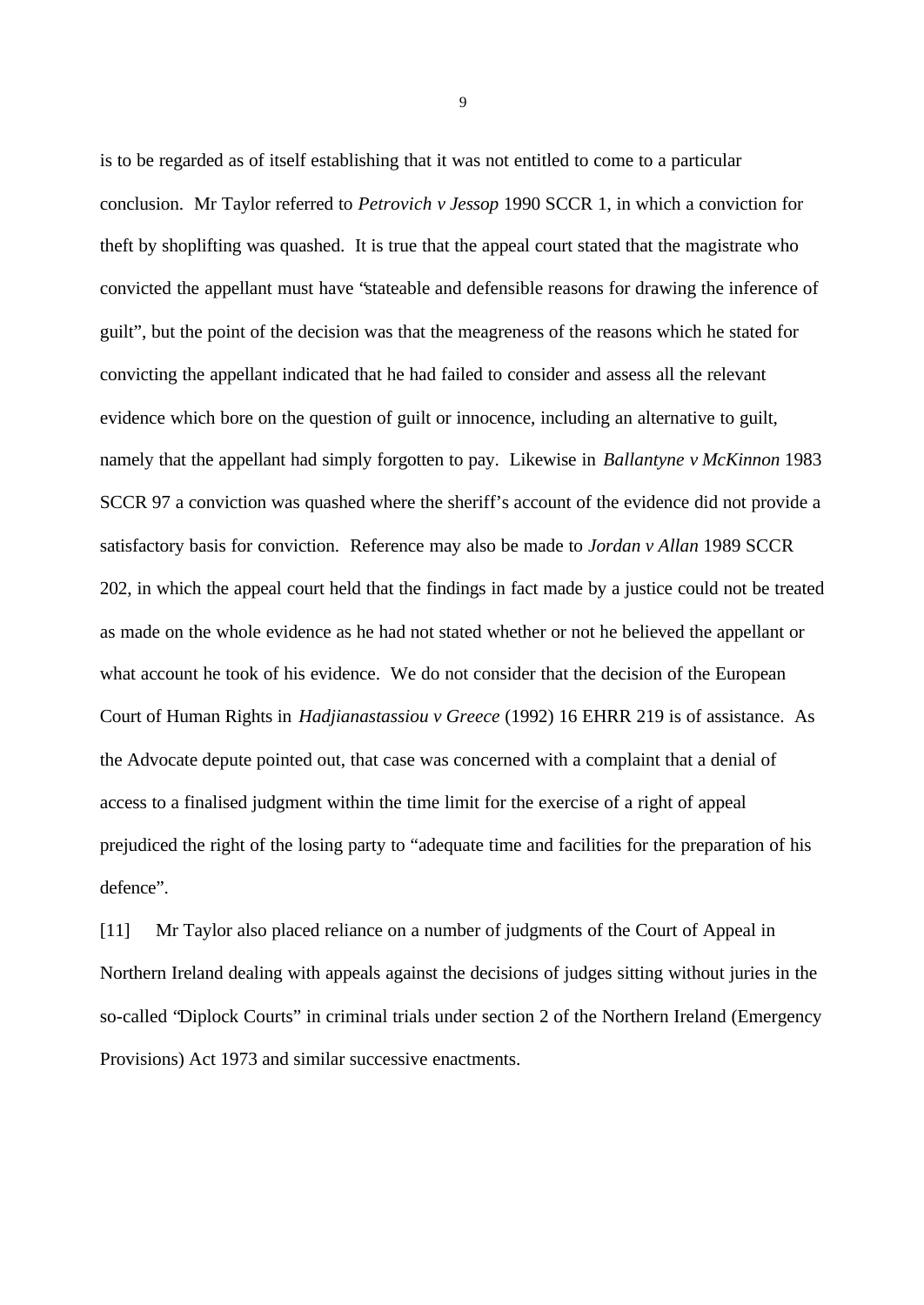is to be regarded as of itself establishing that it was not entitled to come to a particular conclusion. Mr Taylor referred to *Petrovich v Jessop* 1990 SCCR 1, in which a conviction for theft by shoplifting was quashed. It is true that the appeal court stated that the magistrate who convicted the appellant must have "stateable and defensible reasons for drawing the inference of guilt", but the point of the decision was that the meagreness of the reasons which he stated for convicting the appellant indicated that he had failed to consider and assess all the relevant evidence which bore on the question of guilt or innocence, including an alternative to guilt, namely that the appellant had simply forgotten to pay. Likewise in *Ballantyne v McKinnon* 1983 SCCR 97 a conviction was quashed where the sheriff's account of the evidence did not provide a satisfactory basis for conviction. Reference may also be made to *Jordan v Allan* 1989 SCCR 202, in which the appeal court held that the findings in fact made by a justice could not be treated as made on the whole evidence as he had not stated whether or not he believed the appellant or what account he took of his evidence. We do not consider that the decision of the European Court of Human Rights in *Hadjianastassiou v Greece* (1992) 16 EHRR 219 is of assistance. As the Advocate depute pointed out, that case was concerned with a complaint that a denial of access to a finalised judgment within the time limit for the exercise of a right of appeal prejudiced the right of the losing party to "adequate time and facilities for the preparation of his defence".

[11] Mr Taylor also placed reliance on a number of judgments of the Court of Appeal in Northern Ireland dealing with appeals against the decisions of judges sitting without juries in the so-called "Diplock Courts" in criminal trials under section 2 of the Northern Ireland (Emergency Provisions) Act 1973 and similar successive enactments.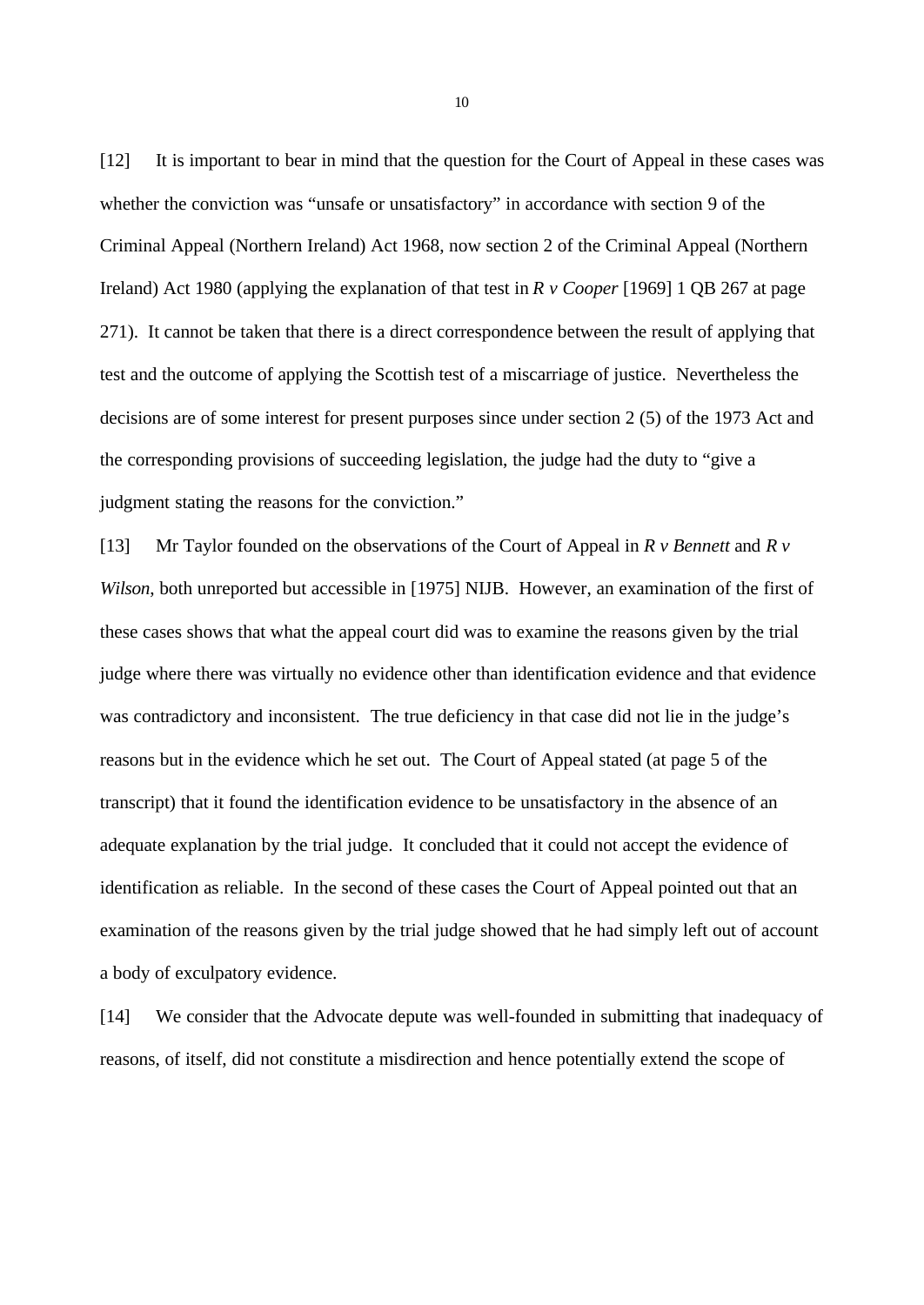[12] It is important to bear in mind that the question for the Court of Appeal in these cases was whether the conviction was "unsafe or unsatisfactory" in accordance with section 9 of the Criminal Appeal (Northern Ireland) Act 1968, now section 2 of the Criminal Appeal (Northern Ireland) Act 1980 (applying the explanation of that test in *R v Cooper* [1969] 1 QB 267 at page 271). It cannot be taken that there is a direct correspondence between the result of applying that test and the outcome of applying the Scottish test of a miscarriage of justice. Nevertheless the decisions are of some interest for present purposes since under section 2 (5) of the 1973 Act and the corresponding provisions of succeeding legislation, the judge had the duty to "give a judgment stating the reasons for the conviction."

[13] Mr Taylor founded on the observations of the Court of Appeal in *R v Bennett* and *R v Wilson*, both unreported but accessible in [1975] NIJB. However, an examination of the first of these cases shows that what the appeal court did was to examine the reasons given by the trial judge where there was virtually no evidence other than identification evidence and that evidence was contradictory and inconsistent. The true deficiency in that case did not lie in the judge's reasons but in the evidence which he set out. The Court of Appeal stated (at page 5 of the transcript) that it found the identification evidence to be unsatisfactory in the absence of an adequate explanation by the trial judge. It concluded that it could not accept the evidence of identification as reliable. In the second of these cases the Court of Appeal pointed out that an examination of the reasons given by the trial judge showed that he had simply left out of account a body of exculpatory evidence.

[14] We consider that the Advocate depute was well-founded in submitting that inadequacy of reasons, of itself, did not constitute a misdirection and hence potentially extend the scope of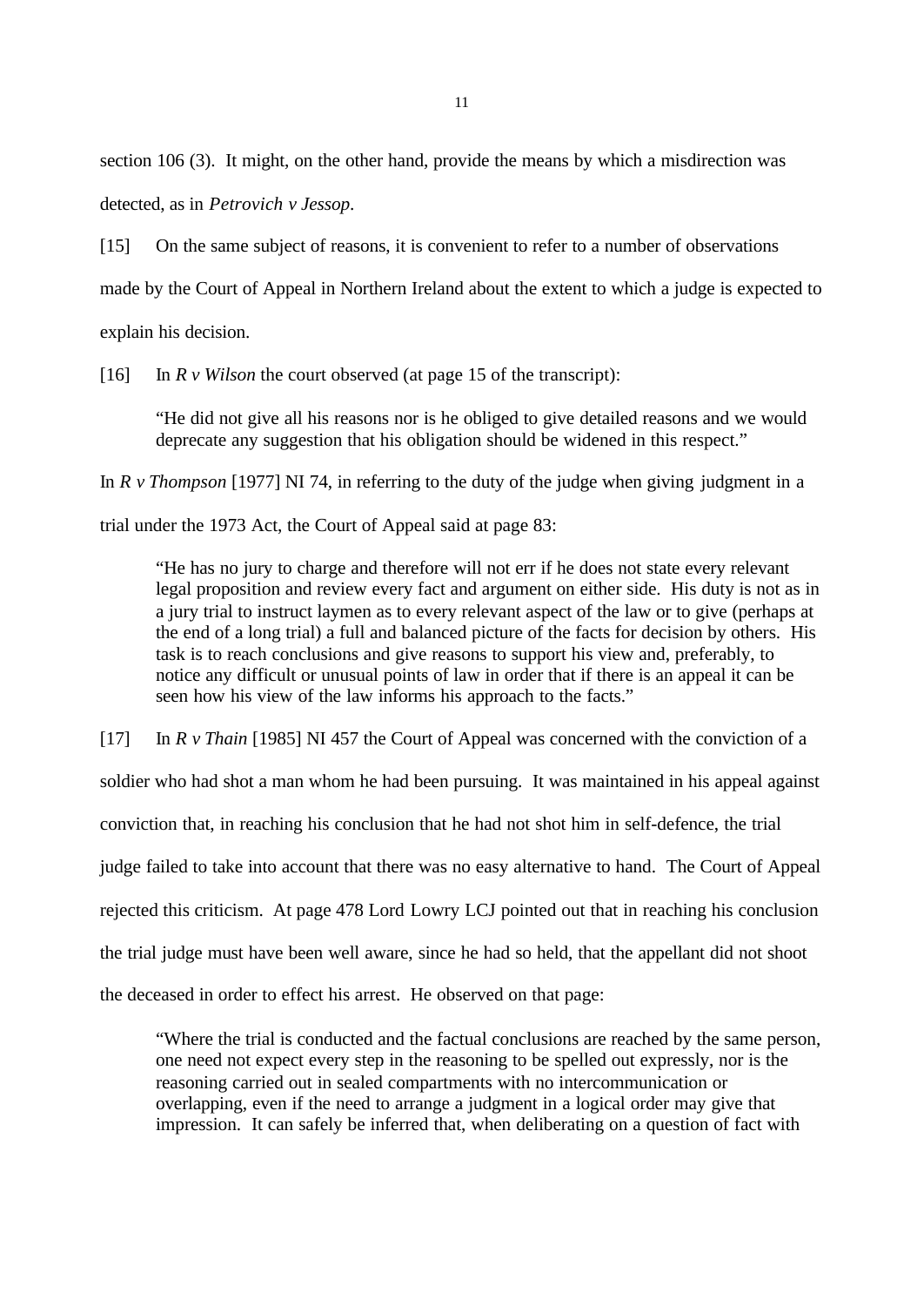section 106 (3). It might, on the other hand, provide the means by which a misdirection was detected, as in *Petrovich v Jessop*.

[15] On the same subject of reasons, it is convenient to refer to a number of observations made by the Court of Appeal in Northern Ireland about the extent to which a judge is expected to explain his decision.

[16] In *R v Wilson* the court observed (at page 15 of the transcript):

> "He did not give all his reasons nor is he obliged to give detailed reasons and we would deprecate any suggestion that his obligation should be widened in this respect."

In *R v Thompson* [1977] NI 74, in referring to the duty of the judge when giving judgment in a trial under the 1973 Act, the Court of Appeal said at page 83:

> "He has no jury to charge and therefore will not err if he does not state every relevant legal proposition and review every fact and argument on either side. His duty is not as in a jury trial to instruct laymen as to every relevant aspect of the law or to give (perhaps at the end of a long trial) a full and balanced picture of the facts for decision by others. His task is to reach conclusions and give reasons to support his view and, preferably, to notice any difficult or unusual points of law in order that if there is an appeal it can be seen how his view of the law informs his approach to the facts."

[17] In *R v Thain* [1985] NI 457 the Court of Appeal was concerned with the conviction of a soldier who had shot a man whom he had been pursuing. It was maintained in his appeal against conviction that, in reaching his conclusion that he had not shot him in self-defence, the trial judge failed to take into account that there was no easy alternative to hand. The Court of Appeal rejected this criticism. At page 478 Lord Lowry LCJ pointed out that in reaching his conclusion the trial judge must have been well aware, since he had so held, that the appellant did not shoot the deceased in order to effect his arrest. He observed on that page:

> "Where the trial is conducted and the factual conclusions are reached by the same person, one need not expect every step in the reasoning to be spelled out expressly, nor is the reasoning carried out in sealed compartments with no intercommunication or overlapping, even if the need to arrange a judgment in a logical order may give that impression. It can safely be inferred that, when deliberating on a question of fact with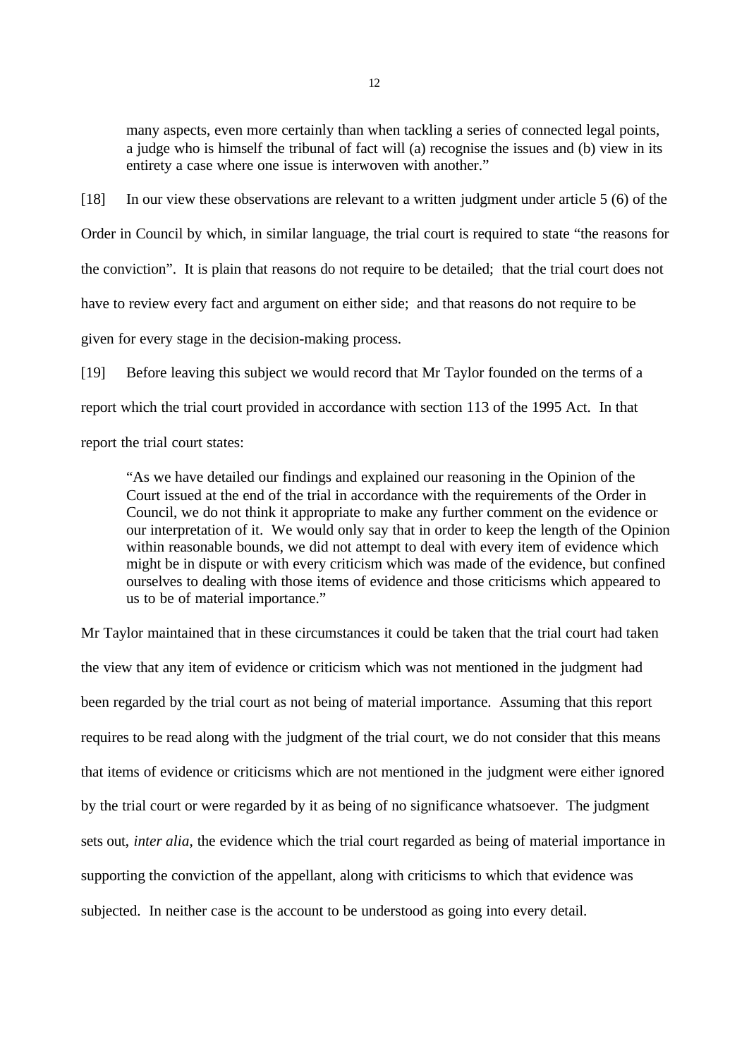> many aspects, even more certainly than when tackling a series of connected legal points, a judge who is himself the tribunal of fact will (a) recognise the issues and (b) view in its entirety a case where one issue is interwoven with another."

[18] In our view these observations are relevant to a written judgment under article 5 (6) of the Order in Council by which, in similar language, the trial court is required to state "the reasons for the conviction". It is plain that reasons do not require to be detailed; that the trial court does not have to review every fact and argument on either side; and that reasons do not require to be given for every stage in the decision-making process.

[19] Before leaving this subject we would record that Mr Taylor founded on the terms of a report which the trial court provided in accordance with section 113 of the 1995 Act. In that report the trial court states:

> "As we have detailed our findings and explained our reasoning in the Opinion of the Court issued at the end of the trial in accordance with the requirements of the Order in Council, we do not think it appropriate to make any further comment on the evidence or our interpretation of it. We would only say that in order to keep the length of the Opinion within reasonable bounds, we did not attempt to deal with every item of evidence which might be in dispute or with every criticism which was made of the evidence, but confined ourselves to dealing with those items of evidence and those criticisms which appeared to us to be of material importance."

Mr Taylor maintained that in these circumstances it could be taken that the trial court had taken the view that any item of evidence or criticism which was not mentioned in the judgment had been regarded by the trial court as not being of material importance. Assuming that this report requires to be read along with the judgment of the trial court, we do not consider that this means that items of evidence or criticisms which are not mentioned in the judgment were either ignored by the trial court or were regarded by it as being of no significance whatsoever. The judgment sets out, *inter alia*, the evidence which the trial court regarded as being of material importance in supporting the conviction of the appellant, along with criticisms to which that evidence was subjected. In neither case is the account to be understood as going into every detail.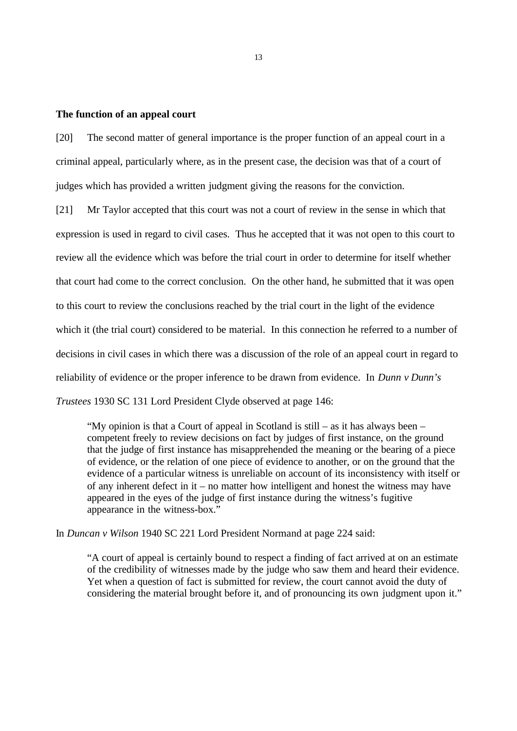**The function of an appeal court**

[20] The second matter of general importance is the proper function of an appeal court in a criminal appeal, particularly where, as in the present case, the decision was that of a court of judges which has provided a written judgment giving the reasons for the conviction.

[21] Mr Taylor accepted that this court was not a court of review in the sense in which that expression is used in regard to civil cases. Thus he accepted that it was not open to this court to review all the evidence which was before the trial court in order to determine for itself whether that court had come to the correct conclusion. On the other hand, he submitted that it was open to this court to review the conclusions reached by the trial court in the light of the evidence which it (the trial court) considered to be material. In this connection he referred to a number of decisions in civil cases in which there was a discussion of the role of an appeal court in regard to reliability of evidence or the proper inference to be drawn from evidence. In *Dunn v Dunn's Trustees* 1930 SC 131 Lord President Clyde observed at page 146:

> "My opinion is that a Court of appeal in Scotland is still – as it has always been – competent freely to review decisions on fact by judges of first instance, on the ground that the judge of first instance has misapprehended the meaning or the bearing of a piece of evidence, or the relation of one piece of evidence to another, or on the ground that the evidence of a particular witness is unreliable on account of its inconsistency with itself or of any inherent defect in it – no matter how intelligent and honest the witness may have appeared in the eyes of the judge of first instance during the witness's fugitive appearance in the witness-box."

In *Duncan v Wilson* 1940 SC 221 Lord President Normand at page 224 said:

> "A court of appeal is certainly bound to respect a finding of fact arrived at on an estimate of the credibility of witnesses made by the judge who saw them and heard their evidence. Yet when a question of fact is submitted for review, the court cannot avoid the duty of considering the material brought before it, and of pronouncing its own judgment upon it."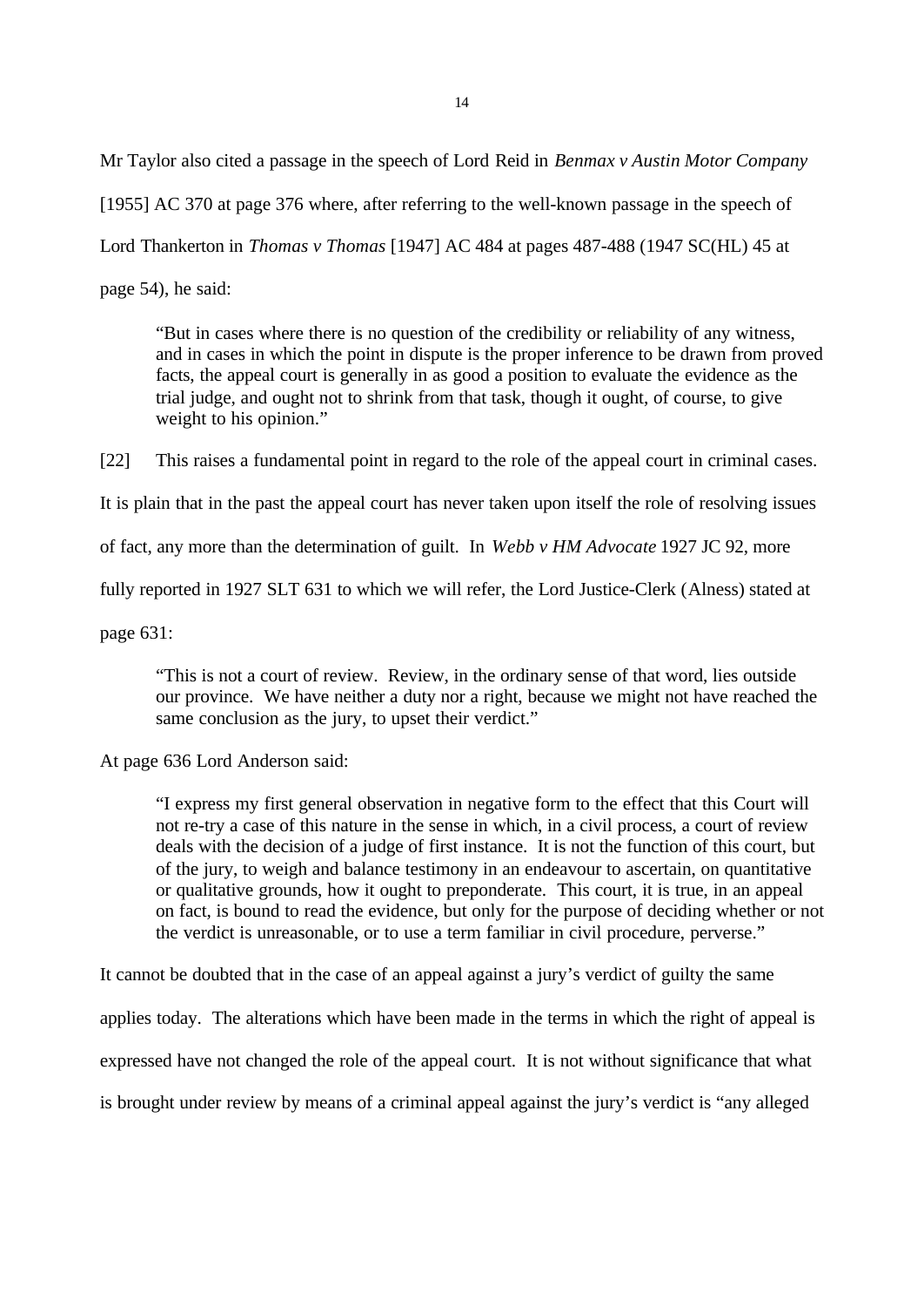Mr Taylor also cited a passage in the speech of Lord Reid in *Benmax v Austin Motor Company* [1955] AC 370 at page 376 where, after referring to the well-known passage in the speech of Lord Thankerton in *Thomas v Thomas* [1947] AC 484 at pages 487-488 (1947 SC(HL) 45 at page 54), he said:

> "But in cases where there is no question of the credibility or reliability of any witness, and in cases in which the point in dispute is the proper inference to be drawn from proved facts, the appeal court is generally in as good a position to evaluate the evidence as the trial judge, and ought not to shrink from that task, though it ought, of course, to give weight to his opinion."

[22] This raises a fundamental point in regard to the role of the appeal court in criminal cases. It is plain that in the past the appeal court has never taken upon itself the role of resolving issues of fact, any more than the determination of guilt. In *Webb v HM Advocate* 1927 JC 92, more fully reported in 1927 SLT 631 to which we will refer, the Lord Justice-Clerk (Alness) stated at page 631:

> "This is not a court of review. Review, in the ordinary sense of that word, lies outside our province. We have neither a duty nor a right, because we might not have reached the same conclusion as the jury, to upset their verdict."

At page 636 Lord Anderson said:

> "I express my first general observation in negative form to the effect that this Court will not re-try a case of this nature in the sense in which, in a civil process, a court of review deals with the decision of a judge of first instance. It is not the function of this court, but of the jury, to weigh and balance testimony in an endeavour to ascertain, on quantitative or qualitative grounds, how it ought to preponderate. This court, it is true, in an appeal on fact, is bound to read the evidence, but only for the purpose of deciding whether or not the verdict is unreasonable, or to use a term familiar in civil procedure, perverse."

It cannot be doubted that in the case of an appeal against a jury's verdict of guilty the same applies today. The alterations which have been made in the terms in which the right of appeal is expressed have not changed the role of the appeal court. It is not without significance that what is brought under review by means of a criminal appeal against the jury's verdict is "any alleged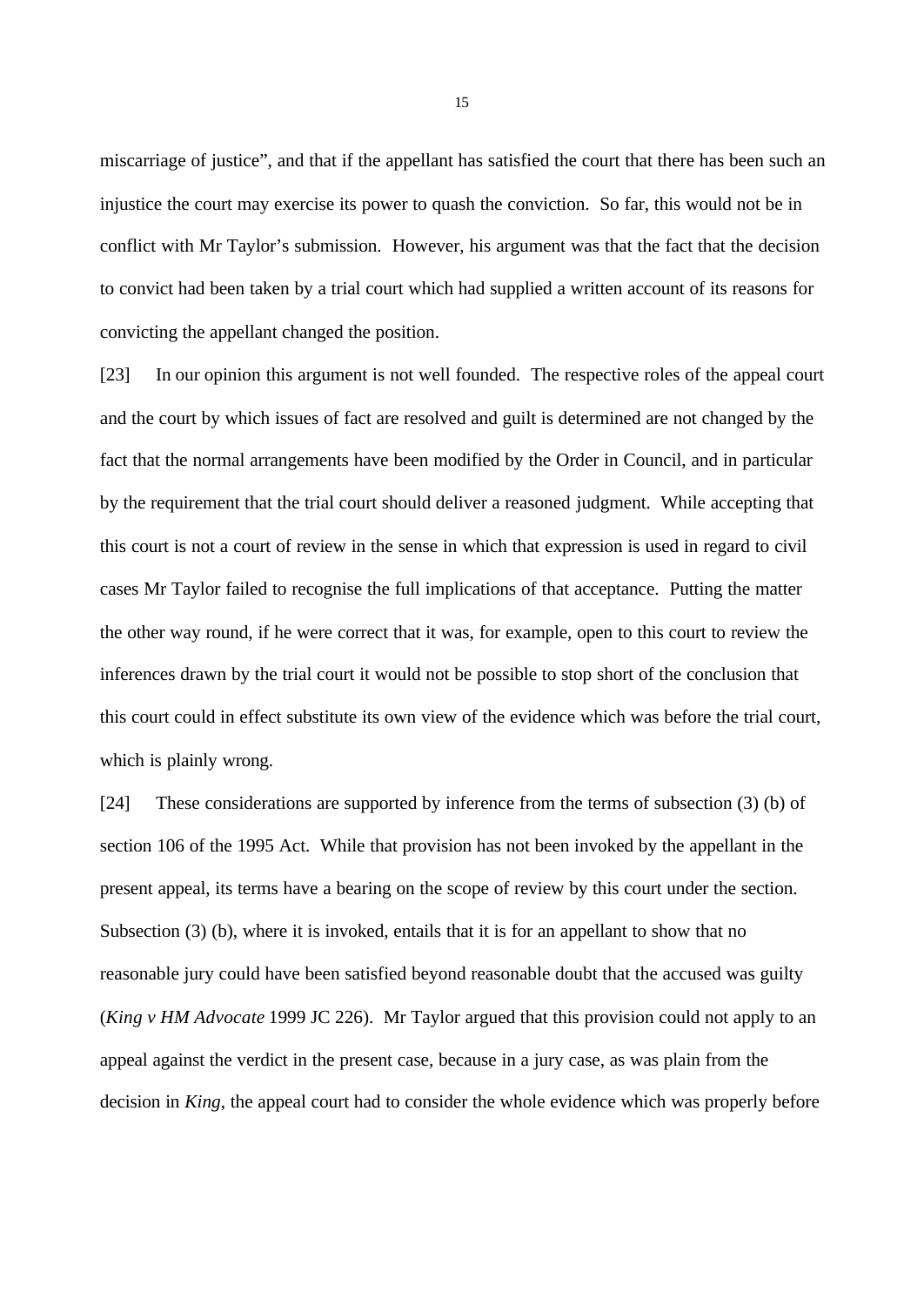miscarriage of justice", and that if the appellant has satisfied the court that there has been such an injustice the court may exercise its power to quash the conviction. So far, this would not be in conflict with Mr Taylor's submission. However, his argument was that the fact that the decision to convict had been taken by a trial court which had supplied a written account of its reasons for convicting the appellant changed the position.

[23] In our opinion this argument is not well founded. The respective roles of the appeal court and the court by which issues of fact are resolved and guilt is determined are not changed by the fact that the normal arrangements have been modified by the Order in Council, and in particular by the requirement that the trial court should deliver a reasoned judgment. While accepting that this court is not a court of review in the sense in which that expression is used in regard to civil cases Mr Taylor failed to recognise the full implications of that acceptance. Putting the matter the other way round, if he were correct that it was, for example, open to this court to review the inferences drawn by the trial court it would not be possible to stop short of the conclusion that this court could in effect substitute its own view of the evidence which was before the trial court, which is plainly wrong.

[24] These considerations are supported by inference from the terms of subsection (3) (b) of section 106 of the 1995 Act. While that provision has not been invoked by the appellant in the present appeal, its terms have a bearing on the scope of review by this court under the section. Subsection (3) (b), where it is invoked, entails that it is for an appellant to show that no reasonable jury could have been satisfied beyond reasonable doubt that the accused was guilty (*King v HM Advocate* 1999 JC 226). Mr Taylor argued that this provision could not apply to an appeal against the verdict in the present case, because in a jury case, as was plain from the decision in *King*, the appeal court had to consider the whole evidence which was properly before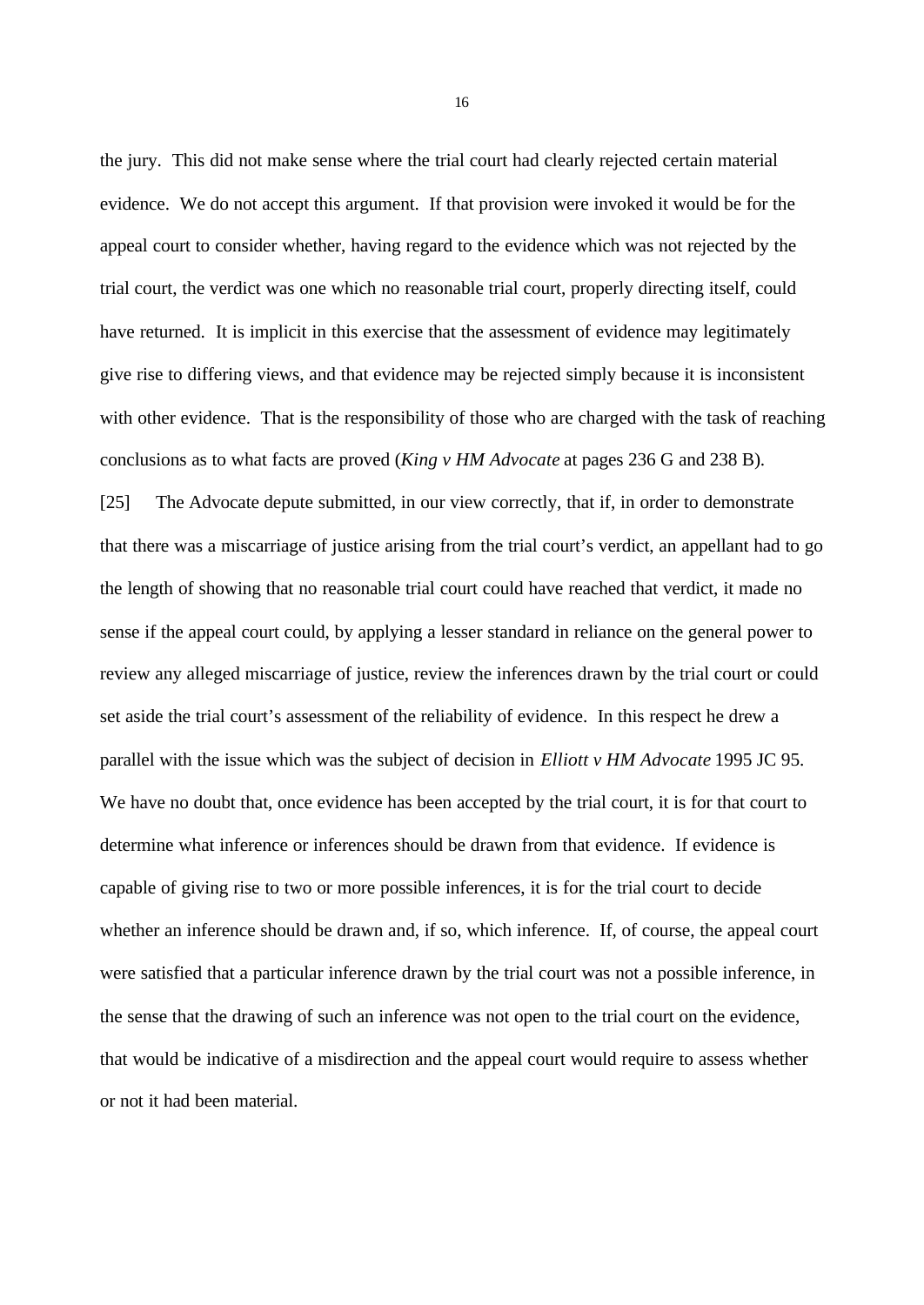the jury. This did not make sense where the trial court had clearly rejected certain material evidence. We do not accept this argument. If that provision were invoked it would be for the appeal court to consider whether, having regard to the evidence which was not rejected by the trial court, the verdict was one which no reasonable trial court, properly directing itself, could have returned. It is implicit in this exercise that the assessment of evidence may legitimately give rise to differing views, and that evidence may be rejected simply because it is inconsistent with other evidence. That is the responsibility of those who are charged with the task of reaching conclusions as to what facts are proved (*King v HM Advocate* at pages 236 G and 238 B).

[25] The Advocate depute submitted, in our view correctly, that if, in order to demonstrate that there was a miscarriage of justice arising from the trial court's verdict, an appellant had to go the length of showing that no reasonable trial court could have reached that verdict, it made no sense if the appeal court could, by applying a lesser standard in reliance on the general power to review any alleged miscarriage of justice, review the inferences drawn by the trial court or could set aside the trial court's assessment of the reliability of evidence. In this respect he drew a parallel with the issue which was the subject of decision in *Elliott v HM Advocate* 1995 JC 95. We have no doubt that, once evidence has been accepted by the trial court, it is for that court to determine what inference or inferences should be drawn from that evidence. If evidence is capable of giving rise to two or more possible inferences, it is for the trial court to decide whether an inference should be drawn and, if so, which inference. If, of course, the appeal court were satisfied that a particular inference drawn by the trial court was not a possible inference, in the sense that the drawing of such an inference was not open to the trial court on the evidence, that would be indicative of a misdirection and the appeal court would require to assess whether or not it had been material.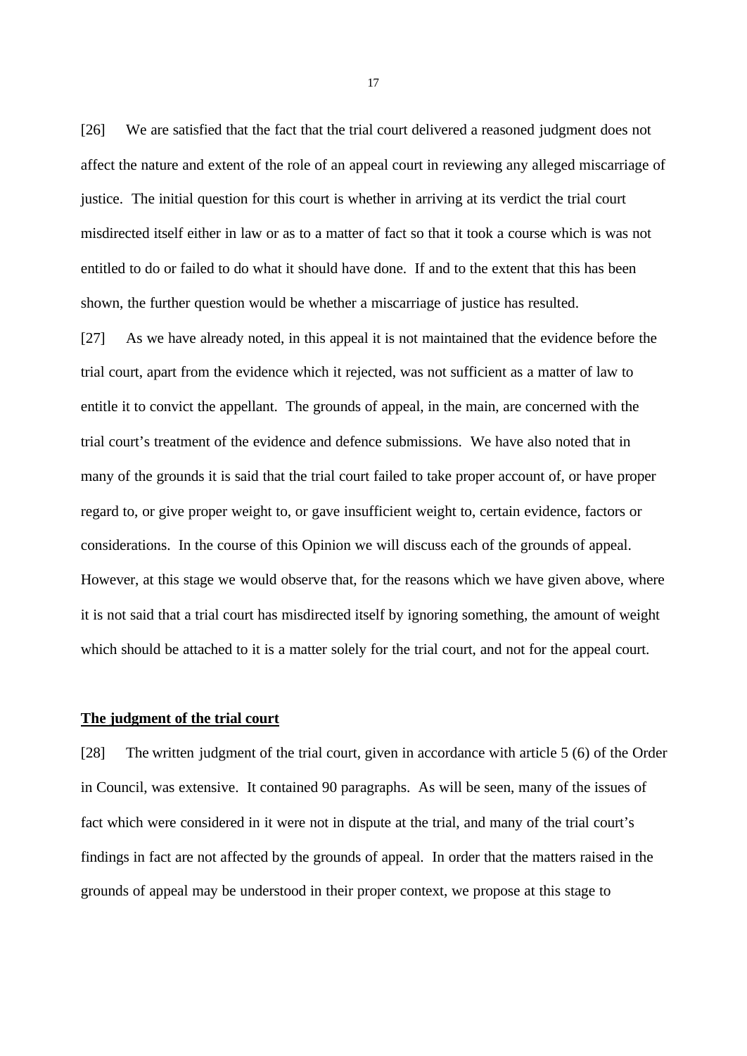[26] We are satisfied that the fact that the trial court delivered a reasoned judgment does not affect the nature and extent of the role of an appeal court in reviewing any alleged miscarriage of justice. The initial question for this court is whether in arriving at its verdict the trial court misdirected itself either in law or as to a matter of fact so that it took a course which is was not entitled to do or failed to do what it should have done. If and to the extent that this has been shown, the further question would be whether a miscarriage of justice has resulted.

[27] As we have already noted, in this appeal it is not maintained that the evidence before the trial court, apart from the evidence which it rejected, was not sufficient as a matter of law to entitle it to convict the appellant. The grounds of appeal, in the main, are concerned with the trial court's treatment of the evidence and defence submissions. We have also noted that in many of the grounds it is said that the trial court failed to take proper account of, or have proper regard to, or give proper weight to, or gave insufficient weight to, certain evidence, factors or considerations. In the course of this Opinion we will discuss each of the grounds of appeal. However, at this stage we would observe that, for the reasons which we have given above, where it is not said that a trial court has misdirected itself by ignoring something, the amount of weight which should be attached to it is a matter solely for the trial court, and not for the appeal court.

**The judgment of the trial court**

[28] The written judgment of the trial court, given in accordance with article 5 (6) of the Order in Council, was extensive. It contained 90 paragraphs. As will be seen, many of the issues of fact which were considered in it were not in dispute at the trial, and many of the trial court's findings in fact are not affected by the grounds of appeal. In order that the matters raised in the grounds of appeal may be understood in their proper context, we propose at this stage to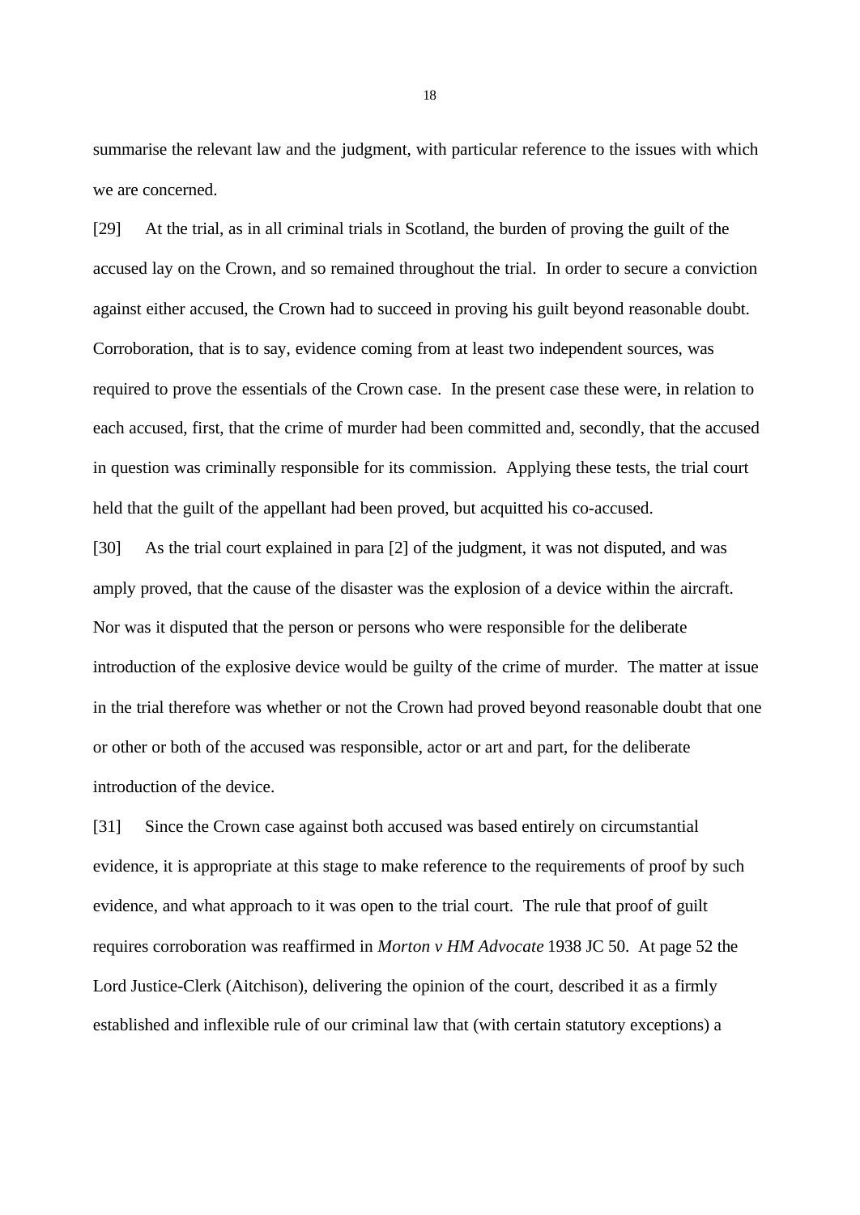summarise the relevant law and the judgment, with particular reference to the issues with which we are concerned.

[29] At the trial, as in all criminal trials in Scotland, the burden of proving the guilt of the accused lay on the Crown, and so remained throughout the trial. In order to secure a conviction against either accused, the Crown had to succeed in proving his guilt beyond reasonable doubt. Corroboration, that is to say, evidence coming from at least two independent sources, was required to prove the essentials of the Crown case. In the present case these were, in relation to each accused, first, that the crime of murder had been committed and, secondly, that the accused in question was criminally responsible for its commission. Applying these tests, the trial court held that the guilt of the appellant had been proved, but acquitted his co-accused.

[30] As the trial court explained in para [2] of the judgment, it was not disputed, and was amply proved, that the cause of the disaster was the explosion of a device within the aircraft. Nor was it disputed that the person or persons who were responsible for the deliberate introduction of the explosive device would be guilty of the crime of murder. The matter at issue in the trial therefore was whether or not the Crown had proved beyond reasonable doubt that one or other or both of the accused was responsible, actor or art and part, for the deliberate introduction of the device.

[31] Since the Crown case against both accused was based entirely on circumstantial evidence, it is appropriate at this stage to make reference to the requirements of proof by such evidence, and what approach to it was open to the trial court. The rule that proof of guilt requires corroboration was reaffirmed in *Morton v HM Advocate* 1938 JC 50. At page 52 the Lord Justice-Clerk (Aitchison), delivering the opinion of the court, described it as a firmly established and inflexible rule of our criminal law that (with certain statutory exceptions) a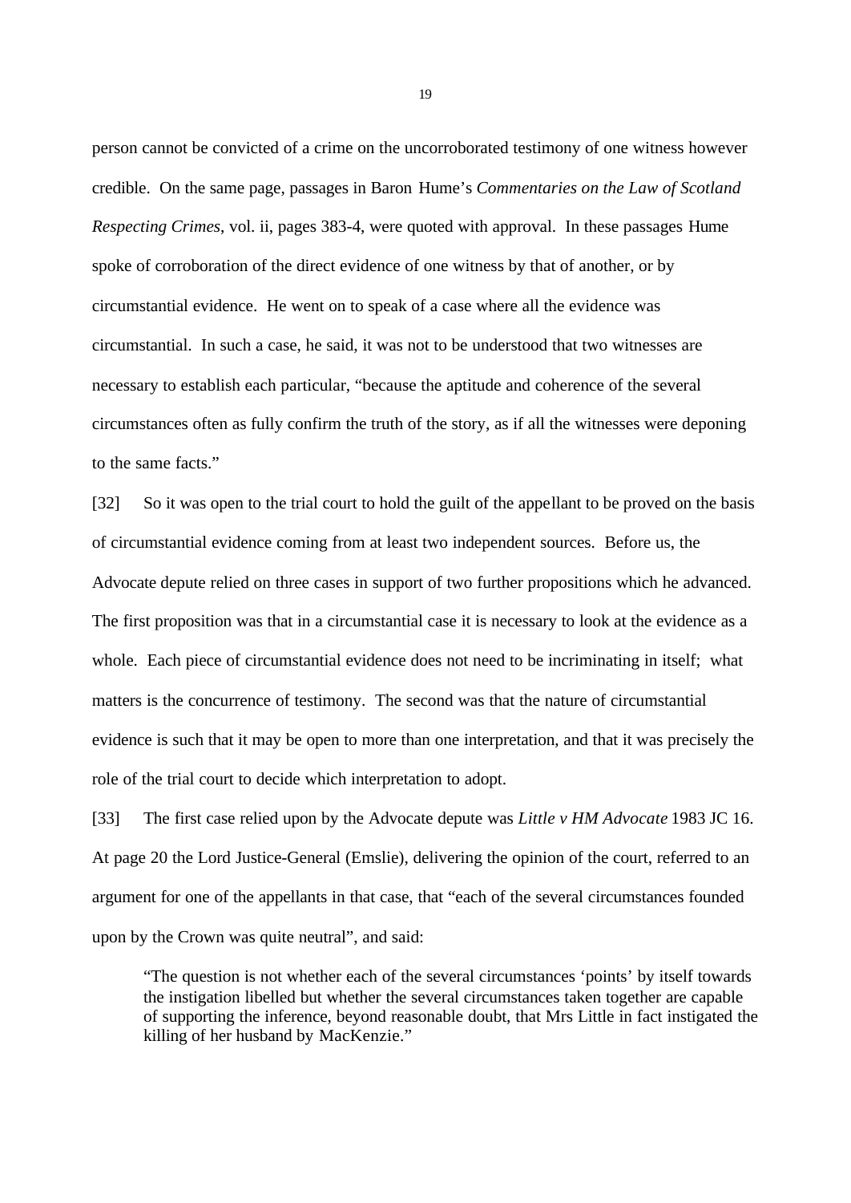person cannot be convicted of a crime on the uncorroborated testimony of one witness however credible. On the same page, passages in Baron Hume's *Commentaries on the Law of Scotland Respecting Crimes*, vol. ii, pages 383-4, were quoted with approval. In these passages Hume spoke of corroboration of the direct evidence of one witness by that of another, or by circumstantial evidence. He went on to speak of a case where all the evidence was circumstantial. In such a case, he said, it was not to be understood that two witnesses are necessary to establish each particular, "because the aptitude and coherence of the several circumstances often as fully confirm the truth of the story, as if all the witnesses were deponing to the same facts."

[32] So it was open to the trial court to hold the guilt of the appellant to be proved on the basis of circumstantial evidence coming from at least two independent sources. Before us, the Advocate depute relied on three cases in support of two further propositions which he advanced. The first proposition was that in a circumstantial case it is necessary to look at the evidence as a whole. Each piece of circumstantial evidence does not need to be incriminating in itself; what matters is the concurrence of testimony. The second was that the nature of circumstantial evidence is such that it may be open to more than one interpretation, and that it was precisely the role of the trial court to decide which interpretation to adopt.

[33] The first case relied upon by the Advocate depute was *Little v HM Advocate* 1983 JC 16. At page 20 the Lord Justice-General (Emslie), delivering the opinion of the court, referred to an argument for one of the appellants in that case, that "each of the several circumstances founded upon by the Crown was quite neutral", and said:

> "The question is not whether each of the several circumstances 'points' by itself towards the instigation libelled but whether the several circumstances taken together are capable of supporting the inference, beyond reasonable doubt, that Mrs Little in fact instigated the killing of her husband by MacKenzie."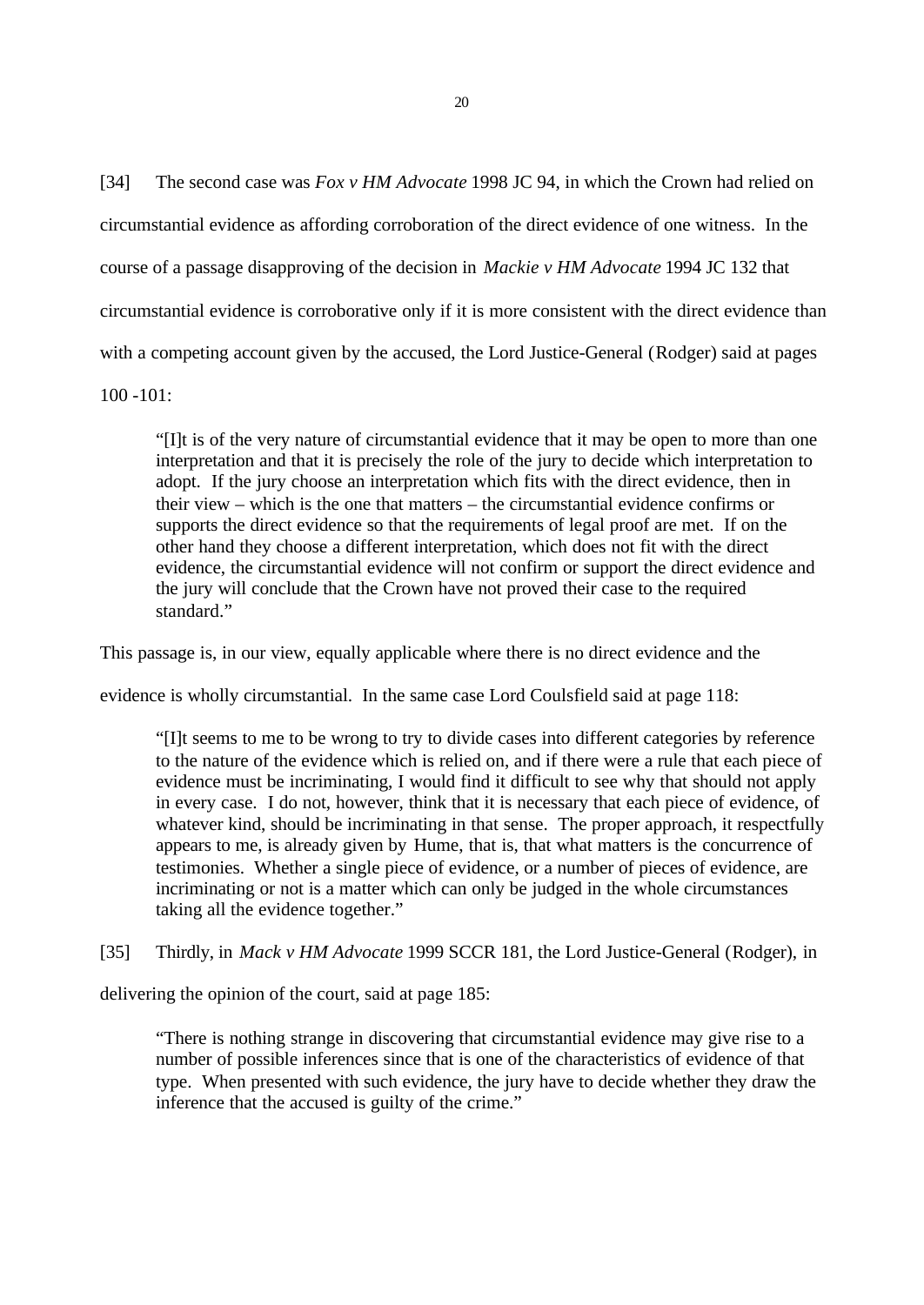[34] The second case was *Fox v HM Advocate* 1998 JC 94, in which the Crown had relied on circumstantial evidence as affording corroboration of the direct evidence of one witness. In the course of a passage disapproving of the decision in *Mackie v HM Advocate* 1994 JC 132 that circumstantial evidence is corroborative only if it is more consistent with the direct evidence than with a competing account given by the accused, the Lord Justice-General (Rodger) said at pages 100 -101:

> "[I]t is of the very nature of circumstantial evidence that it may be open to more than one interpretation and that it is precisely the role of the jury to decide which interpretation to adopt. If the jury choose an interpretation which fits with the direct evidence, then in their view – which is the one that matters – the circumstantial evidence confirms or supports the direct evidence so that the requirements of legal proof are met. If on the other hand they choose a different interpretation, which does not fit with the direct evidence, the circumstantial evidence will not confirm or support the direct evidence and the jury will conclude that the Crown have not proved their case to the required standard."

This passage is, in our view, equally applicable where there is no direct evidence and the evidence is wholly circumstantial. In the same case Lord Coulsfield said at page 118:

> "[I]t seems to me to be wrong to try to divide cases into different categories by reference to the nature of the evidence which is relied on, and if there were a rule that each piece of evidence must be incriminating, I would find it difficult to see why that should not apply in every case. I do not, however, think that it is necessary that each piece of evidence, of whatever kind, should be incriminating in that sense. The proper approach, it respectfully appears to me, is already given by Hume, that is, that what matters is the concurrence of testimonies. Whether a single piece of evidence, or a number of pieces of evidence, are incriminating or not is a matter which can only be judged in the whole circumstances taking all the evidence together."

[35] Thirdly, in *Mack v HM Advocate* 1999 SCCR 181, the Lord Justice-General (Rodger), in delivering the opinion of the court, said at page 185:

> "There is nothing strange in discovering that circumstantial evidence may give rise to a number of possible inferences since that is one of the characteristics of evidence of that type. When presented with such evidence, the jury have to decide whether they draw the inference that the accused is guilty of the crime."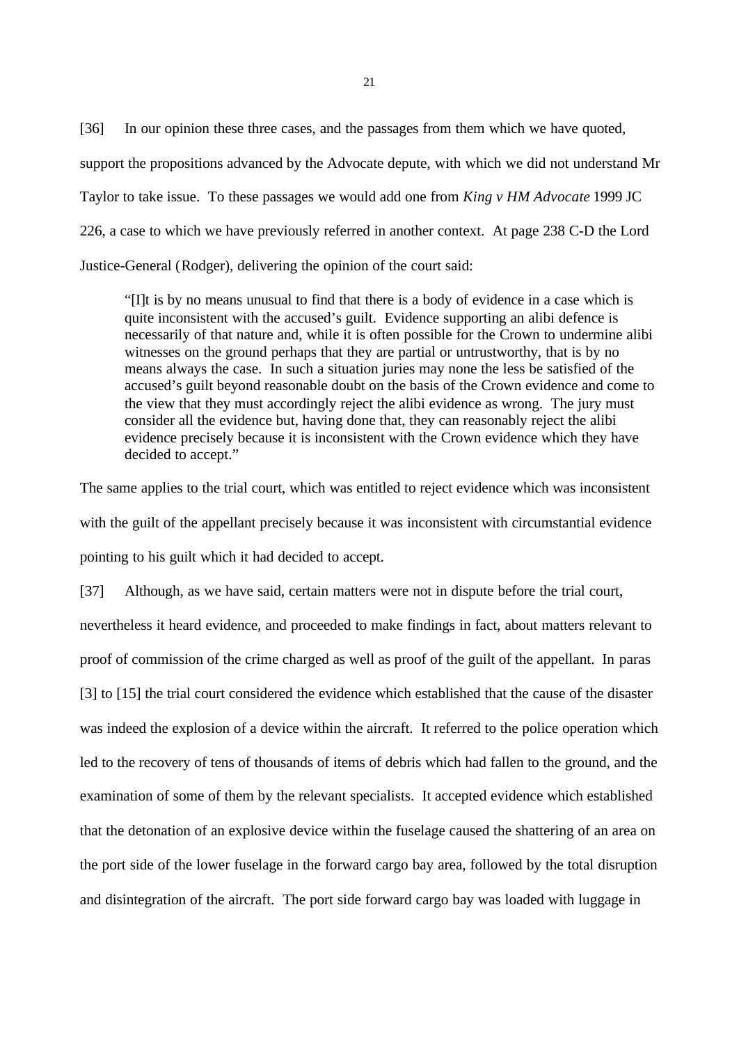[36] In our opinion these three cases, and the passages from them which we have quoted, support the propositions advanced by the Advocate depute, with which we did not understand Mr Taylor to take issue. To these passages we would add one from *King v HM Advocate* 1999 JC 226, a case to which we have previously referred in another context. At page 238 C-D the Lord Justice-General (Rodger), delivering the opinion of the court said:

> "[I]t is by no means unusual to find that there is a body of evidence in a case which is quite inconsistent with the accused's guilt. Evidence supporting an alibi defence is necessarily of that nature and, while it is often possible for the Crown to undermine alibi witnesses on the ground perhaps that they are partial or untrustworthy, that is by no means always the case. In such a situation juries may none the less be satisfied of the accused's guilt beyond reasonable doubt on the basis of the Crown evidence and come to the view that they must accordingly reject the alibi evidence as wrong. The jury must consider all the evidence but, having done that, they can reasonably reject the alibi evidence precisely because it is inconsistent with the Crown evidence which they have decided to accept."

The same applies to the trial court, which was entitled to reject evidence which was inconsistent with the guilt of the appellant precisely because it was inconsistent with circumstantial evidence pointing to his guilt which it had decided to accept.

[37] Although, as we have said, certain matters were not in dispute before the trial court, nevertheless it heard evidence, and proceeded to make findings in fact, about matters relevant to proof of commission of the crime charged as well as proof of the guilt of the appellant. In paras [3] to [15] the trial court considered the evidence which established that the cause of the disaster was indeed the explosion of a device within the aircraft. It referred to the police operation which led to the recovery of tens of thousands of items of debris which had fallen to the ground, and the examination of some of them by the relevant specialists. It accepted evidence which established that the detonation of an explosive device within the fuselage caused the shattering of an area on the port side of the lower fuselage in the forward cargo bay area, followed by the total disruption and disintegration of the aircraft. The port side forward cargo bay was loaded with luggage in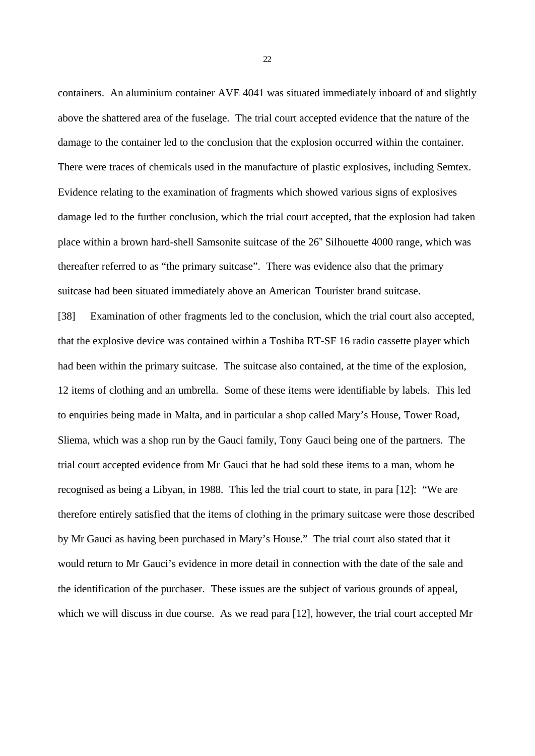containers. An aluminium container AVE 4041 was situated immediately inboard of and slightly above the shattered area of the fuselage. The trial court accepted evidence that the nature of the damage to the container led to the conclusion that the explosion occurred within the container. There were traces of chemicals used in the manufacture of plastic explosives, including Semtex. Evidence relating to the examination of fragments which showed various signs of explosives damage led to the further conclusion, which the trial court accepted, that the explosion had taken place within a brown hard-shell Samsonite suitcase of the 26" Silhouette 4000 range, which was thereafter referred to as "the primary suitcase". There was evidence also that the primary suitcase had been situated immediately above an American Tourister brand suitcase.

[38] Examination of other fragments led to the conclusion, which the trial court also accepted, that the explosive device was contained within a Toshiba RT-SF 16 radio cassette player which had been within the primary suitcase. The suitcase also contained, at the time of the explosion, 12 items of clothing and an umbrella. Some of these items were identifiable by labels. This led to enquiries being made in Malta, and in particular a shop called Mary's House, Tower Road, Sliema, which was a shop run by the Gauci family, Tony Gauci being one of the partners. The trial court accepted evidence from Mr Gauci that he had sold these items to a man, whom he recognised as being a Libyan, in 1988. This led the trial court to state, in para [12]: "We are therefore entirely satisfied that the items of clothing in the primary suitcase were those described by Mr Gauci as having been purchased in Mary's House." The trial court also stated that it would return to Mr Gauci's evidence in more detail in connection with the date of the sale and the identification of the purchaser. These issues are the subject of various grounds of appeal, which we will discuss in due course. As we read para [12], however, the trial court accepted Mr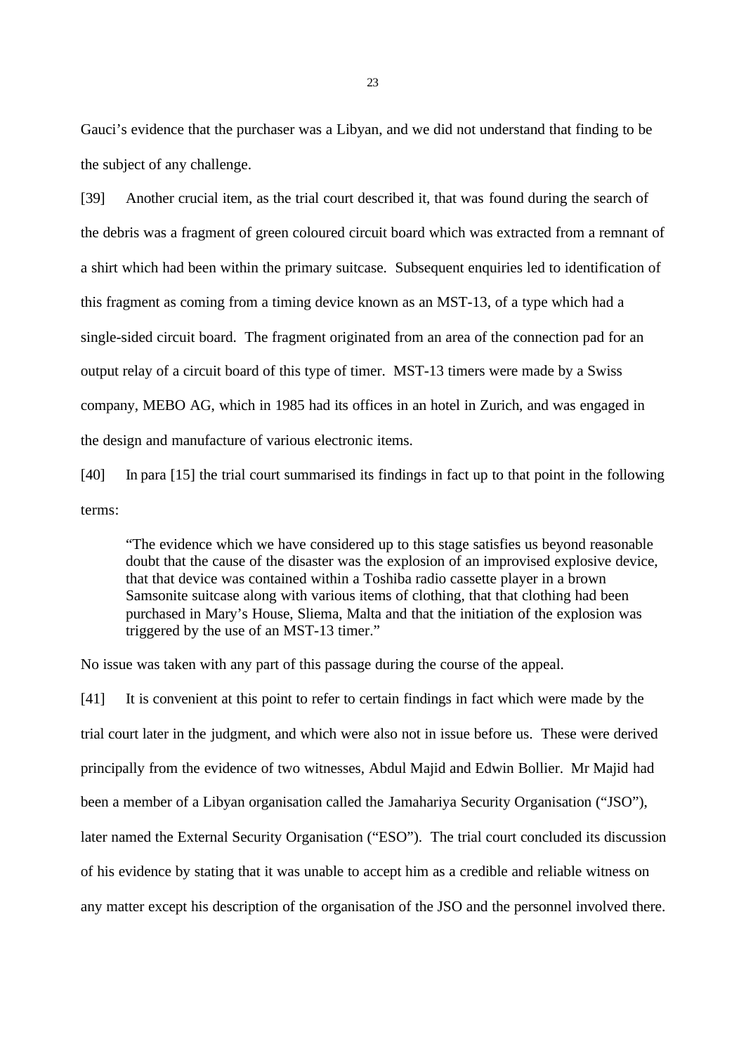Gauci's evidence that the purchaser was a Libyan, and we did not understand that finding to be the subject of any challenge.

[39] Another crucial item, as the trial court described it, that was found during the search of the debris was a fragment of green coloured circuit board which was extracted from a remnant of a shirt which had been within the primary suitcase. Subsequent enquiries led to identification of this fragment as coming from a timing device known as an MST-13, of a type which had a single-sided circuit board. The fragment originated from an area of the connection pad for an output relay of a circuit board of this type of timer. MST-13 timers were made by a Swiss company, MEBO AG, which in 1985 had its offices in an hotel in Zurich, and was engaged in the design and manufacture of various electronic items.

[40] In para [15] the trial court summarised its findings in fact up to that point in the following terms:

> "The evidence which we have considered up to this stage satisfies us beyond reasonable doubt that the cause of the disaster was the explosion of an improvised explosive device, that that device was contained within a Toshiba radio cassette player in a brown Samsonite suitcase along with various items of clothing, that that clothing had been purchased in Mary's House, Sliema, Malta and that the initiation of the explosion was triggered by the use of an MST-13 timer."

No issue was taken with any part of this passage during the course of the appeal.

[41] It is convenient at this point to refer to certain findings in fact which were made by the trial court later in the judgment, and which were also not in issue before us. These were derived principally from the evidence of two witnesses, Abdul Majid and Edwin Bollier. Mr Majid had been a member of a Libyan organisation called the Jamahariya Security Organisation ("JSO"), later named the External Security Organisation ("ESO"). The trial court concluded its discussion of his evidence by stating that it was unable to accept him as a credible and reliable witness on any matter except his description of the organisation of the JSO and the personnel involved there.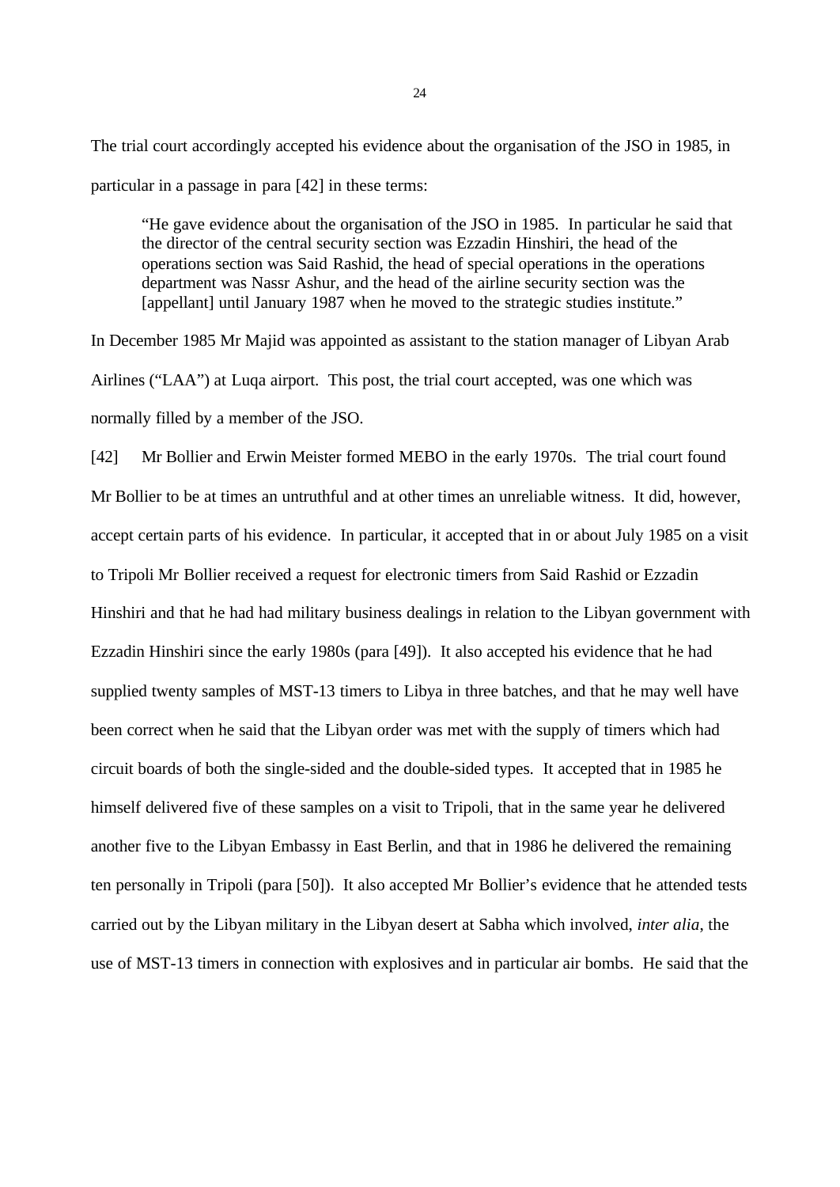The trial court accordingly accepted his evidence about the organisation of the JSO in 1985, in particular in a passage in para [42] in these terms:

> "He gave evidence about the organisation of the JSO in 1985. In particular he said that the director of the central security section was Ezzadin Hinshiri, the head of the operations section was Said Rashid, the head of special operations in the operations department was Nassr Ashur, and the head of the airline security section was the [appellant] until January 1987 when he moved to the strategic studies institute."

In December 1985 Mr Majid was appointed as assistant to the station manager of Libyan Arab Airlines ("LAA") at Luqa airport. This post, the trial court accepted, was one which was normally filled by a member of the JSO.

[42] Mr Bollier and Erwin Meister formed MEBO in the early 1970s. The trial court found Mr Bollier to be at times an untruthful and at other times an unreliable witness. It did, however, accept certain parts of his evidence. In particular, it accepted that in or about July 1985 on a visit to Tripoli Mr Bollier received a request for electronic timers from Said Rashid or Ezzadin Hinshiri and that he had had military business dealings in relation to the Libyan government with Ezzadin Hinshiri since the early 1980s (para [49]). It also accepted his evidence that he had supplied twenty samples of MST-13 timers to Libya in three batches, and that he may well have been correct when he said that the Libyan order was met with the supply of timers which had circuit boards of both the single-sided and the double-sided types. It accepted that in 1985 he himself delivered five of these samples on a visit to Tripoli, that in the same year he delivered another five to the Libyan Embassy in East Berlin, and that in 1986 he delivered the remaining ten personally in Tripoli (para [50]). It also accepted Mr Bollier's evidence that he attended tests carried out by the Libyan military in the Libyan desert at Sabha which involved, *inter alia*, the use of MST-13 timers in connection with explosives and in particular air bombs. He said that the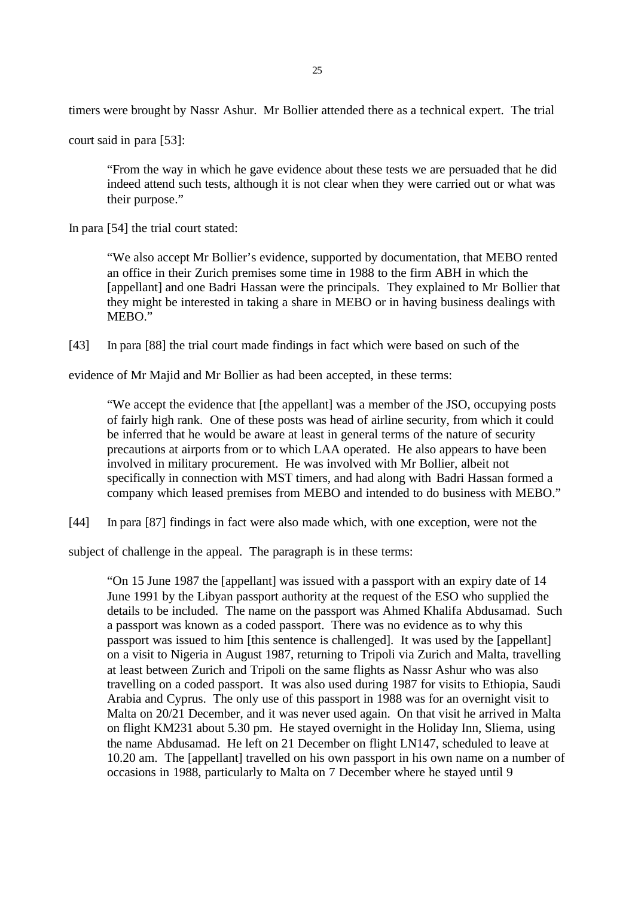timers were brought by Nassr Ashur. Mr Bollier attended there as a technical expert. The trial court said in para [53]:

> "From the way in which he gave evidence about these tests we are persuaded that he did indeed attend such tests, although it is not clear when they were carried out or what was their purpose."

In para [54] the trial court stated:

> "We also accept Mr Bollier's evidence, supported by documentation, that MEBO rented an office in their Zurich premises some time in 1988 to the firm ABH in which the [appellant] and one Badri Hassan were the principals. They explained to Mr Bollier that they might be interested in taking a share in MEBO or in having business dealings with MEBO."

[43] In para [88] the trial court made findings in fact which were based on such of the evidence of Mr Majid and Mr Bollier as had been accepted, in these terms:

> "We accept the evidence that [the appellant] was a member of the JSO, occupying posts of fairly high rank. One of these posts was head of airline security, from which it could be inferred that he would be aware at least in general terms of the nature of security precautions at airports from or to which LAA operated. He also appears to have been involved in military procurement. He was involved with Mr Bollier, albeit not specifically in connection with MST timers, and had along with Badri Hassan formed a company which leased premises from MEBO and intended to do business with MEBO."

[44] In para [87] findings in fact were also made which, with one exception, were not the subject of challenge in the appeal. The paragraph is in these terms:

> "On 15 June 1987 the [appellant] was issued with a passport with an expiry date of 14 June 1991 by the Libyan passport authority at the request of the ESO who supplied the details to be included. The name on the passport was Ahmed Khalifa Abdusamad. Such a passport was known as a coded passport. There was no evidence as to why this passport was issued to him [this sentence is challenged]. It was used by the [appellant] on a visit to Nigeria in August 1987, returning to Tripoli via Zurich and Malta, travelling at least between Zurich and Tripoli on the same flights as Nassr Ashur who was also travelling on a coded passport. It was also used during 1987 for visits to Ethiopia, Saudi Arabia and Cyprus. The only use of this passport in 1988 was for an overnight visit to Malta on 20/21 December, and it was never used again. On that visit he arrived in Malta on flight KM231 about 5.30 pm. He stayed overnight in the Holiday Inn, Sliema, using the name Abdusamad. He left on 21 December on flight LN147, scheduled to leave at 10.20 am. The [appellant] travelled on his own passport in his own name on a number of occasions in 1988, particularly to Malta on 7 December where he stayed until 9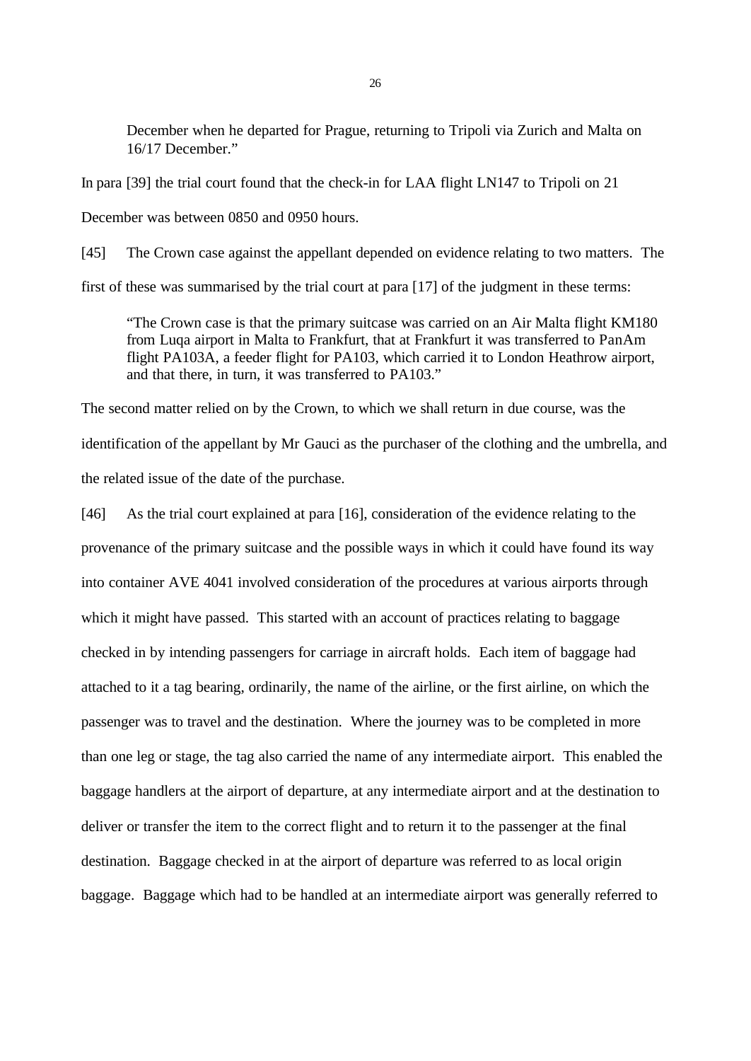> December when he departed for Prague, returning to Tripoli via Zurich and Malta on 16/17 December."

In para [39] the trial court found that the check-in for LAA flight LN147 to Tripoli on 21 December was between 0850 and 0950 hours.

[45] The Crown case against the appellant depended on evidence relating to two matters. The first of these was summarised by the trial court at para [17] of the judgment in these terms:

> "The Crown case is that the primary suitcase was carried on an Air Malta flight KM180 from Luqa airport in Malta to Frankfurt, that at Frankfurt it was transferred to PanAm flight PA103A, a feeder flight for PA103, which carried it to London Heathrow airport, and that there, in turn, it was transferred to PA103."

The second matter relied on by the Crown, to which we shall return in due course, was the identification of the appellant by Mr Gauci as the purchaser of the clothing and the umbrella, and the related issue of the date of the purchase.

[46] As the trial court explained at para [16], consideration of the evidence relating to the provenance of the primary suitcase and the possible ways in which it could have found its way into container AVE 4041 involved consideration of the procedures at various airports through which it might have passed. This started with an account of practices relating to baggage checked in by intending passengers for carriage in aircraft holds. Each item of baggage had attached to it a tag bearing, ordinarily, the name of the airline, or the first airline, on which the passenger was to travel and the destination. Where the journey was to be completed in more than one leg or stage, the tag also carried the name of any intermediate airport. This enabled the baggage handlers at the airport of departure, at any intermediate airport and at the destination to deliver or transfer the item to the correct flight and to return it to the passenger at the final destination. Baggage checked in at the airport of departure was referred to as local origin baggage. Baggage which had to be handled at an intermediate airport was generally referred to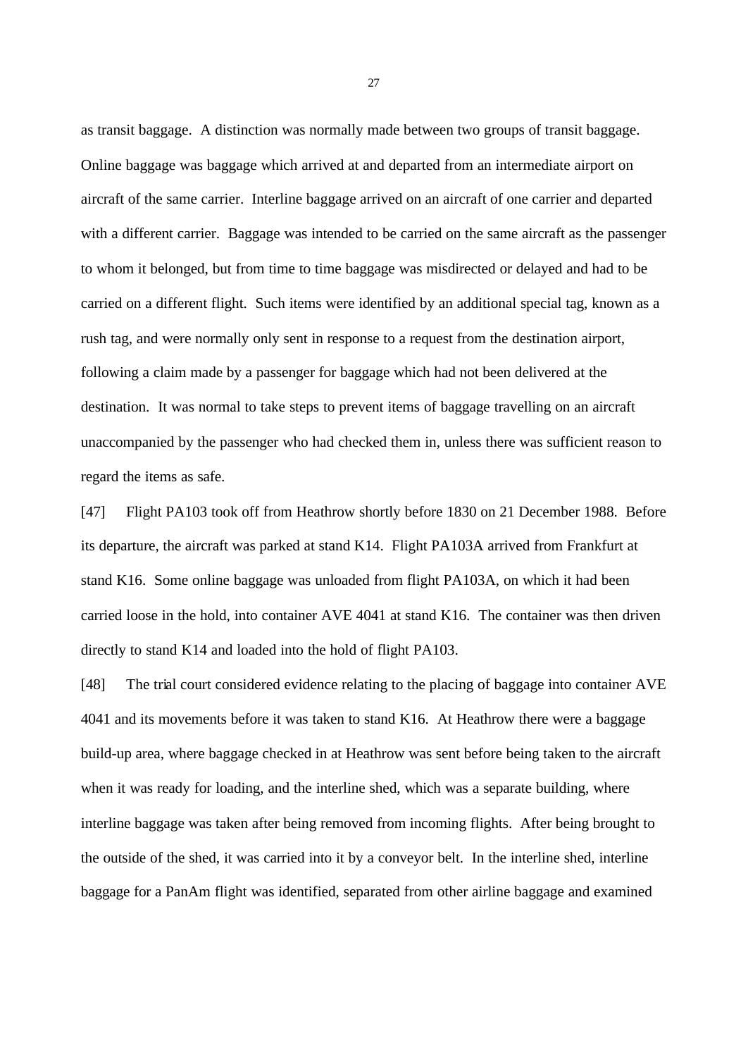as transit baggage. A distinction was normally made between two groups of transit baggage. Online baggage was baggage which arrived at and departed from an intermediate airport on aircraft of the same carrier. Interline baggage arrived on an aircraft of one carrier and departed with a different carrier. Baggage was intended to be carried on the same aircraft as the passenger to whom it belonged, but from time to time baggage was misdirected or delayed and had to be carried on a different flight. Such items were identified by an additional special tag, known as a rush tag, and were normally only sent in response to a request from the destination airport, following a claim made by a passenger for baggage which had not been delivered at the destination. It was normal to take steps to prevent items of baggage travelling on an aircraft unaccompanied by the passenger who had checked them in, unless there was sufficient reason to regard the items as safe.

[47] Flight PA103 took off from Heathrow shortly before 1830 on 21 December 1988. Before its departure, the aircraft was parked at stand K14. Flight PA103A arrived from Frankfurt at stand K16. Some online baggage was unloaded from flight PA103A, on which it had been carried loose in the hold, into container AVE 4041 at stand K16. The container was then driven directly to stand K14 and loaded into the hold of flight PA103.

[48] The trial court considered evidence relating to the placing of baggage into container AVE 4041 and its movements before it was taken to stand K16. At Heathrow there were a baggage build-up area, where baggage checked in at Heathrow was sent before being taken to the aircraft when it was ready for loading, and the interline shed, which was a separate building, where interline baggage was taken after being removed from incoming flights. After being brought to the outside of the shed, it was carried into it by a conveyor belt. In the interline shed, interline baggage for a PanAm flight was identified, separated from other airline baggage and examined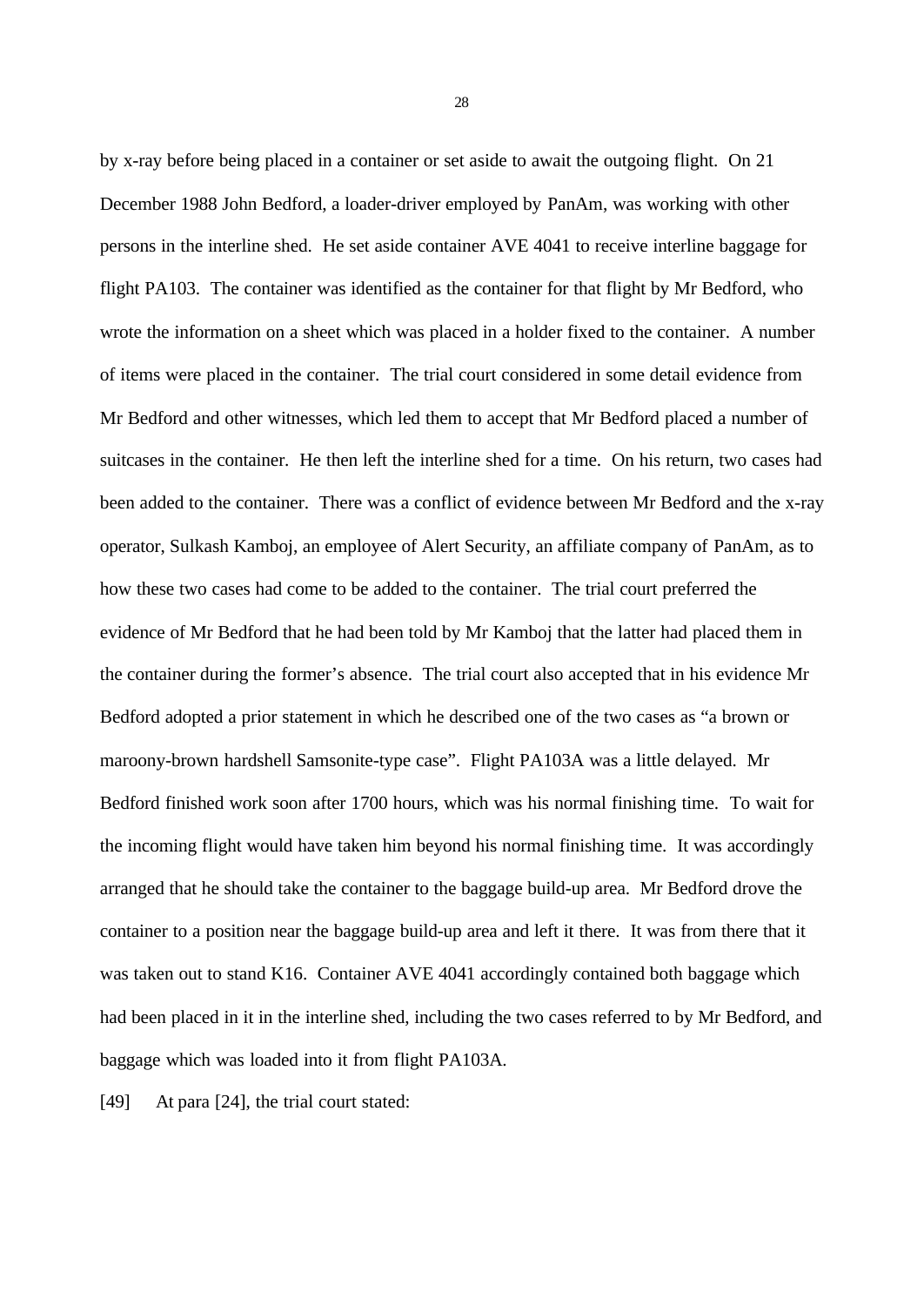by x-ray before being placed in a container or set aside to await the outgoing flight. On 21 December 1988 John Bedford, a loader-driver employed by PanAm, was working with other persons in the interline shed. He set aside container AVE 4041 to receive interline baggage for flight PA103. The container was identified as the container for that flight by Mr Bedford, who wrote the information on a sheet which was placed in a holder fixed to the container. A number of items were placed in the container. The trial court considered in some detail evidence from Mr Bedford and other witnesses, which led them to accept that Mr Bedford placed a number of suitcases in the container. He then left the interline shed for a time. On his return, two cases had been added to the container. There was a conflict of evidence between Mr Bedford and the x-ray operator, Sulkash Kamboj, an employee of Alert Security, an affiliate company of PanAm, as to how these two cases had come to be added to the container. The trial court preferred the evidence of Mr Bedford that he had been told by Mr Kamboj that the latter had placed them in the container during the former's absence. The trial court also accepted that in his evidence Mr Bedford adopted a prior statement in which he described one of the two cases as "a brown or maroony-brown hardshell Samsonite-type case". Flight PA103A was a little delayed. Mr Bedford finished work soon after 1700 hours, which was his normal finishing time. To wait for the incoming flight would have taken him beyond his normal finishing time. It was accordingly arranged that he should take the container to the baggage build-up area. Mr Bedford drove the container to a position near the baggage build-up area and left it there. It was from there that it was taken out to stand K16. Container AVE 4041 accordingly contained both baggage which had been placed in it in the interline shed, including the two cases referred to by Mr Bedford, and baggage which was loaded into it from flight PA103A.

[49] At para [24], the trial court stated: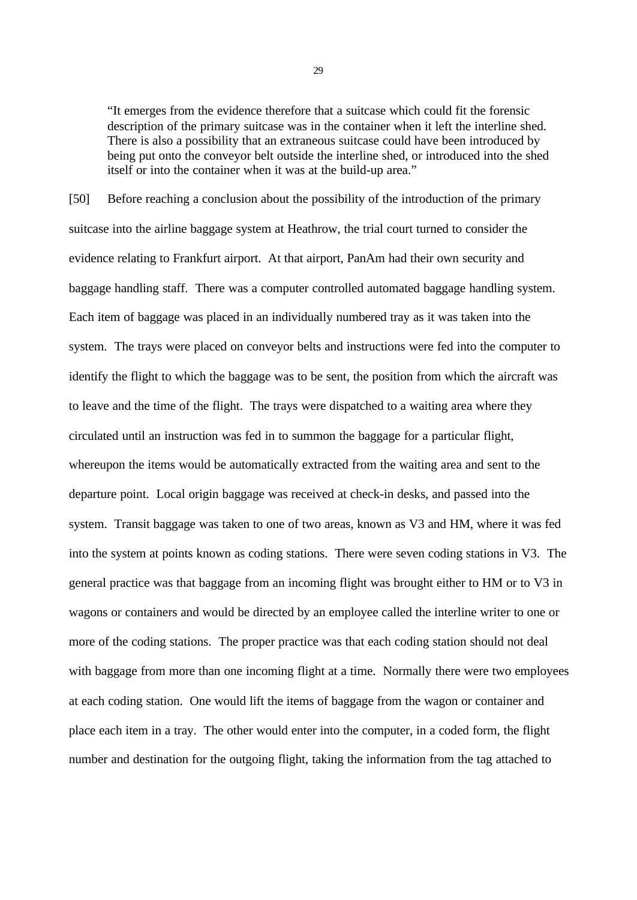> "It emerges from the evidence therefore that a suitcase which could fit the forensic description of the primary suitcase was in the container when it left the interline shed. There is also a possibility that an extraneous suitcase could have been introduced by being put onto the conveyor belt outside the interline shed, or introduced into the shed itself or into the container when it was at the build-up area."

[50] Before reaching a conclusion about the possibility of the introduction of the primary suitcase into the airline baggage system at Heathrow, the trial court turned to consider the evidence relating to Frankfurt airport. At that airport, PanAm had their own security and baggage handling staff. There was a computer controlled automated baggage handling system. Each item of baggage was placed in an individually numbered tray as it was taken into the system. The trays were placed on conveyor belts and instructions were fed into the computer to identify the flight to which the baggage was to be sent, the position from which the aircraft was to leave and the time of the flight. The trays were dispatched to a waiting area where they circulated until an instruction was fed in to summon the baggage for a particular flight, whereupon the items would be automatically extracted from the waiting area and sent to the departure point. Local origin baggage was received at check-in desks, and passed into the system. Transit baggage was taken to one of two areas, known as V3 and HM, where it was fed into the system at points known as coding stations. There were seven coding stations in V3. The general practice was that baggage from an incoming flight was brought either to HM or to V3 in wagons or containers and would be directed by an employee called the interline writer to one or more of the coding stations. The proper practice was that each coding station should not deal with baggage from more than one incoming flight at a time. Normally there were two employees at each coding station. One would lift the items of baggage from the wagon or container and place each item in a tray. The other would enter into the computer, in a coded form, the flight number and destination for the outgoing flight, taking the information from the tag attached to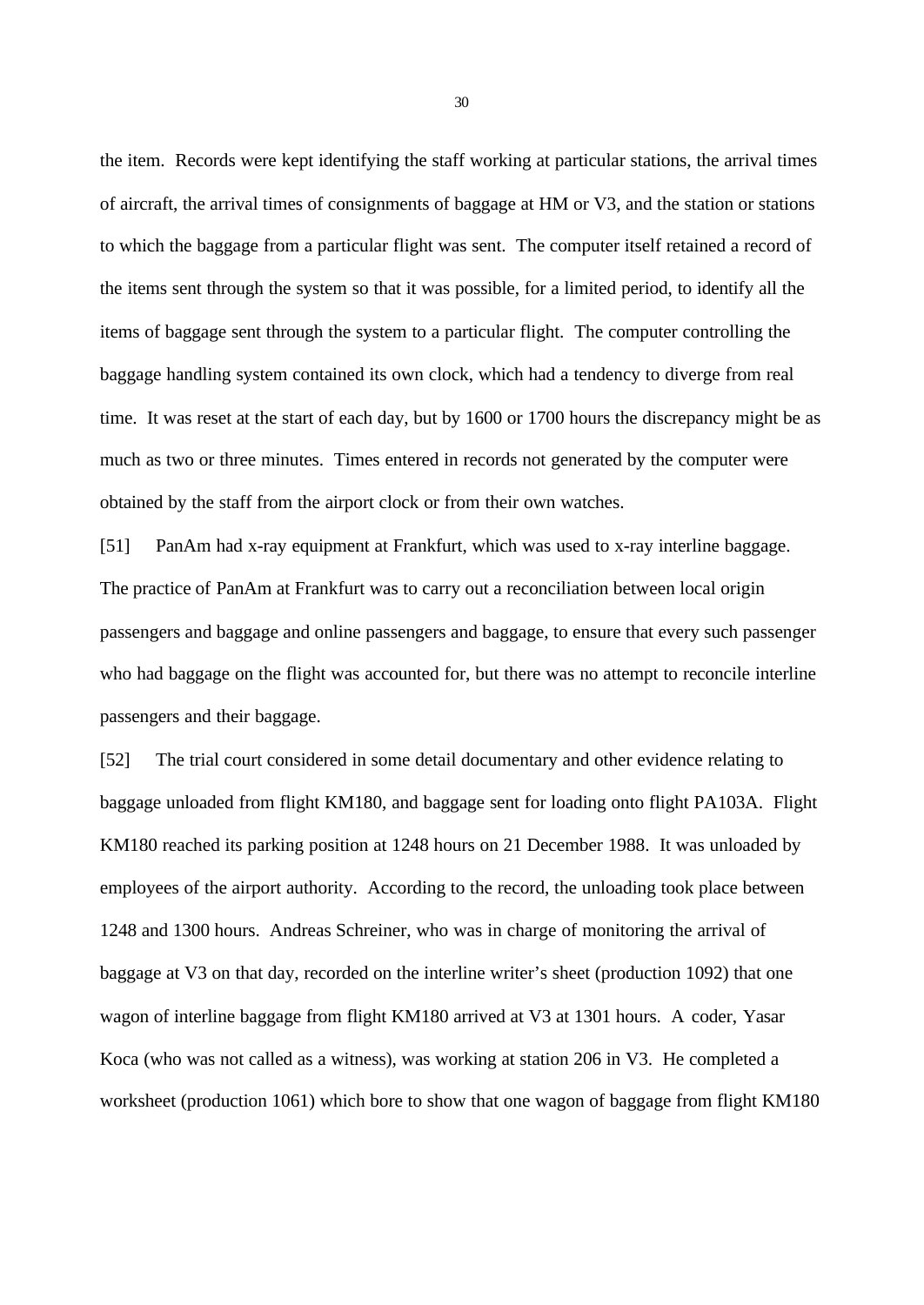the item. Records were kept identifying the staff working at particular stations, the arrival times of aircraft, the arrival times of consignments of baggage at HM or V3, and the station or stations to which the baggage from a particular flight was sent. The computer itself retained a record of the items sent through the system so that it was possible, for a limited period, to identify all the items of baggage sent through the system to a particular flight. The computer controlling the baggage handling system contained its own clock, which had a tendency to diverge from real time. It was reset at the start of each day, but by 1600 or 1700 hours the discrepancy might be as much as two or three minutes. Times entered in records not generated by the computer were obtained by the staff from the airport clock or from their own watches.

[51] PanAm had x-ray equipment at Frankfurt, which was used to x-ray interline baggage. The practice of PanAm at Frankfurt was to carry out a reconciliation between local origin passengers and baggage and online passengers and baggage, to ensure that every such passenger who had baggage on the flight was accounted for, but there was no attempt to reconcile interline passengers and their baggage.

[52] The trial court considered in some detail documentary and other evidence relating to baggage unloaded from flight KM180, and baggage sent for loading onto flight PA103A. Flight KM180 reached its parking position at 1248 hours on 21 December 1988. It was unloaded by employees of the airport authority. According to the record, the unloading took place between 1248 and 1300 hours. Andreas Schreiner, who was in charge of monitoring the arrival of baggage at V3 on that day, recorded on the interline writer's sheet (production 1092) that one wagon of interline baggage from flight KM180 arrived at V3 at 1301 hours. A coder, Yasar Koca (who was not called as a witness), was working at station 206 in V3. He completed a worksheet (production 1061) which bore to show that one wagon of baggage from flight KM180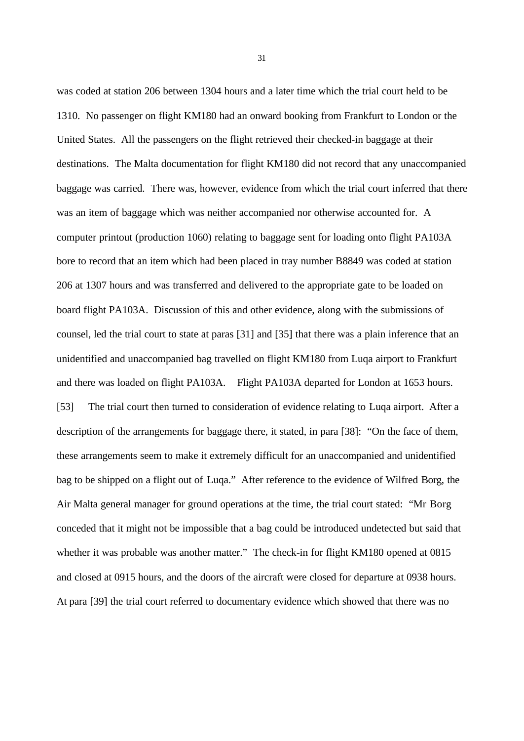was coded at station 206 between 1304 hours and a later time which the trial court held to be 1310. No passenger on flight KM180 had an onward booking from Frankfurt to London or the United States. All the passengers on the flight retrieved their checked-in baggage at their destinations. The Malta documentation for flight KM180 did not record that any unaccompanied baggage was carried. There was, however, evidence from which the trial court inferred that there was an item of baggage which was neither accompanied nor otherwise accounted for. A computer printout (production 1060) relating to baggage sent for loading onto flight PA103A bore to record that an item which had been placed in tray number B8849 was coded at station 206 at 1307 hours and was transferred and delivered to the appropriate gate to be loaded on board flight PA103A. Discussion of this and other evidence, along with the submissions of counsel, led the trial court to state at paras [31] and [35] that there was a plain inference that an unidentified and unaccompanied bag travelled on flight KM180 from Luqa airport to Frankfurt and there was loaded on flight PA103A. Flight PA103A departed for London at 1653 hours.

[53] The trial court then turned to consideration of evidence relating to Luqa airport. After a description of the arrangements for baggage there, it stated, in para [38]: "On the face of them, these arrangements seem to make it extremely difficult for an unaccompanied and unidentified bag to be shipped on a flight out of Luqa." After reference to the evidence of Wilfred Borg, the Air Malta general manager for ground operations at the time, the trial court stated: "Mr Borg conceded that it might not be impossible that a bag could be introduced undetected but said that whether it was probable was another matter." The check-in for flight KM180 opened at 0815 and closed at 0915 hours, and the doors of the aircraft were closed for departure at 0938 hours. At para [39] the trial court referred to documentary evidence which showed that there was no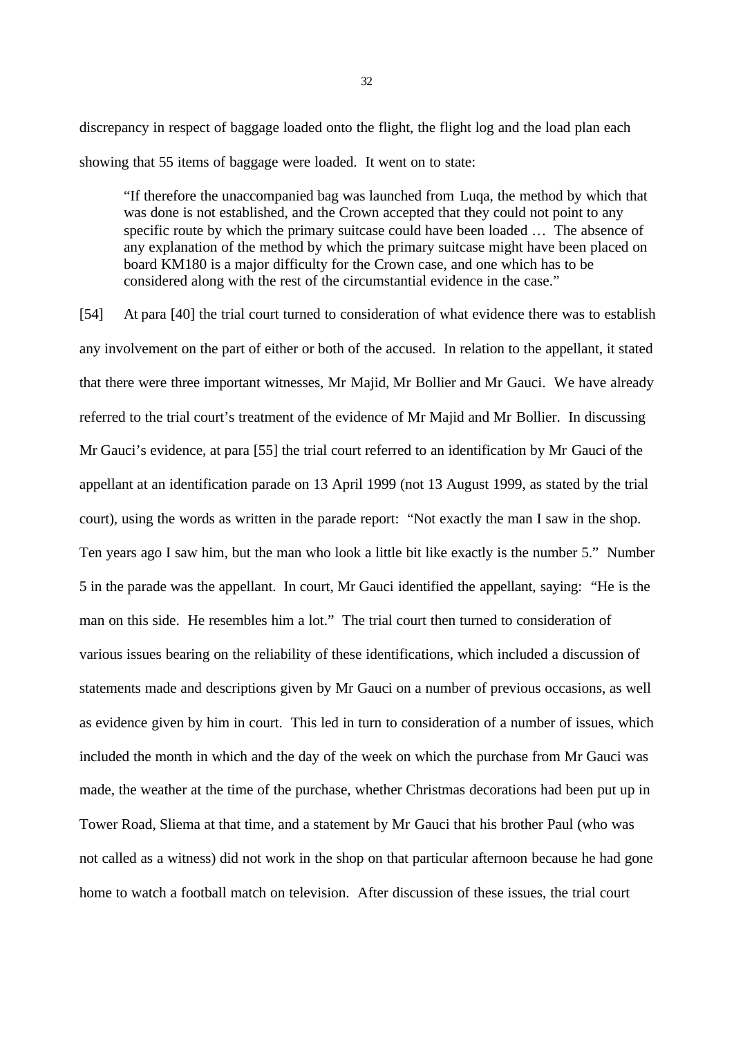discrepancy in respect of baggage loaded onto the flight, the flight log and the load plan each showing that 55 items of baggage were loaded. It went on to state:

> "If therefore the unaccompanied bag was launched from Luqa, the method by which that was done is not established, and the Crown accepted that they could not point to any specific route by which the primary suitcase could have been loaded … The absence of any explanation of the method by which the primary suitcase might have been placed on board KM180 is a major difficulty for the Crown case, and one which has to be considered along with the rest of the circumstantial evidence in the case."

[54] At para [40] the trial court turned to consideration of what evidence there was to establish any involvement on the part of either or both of the accused. In relation to the appellant, it stated that there were three important witnesses, Mr Majid, Mr Bollier and Mr Gauci. We have already referred to the trial court's treatment of the evidence of Mr Majid and Mr Bollier. In discussing Mr Gauci's evidence, at para [55] the trial court referred to an identification by Mr Gauci of the appellant at an identification parade on 13 April 1999 (not 13 August 1999, as stated by the trial court), using the words as written in the parade report: "Not exactly the man I saw in the shop. Ten years ago I saw him, but the man who look a little bit like exactly is the number 5." Number 5 in the parade was the appellant. In court, Mr Gauci identified the appellant, saying: "He is the man on this side. He resembles him a lot." The trial court then turned to consideration of various issues bearing on the reliability of these identifications, which included a discussion of statements made and descriptions given by Mr Gauci on a number of previous occasions, as well as evidence given by him in court. This led in turn to consideration of a number of issues, which included the month in which and the day of the week on which the purchase from Mr Gauci was made, the weather at the time of the purchase, whether Christmas decorations had been put up in Tower Road, Sliema at that time, and a statement by Mr Gauci that his brother Paul (who was not called as a witness) did not work in the shop on that particular afternoon because he had gone home to watch a football match on television. After discussion of these issues, the trial court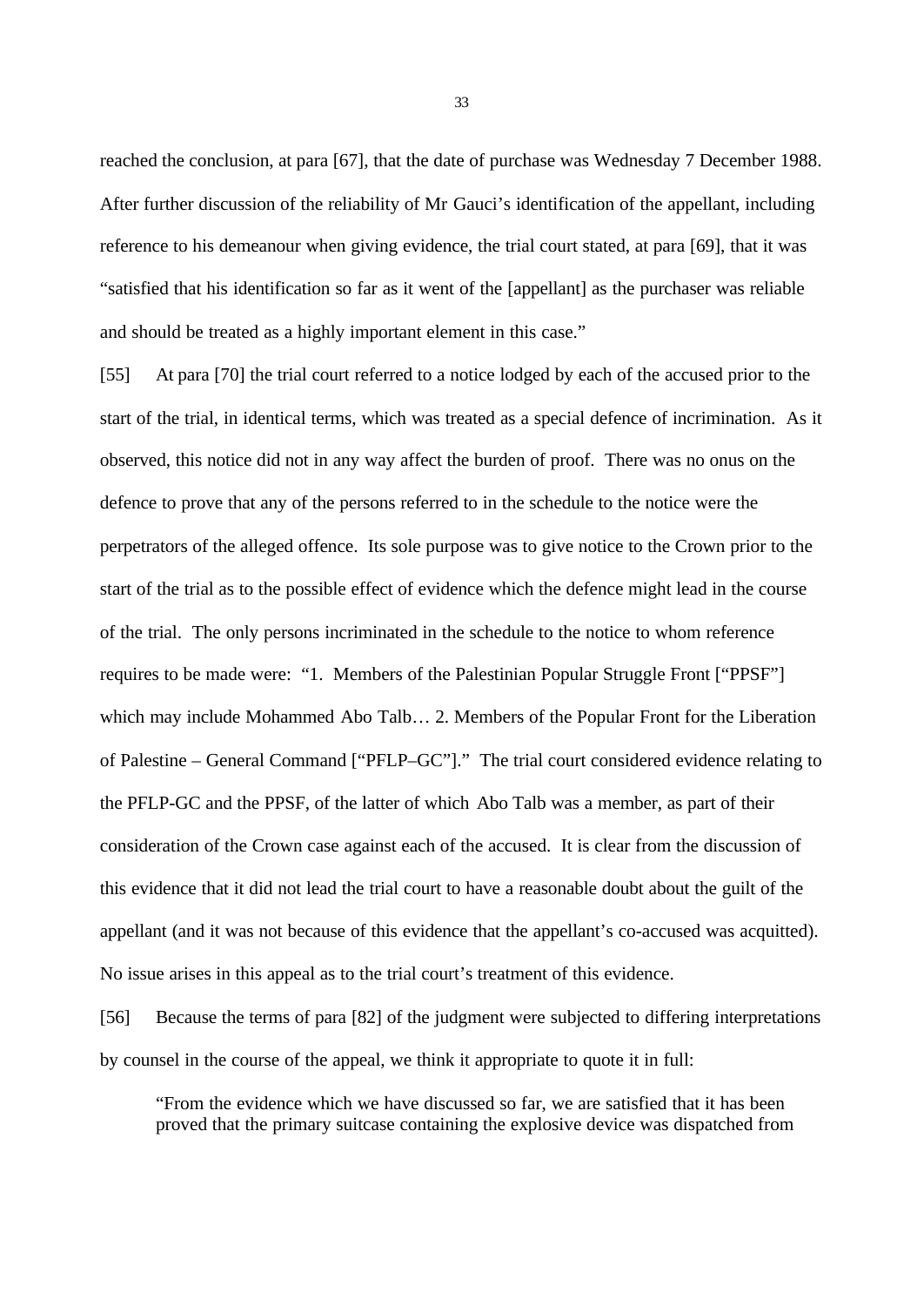reached the conclusion, at para [67], that the date of purchase was Wednesday 7 December 1988. After further discussion of the reliability of Mr Gauci's identification of the appellant, including reference to his demeanour when giving evidence, the trial court stated, at para [69], that it was "satisfied that his identification so far as it went of the [appellant] as the purchaser was reliable and should be treated as a highly important element in this case."

[55] At para [70] the trial court referred to a notice lodged by each of the accused prior to the start of the trial, in identical terms, which was treated as a special defence of incrimination. As it observed, this notice did not in any way affect the burden of proof. There was no onus on the defence to prove that any of the persons referred to in the schedule to the notice were the perpetrators of the alleged offence. Its sole purpose was to give notice to the Crown prior to the start of the trial as to the possible effect of evidence which the defence might lead in the course of the trial. The only persons incriminated in the schedule to the notice to whom reference requires to be made were: "1. Members of the Palestinian Popular Struggle Front ["PPSF"] which may include Mohammed Abo Talb… 2. Members of the Popular Front for the Liberation of Palestine – General Command ["PFLP–GC"]." The trial court considered evidence relating to the PFLP-GC and the PPSF, of the latter of which Abo Talb was a member, as part of their consideration of the Crown case against each of the accused. It is clear from the discussion of this evidence that it did not lead the trial court to have a reasonable doubt about the guilt of the appellant (and it was not because of this evidence that the appellant's co-accused was acquitted). No issue arises in this appeal as to the trial court's treatment of this evidence.

[56] Because the terms of para [82] of the judgment were subjected to differing interpretations by counsel in the course of the appeal, we think it appropriate to quote it in full:

> "From the evidence which we have discussed so far, we are satisfied that it has been proved that the primary suitcase containing the explosive device was dispatched from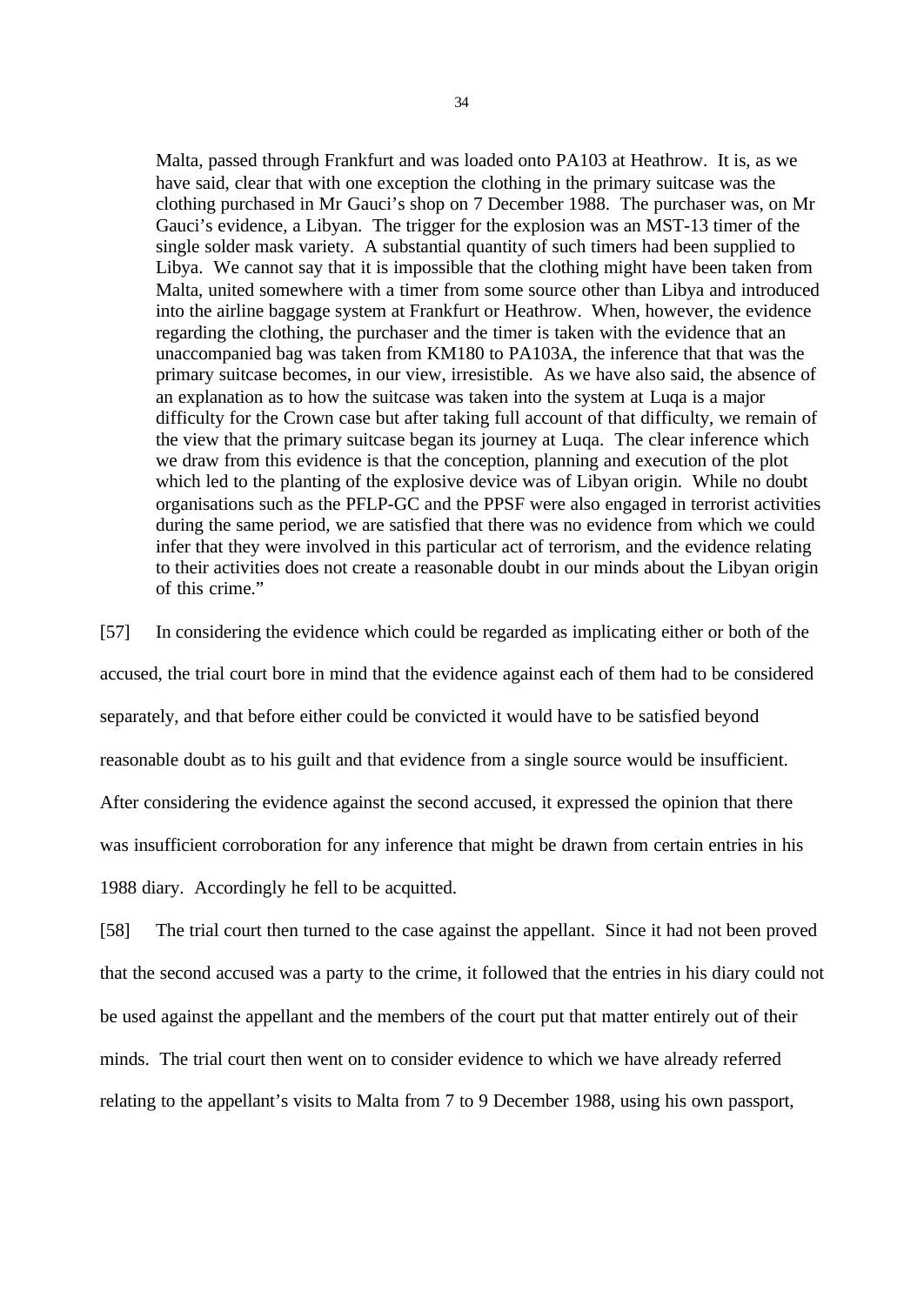> Malta, passed through Frankfurt and was loaded onto PA103 at Heathrow. It is, as we have said, clear that with one exception the clothing in the primary suitcase was the clothing purchased in Mr Gauci's shop on 7 December 1988. The purchaser was, on Mr Gauci's evidence, a Libyan. The trigger for the explosion was an MST-13 timer of the single solder mask variety. A substantial quantity of such timers had been supplied to Libya. We cannot say that it is impossible that the clothing might have been taken from Malta, united somewhere with a timer from some source other than Libya and introduced into the airline baggage system at Frankfurt or Heathrow. When, however, the evidence regarding the clothing, the purchaser and the timer is taken with the evidence that an unaccompanied bag was taken from KM180 to PA103A, the inference that that was the primary suitcase becomes, in our view, irresistible. As we have also said, the absence of an explanation as to how the suitcase was taken into the system at Luqa is a major difficulty for the Crown case but after taking full account of that difficulty, we remain of the view that the primary suitcase began its journey at Luqa. The clear inference which we draw from this evidence is that the conception, planning and execution of the plot which led to the planting of the explosive device was of Libyan origin. While no doubt organisations such as the PFLP-GC and the PPSF were also engaged in terrorist activities during the same period, we are satisfied that there was no evidence from which we could infer that they were involved in this particular act of terrorism, and the evidence relating to their activities does not create a reasonable doubt in our minds about the Libyan origin of this crime."

[57] In considering the evidence which could be regarded as implicating either or both of the accused, the trial court bore in mind that the evidence against each of them had to be considered separately, and that before either could be convicted it would have to be satisfied beyond reasonable doubt as to his guilt and that evidence from a single source would be insufficient. After considering the evidence against the second accused, it expressed the opinion that there was insufficient corroboration for any inference that might be drawn from certain entries in his 1988 diary. Accordingly he fell to be acquitted.

[58] The trial court then turned to the case against the appellant. Since it had not been proved that the second accused was a party to the crime, it followed that the entries in his diary could not be used against the appellant and the members of the court put that matter entirely out of their minds. The trial court then went on to consider evidence to which we have already referred relating to the appellant's visits to Malta from 7 to 9 December 1988, using his own passport,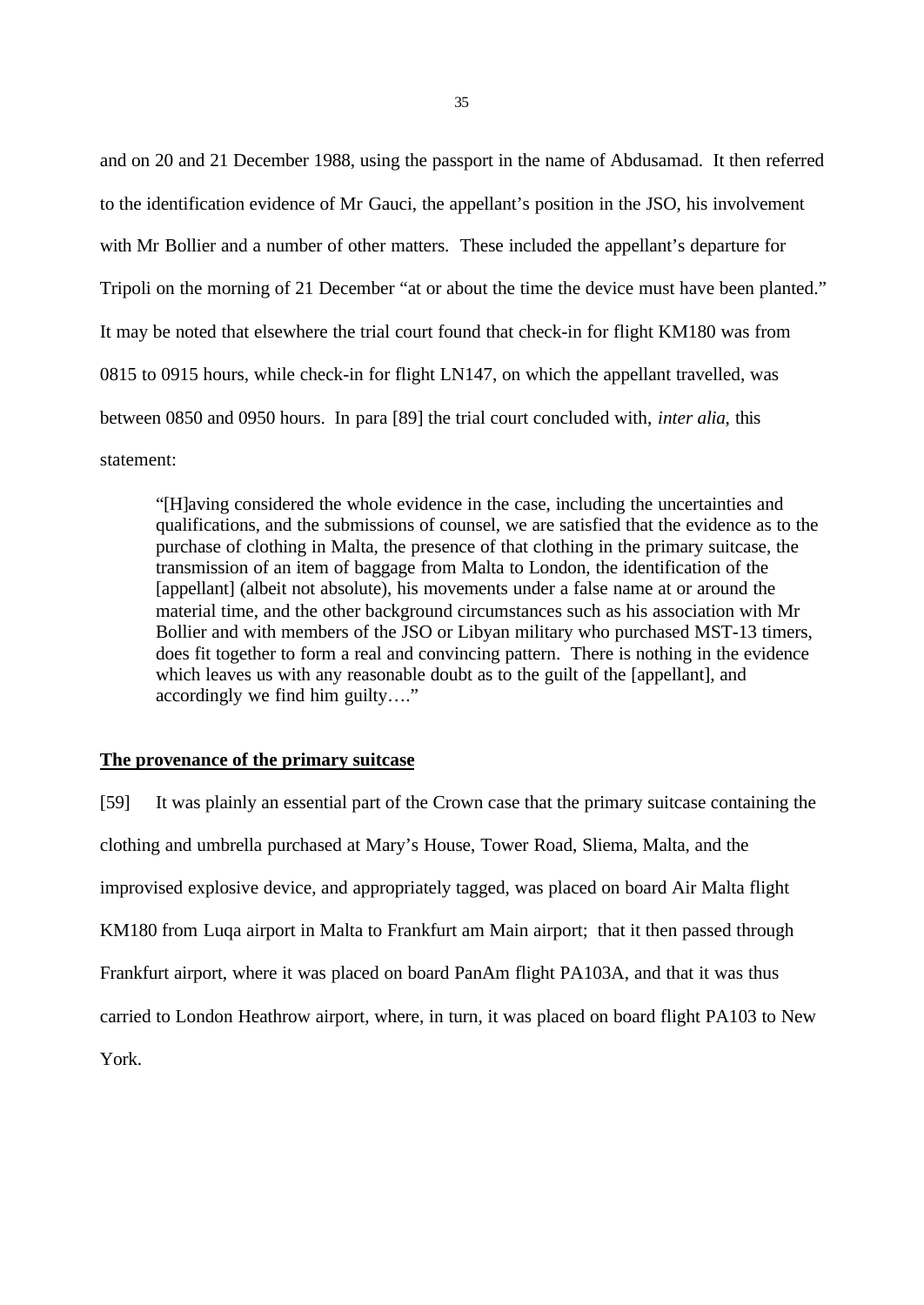and on 20 and 21 December 1988, using the passport in the name of Abdusamad. It then referred to the identification evidence of Mr Gauci, the appellant's position in the JSO, his involvement with Mr Bollier and a number of other matters. These included the appellant's departure for Tripoli on the morning of 21 December "at or about the time the device must have been planted." It may be noted that elsewhere the trial court found that check-in for flight KM180 was from 0815 to 0915 hours, while check-in for flight LN147, on which the appellant travelled, was between 0850 and 0950 hours. In para [89] the trial court concluded with, *inter alia*, this statement:

> "[H]aving considered the whole evidence in the case, including the uncertainties and qualifications, and the submissions of counsel, we are satisfied that the evidence as to the purchase of clothing in Malta, the presence of that clothing in the primary suitcase, the transmission of an item of baggage from Malta to London, the identification of the [appellant] (albeit not absolute), his movements under a false name at or around the material time, and the other background circumstances such as his association with Mr Bollier and with members of the JSO or Libyan military who purchased MST-13 timers, does fit together to form a real and convincing pattern. There is nothing in the evidence which leaves us with any reasonable doubt as to the guilt of the [appellant], and accordingly we find him guilty…."

**The provenance of the primary suitcase**

[59] It was plainly an essential part of the Crown case that the primary suitcase containing the clothing and umbrella purchased at Mary's House, Tower Road, Sliema, Malta, and the improvised explosive device, and appropriately tagged, was placed on board Air Malta flight KM180 from Luqa airport in Malta to Frankfurt am Main airport; that it then passed through Frankfurt airport, where it was placed on board PanAm flight PA103A, and that it was thus carried to London Heathrow airport, where, in turn, it was placed on board flight PA103 to New York.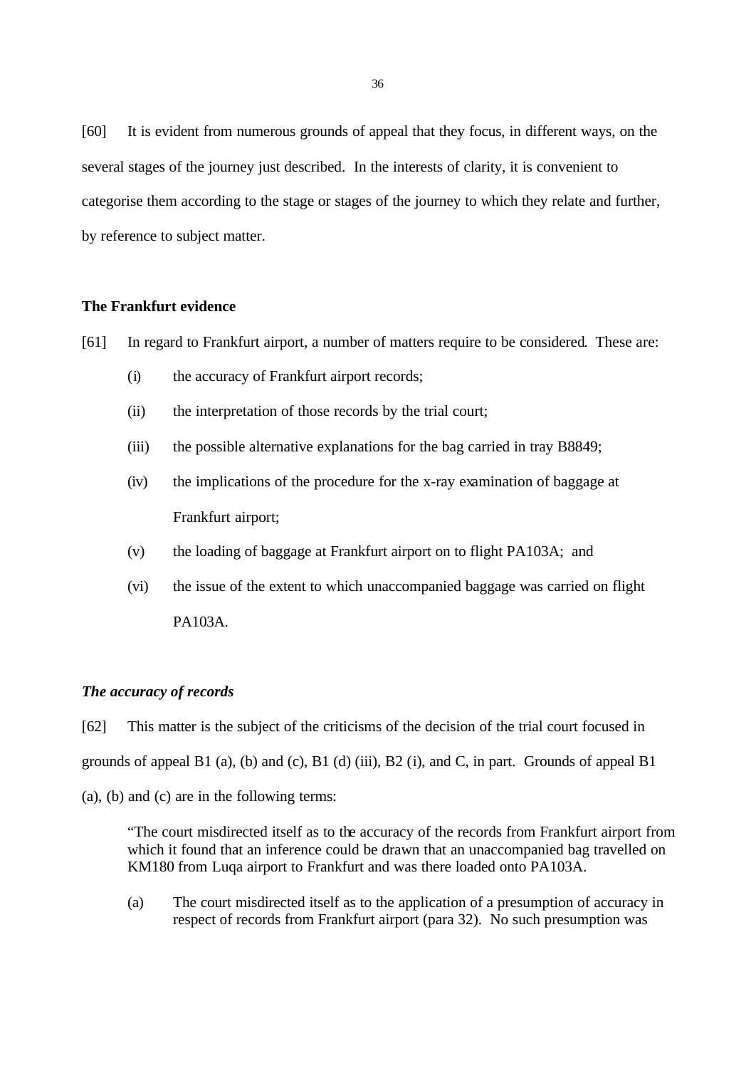[60] It is evident from numerous grounds of appeal that they focus, in different ways, on the several stages of the journey just described. In the interests of clarity, it is convenient to categorise them according to the stage or stages of the journey to which they relate and further, by reference to subject matter.

**The Frankfurt evidence**

[61] In regard to Frankfurt airport, a number of matters require to be considered. These are:

(i) the accuracy of Frankfurt airport records;

(ii) the interpretation of those records by the trial court;

(iii) the possible alternative explanations for the bag carried in tray B8849;

(iv) the implications of the procedure for the x-ray examination of baggage at Frankfurt airport;

(v) the loading of baggage at Frankfurt airport on to flight PA103A; and

(vi) the issue of the extent to which unaccompanied baggage was carried on flight PA103A.

***The accuracy of records***

[62] This matter is the subject of the criticisms of the decision of the trial court focused in grounds of appeal B1 (a), (b) and (c), B1 (d) (iii), B2 (i), and C, in part. Grounds of appeal B1 (a), (b) and (c) are in the following terms:

> "The court misdirected itself as to the accuracy of the records from Frankfurt airport from which it found that an inference could be drawn that an unaccompanied bag travelled on KM180 from Luqa airport to Frankfurt and was there loaded onto PA103A.
>
> (a) The court misdirected itself as to the application of a presumption of accuracy in respect of records from Frankfurt airport (para 32). No such presumption was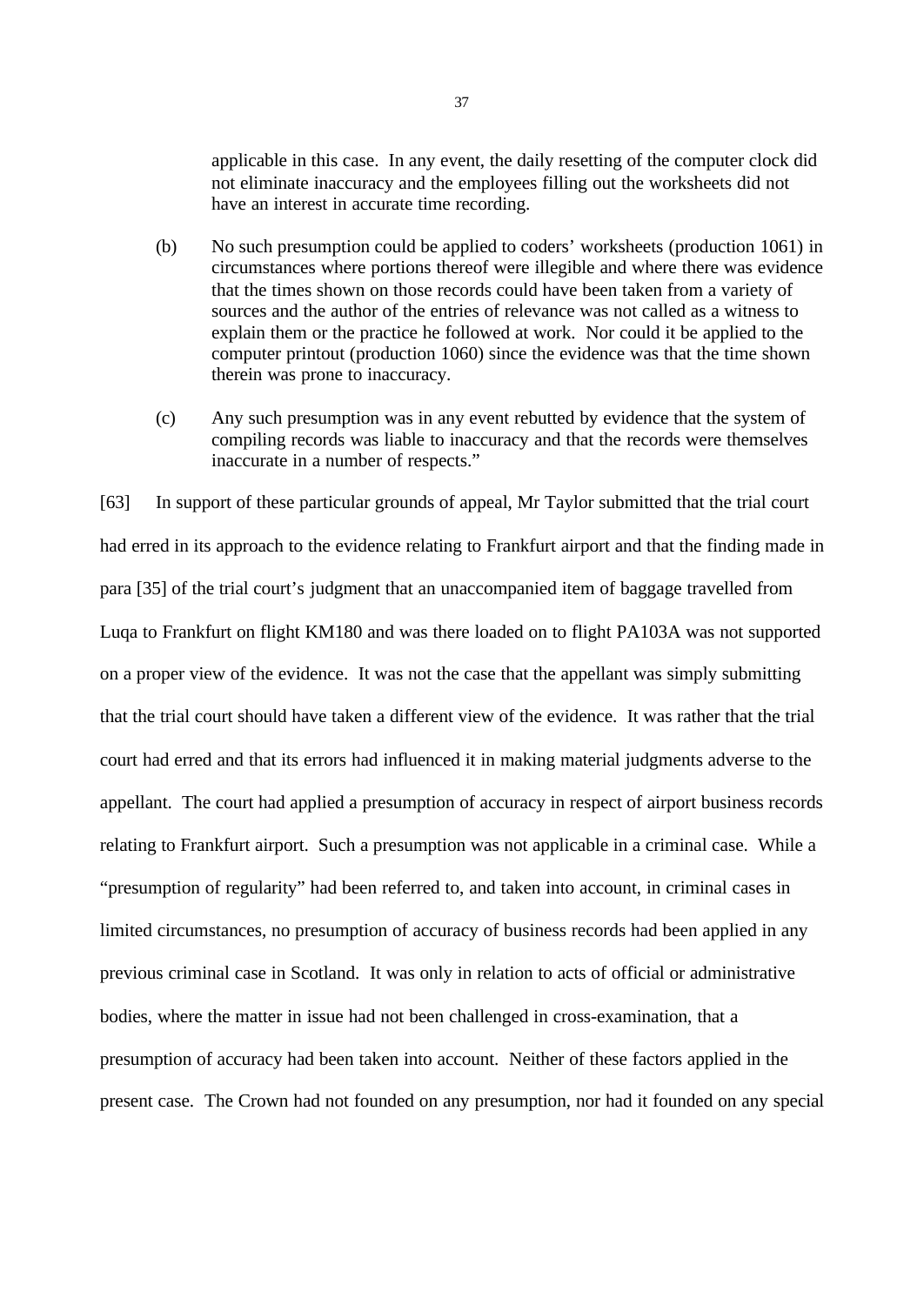applicable in this case. In any event, the daily resetting of the computer clock did not eliminate inaccuracy and the employees filling out the worksheets did not have an interest in accurate time recording.

(b) No such presumption could be applied to coders' worksheets (production 1061) in circumstances where portions thereof were illegible and where there was evidence that the times shown on those records could have been taken from a variety of sources and the author of the entries of relevance was not called as a witness to explain them or the practice he followed at work. Nor could it be applied to the computer printout (production 1060) since the evidence was that the time shown therein was prone to inaccuracy.

(c) Any such presumption was in any event rebutted by evidence that the system of compiling records was liable to inaccuracy and that the records were themselves inaccurate in a number of respects."

[63] In support of these particular grounds of appeal, Mr Taylor submitted that the trial court had erred in its approach to the evidence relating to Frankfurt airport and that the finding made in para [35] of the trial court's judgment that an unaccompanied item of baggage travelled from Luqa to Frankfurt on flight KM180 and was there loaded on to flight PA103A was not supported on a proper view of the evidence. It was not the case that the appellant was simply submitting that the trial court should have taken a different view of the evidence. It was rather that the trial court had erred and that its errors had influenced it in making material judgments adverse to the appellant. The court had applied a presumption of accuracy in respect of airport business records relating to Frankfurt airport. Such a presumption was not applicable in a criminal case. While a "presumption of regularity" had been referred to, and taken into account, in criminal cases in limited circumstances, no presumption of accuracy of business records had been applied in any previous criminal case in Scotland. It was only in relation to acts of official or administrative bodies, where the matter in issue had not been challenged in cross-examination, that a presumption of accuracy had been taken into account. Neither of these factors applied in the present case. The Crown had not founded on any presumption, nor had it founded on any special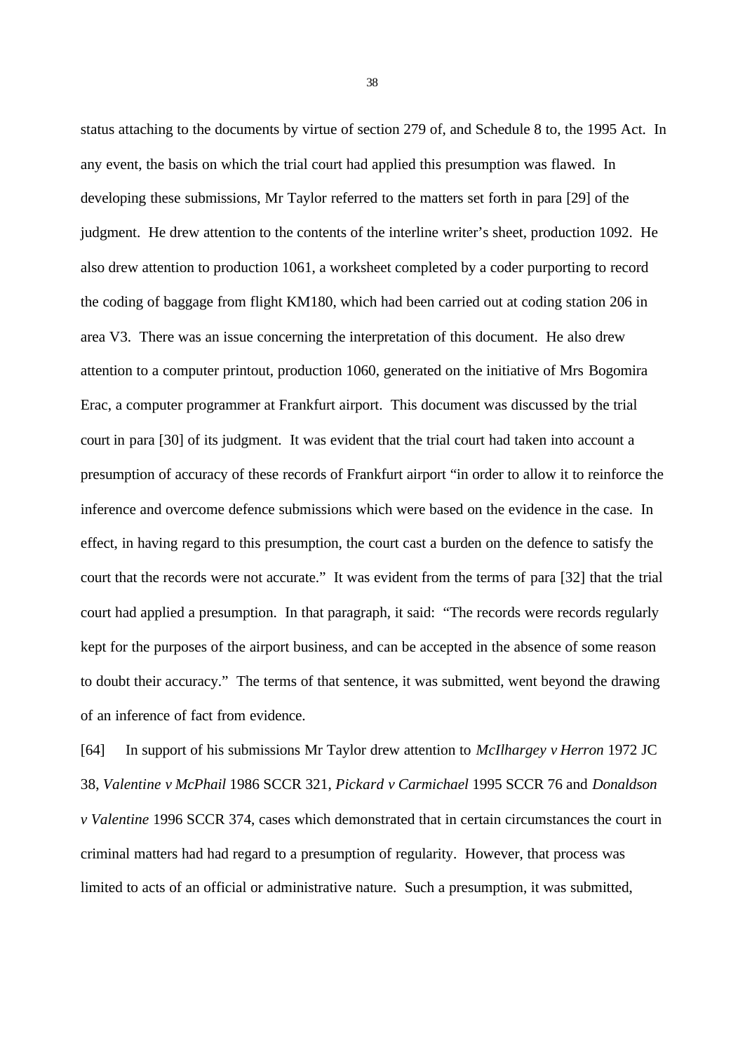status attaching to the documents by virtue of section 279 of, and Schedule 8 to, the 1995 Act. In any event, the basis on which the trial court had applied this presumption was flawed. In developing these submissions, Mr Taylor referred to the matters set forth in para [29] of the judgment. He drew attention to the contents of the interline writer's sheet, production 1092. He also drew attention to production 1061, a worksheet completed by a coder purporting to record the coding of baggage from flight KM180, which had been carried out at coding station 206 in area V3. There was an issue concerning the interpretation of this document. He also drew attention to a computer printout, production 1060, generated on the initiative of Mrs Bogomira Erac, a computer programmer at Frankfurt airport. This document was discussed by the trial court in para [30] of its judgment. It was evident that the trial court had taken into account a presumption of accuracy of these records of Frankfurt airport "in order to allow it to reinforce the inference and overcome defence submissions which were based on the evidence in the case. In effect, in having regard to this presumption, the court cast a burden on the defence to satisfy the court that the records were not accurate." It was evident from the terms of para [32] that the trial court had applied a presumption. In that paragraph, it said: "The records were records regularly kept for the purposes of the airport business, and can be accepted in the absence of some reason to doubt their accuracy." The terms of that sentence, it was submitted, went beyond the drawing of an inference of fact from evidence.

[64] In support of his submissions Mr Taylor drew attention to *McIlhargey v Herron* 1972 JC 38, *Valentine v McPhail* 1986 SCCR 321, *Pickard v Carmichael* 1995 SCCR 76 and *Donaldson v Valentine* 1996 SCCR 374, cases which demonstrated that in certain circumstances the court in criminal matters had had regard to a presumption of regularity. However, that process was limited to acts of an official or administrative nature. Such a presumption, it was submitted,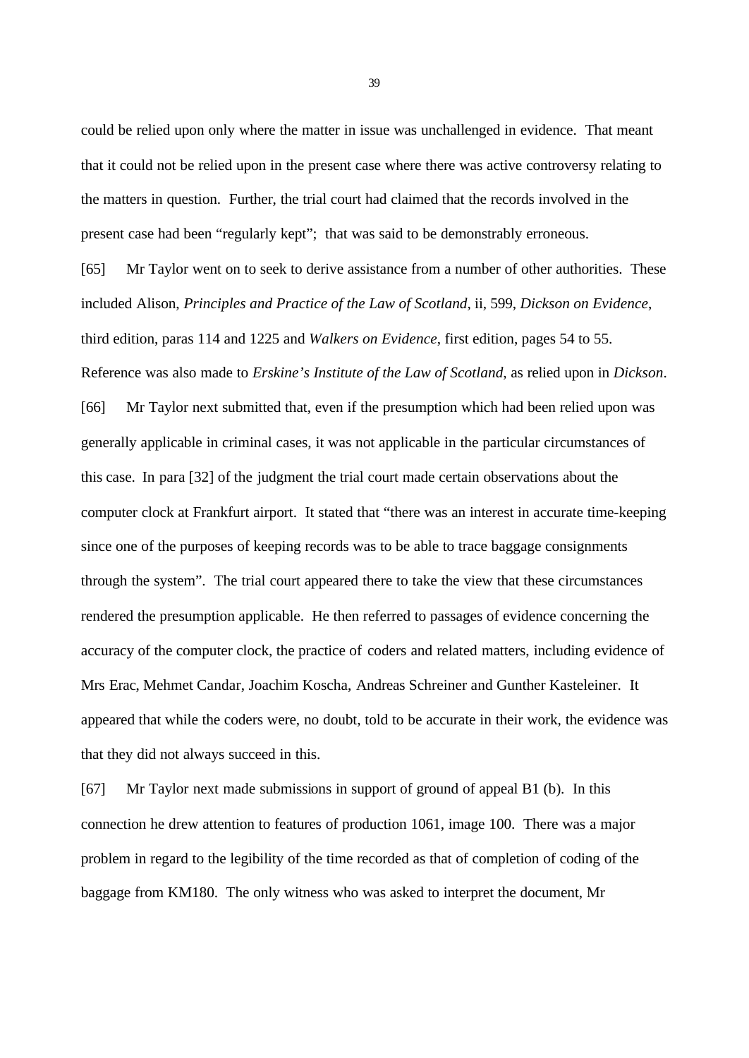could be relied upon only where the matter in issue was unchallenged in evidence. That meant that it could not be relied upon in the present case where there was active controversy relating to the matters in question. Further, the trial court had claimed that the records involved in the present case had been "regularly kept"; that was said to be demonstrably erroneous.

[65] Mr Taylor went on to seek to derive assistance from a number of other authorities. These included Alison, *Principles and Practice of the Law of Scotland*, ii, 599, *Dickson on Evidence*, third edition, paras 114 and 1225 and *Walkers on Evidence*, first edition, pages 54 to 55. Reference was also made to *Erskine's Institute of the Law of Scotland*, as relied upon in *Dickson*.

[66] Mr Taylor next submitted that, even if the presumption which had been relied upon was generally applicable in criminal cases, it was not applicable in the particular circumstances of this case. In para [32] of the judgment the trial court made certain observations about the computer clock at Frankfurt airport. It stated that "there was an interest in accurate time-keeping since one of the purposes of keeping records was to be able to trace baggage consignments through the system". The trial court appeared there to take the view that these circumstances rendered the presumption applicable. He then referred to passages of evidence concerning the accuracy of the computer clock, the practice of coders and related matters, including evidence of Mrs Erac, Mehmet Candar, Joachim Koscha, Andreas Schreiner and Gunther Kasteleiner. It appeared that while the coders were, no doubt, told to be accurate in their work, the evidence was that they did not always succeed in this.

[67] Mr Taylor next made submissions in support of ground of appeal B1 (b). In this connection he drew attention to features of production 1061, image 100. There was a major problem in regard to the legibility of the time recorded as that of completion of coding of the baggage from KM180. The only witness who was asked to interpret the document, Mr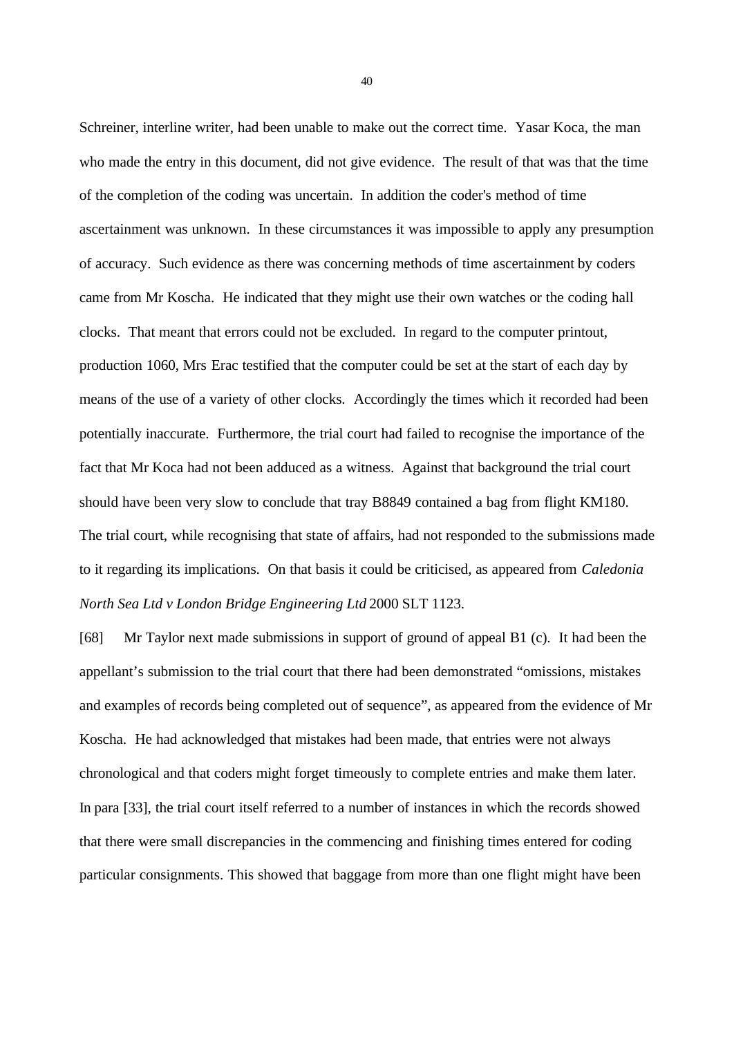Schreiner, interline writer, had been unable to make out the correct time. Yasar Koca, the man who made the entry in this document, did not give evidence. The result of that was that the time of the completion of the coding was uncertain. In addition the coder's method of time ascertainment was unknown. In these circumstances it was impossible to apply any presumption of accuracy. Such evidence as there was concerning methods of time ascertainment by coders came from Mr Koscha. He indicated that they might use their own watches or the coding hall clocks. That meant that errors could not be excluded. In regard to the computer printout, production 1060, Mrs Erac testified that the computer could be set at the start of each day by means of the use of a variety of other clocks. Accordingly the times which it recorded had been potentially inaccurate. Furthermore, the trial court had failed to recognise the importance of the fact that Mr Koca had not been adduced as a witness. Against that background the trial court should have been very slow to conclude that tray B8849 contained a bag from flight KM180. The trial court, while recognising that state of affairs, had not responded to the submissions made to it regarding its implications. On that basis it could be criticised, as appeared from *Caledonia North Sea Ltd v London Bridge Engineering Ltd* 2000 SLT 1123.

[68] Mr Taylor next made submissions in support of ground of appeal B1 (c). It had been the appellant's submission to the trial court that there had been demonstrated "omissions, mistakes and examples of records being completed out of sequence", as appeared from the evidence of Mr Koscha. He had acknowledged that mistakes had been made, that entries were not always chronological and that coders might forget timeously to complete entries and make them later. In para [33], the trial court itself referred to a number of instances in which the records showed that there were small discrepancies in the commencing and finishing times entered for coding particular consignments. This showed that baggage from more than one flight might have been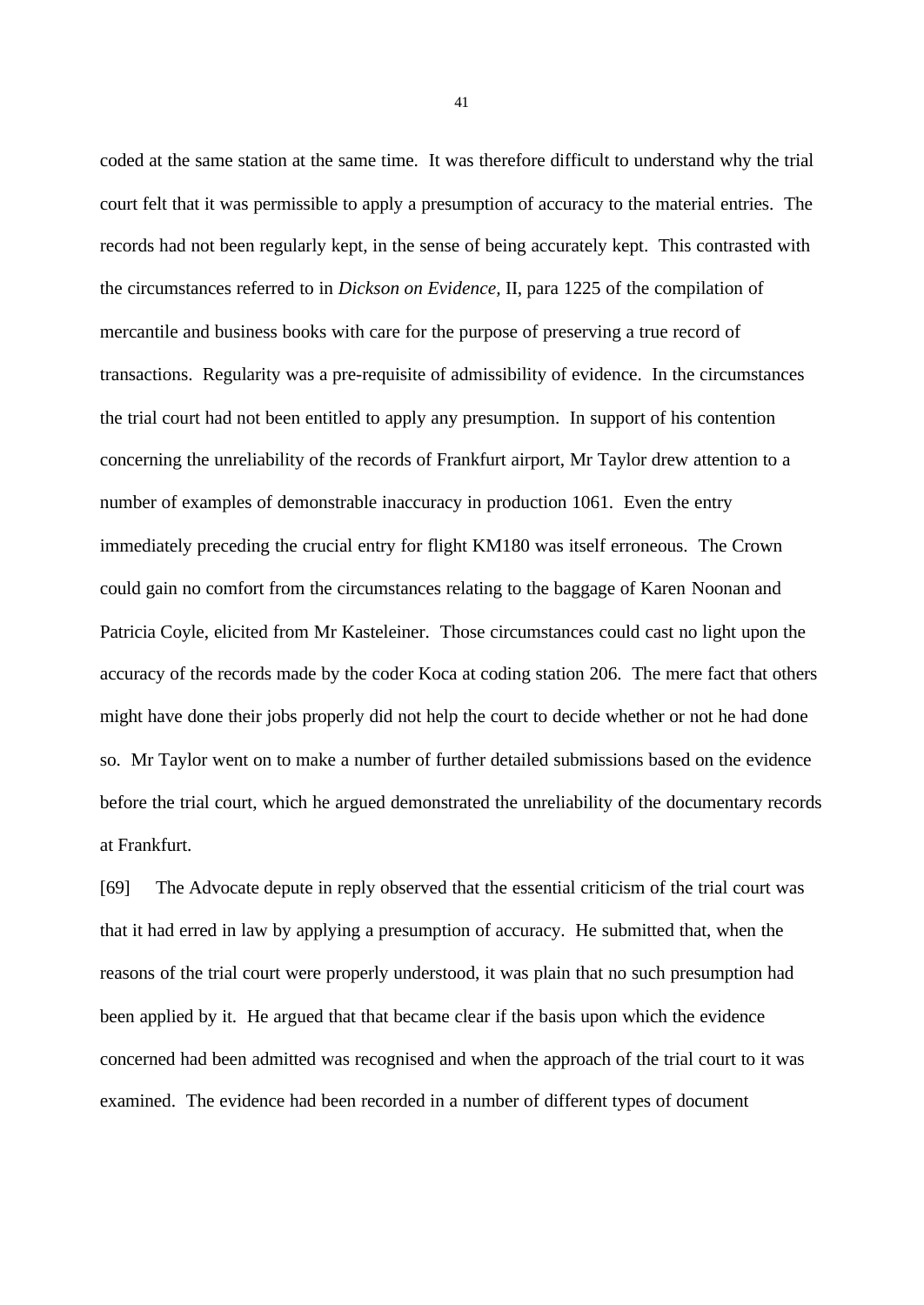coded at the same station at the same time. It was therefore difficult to understand why the trial court felt that it was permissible to apply a presumption of accuracy to the material entries. The records had not been regularly kept, in the sense of being accurately kept. This contrasted with the circumstances referred to in *Dickson on Evidence,* II, para 1225 of the compilation of mercantile and business books with care for the purpose of preserving a true record of transactions. Regularity was a pre-requisite of admissibility of evidence. In the circumstances the trial court had not been entitled to apply any presumption. In support of his contention concerning the unreliability of the records of Frankfurt airport, Mr Taylor drew attention to a number of examples of demonstrable inaccuracy in production 1061. Even the entry immediately preceding the crucial entry for flight KM180 was itself erroneous. The Crown could gain no comfort from the circumstances relating to the baggage of Karen Noonan and Patricia Coyle, elicited from Mr Kasteleiner. Those circumstances could cast no light upon the accuracy of the records made by the coder Koca at coding station 206. The mere fact that others might have done their jobs properly did not help the court to decide whether or not he had done so. Mr Taylor went on to make a number of further detailed submissions based on the evidence before the trial court, which he argued demonstrated the unreliability of the documentary records at Frankfurt.

[69] The Advocate depute in reply observed that the essential criticism of the trial court was that it had erred in law by applying a presumption of accuracy. He submitted that, when the reasons of the trial court were properly understood, it was plain that no such presumption had been applied by it. He argued that that became clear if the basis upon which the evidence concerned had been admitted was recognised and when the approach of the trial court to it was examined. The evidence had been recorded in a number of different types of document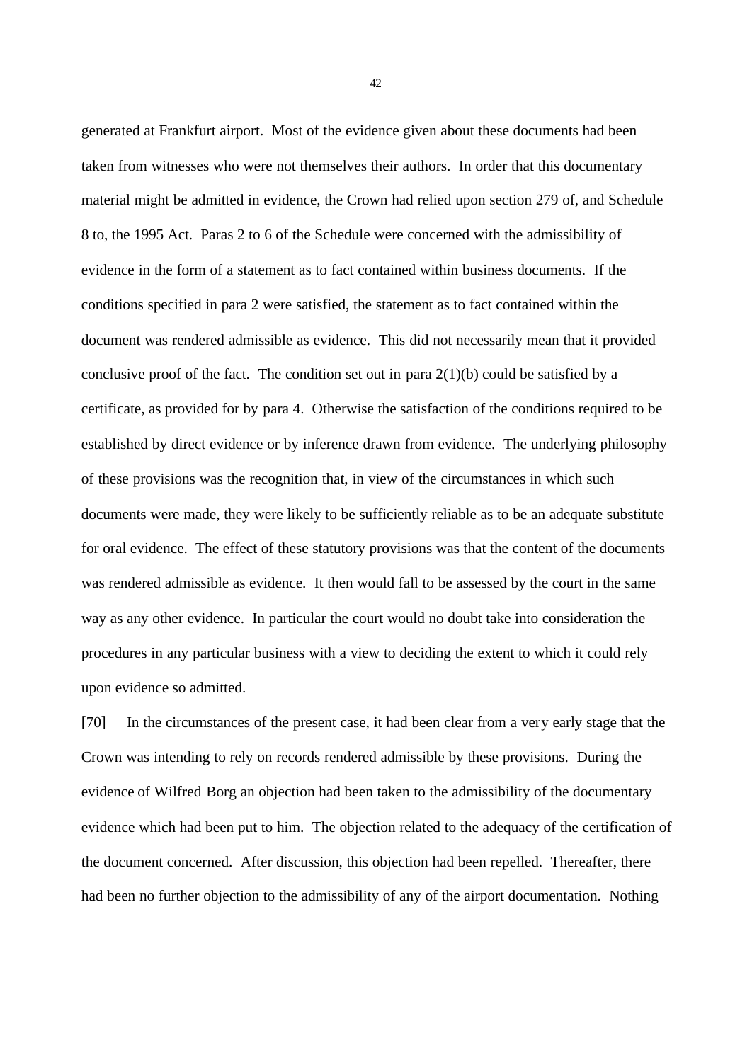generated at Frankfurt airport. Most of the evidence given about these documents had been taken from witnesses who were not themselves their authors. In order that this documentary material might be admitted in evidence, the Crown had relied upon section 279 of, and Schedule 8 to, the 1995 Act. Paras 2 to 6 of the Schedule were concerned with the admissibility of evidence in the form of a statement as to fact contained within business documents. If the conditions specified in para 2 were satisfied, the statement as to fact contained within the document was rendered admissible as evidence. This did not necessarily mean that it provided conclusive proof of the fact. The condition set out in para 2(1)(b) could be satisfied by a certificate, as provided for by para 4. Otherwise the satisfaction of the conditions required to be established by direct evidence or by inference drawn from evidence. The underlying philosophy of these provisions was the recognition that, in view of the circumstances in which such documents were made, they were likely to be sufficiently reliable as to be an adequate substitute for oral evidence. The effect of these statutory provisions was that the content of the documents was rendered admissible as evidence. It then would fall to be assessed by the court in the same way as any other evidence. In particular the court would no doubt take into consideration the procedures in any particular business with a view to deciding the extent to which it could rely upon evidence so admitted.

[70] In the circumstances of the present case, it had been clear from a very early stage that the Crown was intending to rely on records rendered admissible by these provisions. During the evidence of Wilfred Borg an objection had been taken to the admissibility of the documentary evidence which had been put to him. The objection related to the adequacy of the certification of the document concerned. After discussion, this objection had been repelled. Thereafter, there had been no further objection to the admissibility of any of the airport documentation. Nothing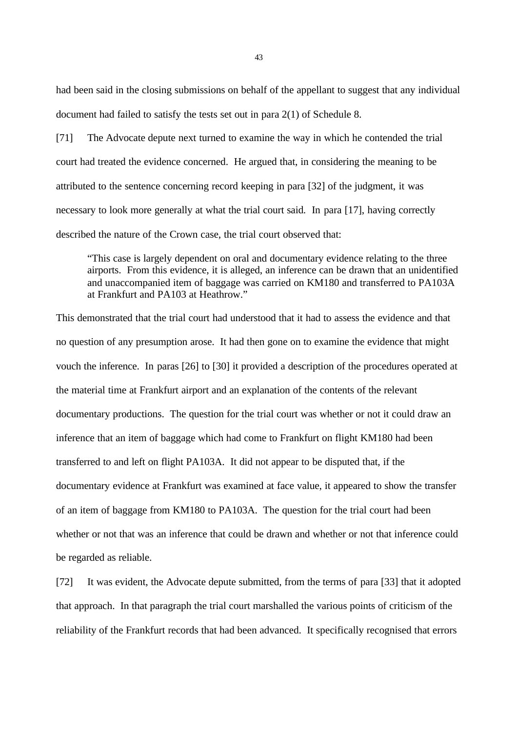had been said in the closing submissions on behalf of the appellant to suggest that any individual document had failed to satisfy the tests set out in para 2(1) of Schedule 8.

[71] The Advocate depute next turned to examine the way in which he contended the trial court had treated the evidence concerned. He argued that, in considering the meaning to be attributed to the sentence concerning record keeping in para [32] of the judgment, it was necessary to look more generally at what the trial court said. In para [17], having correctly described the nature of the Crown case, the trial court observed that:

> "This case is largely dependent on oral and documentary evidence relating to the three airports. From this evidence, it is alleged, an inference can be drawn that an unidentified and unaccompanied item of baggage was carried on KM180 and transferred to PA103A at Frankfurt and PA103 at Heathrow."

This demonstrated that the trial court had understood that it had to assess the evidence and that no question of any presumption arose. It had then gone on to examine the evidence that might vouch the inference. In paras [26] to [30] it provided a description of the procedures operated at the material time at Frankfurt airport and an explanation of the contents of the relevant documentary productions. The question for the trial court was whether or not it could draw an inference that an item of baggage which had come to Frankfurt on flight KM180 had been transferred to and left on flight PA103A. It did not appear to be disputed that, if the documentary evidence at Frankfurt was examined at face value, it appeared to show the transfer of an item of baggage from KM180 to PA103A. The question for the trial court had been whether or not that was an inference that could be drawn and whether or not that inference could be regarded as reliable.

[72] It was evident, the Advocate depute submitted, from the terms of para [33] that it adopted that approach. In that paragraph the trial court marshalled the various points of criticism of the reliability of the Frankfurt records that had been advanced. It specifically recognised that errors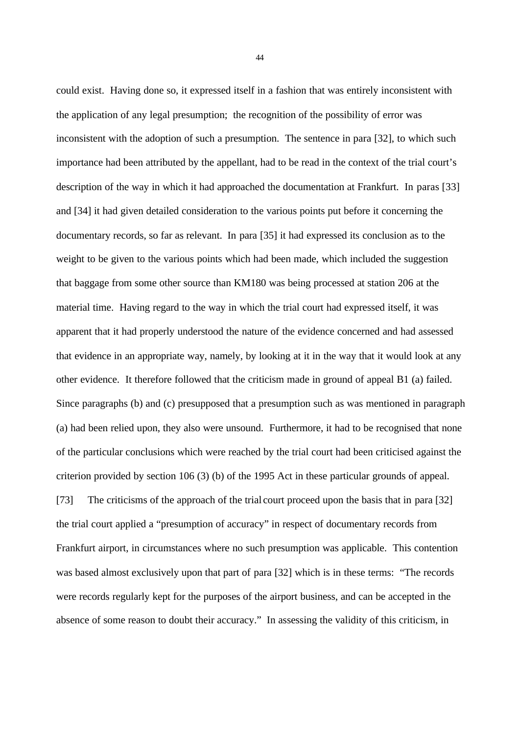could exist. Having done so, it expressed itself in a fashion that was entirely inconsistent with the application of any legal presumption; the recognition of the possibility of error was inconsistent with the adoption of such a presumption. The sentence in para [32], to which such importance had been attributed by the appellant, had to be read in the context of the trial court's description of the way in which it had approached the documentation at Frankfurt. In paras [33] and [34] it had given detailed consideration to the various points put before it concerning the documentary records, so far as relevant. In para [35] it had expressed its conclusion as to the weight to be given to the various points which had been made, which included the suggestion that baggage from some other source than KM180 was being processed at station 206 at the material time. Having regard to the way in which the trial court had expressed itself, it was apparent that it had properly understood the nature of the evidence concerned and had assessed that evidence in an appropriate way, namely, by looking at it in the way that it would look at any other evidence. It therefore followed that the criticism made in ground of appeal B1 (a) failed. Since paragraphs (b) and (c) presupposed that a presumption such as was mentioned in paragraph (a) had been relied upon, they also were unsound. Furthermore, it had to be recognised that none of the particular conclusions which were reached by the trial court had been criticised against the criterion provided by section 106 (3) (b) of the 1995 Act in these particular grounds of appeal.

[73] The criticisms of the approach of the trial court proceed upon the basis that in para [32] the trial court applied a "presumption of accuracy" in respect of documentary records from Frankfurt airport, in circumstances where no such presumption was applicable. This contention was based almost exclusively upon that part of para [32] which is in these terms: "The records were records regularly kept for the purposes of the airport business, and can be accepted in the absence of some reason to doubt their accuracy." In assessing the validity of this criticism, in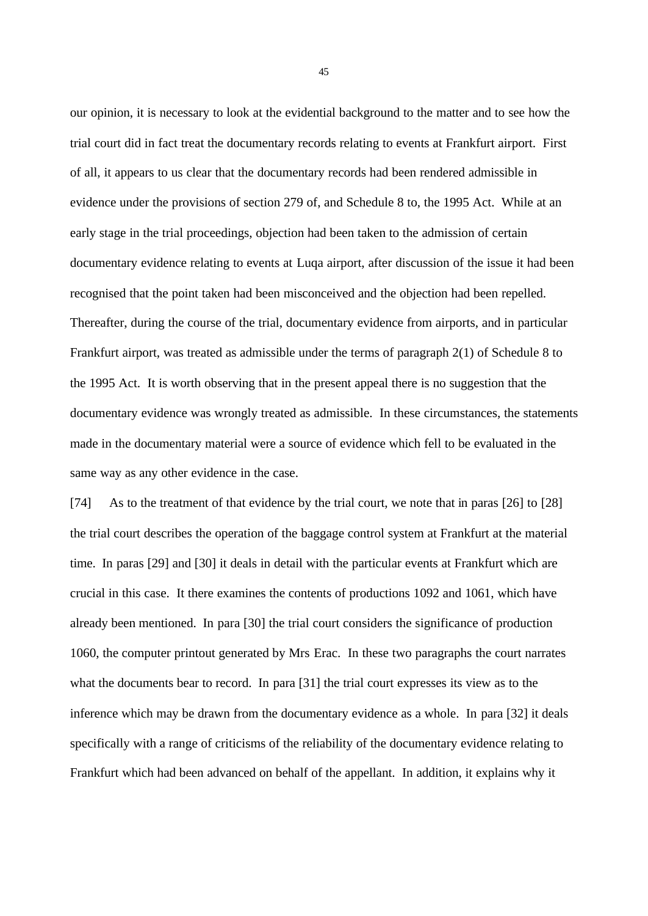our opinion, it is necessary to look at the evidential background to the matter and to see how the trial court did in fact treat the documentary records relating to events at Frankfurt airport. First of all, it appears to us clear that the documentary records had been rendered admissible in evidence under the provisions of section 279 of, and Schedule 8 to, the 1995 Act. While at an early stage in the trial proceedings, objection had been taken to the admission of certain documentary evidence relating to events at Luqa airport, after discussion of the issue it had been recognised that the point taken had been misconceived and the objection had been repelled. Thereafter, during the course of the trial, documentary evidence from airports, and in particular Frankfurt airport, was treated as admissible under the terms of paragraph 2(1) of Schedule 8 to the 1995 Act. It is worth observing that in the present appeal there is no suggestion that the documentary evidence was wrongly treated as admissible. In these circumstances, the statements made in the documentary material were a source of evidence which fell to be evaluated in the same way as any other evidence in the case.

[74] As to the treatment of that evidence by the trial court, we note that in paras [26] to [28] the trial court describes the operation of the baggage control system at Frankfurt at the material time. In paras [29] and [30] it deals in detail with the particular events at Frankfurt which are crucial in this case. It there examines the contents of productions 1092 and 1061, which have already been mentioned. In para [30] the trial court considers the significance of production 1060, the computer printout generated by Mrs Erac. In these two paragraphs the court narrates what the documents bear to record. In para [31] the trial court expresses its view as to the inference which may be drawn from the documentary evidence as a whole. In para [32] it deals specifically with a range of criticisms of the reliability of the documentary evidence relating to Frankfurt which had been advanced on behalf of the appellant. In addition, it explains why it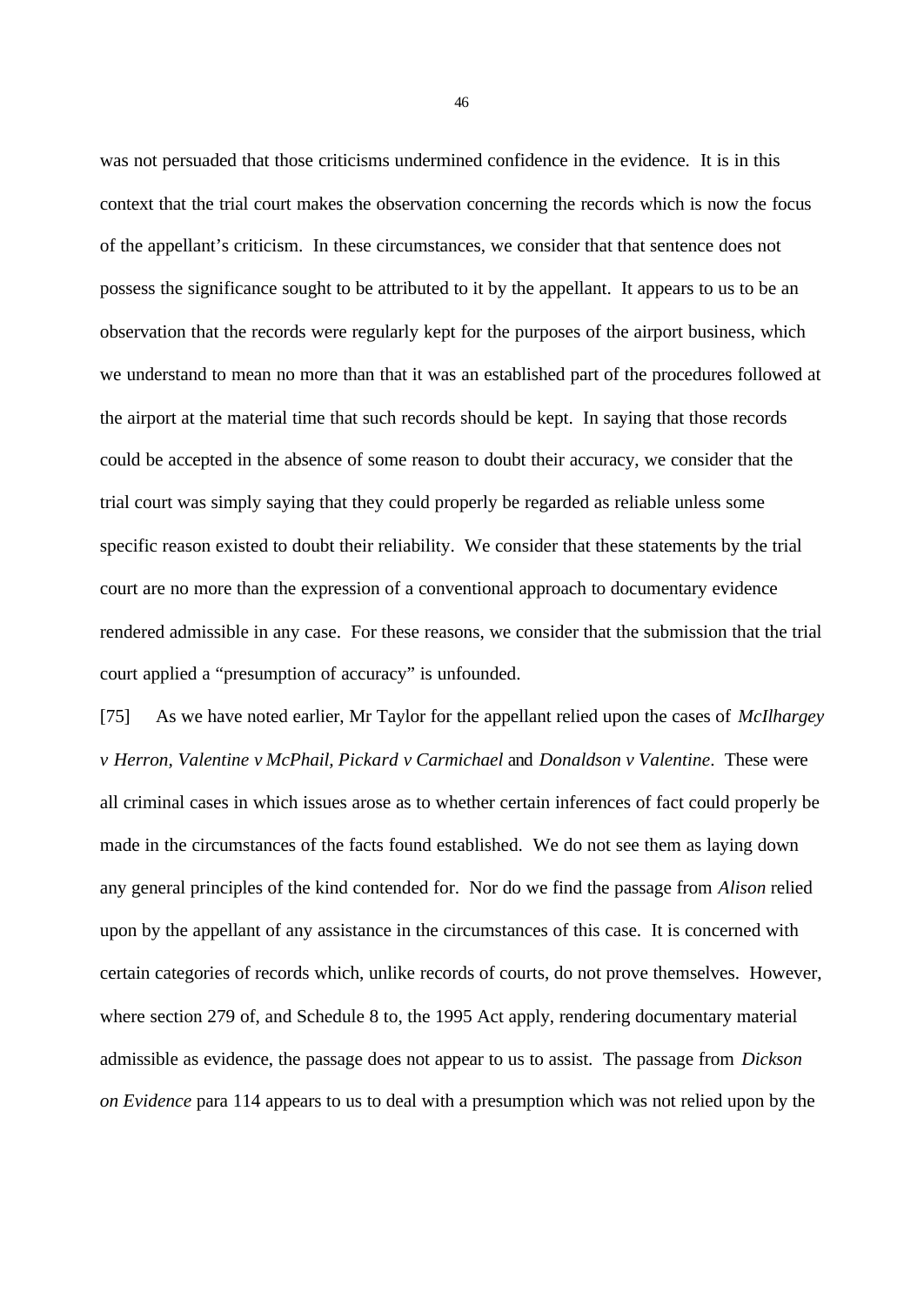was not persuaded that those criticisms undermined confidence in the evidence. It is in this context that the trial court makes the observation concerning the records which is now the focus of the appellant's criticism. In these circumstances, we consider that that sentence does not possess the significance sought to be attributed to it by the appellant. It appears to us to be an observation that the records were regularly kept for the purposes of the airport business, which we understand to mean no more than that it was an established part of the procedures followed at the airport at the material time that such records should be kept. In saying that those records could be accepted in the absence of some reason to doubt their accuracy, we consider that the trial court was simply saying that they could properly be regarded as reliable unless some specific reason existed to doubt their reliability. We consider that these statements by the trial court are no more than the expression of a conventional approach to documentary evidence rendered admissible in any case. For these reasons, we consider that the submission that the trial court applied a "presumption of accuracy" is unfounded.

[75] As we have noted earlier, Mr Taylor for the appellant relied upon the cases of *McIlhargey v Herron, Valentine v McPhail, Pickard v Carmichael* and *Donaldson v Valentine*. These were all criminal cases in which issues arose as to whether certain inferences of fact could properly be made in the circumstances of the facts found established. We do not see them as laying down any general principles of the kind contended for. Nor do we find the passage from *Alison* relied upon by the appellant of any assistance in the circumstances of this case. It is concerned with certain categories of records which, unlike records of courts, do not prove themselves. However, where section 279 of, and Schedule 8 to, the 1995 Act apply, rendering documentary material admissible as evidence, the passage does not appear to us to assist. The passage from *Dickson on Evidence* para 114 appears to us to deal with a presumption which was not relied upon by the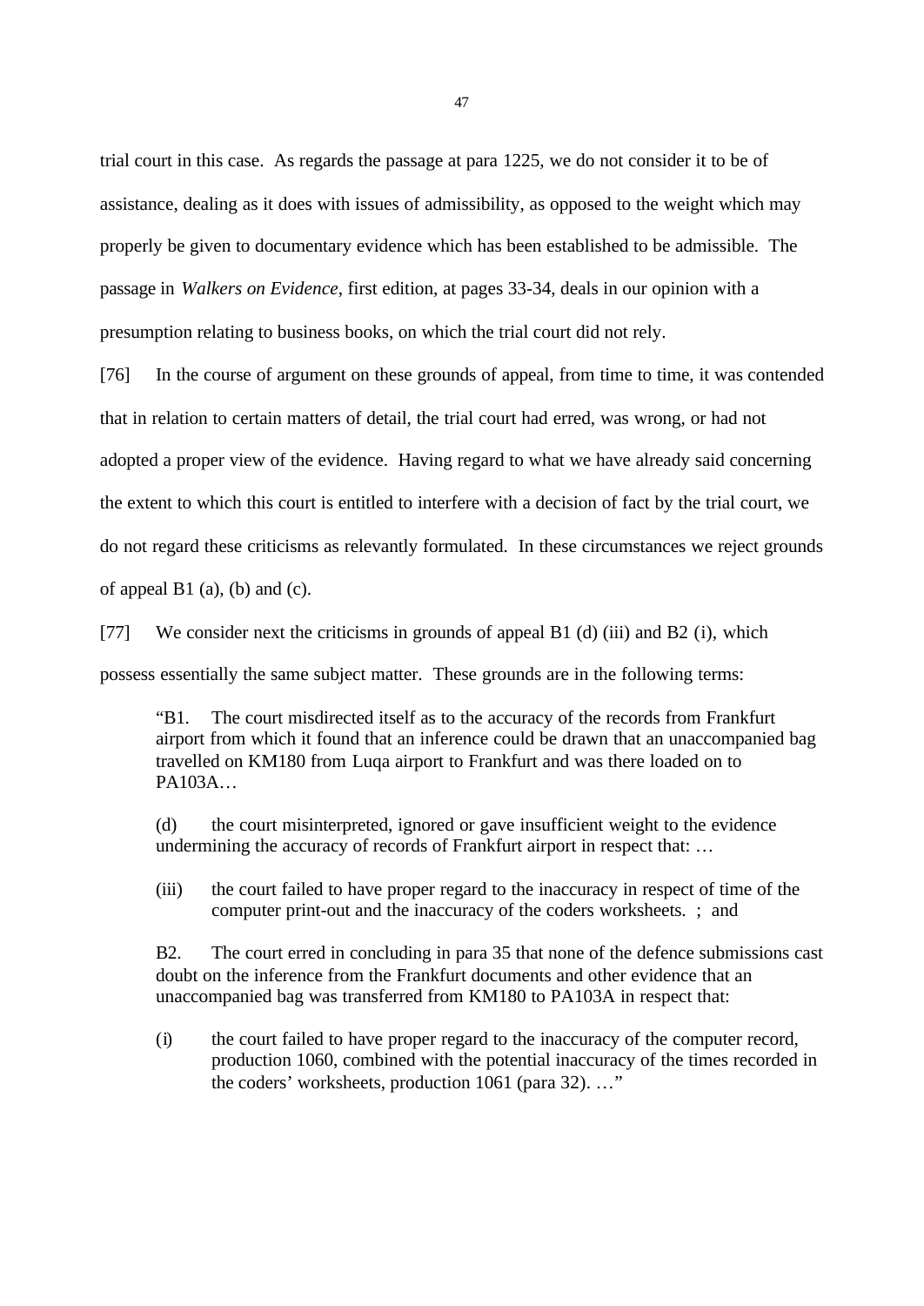trial court in this case. As regards the passage at para 1225, we do not consider it to be of assistance, dealing as it does with issues of admissibility, as opposed to the weight which may properly be given to documentary evidence which has been established to be admissible. The passage in *Walkers on Evidence*, first edition, at pages 33-34, deals in our opinion with a presumption relating to business books, on which the trial court did not rely.

[76] In the course of argument on these grounds of appeal, from time to time, it was contended that in relation to certain matters of detail, the trial court had erred, was wrong, or had not adopted a proper view of the evidence. Having regard to what we have already said concerning the extent to which this court is entitled to interfere with a decision of fact by the trial court, we do not regard these criticisms as relevantly formulated. In these circumstances we reject grounds of appeal B1 (a), (b) and (c).

[77] We consider next the criticisms in grounds of appeal B1 (d) (iii) and B2 (i), which possess essentially the same subject matter. These grounds are in the following terms:

> "B1. The court misdirected itself as to the accuracy of the records from Frankfurt airport from which it found that an inference could be drawn that an unaccompanied bag travelled on KM180 from Luqa airport to Frankfurt and was there loaded on to PA103A…
>
> (d) the court misinterpreted, ignored or gave insufficient weight to the evidence undermining the accuracy of records of Frankfurt airport in respect that: …
>
> (iii) the court failed to have proper regard to the inaccuracy in respect of time of the computer print-out and the inaccuracy of the coders worksheets. ; and
>
> B2. The court erred in concluding in para 35 that none of the defence submissions cast doubt on the inference from the Frankfurt documents and other evidence that an unaccompanied bag was transferred from KM180 to PA103A in respect that:
>
> (i) the court failed to have proper regard to the inaccuracy of the computer record, production 1060, combined with the potential inaccuracy of the times recorded in the coders' worksheets, production 1061 (para 32). …"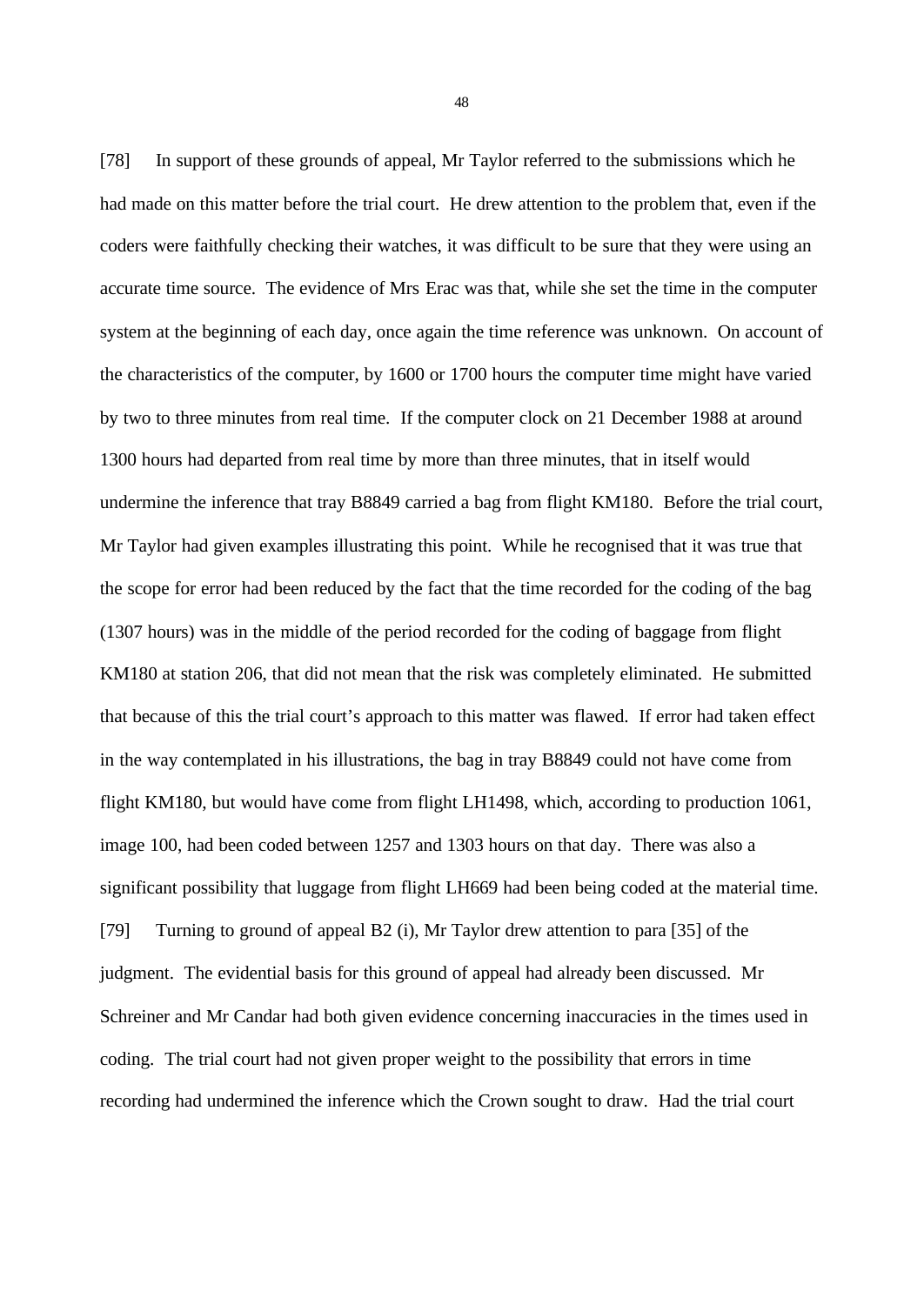[78] In support of these grounds of appeal, Mr Taylor referred to the submissions which he had made on this matter before the trial court. He drew attention to the problem that, even if the coders were faithfully checking their watches, it was difficult to be sure that they were using an accurate time source. The evidence of Mrs Erac was that, while she set the time in the computer system at the beginning of each day, once again the time reference was unknown. On account of the characteristics of the computer, by 1600 or 1700 hours the computer time might have varied by two to three minutes from real time. If the computer clock on 21 December 1988 at around 1300 hours had departed from real time by more than three minutes, that in itself would undermine the inference that tray B8849 carried a bag from flight KM180. Before the trial court, Mr Taylor had given examples illustrating this point. While he recognised that it was true that the scope for error had been reduced by the fact that the time recorded for the coding of the bag (1307 hours) was in the middle of the period recorded for the coding of baggage from flight KM180 at station 206, that did not mean that the risk was completely eliminated. He submitted that because of this the trial court's approach to this matter was flawed. If error had taken effect in the way contemplated in his illustrations, the bag in tray B8849 could not have come from flight KM180, but would have come from flight LH1498, which, according to production 1061, image 100, had been coded between 1257 and 1303 hours on that day. There was also a significant possibility that luggage from flight LH669 had been being coded at the material time.

[79] Turning to ground of appeal B2 (i), Mr Taylor drew attention to para [35] of the judgment. The evidential basis for this ground of appeal had already been discussed. Mr Schreiner and Mr Candar had both given evidence concerning inaccuracies in the times used in coding. The trial court had not given proper weight to the possibility that errors in time recording had undermined the inference which the Crown sought to draw. Had the trial court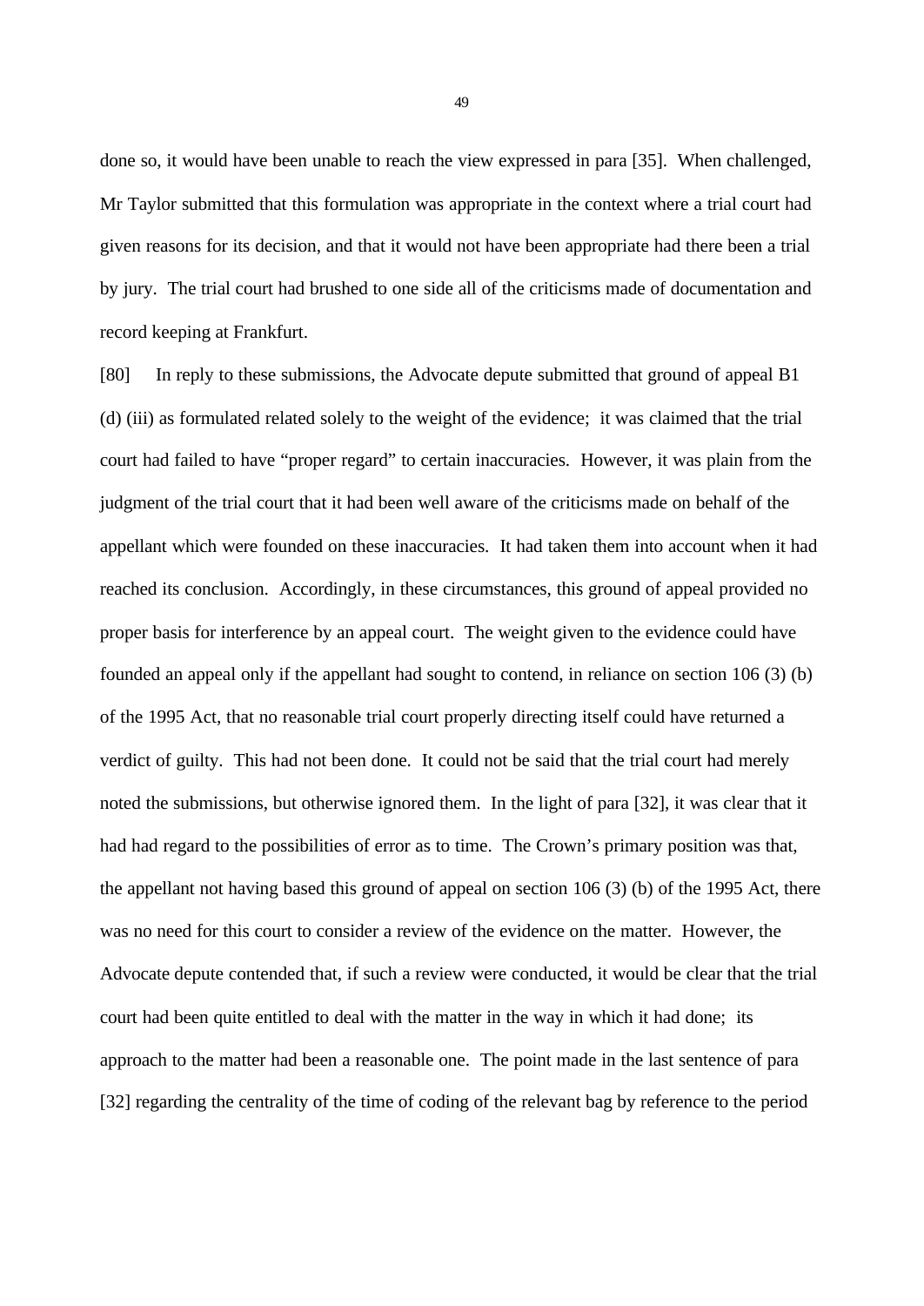done so, it would have been unable to reach the view expressed in para [35]. When challenged, Mr Taylor submitted that this formulation was appropriate in the context where a trial court had given reasons for its decision, and that it would not have been appropriate had there been a trial by jury. The trial court had brushed to one side all of the criticisms made of documentation and record keeping at Frankfurt.

[80] In reply to these submissions, the Advocate depute submitted that ground of appeal B1 (d) (iii) as formulated related solely to the weight of the evidence; it was claimed that the trial court had failed to have "proper regard" to certain inaccuracies. However, it was plain from the judgment of the trial court that it had been well aware of the criticisms made on behalf of the appellant which were founded on these inaccuracies. It had taken them into account when it had reached its conclusion. Accordingly, in these circumstances, this ground of appeal provided no proper basis for interference by an appeal court. The weight given to the evidence could have founded an appeal only if the appellant had sought to contend, in reliance on section 106 (3) (b) of the 1995 Act, that no reasonable trial court properly directing itself could have returned a verdict of guilty. This had not been done. It could not be said that the trial court had merely noted the submissions, but otherwise ignored them. In the light of para [32], it was clear that it had had regard to the possibilities of error as to time. The Crown's primary position was that, the appellant not having based this ground of appeal on section 106 (3) (b) of the 1995 Act, there was no need for this court to consider a review of the evidence on the matter. However, the Advocate depute contended that, if such a review were conducted, it would be clear that the trial court had been quite entitled to deal with the matter in the way in which it had done; its approach to the matter had been a reasonable one. The point made in the last sentence of para [32] regarding the centrality of the time of coding of the relevant bag by reference to the period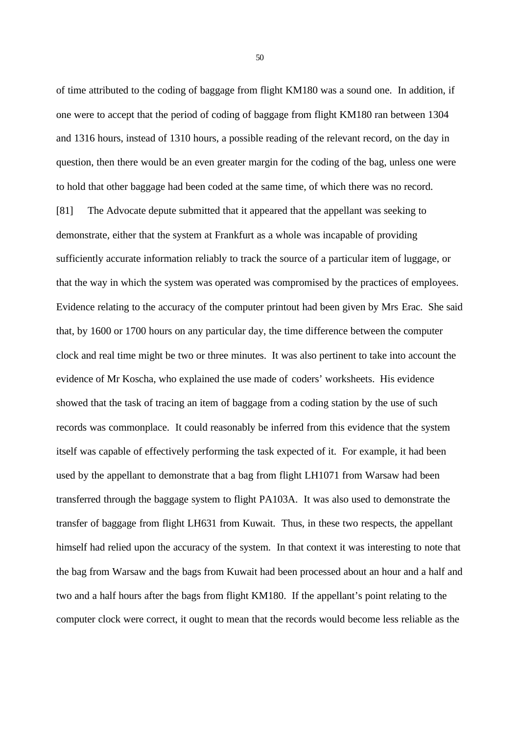of time attributed to the coding of baggage from flight KM180 was a sound one. In addition, if one were to accept that the period of coding of baggage from flight KM180 ran between 1304 and 1316 hours, instead of 1310 hours, a possible reading of the relevant record, on the day in question, then there would be an even greater margin for the coding of the bag, unless one were to hold that other baggage had been coded at the same time, of which there was no record.

[81] The Advocate depute submitted that it appeared that the appellant was seeking to demonstrate, either that the system at Frankfurt as a whole was incapable of providing sufficiently accurate information reliably to track the source of a particular item of luggage, or that the way in which the system was operated was compromised by the practices of employees. Evidence relating to the accuracy of the computer printout had been given by Mrs Erac. She said that, by 1600 or 1700 hours on any particular day, the time difference between the computer clock and real time might be two or three minutes. It was also pertinent to take into account the evidence of Mr Koscha, who explained the use made of coders' worksheets. His evidence showed that the task of tracing an item of baggage from a coding station by the use of such records was commonplace. It could reasonably be inferred from this evidence that the system itself was capable of effectively performing the task expected of it. For example, it had been used by the appellant to demonstrate that a bag from flight LH1071 from Warsaw had been transferred through the baggage system to flight PA103A. It was also used to demonstrate the transfer of baggage from flight LH631 from Kuwait. Thus, in these two respects, the appellant himself had relied upon the accuracy of the system. In that context it was interesting to note that the bag from Warsaw and the bags from Kuwait had been processed about an hour and a half and two and a half hours after the bags from flight KM180. If the appellant's point relating to the computer clock were correct, it ought to mean that the records would become less reliable as the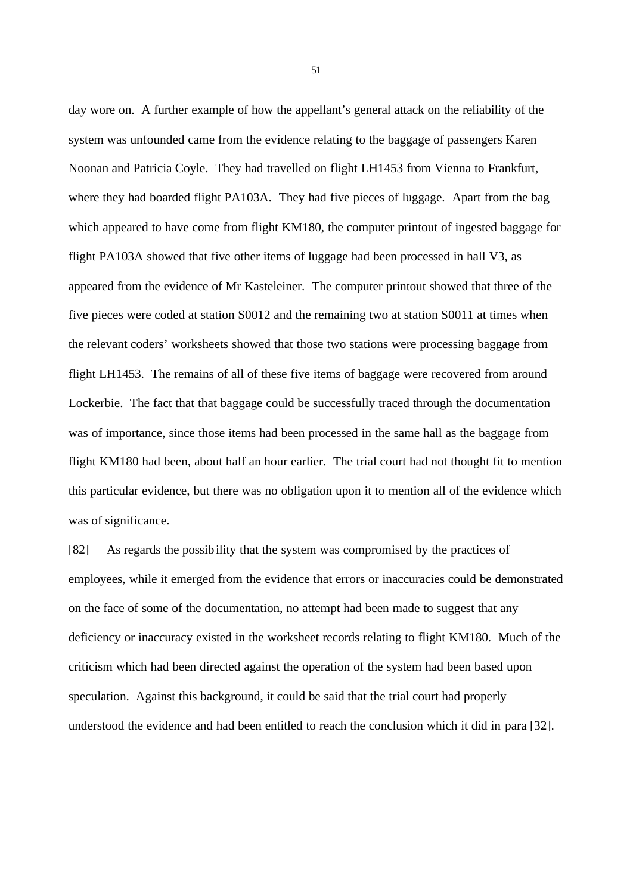day wore on. A further example of how the appellant's general attack on the reliability of the system was unfounded came from the evidence relating to the baggage of passengers Karen Noonan and Patricia Coyle. They had travelled on flight LH1453 from Vienna to Frankfurt, where they had boarded flight PA103A. They had five pieces of luggage. Apart from the bag which appeared to have come from flight KM180, the computer printout of ingested baggage for flight PA103A showed that five other items of luggage had been processed in hall V3, as appeared from the evidence of Mr Kasteleiner. The computer printout showed that three of the five pieces were coded at station S0012 and the remaining two at station S0011 at times when the relevant coders' worksheets showed that those two stations were processing baggage from flight LH1453. The remains of all of these five items of baggage were recovered from around Lockerbie. The fact that that baggage could be successfully traced through the documentation was of importance, since those items had been processed in the same hall as the baggage from flight KM180 had been, about half an hour earlier. The trial court had not thought fit to mention this particular evidence, but there was no obligation upon it to mention all of the evidence which was of significance.

[82] As regards the possibility that the system was compromised by the practices of employees, while it emerged from the evidence that errors or inaccuracies could be demonstrated on the face of some of the documentation, no attempt had been made to suggest that any deficiency or inaccuracy existed in the worksheet records relating to flight KM180. Much of the criticism which had been directed against the operation of the system had been based upon speculation. Against this background, it could be said that the trial court had properly understood the evidence and had been entitled to reach the conclusion which it did in para [32].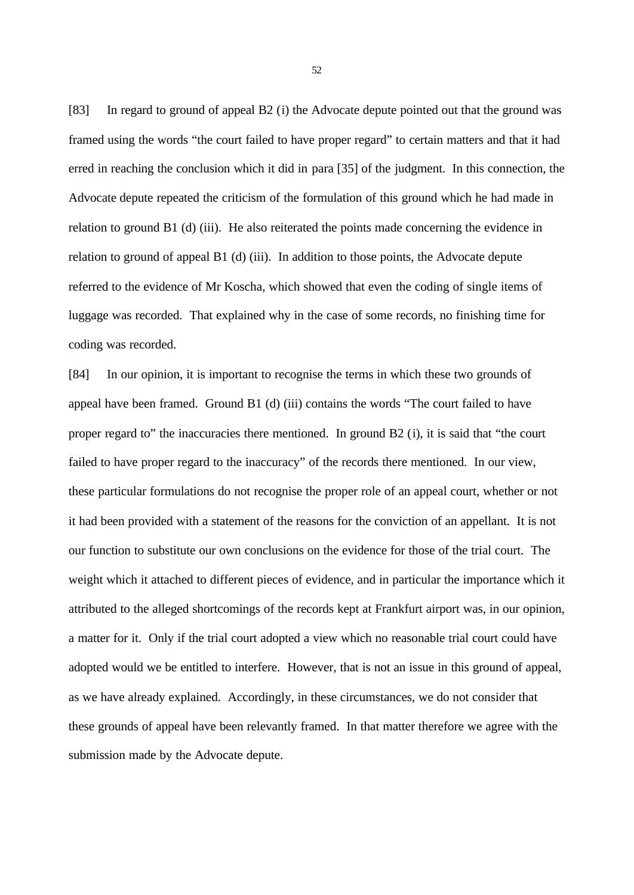[83] In regard to ground of appeal B2 (i) the Advocate depute pointed out that the ground was framed using the words "the court failed to have proper regard" to certain matters and that it had erred in reaching the conclusion which it did in para [35] of the judgment. In this connection, the Advocate depute repeated the criticism of the formulation of this ground which he had made in relation to ground B1 (d) (iii). He also reiterated the points made concerning the evidence in relation to ground of appeal B1 (d) (iii). In addition to those points, the Advocate depute referred to the evidence of Mr Koscha, which showed that even the coding of single items of luggage was recorded. That explained why in the case of some records, no finishing time for coding was recorded.

[84] In our opinion, it is important to recognise the terms in which these two grounds of appeal have been framed. Ground B1 (d) (iii) contains the words "The court failed to have proper regard to" the inaccuracies there mentioned. In ground B2 (i), it is said that "the court failed to have proper regard to the inaccuracy" of the records there mentioned. In our view, these particular formulations do not recognise the proper role of an appeal court, whether or not it had been provided with a statement of the reasons for the conviction of an appellant. It is not our function to substitute our own conclusions on the evidence for those of the trial court. The weight which it attached to different pieces of evidence, and in particular the importance which it attributed to the alleged shortcomings of the records kept at Frankfurt airport was, in our opinion, a matter for it. Only if the trial court adopted a view which no reasonable trial court could have adopted would we be entitled to interfere. However, that is not an issue in this ground of appeal, as we have already explained. Accordingly, in these circumstances, we do not consider that these grounds of appeal have been relevantly framed. In that matter therefore we agree with the submission made by the Advocate depute.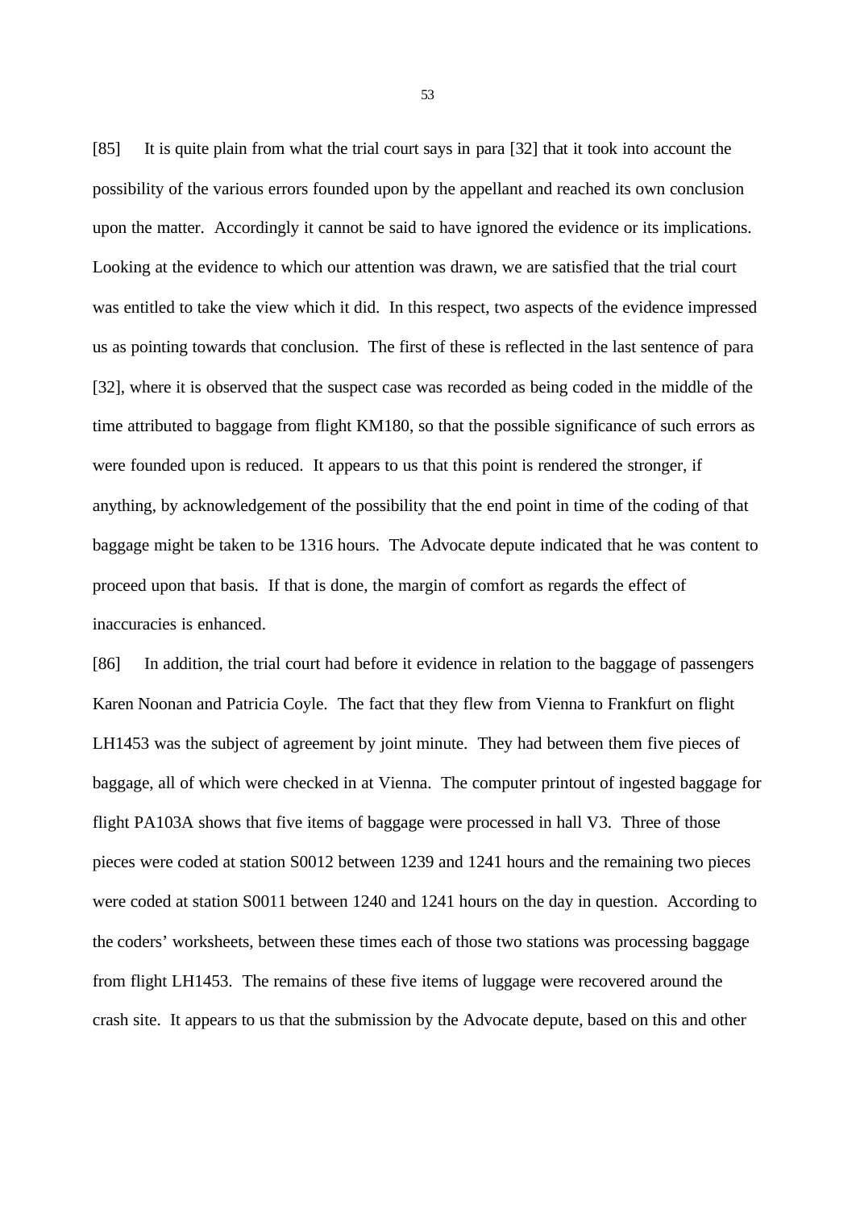[85] It is quite plain from what the trial court says in para [32] that it took into account the possibility of the various errors founded upon by the appellant and reached its own conclusion upon the matter. Accordingly it cannot be said to have ignored the evidence or its implications. Looking at the evidence to which our attention was drawn, we are satisfied that the trial court was entitled to take the view which it did. In this respect, two aspects of the evidence impressed us as pointing towards that conclusion. The first of these is reflected in the last sentence of para [32], where it is observed that the suspect case was recorded as being coded in the middle of the time attributed to baggage from flight KM180, so that the possible significance of such errors as were founded upon is reduced. It appears to us that this point is rendered the stronger, if anything, by acknowledgement of the possibility that the end point in time of the coding of that baggage might be taken to be 1316 hours. The Advocate depute indicated that he was content to proceed upon that basis. If that is done, the margin of comfort as regards the effect of inaccuracies is enhanced.

[86] In addition, the trial court had before it evidence in relation to the baggage of passengers Karen Noonan and Patricia Coyle. The fact that they flew from Vienna to Frankfurt on flight LH1453 was the subject of agreement by joint minute. They had between them five pieces of baggage, all of which were checked in at Vienna. The computer printout of ingested baggage for flight PA103A shows that five items of baggage were processed in hall V3. Three of those pieces were coded at station S0012 between 1239 and 1241 hours and the remaining two pieces were coded at station S0011 between 1240 and 1241 hours on the day in question. According to the coders' worksheets, between these times each of those two stations was processing baggage from flight LH1453. The remains of these five items of luggage were recovered around the crash site. It appears to us that the submission by the Advocate depute, based on this and other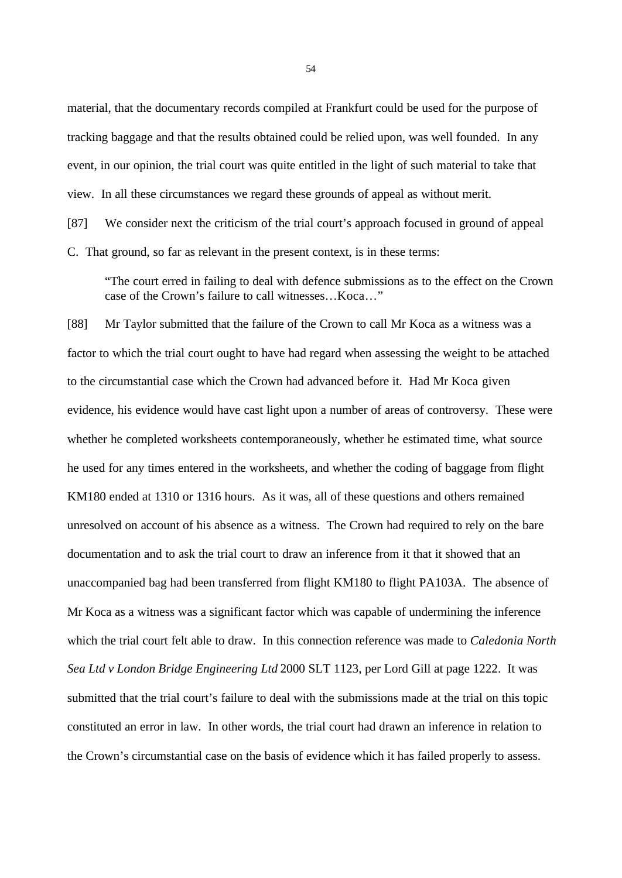material, that the documentary records compiled at Frankfurt could be used for the purpose of tracking baggage and that the results obtained could be relied upon, was well founded. In any event, in our opinion, the trial court was quite entitled in the light of such material to take that view. In all these circumstances we regard these grounds of appeal as without merit.

[87] We consider next the criticism of the trial court's approach focused in ground of appeal C. That ground, so far as relevant in the present context, is in these terms:

> "The court erred in failing to deal with defence submissions as to the effect on the Crown case of the Crown's failure to call witnesses…Koca…"

[88] Mr Taylor submitted that the failure of the Crown to call Mr Koca as a witness was a factor to which the trial court ought to have had regard when assessing the weight to be attached to the circumstantial case which the Crown had advanced before it. Had Mr Koca given evidence, his evidence would have cast light upon a number of areas of controversy. These were whether he completed worksheets contemporaneously, whether he estimated time, what source he used for any times entered in the worksheets, and whether the coding of baggage from flight KM180 ended at 1310 or 1316 hours. As it was, all of these questions and others remained unresolved on account of his absence as a witness. The Crown had required to rely on the bare documentation and to ask the trial court to draw an inference from it that it showed that an unaccompanied bag had been transferred from flight KM180 to flight PA103A. The absence of Mr Koca as a witness was a significant factor which was capable of undermining the inference which the trial court felt able to draw. In this connection reference was made to *Caledonia North Sea Ltd v London Bridge Engineering Ltd* 2000 SLT 1123, per Lord Gill at page 1222. It was submitted that the trial court's failure to deal with the submissions made at the trial on this topic constituted an error in law. In other words, the trial court had drawn an inference in relation to the Crown's circumstantial case on the basis of evidence which it has failed properly to assess.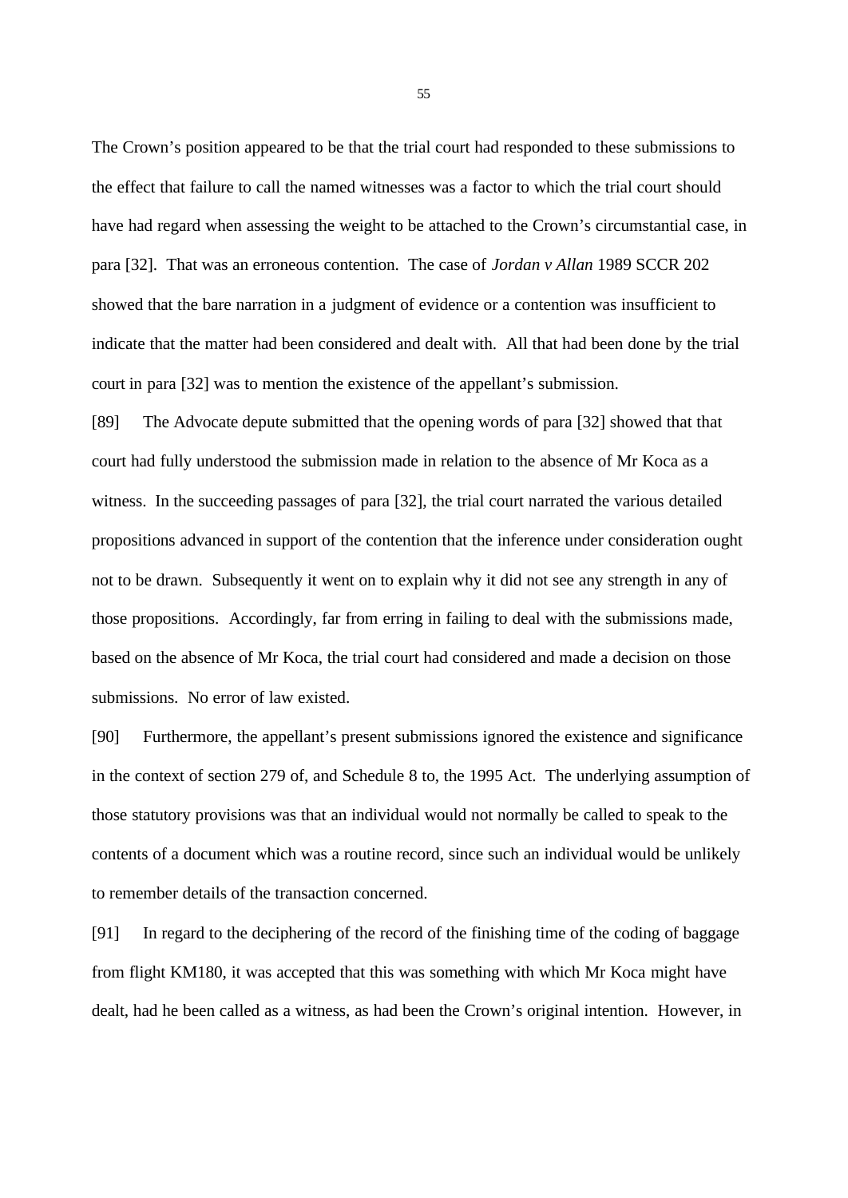The Crown's position appeared to be that the trial court had responded to these submissions to the effect that failure to call the named witnesses was a factor to which the trial court should have had regard when assessing the weight to be attached to the Crown's circumstantial case, in para [32]. That was an erroneous contention. The case of *Jordan v Allan* 1989 SCCR 202 showed that the bare narration in a judgment of evidence or a contention was insufficient to indicate that the matter had been considered and dealt with. All that had been done by the trial court in para [32] was to mention the existence of the appellant's submission.

[89] The Advocate depute submitted that the opening words of para [32] showed that that court had fully understood the submission made in relation to the absence of Mr Koca as a witness. In the succeeding passages of para [32], the trial court narrated the various detailed propositions advanced in support of the contention that the inference under consideration ought not to be drawn. Subsequently it went on to explain why it did not see any strength in any of those propositions. Accordingly, far from erring in failing to deal with the submissions made, based on the absence of Mr Koca, the trial court had considered and made a decision on those submissions. No error of law existed.

[90] Furthermore, the appellant's present submissions ignored the existence and significance in the context of section 279 of, and Schedule 8 to, the 1995 Act. The underlying assumption of those statutory provisions was that an individual would not normally be called to speak to the contents of a document which was a routine record, since such an individual would be unlikely to remember details of the transaction concerned.

[91] In regard to the deciphering of the record of the finishing time of the coding of baggage from flight KM180, it was accepted that this was something with which Mr Koca might have dealt, had he been called as a witness, as had been the Crown's original intention. However, in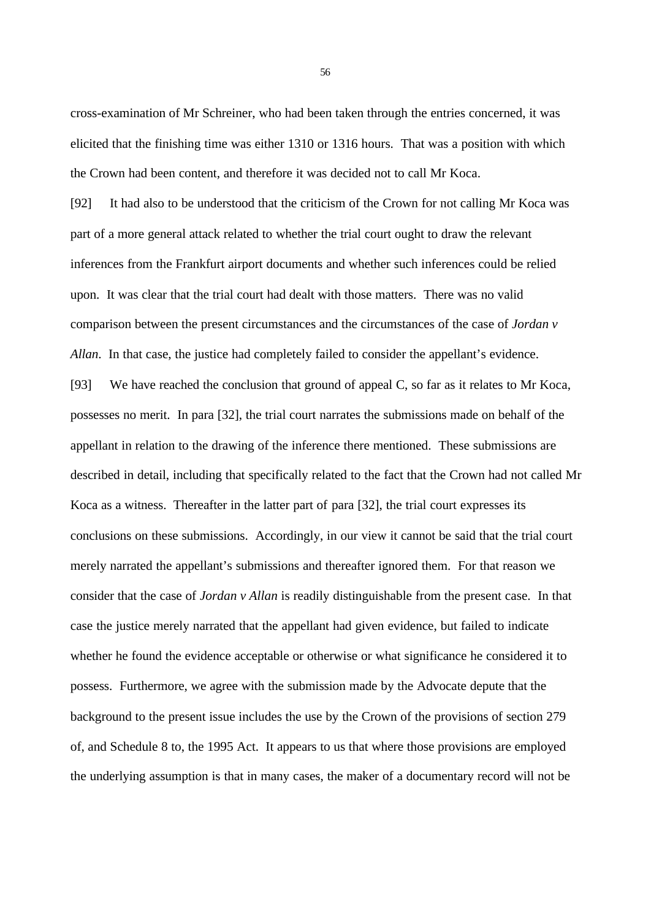cross-examination of Mr Schreiner, who had been taken through the entries concerned, it was elicited that the finishing time was either 1310 or 1316 hours. That was a position with which the Crown had been content, and therefore it was decided not to call Mr Koca.

[92] It had also to be understood that the criticism of the Crown for not calling Mr Koca was part of a more general attack related to whether the trial court ought to draw the relevant inferences from the Frankfurt airport documents and whether such inferences could be relied upon. It was clear that the trial court had dealt with those matters. There was no valid comparison between the present circumstances and the circumstances of the case of *Jordan v Allan*. In that case, the justice had completely failed to consider the appellant's evidence.

[93] We have reached the conclusion that ground of appeal C, so far as it relates to Mr Koca, possesses no merit. In para [32], the trial court narrates the submissions made on behalf of the appellant in relation to the drawing of the inference there mentioned. These submissions are described in detail, including that specifically related to the fact that the Crown had not called Mr Koca as a witness. Thereafter in the latter part of para [32], the trial court expresses its conclusions on these submissions. Accordingly, in our view it cannot be said that the trial court merely narrated the appellant's submissions and thereafter ignored them. For that reason we consider that the case of *Jordan v Allan* is readily distinguishable from the present case. In that case the justice merely narrated that the appellant had given evidence, but failed to indicate whether he found the evidence acceptable or otherwise or what significance he considered it to possess. Furthermore, we agree with the submission made by the Advocate depute that the background to the present issue includes the use by the Crown of the provisions of section 279 of, and Schedule 8 to, the 1995 Act. It appears to us that where those provisions are employed the underlying assumption is that in many cases, the maker of a documentary record will not be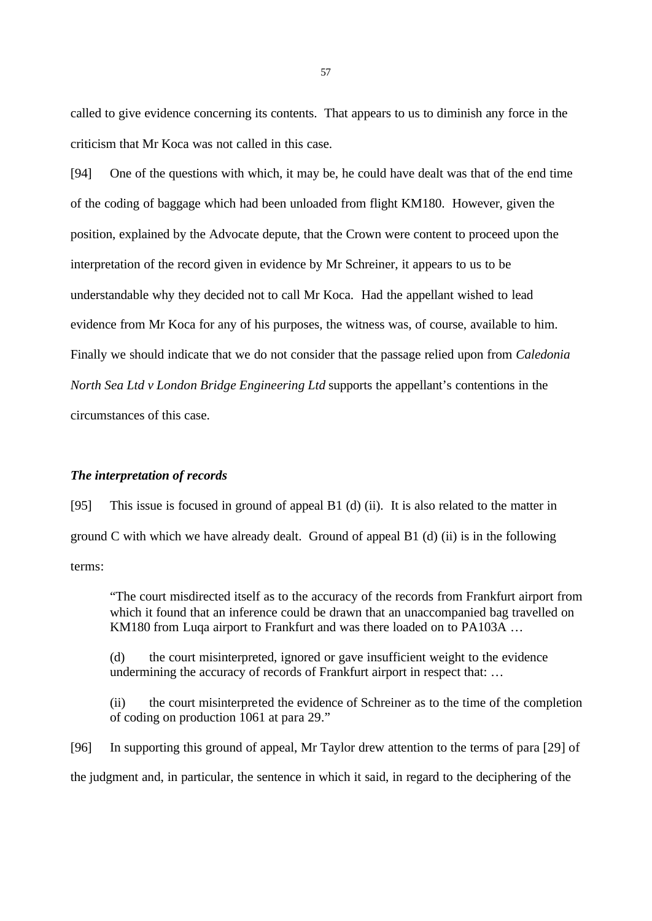called to give evidence concerning its contents. That appears to us to diminish any force in the criticism that Mr Koca was not called in this case.

[94] One of the questions with which, it may be, he could have dealt was that of the end time of the coding of baggage which had been unloaded from flight KM180. However, given the position, explained by the Advocate depute, that the Crown were content to proceed upon the interpretation of the record given in evidence by Mr Schreiner, it appears to us to be understandable why they decided not to call Mr Koca. Had the appellant wished to lead evidence from Mr Koca for any of his purposes, the witness was, of course, available to him. Finally we should indicate that we do not consider that the passage relied upon from *Caledonia North Sea Ltd v London Bridge Engineering Ltd* supports the appellant's contentions in the circumstances of this case.

### *The interpretation of records*

[95] This issue is focused in ground of appeal B1 (d) (ii). It is also related to the matter in ground C with which we have already dealt. Ground of appeal B1 (d) (ii) is in the following terms:

> "The court misdirected itself as to the accuracy of the records from Frankfurt airport from which it found that an inference could be drawn that an unaccompanied bag travelled on KM180 from Luqa airport to Frankfurt and was there loaded on to PA103A …
>
> (d) the court misinterpreted, ignored or gave insufficient weight to the evidence undermining the accuracy of records of Frankfurt airport in respect that: …
>
> (ii) the court misinterpreted the evidence of Schreiner as to the time of the completion of coding on production 1061 at para 29."

[96] In supporting this ground of appeal, Mr Taylor drew attention to the terms of para [29] of the judgment and, in particular, the sentence in which it said, in regard to the deciphering of the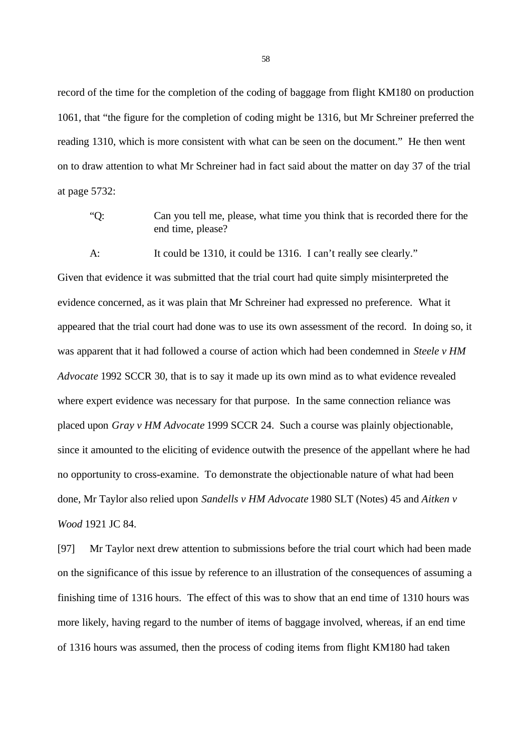record of the time for the completion of the coding of baggage from flight KM180 on production 1061, that "the figure for the completion of coding might be 1316, but Mr Schreiner preferred the reading 1310, which is more consistent with what can be seen on the document." He then went on to draw attention to what Mr Schreiner had in fact said about the matter on day 37 of the trial at page 5732:

> "Q: Can you tell me, please, what time you think that is recorded there for the end time, please?
>
> A: It could be 1310, it could be 1316. I can't really see clearly."

Given that evidence it was submitted that the trial court had quite simply misinterpreted the evidence concerned, as it was plain that Mr Schreiner had expressed no preference. What it appeared that the trial court had done was to use its own assessment of the record. In doing so, it was apparent that it had followed a course of action which had been condemned in *Steele v HM Advocate* 1992 SCCR 30, that is to say it made up its own mind as to what evidence revealed where expert evidence was necessary for that purpose. In the same connection reliance was placed upon *Gray v HM Advocate* 1999 SCCR 24. Such a course was plainly objectionable, since it amounted to the eliciting of evidence outwith the presence of the appellant where he had no opportunity to cross-examine. To demonstrate the objectionable nature of what had been done, Mr Taylor also relied upon *Sandells v HM Advocate* 1980 SLT (Notes) 45 and *Aitken v Wood* 1921 JC 84.

[97] Mr Taylor next drew attention to submissions before the trial court which had been made on the significance of this issue by reference to an illustration of the consequences of assuming a finishing time of 1316 hours. The effect of this was to show that an end time of 1310 hours was more likely, having regard to the number of items of baggage involved, whereas, if an end time of 1316 hours was assumed, then the process of coding items from flight KM180 had taken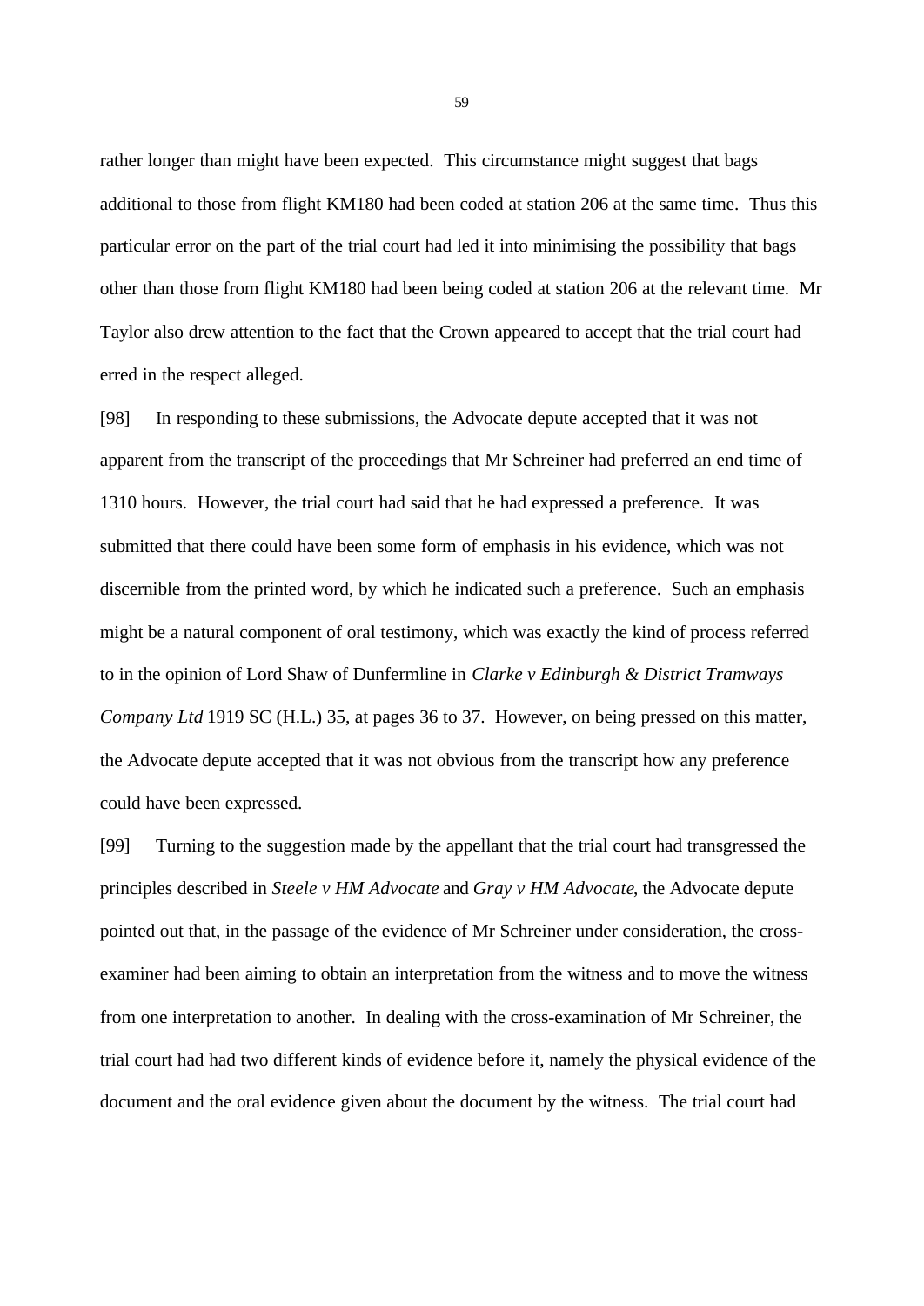rather longer than might have been expected. This circumstance might suggest that bags additional to those from flight KM180 had been coded at station 206 at the same time. Thus this particular error on the part of the trial court had led it into minimising the possibility that bags other than those from flight KM180 had been being coded at station 206 at the relevant time. Mr Taylor also drew attention to the fact that the Crown appeared to accept that the trial court had erred in the respect alleged.

[98] In responding to these submissions, the Advocate depute accepted that it was not apparent from the transcript of the proceedings that Mr Schreiner had preferred an end time of 1310 hours. However, the trial court had said that he had expressed a preference. It was submitted that there could have been some form of emphasis in his evidence, which was not discernible from the printed word, by which he indicated such a preference. Such an emphasis might be a natural component of oral testimony, which was exactly the kind of process referred to in the opinion of Lord Shaw of Dunfermline in *Clarke v Edinburgh & District Tramways Company Ltd* 1919 SC (H.L.) 35, at pages 36 to 37. However, on being pressed on this matter, the Advocate depute accepted that it was not obvious from the transcript how any preference could have been expressed.

[99] Turning to the suggestion made by the appellant that the trial court had transgressed the principles described in *Steele v HM Advocate* and *Gray v HM Advocate*, the Advocate depute pointed out that, in the passage of the evidence of Mr Schreiner under consideration, the cross-examiner had been aiming to obtain an interpretation from the witness and to move the witness from one interpretation to another. In dealing with the cross-examination of Mr Schreiner, the trial court had had two different kinds of evidence before it, namely the physical evidence of the document and the oral evidence given about the document by the witness. The trial court had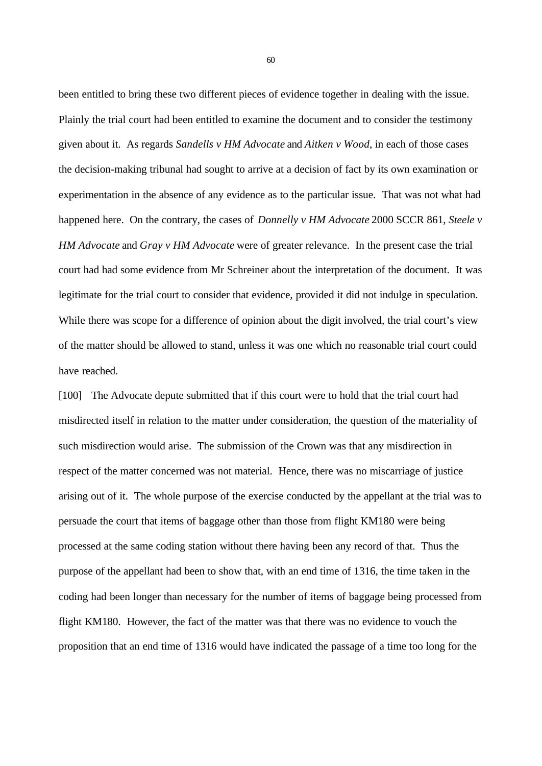been entitled to bring these two different pieces of evidence together in dealing with the issue. Plainly the trial court had been entitled to examine the document and to consider the testimony given about it. As regards *Sandells v HM Advocate* and *Aitken v Wood*, in each of those cases the decision-making tribunal had sought to arrive at a decision of fact by its own examination or experimentation in the absence of any evidence as to the particular issue. That was not what had happened here. On the contrary, the cases of *Donnelly v HM Advocate* 2000 SCCR 861, *Steele v HM Advocate* and *Gray v HM Advocate* were of greater relevance. In the present case the trial court had had some evidence from Mr Schreiner about the interpretation of the document. It was legitimate for the trial court to consider that evidence, provided it did not indulge in speculation. While there was scope for a difference of opinion about the digit involved, the trial court's view of the matter should be allowed to stand, unless it was one which no reasonable trial court could have reached.

[100] The Advocate depute submitted that if this court were to hold that the trial court had misdirected itself in relation to the matter under consideration, the question of the materiality of such misdirection would arise. The submission of the Crown was that any misdirection in respect of the matter concerned was not material. Hence, there was no miscarriage of justice arising out of it. The whole purpose of the exercise conducted by the appellant at the trial was to persuade the court that items of baggage other than those from flight KM180 were being processed at the same coding station without there having been any record of that. Thus the purpose of the appellant had been to show that, with an end time of 1316, the time taken in the coding had been longer than necessary for the number of items of baggage being processed from flight KM180. However, the fact of the matter was that there was no evidence to vouch the proposition that an end time of 1316 would have indicated the passage of a time too long for the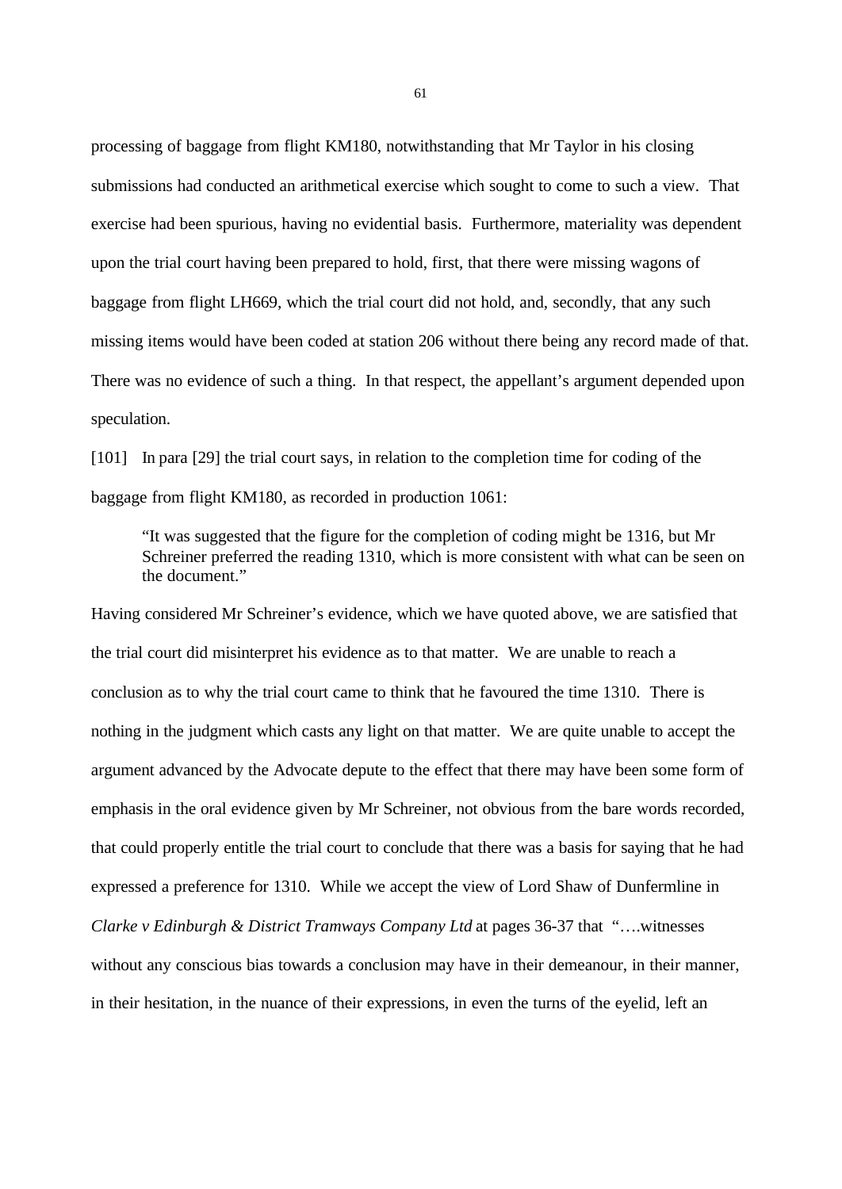processing of baggage from flight KM180, notwithstanding that Mr Taylor in his closing submissions had conducted an arithmetical exercise which sought to come to such a view. That exercise had been spurious, having no evidential basis. Furthermore, materiality was dependent upon the trial court having been prepared to hold, first, that there were missing wagons of baggage from flight LH669, which the trial court did not hold, and, secondly, that any such missing items would have been coded at station 206 without there being any record made of that. There was no evidence of such a thing. In that respect, the appellant's argument depended upon speculation.

[101] In para [29] the trial court says, in relation to the completion time for coding of the baggage from flight KM180, as recorded in production 1061:

> "It was suggested that the figure for the completion of coding might be 1316, but Mr Schreiner preferred the reading 1310, which is more consistent with what can be seen on the document."

Having considered Mr Schreiner's evidence, which we have quoted above, we are satisfied that the trial court did misinterpret his evidence as to that matter. We are unable to reach a conclusion as to why the trial court came to think that he favoured the time 1310. There is nothing in the judgment which casts any light on that matter. We are quite unable to accept the argument advanced by the Advocate depute to the effect that there may have been some form of emphasis in the oral evidence given by Mr Schreiner, not obvious from the bare words recorded, that could properly entitle the trial court to conclude that there was a basis for saying that he had expressed a preference for 1310. While we accept the view of Lord Shaw of Dunfermline in *Clarke v Edinburgh & District Tramways Company Ltd* at pages 36-37 that "….witnesses without any conscious bias towards a conclusion may have in their demeanour, in their manner, in their hesitation, in the nuance of their expressions, in even the turns of the eyelid, left an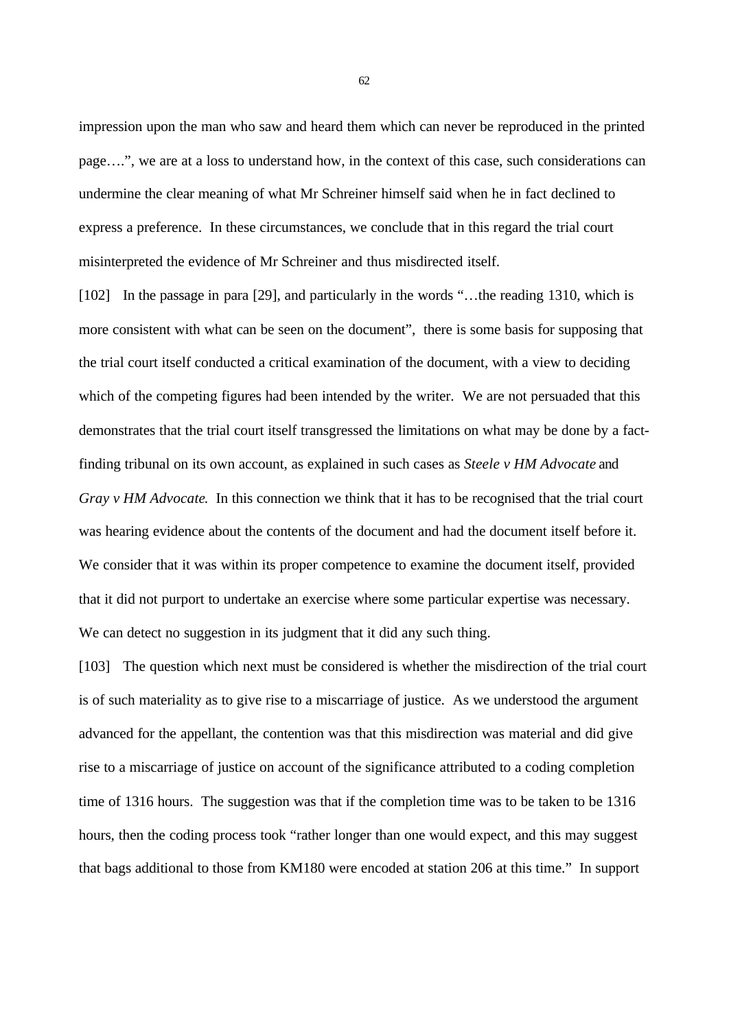impression upon the man who saw and heard them which can never be reproduced in the printed page….", we are at a loss to understand how, in the context of this case, such considerations can undermine the clear meaning of what Mr Schreiner himself said when he in fact declined to express a preference. In these circumstances, we conclude that in this regard the trial court misinterpreted the evidence of Mr Schreiner and thus misdirected itself.

[102] In the passage in para [29], and particularly in the words "…the reading 1310, which is more consistent with what can be seen on the document", there is some basis for supposing that the trial court itself conducted a critical examination of the document, with a view to deciding which of the competing figures had been intended by the writer. We are not persuaded that this demonstrates that the trial court itself transgressed the limitations on what may be done by a fact-finding tribunal on its own account, as explained in such cases as *Steele v HM Advocate* and *Gray v HM Advocate*. In this connection we think that it has to be recognised that the trial court was hearing evidence about the contents of the document and had the document itself before it. We consider that it was within its proper competence to examine the document itself, provided that it did not purport to undertake an exercise where some particular expertise was necessary. We can detect no suggestion in its judgment that it did any such thing.

[103] The question which next must be considered is whether the misdirection of the trial court is of such materiality as to give rise to a miscarriage of justice. As we understood the argument advanced for the appellant, the contention was that this misdirection was material and did give rise to a miscarriage of justice on account of the significance attributed to a coding completion time of 1316 hours. The suggestion was that if the completion time was to be taken to be 1316 hours, then the coding process took "rather longer than one would expect, and this may suggest that bags additional to those from KM180 were encoded at station 206 at this time." In support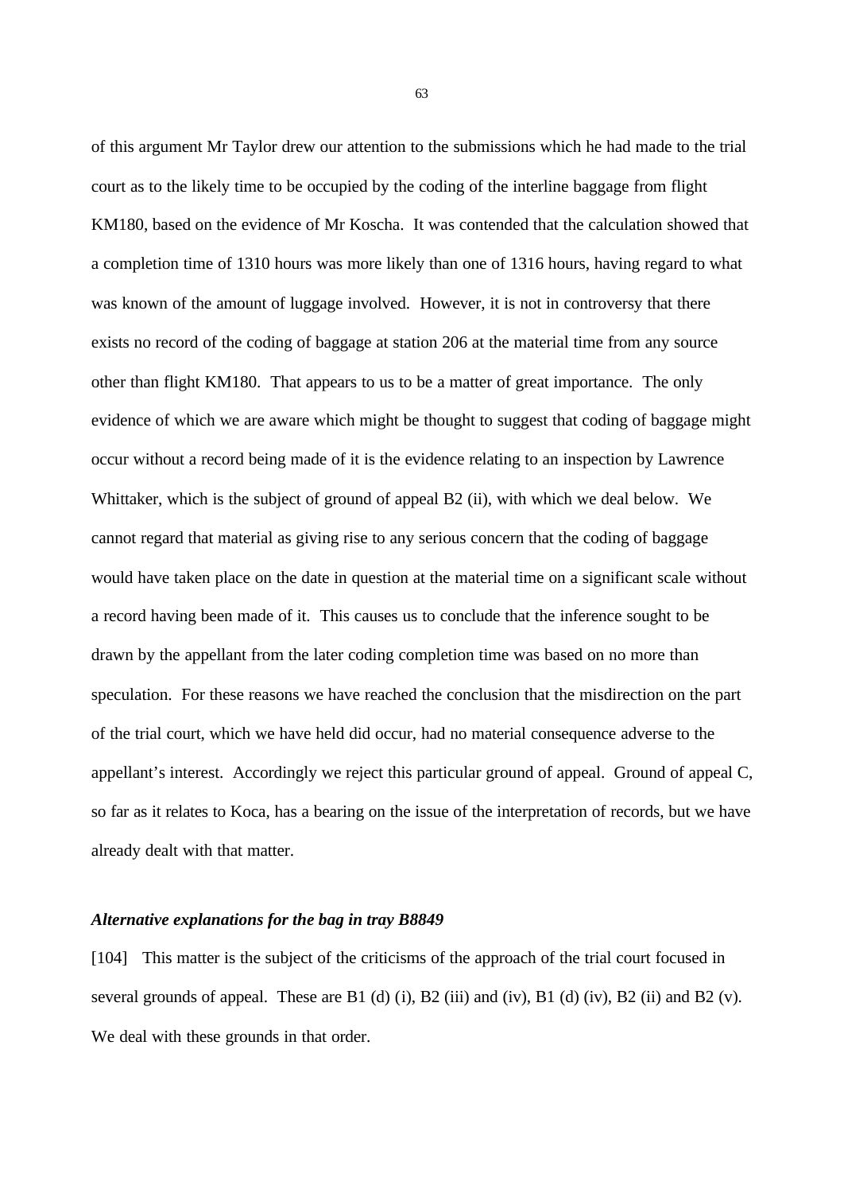of this argument Mr Taylor drew our attention to the submissions which he had made to the trial court as to the likely time to be occupied by the coding of the interline baggage from flight KM180, based on the evidence of Mr Koscha. It was contended that the calculation showed that a completion time of 1310 hours was more likely than one of 1316 hours, having regard to what was known of the amount of luggage involved. However, it is not in controversy that there exists no record of the coding of baggage at station 206 at the material time from any source other than flight KM180. That appears to us to be a matter of great importance. The only evidence of which we are aware which might be thought to suggest that coding of baggage might occur without a record being made of it is the evidence relating to an inspection by Lawrence Whittaker, which is the subject of ground of appeal B2 (ii), with which we deal below. We cannot regard that material as giving rise to any serious concern that the coding of baggage would have taken place on the date in question at the material time on a significant scale without a record having been made of it. This causes us to conclude that the inference sought to be drawn by the appellant from the later coding completion time was based on no more than speculation. For these reasons we have reached the conclusion that the misdirection on the part of the trial court, which we have held did occur, had no material consequence adverse to the appellant's interest. Accordingly we reject this particular ground of appeal. Ground of appeal C, so far as it relates to Koca, has a bearing on the issue of the interpretation of records, but we have already dealt with that matter.

***Alternative explanations for the bag in tray B8849***

[104] This matter is the subject of the criticisms of the approach of the trial court focused in several grounds of appeal. These are B1 (d) (i), B2 (iii) and (iv), B1 (d) (iv), B2 (ii) and B2 (v). We deal with these grounds in that order.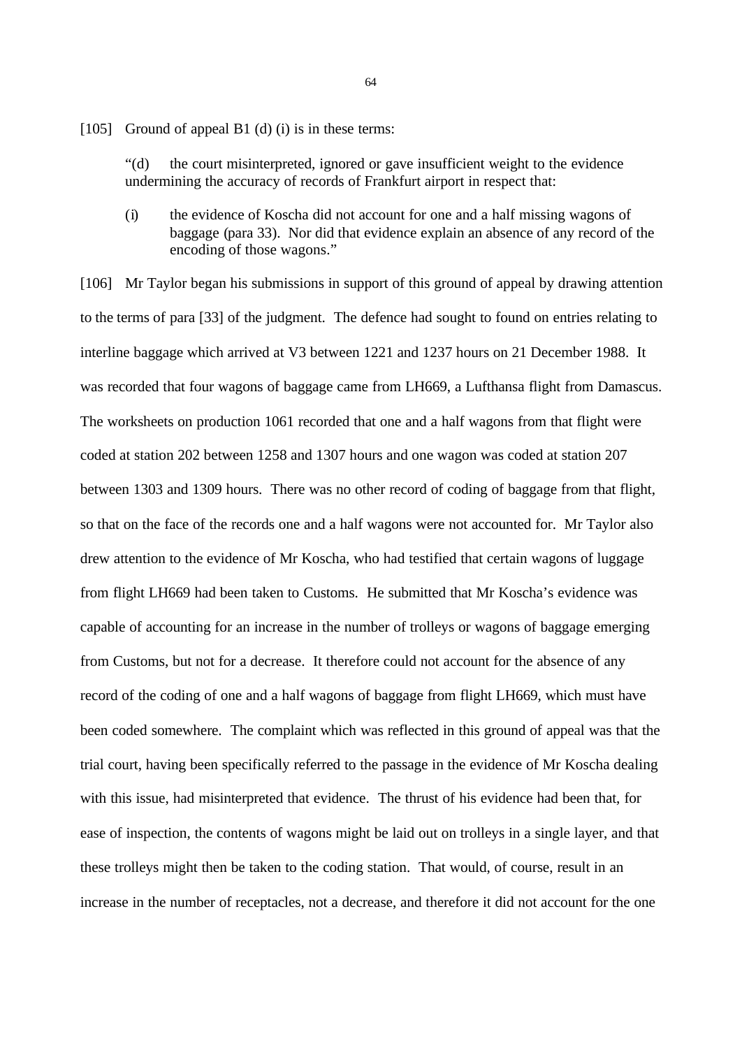[105] Ground of appeal B1 (d) (i) is in these terms:

> "(d) the court misinterpreted, ignored or gave insufficient weight to the evidence undermining the accuracy of records of Frankfurt airport in respect that:
>
> (i) the evidence of Koscha did not account for one and a half missing wagons of baggage (para 33). Nor did that evidence explain an absence of any record of the encoding of those wagons."

[106] Mr Taylor began his submissions in support of this ground of appeal by drawing attention to the terms of para [33] of the judgment. The defence had sought to found on entries relating to interline baggage which arrived at V3 between 1221 and 1237 hours on 21 December 1988. It was recorded that four wagons of baggage came from LH669, a Lufthansa flight from Damascus. The worksheets on production 1061 recorded that one and a half wagons from that flight were coded at station 202 between 1258 and 1307 hours and one wagon was coded at station 207 between 1303 and 1309 hours. There was no other record of coding of baggage from that flight, so that on the face of the records one and a half wagons were not accounted for. Mr Taylor also drew attention to the evidence of Mr Koscha, who had testified that certain wagons of luggage from flight LH669 had been taken to Customs. He submitted that Mr Koscha's evidence was capable of accounting for an increase in the number of trolleys or wagons of baggage emerging from Customs, but not for a decrease. It therefore could not account for the absence of any record of the coding of one and a half wagons of baggage from flight LH669, which must have been coded somewhere. The complaint which was reflected in this ground of appeal was that the trial court, having been specifically referred to the passage in the evidence of Mr Koscha dealing with this issue, had misinterpreted that evidence. The thrust of his evidence had been that, for ease of inspection, the contents of wagons might be laid out on trolleys in a single layer, and that these trolleys might then be taken to the coding station. That would, of course, result in an increase in the number of receptacles, not a decrease, and therefore it did not account for the one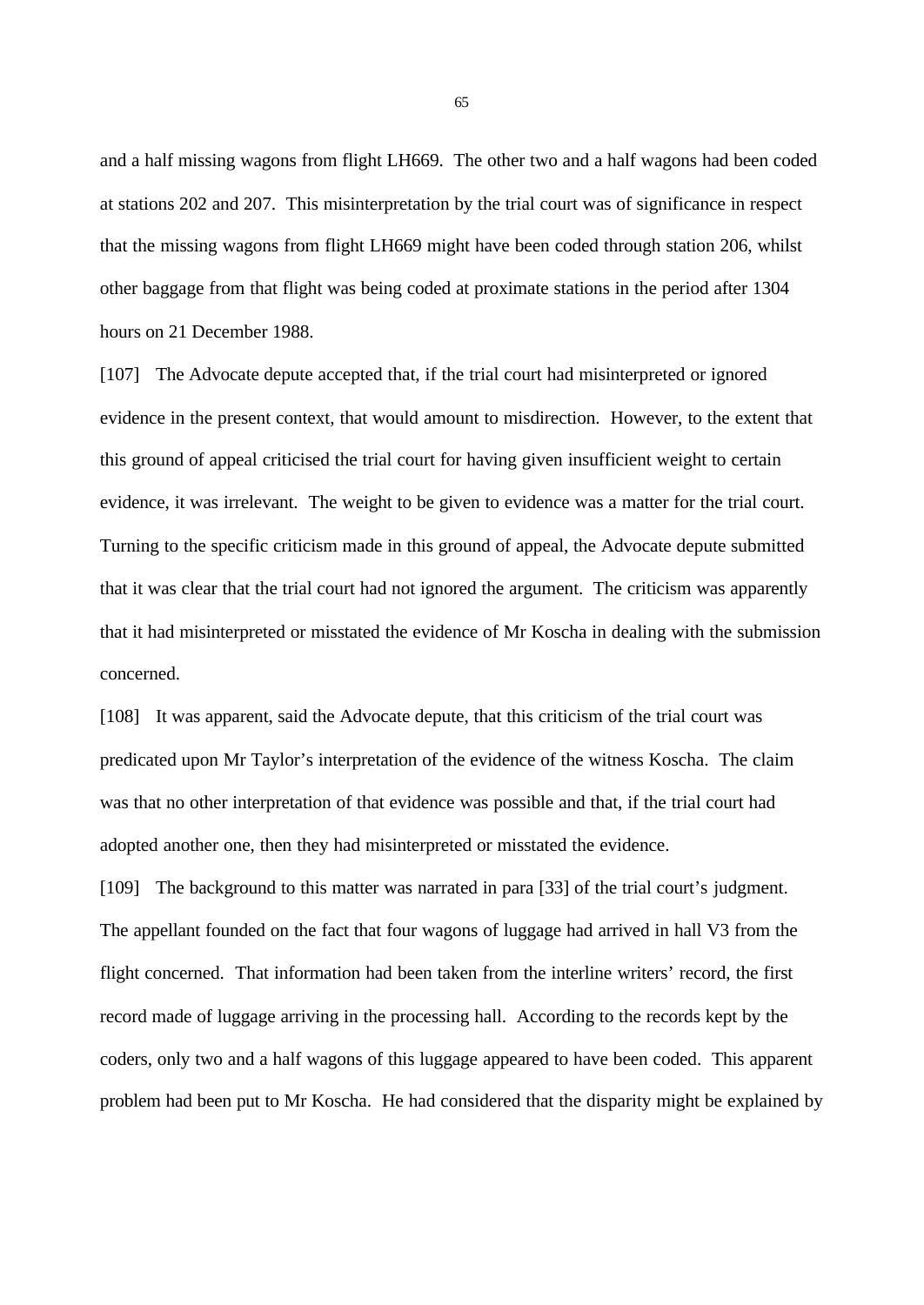and a half missing wagons from flight LH669. The other two and a half wagons had been coded at stations 202 and 207. This misinterpretation by the trial court was of significance in respect that the missing wagons from flight LH669 might have been coded through station 206, whilst other baggage from that flight was being coded at proximate stations in the period after 1304 hours on 21 December 1988.

[107] The Advocate depute accepted that, if the trial court had misinterpreted or ignored evidence in the present context, that would amount to misdirection. However, to the extent that this ground of appeal criticised the trial court for having given insufficient weight to certain evidence, it was irrelevant. The weight to be given to evidence was a matter for the trial court. Turning to the specific criticism made in this ground of appeal, the Advocate depute submitted that it was clear that the trial court had not ignored the argument. The criticism was apparently that it had misinterpreted or misstated the evidence of Mr Koscha in dealing with the submission concerned.

[108] It was apparent, said the Advocate depute, that this criticism of the trial court was predicated upon Mr Taylor's interpretation of the evidence of the witness Koscha. The claim was that no other interpretation of that evidence was possible and that, if the trial court had adopted another one, then they had misinterpreted or misstated the evidence.

[109] The background to this matter was narrated in para [33] of the trial court's judgment. The appellant founded on the fact that four wagons of luggage had arrived in hall V3 from the flight concerned. That information had been taken from the interline writers' record, the first record made of luggage arriving in the processing hall. According to the records kept by the coders, only two and a half wagons of this luggage appeared to have been coded. This apparent problem had been put to Mr Koscha. He had considered that the disparity might be explained by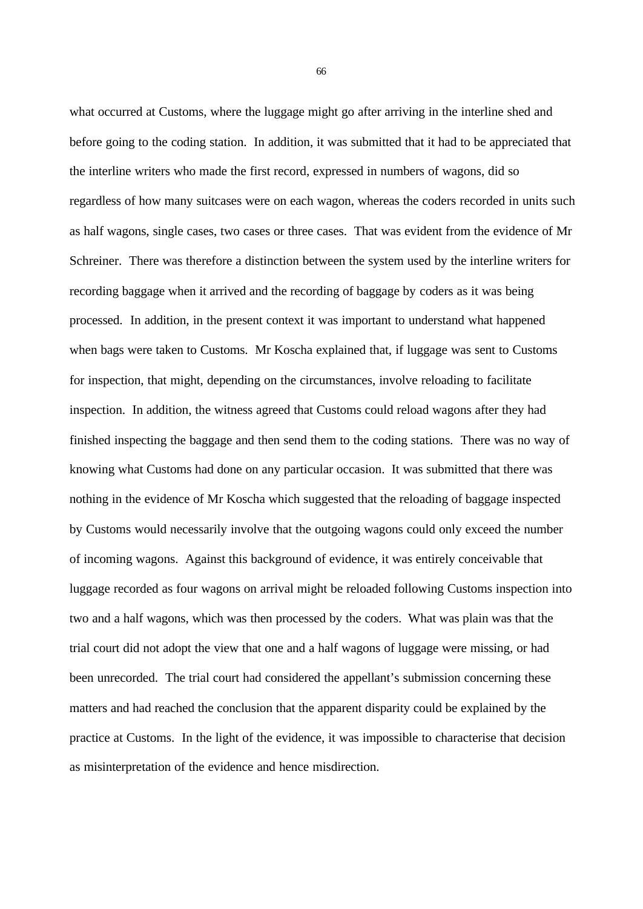what occurred at Customs, where the luggage might go after arriving in the interline shed and before going to the coding station. In addition, it was submitted that it had to be appreciated that the interline writers who made the first record, expressed in numbers of wagons, did so regardless of how many suitcases were on each wagon, whereas the coders recorded in units such as half wagons, single cases, two cases or three cases. That was evident from the evidence of Mr Schreiner. There was therefore a distinction between the system used by the interline writers for recording baggage when it arrived and the recording of baggage by coders as it was being processed. In addition, in the present context it was important to understand what happened when bags were taken to Customs. Mr Koscha explained that, if luggage was sent to Customs for inspection, that might, depending on the circumstances, involve reloading to facilitate inspection. In addition, the witness agreed that Customs could reload wagons after they had finished inspecting the baggage and then send them to the coding stations. There was no way of knowing what Customs had done on any particular occasion. It was submitted that there was nothing in the evidence of Mr Koscha which suggested that the reloading of baggage inspected by Customs would necessarily involve that the outgoing wagons could only exceed the number of incoming wagons. Against this background of evidence, it was entirely conceivable that luggage recorded as four wagons on arrival might be reloaded following Customs inspection into two and a half wagons, which was then processed by the coders. What was plain was that the trial court did not adopt the view that one and a half wagons of luggage were missing, or had been unrecorded. The trial court had considered the appellant's submission concerning these matters and had reached the conclusion that the apparent disparity could be explained by the practice at Customs. In the light of the evidence, it was impossible to characterise that decision as misinterpretation of the evidence and hence misdirection.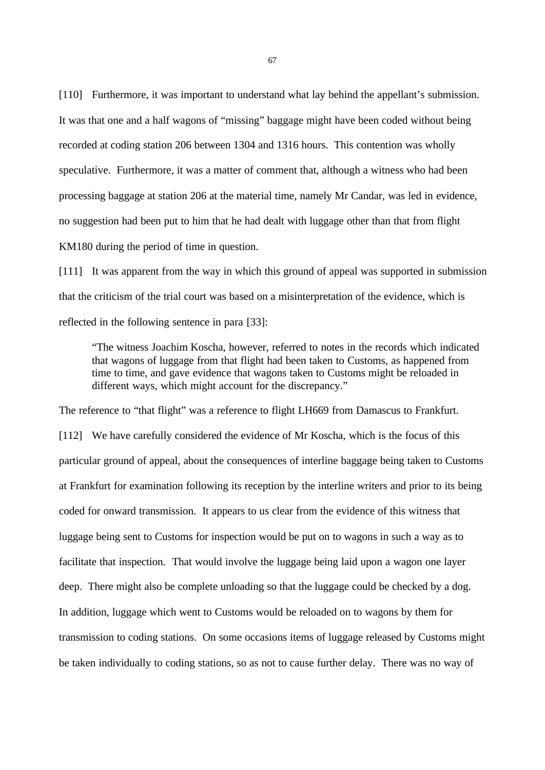[110] Furthermore, it was important to understand what lay behind the appellant's submission. It was that one and a half wagons of "missing" baggage might have been coded without being recorded at coding station 206 between 1304 and 1316 hours. This contention was wholly speculative. Furthermore, it was a matter of comment that, although a witness who had been processing baggage at station 206 at the material time, namely Mr Candar, was led in evidence, no suggestion had been put to him that he had dealt with luggage other than that from flight KM180 during the period of time in question.

[111] It was apparent from the way in which this ground of appeal was supported in submission that the criticism of the trial court was based on a misinterpretation of the evidence, which is reflected in the following sentence in para [33]:

> "The witness Joachim Koscha, however, referred to notes in the records which indicated that wagons of luggage from that flight had been taken to Customs, as happened from time to time, and gave evidence that wagons taken to Customs might be reloaded in different ways, which might account for the discrepancy."

The reference to "that flight" was a reference to flight LH669 from Damascus to Frankfurt.

[112] We have carefully considered the evidence of Mr Koscha, which is the focus of this particular ground of appeal, about the consequences of interline baggage being taken to Customs at Frankfurt for examination following its reception by the interline writers and prior to its being coded for onward transmission. It appears to us clear from the evidence of this witness that luggage being sent to Customs for inspection would be put on to wagons in such a way as to facilitate that inspection. That would involve the luggage being laid upon a wagon one layer deep. There might also be complete unloading so that the luggage could be checked by a dog. In addition, luggage which went to Customs would be reloaded on to wagons by them for transmission to coding stations. On some occasions items of luggage released by Customs might be taken individually to coding stations, so as not to cause further delay. There was no way of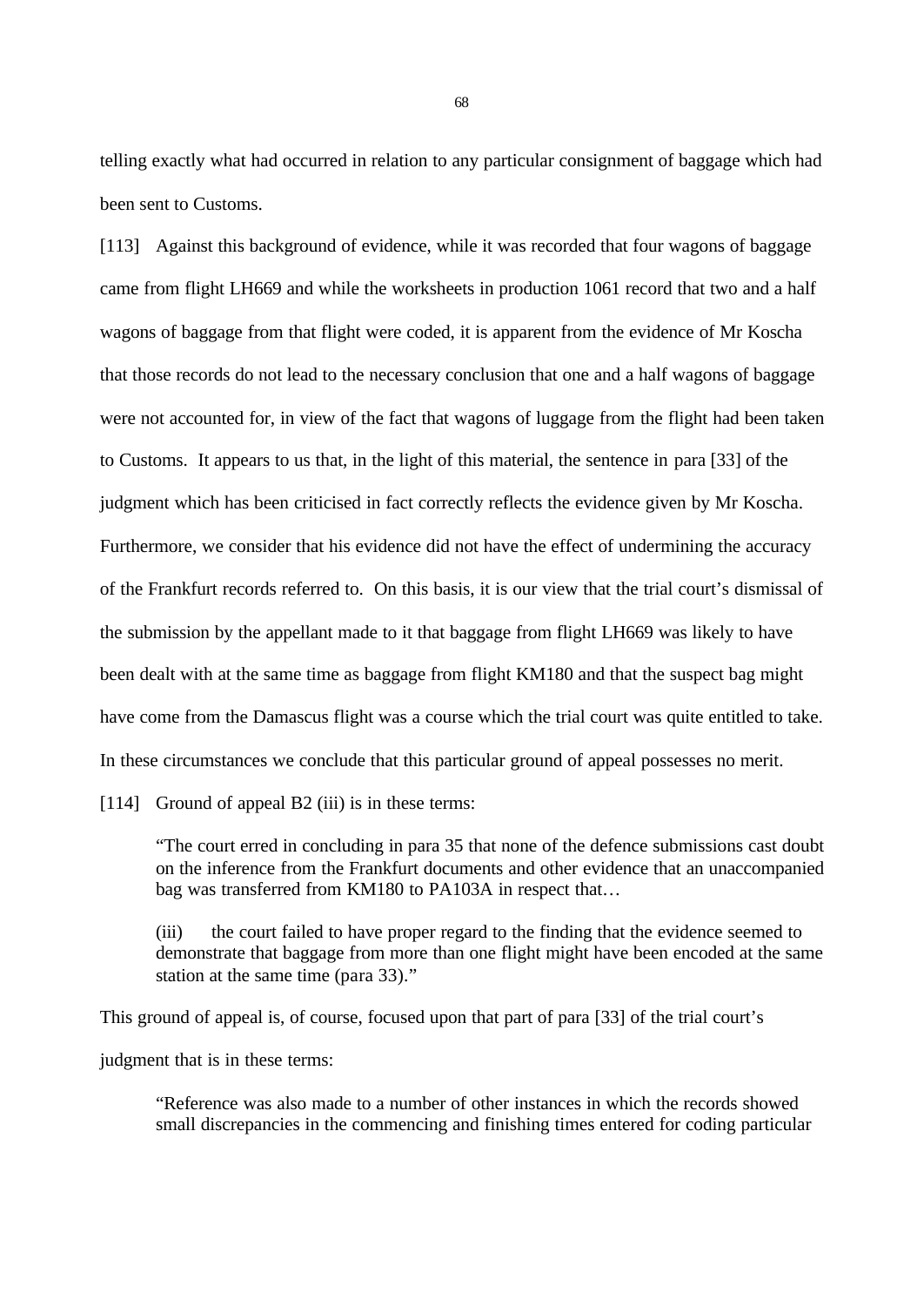telling exactly what had occurred in relation to any particular consignment of baggage which had been sent to Customs.

[113] Against this background of evidence, while it was recorded that four wagons of baggage came from flight LH669 and while the worksheets in production 1061 record that two and a half wagons of baggage from that flight were coded, it is apparent from the evidence of Mr Koscha that those records do not lead to the necessary conclusion that one and a half wagons of baggage were not accounted for, in view of the fact that wagons of luggage from the flight had been taken to Customs. It appears to us that, in the light of this material, the sentence in para [33] of the judgment which has been criticised in fact correctly reflects the evidence given by Mr Koscha. Furthermore, we consider that his evidence did not have the effect of undermining the accuracy of the Frankfurt records referred to. On this basis, it is our view that the trial court's dismissal of the submission by the appellant made to it that baggage from flight LH669 was likely to have been dealt with at the same time as baggage from flight KM180 and that the suspect bag might have come from the Damascus flight was a course which the trial court was quite entitled to take. In these circumstances we conclude that this particular ground of appeal possesses no merit.

[114] Ground of appeal B2 (iii) is in these terms:

> "The court erred in concluding in para 35 that none of the defence submissions cast doubt on the inference from the Frankfurt documents and other evidence that an unaccompanied bag was transferred from KM180 to PA103A in respect that…
>
> (iii) the court failed to have proper regard to the finding that the evidence seemed to demonstrate that baggage from more than one flight might have been encoded at the same station at the same time (para 33)."

This ground of appeal is, of course, focused upon that part of para [33] of the trial court's judgment that is in these terms:

> "Reference was also made to a number of other instances in which the records showed small discrepancies in the commencing and finishing times entered for coding particular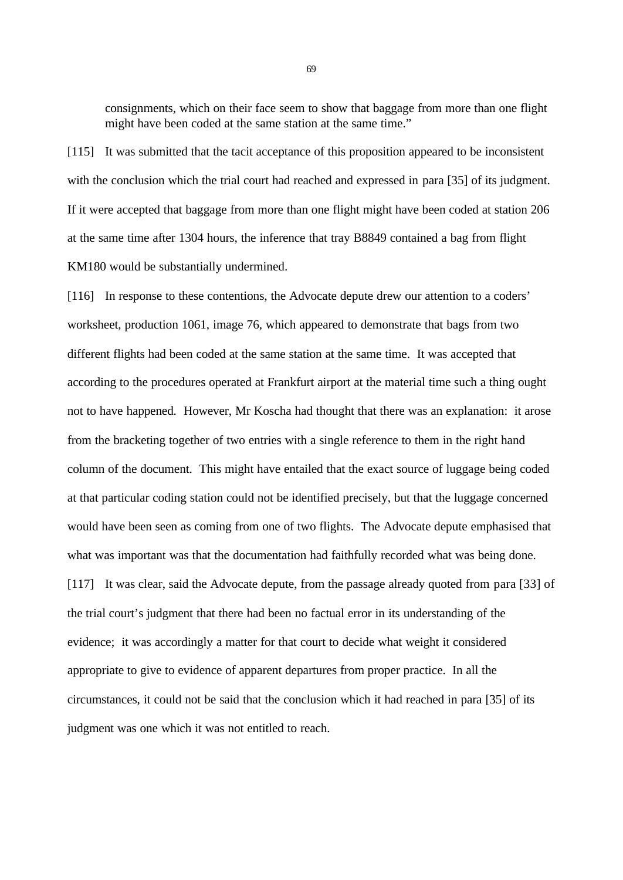> consignments, which on their face seem to show that baggage from more than one flight might have been coded at the same station at the same time."

[115] It was submitted that the tacit acceptance of this proposition appeared to be inconsistent with the conclusion which the trial court had reached and expressed in para [35] of its judgment. If it were accepted that baggage from more than one flight might have been coded at station 206 at the same time after 1304 hours, the inference that tray B8849 contained a bag from flight KM180 would be substantially undermined.

[116] In response to these contentions, the Advocate depute drew our attention to a coders' worksheet, production 1061, image 76, which appeared to demonstrate that bags from two different flights had been coded at the same station at the same time. It was accepted that according to the procedures operated at Frankfurt airport at the material time such a thing ought not to have happened. However, Mr Koscha had thought that there was an explanation: it arose from the bracketing together of two entries with a single reference to them in the right hand column of the document. This might have entailed that the exact source of luggage being coded at that particular coding station could not be identified precisely, but that the luggage concerned would have been seen as coming from one of two flights. The Advocate depute emphasised that what was important was that the documentation had faithfully recorded what was being done.

[117] It was clear, said the Advocate depute, from the passage already quoted from para [33] of the trial court's judgment that there had been no factual error in its understanding of the evidence; it was accordingly a matter for that court to decide what weight it considered appropriate to give to evidence of apparent departures from proper practice. In all the circumstances, it could not be said that the conclusion which it had reached in para [35] of its judgment was one which it was not entitled to reach.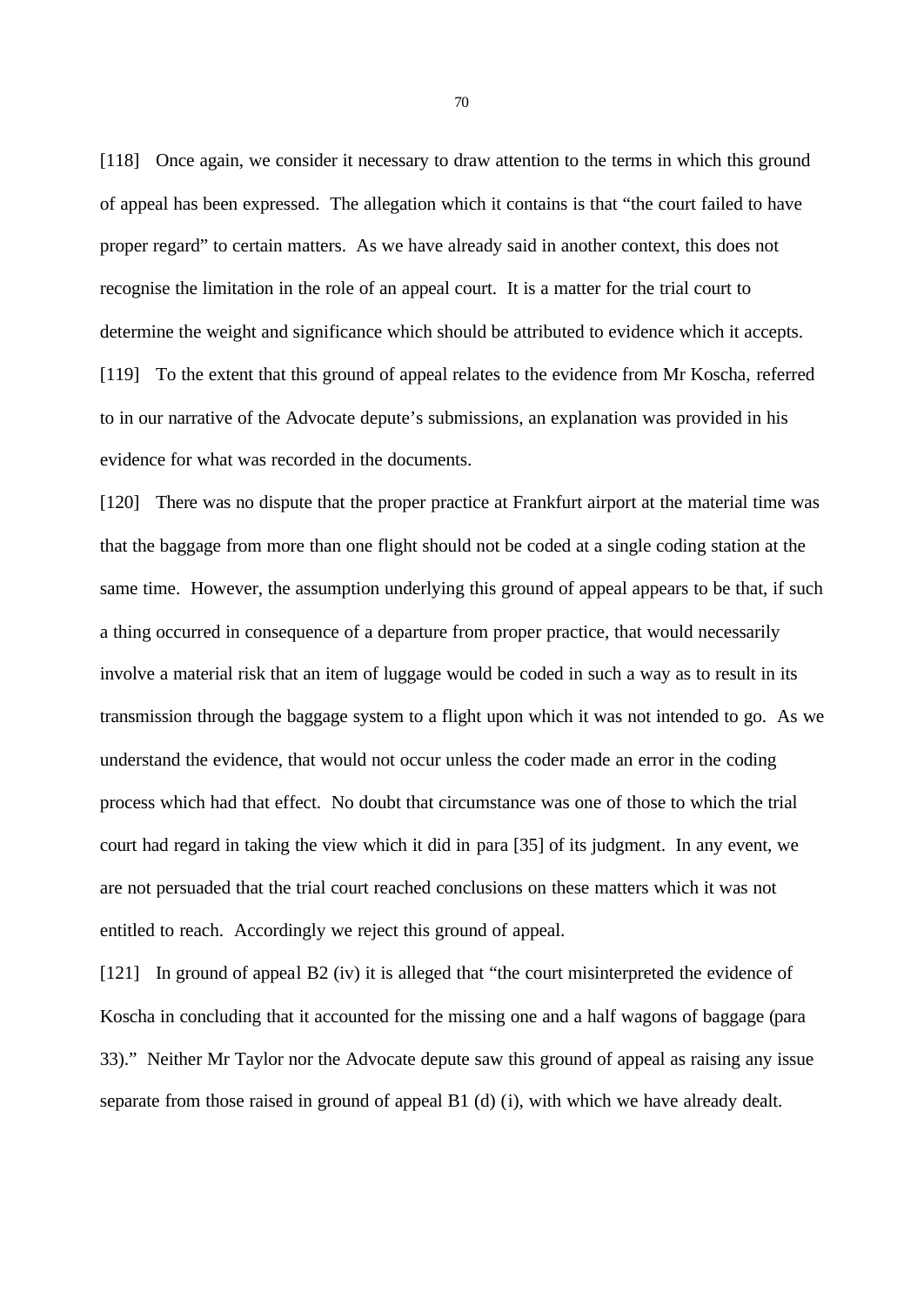[118] Once again, we consider it necessary to draw attention to the terms in which this ground of appeal has been expressed. The allegation which it contains is that "the court failed to have proper regard" to certain matters. As we have already said in another context, this does not recognise the limitation in the role of an appeal court. It is a matter for the trial court to determine the weight and significance which should be attributed to evidence which it accepts.

[119] To the extent that this ground of appeal relates to the evidence from Mr Koscha, referred to in our narrative of the Advocate depute's submissions, an explanation was provided in his evidence for what was recorded in the documents.

[120] There was no dispute that the proper practice at Frankfurt airport at the material time was that the baggage from more than one flight should not be coded at a single coding station at the same time. However, the assumption underlying this ground of appeal appears to be that, if such a thing occurred in consequence of a departure from proper practice, that would necessarily involve a material risk that an item of luggage would be coded in such a way as to result in its transmission through the baggage system to a flight upon which it was not intended to go. As we understand the evidence, that would not occur unless the coder made an error in the coding process which had that effect. No doubt that circumstance was one of those to which the trial court had regard in taking the view which it did in para [35] of its judgment. In any event, we are not persuaded that the trial court reached conclusions on these matters which it was not entitled to reach. Accordingly we reject this ground of appeal.

[121] In ground of appeal B2 (iv) it is alleged that "the court misinterpreted the evidence of Koscha in concluding that it accounted for the missing one and a half wagons of baggage (para 33)." Neither Mr Taylor nor the Advocate depute saw this ground of appeal as raising any issue separate from those raised in ground of appeal B1 (d) (i), with which we have already dealt.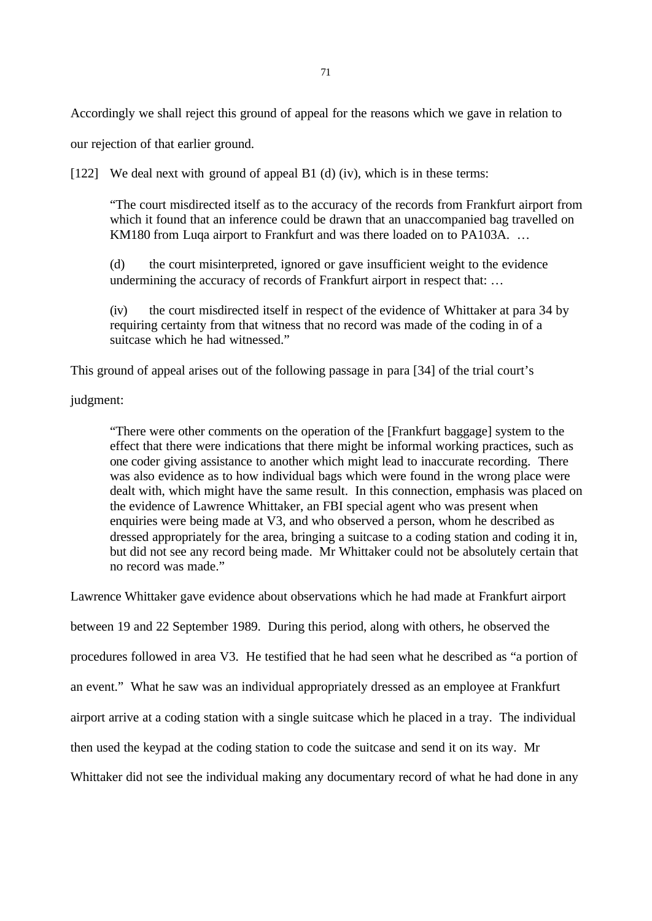Accordingly we shall reject this ground of appeal for the reasons which we gave in relation to our rejection of that earlier ground.

[122] We deal next with ground of appeal B1 (d) (iv), which is in these terms:

> "The court misdirected itself as to the accuracy of the records from Frankfurt airport from which it found that an inference could be drawn that an unaccompanied bag travelled on KM180 from Luqa airport to Frankfurt and was there loaded on to PA103A. …
>
> (d) the court misinterpreted, ignored or gave insufficient weight to the evidence undermining the accuracy of records of Frankfurt airport in respect that: …
>
> (iv) the court misdirected itself in respect of the evidence of Whittaker at para 34 by requiring certainty from that witness that no record was made of the coding in of a suitcase which he had witnessed."

This ground of appeal arises out of the following passage in para [34] of the trial court's judgment:

> "There were other comments on the operation of the [Frankfurt baggage] system to the effect that there were indications that there might be informal working practices, such as one coder giving assistance to another which might lead to inaccurate recording. There was also evidence as to how individual bags which were found in the wrong place were dealt with, which might have the same result. In this connection, emphasis was placed on the evidence of Lawrence Whittaker, an FBI special agent who was present when enquiries were being made at V3, and who observed a person, whom he described as dressed appropriately for the area, bringing a suitcase to a coding station and coding it in, but did not see any record being made. Mr Whittaker could not be absolutely certain that no record was made."

Lawrence Whittaker gave evidence about observations which he had made at Frankfurt airport between 19 and 22 September 1989. During this period, along with others, he observed the procedures followed in area V3. He testified that he had seen what he described as "a portion of an event." What he saw was an individual appropriately dressed as an employee at Frankfurt airport arrive at a coding station with a single suitcase which he placed in a tray. The individual then used the keypad at the coding station to code the suitcase and send it on its way. Mr Whittaker did not see the individual making any documentary record of what he had done in any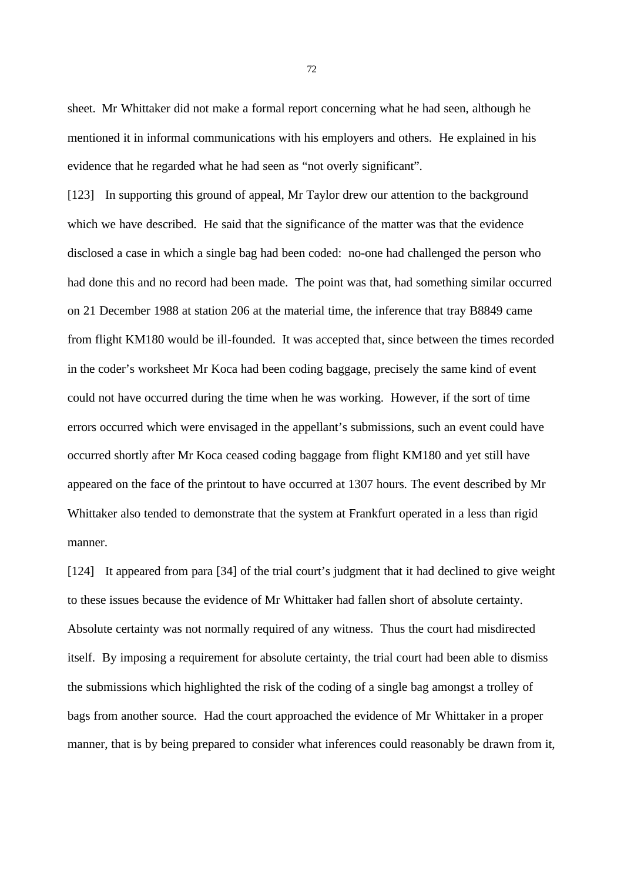sheet. Mr Whittaker did not make a formal report concerning what he had seen, although he mentioned it in informal communications with his employers and others. He explained in his evidence that he regarded what he had seen as "not overly significant".

[123] In supporting this ground of appeal, Mr Taylor drew our attention to the background which we have described. He said that the significance of the matter was that the evidence disclosed a case in which a single bag had been coded: no-one had challenged the person who had done this and no record had been made. The point was that, had something similar occurred on 21 December 1988 at station 206 at the material time, the inference that tray B8849 came from flight KM180 would be ill-founded. It was accepted that, since between the times recorded in the coder's worksheet Mr Koca had been coding baggage, precisely the same kind of event could not have occurred during the time when he was working. However, if the sort of time errors occurred which were envisaged in the appellant's submissions, such an event could have occurred shortly after Mr Koca ceased coding baggage from flight KM180 and yet still have appeared on the face of the printout to have occurred at 1307 hours. The event described by Mr Whittaker also tended to demonstrate that the system at Frankfurt operated in a less than rigid manner.

[124] It appeared from para [34] of the trial court's judgment that it had declined to give weight to these issues because the evidence of Mr Whittaker had fallen short of absolute certainty. Absolute certainty was not normally required of any witness. Thus the court had misdirected itself. By imposing a requirement for absolute certainty, the trial court had been able to dismiss the submissions which highlighted the risk of the coding of a single bag amongst a trolley of bags from another source. Had the court approached the evidence of Mr Whittaker in a proper manner, that is by being prepared to consider what inferences could reasonably be drawn from it,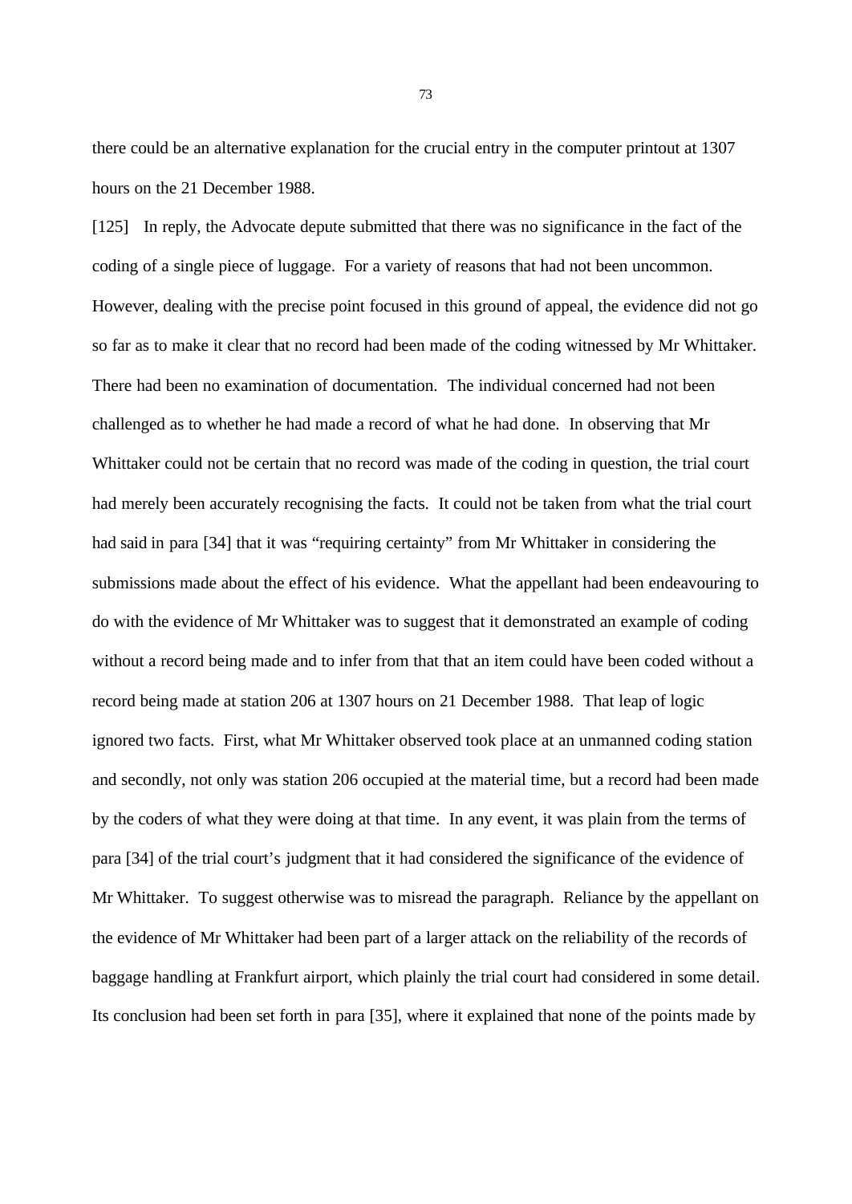there could be an alternative explanation for the crucial entry in the computer printout at 1307 hours on the 21 December 1988.

[125] In reply, the Advocate depute submitted that there was no significance in the fact of the coding of a single piece of luggage. For a variety of reasons that had not been uncommon. However, dealing with the precise point focused in this ground of appeal, the evidence did not go so far as to make it clear that no record had been made of the coding witnessed by Mr Whittaker. There had been no examination of documentation. The individual concerned had not been challenged as to whether he had made a record of what he had done. In observing that Mr Whittaker could not be certain that no record was made of the coding in question, the trial court had merely been accurately recognising the facts. It could not be taken from what the trial court had said in para [34] that it was "requiring certainty" from Mr Whittaker in considering the submissions made about the effect of his evidence. What the appellant had been endeavouring to do with the evidence of Mr Whittaker was to suggest that it demonstrated an example of coding without a record being made and to infer from that that an item could have been coded without a record being made at station 206 at 1307 hours on 21 December 1988. That leap of logic ignored two facts. First, what Mr Whittaker observed took place at an unmanned coding station and secondly, not only was station 206 occupied at the material time, but a record had been made by the coders of what they were doing at that time. In any event, it was plain from the terms of para [34] of the trial court's judgment that it had considered the significance of the evidence of Mr Whittaker. To suggest otherwise was to misread the paragraph. Reliance by the appellant on the evidence of Mr Whittaker had been part of a larger attack on the reliability of the records of baggage handling at Frankfurt airport, which plainly the trial court had considered in some detail. Its conclusion had been set forth in para [35], where it explained that none of the points made by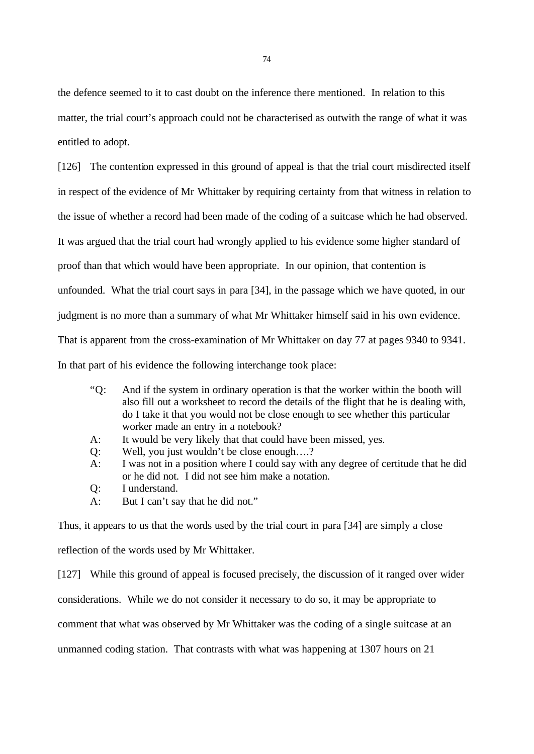the defence seemed to it to cast doubt on the inference there mentioned. In relation to this matter, the trial court's approach could not be characterised as outwith the range of what it was entitled to adopt.

[126] The contention expressed in this ground of appeal is that the trial court misdirected itself in respect of the evidence of Mr Whittaker by requiring certainty from that witness in relation to the issue of whether a record had been made of the coding of a suitcase which he had observed. It was argued that the trial court had wrongly applied to his evidence some higher standard of proof than that which would have been appropriate. In our opinion, that contention is unfounded. What the trial court says in para [34], in the passage which we have quoted, in our judgment is no more than a summary of what Mr Whittaker himself said in his own evidence. That is apparent from the cross-examination of Mr Whittaker on day 77 at pages 9340 to 9341. In that part of his evidence the following interchange took place:

> "Q: And if the system in ordinary operation is that the worker within the booth will also fill out a worksheet to record the details of the flight that he is dealing with, do I take it that you would not be close enough to see whether this particular worker made an entry in a notebook?
>
> A: It would be very likely that that could have been missed, yes.
>
> Q: Well, you just wouldn't be close enough….?
>
> A: I was not in a position where I could say with any degree of certitude that he did or he did not. I did not see him make a notation.
>
> Q: I understand.
>
> A: But I can't say that he did not."

Thus, it appears to us that the words used by the trial court in para [34] are simply a close reflection of the words used by Mr Whittaker.

[127] While this ground of appeal is focused precisely, the discussion of it ranged over wider considerations. While we do not consider it necessary to do so, it may be appropriate to comment that what was observed by Mr Whittaker was the coding of a single suitcase at an unmanned coding station. That contrasts with what was happening at 1307 hours on 21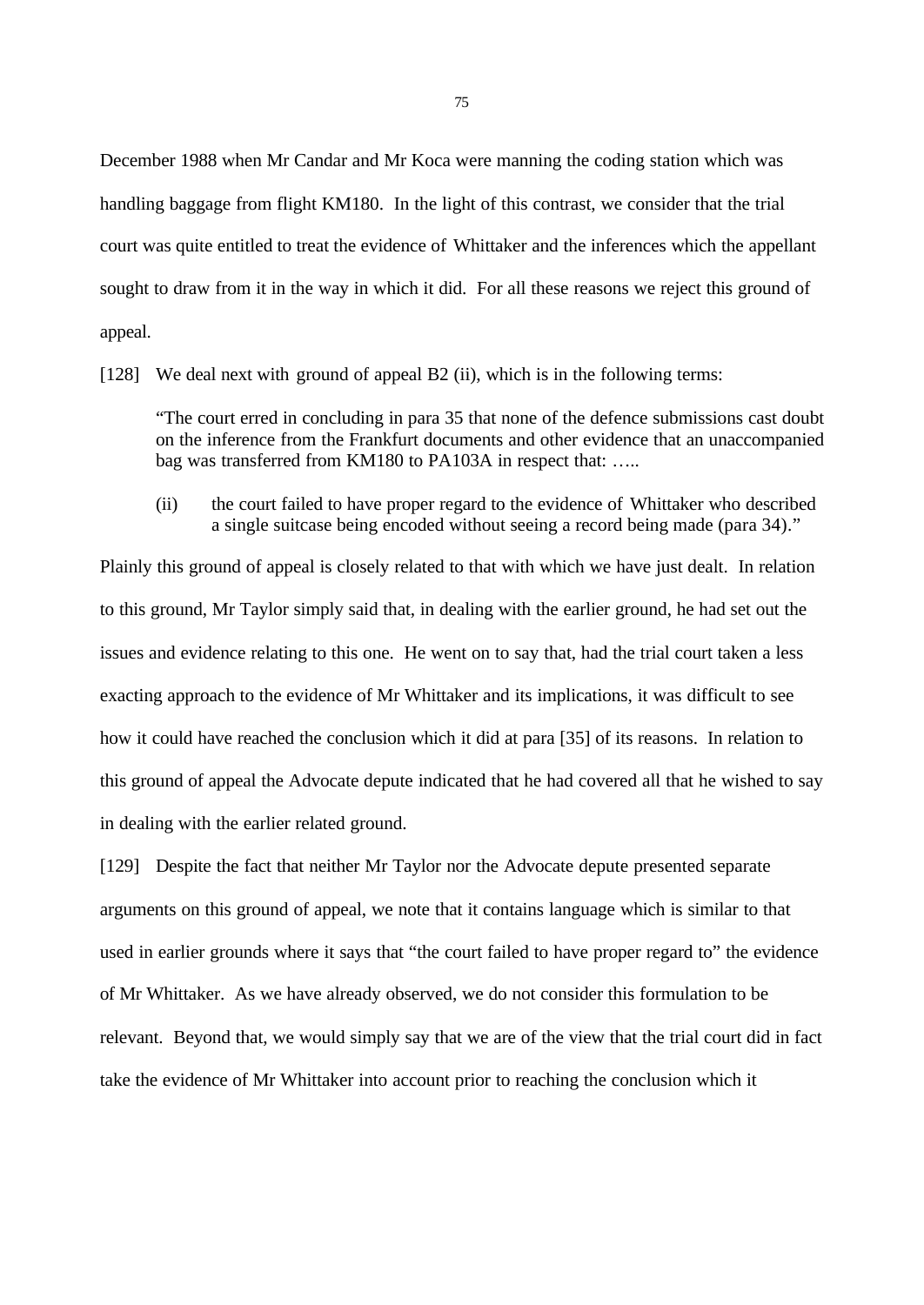December 1988 when Mr Candar and Mr Koca were manning the coding station which was handling baggage from flight KM180. In the light of this contrast, we consider that the trial court was quite entitled to treat the evidence of Whittaker and the inferences which the appellant sought to draw from it in the way in which it did. For all these reasons we reject this ground of appeal.

[128] We deal next with ground of appeal B2 (ii), which is in the following terms:

> "The court erred in concluding in para 35 that none of the defence submissions cast doubt on the inference from the Frankfurt documents and other evidence that an unaccompanied bag was transferred from KM180 to PA103A in respect that: …..
>
> (ii) the court failed to have proper regard to the evidence of Whittaker who described a single suitcase being encoded without seeing a record being made (para 34)."

Plainly this ground of appeal is closely related to that with which we have just dealt. In relation to this ground, Mr Taylor simply said that, in dealing with the earlier ground, he had set out the issues and evidence relating to this one. He went on to say that, had the trial court taken a less exacting approach to the evidence of Mr Whittaker and its implications, it was difficult to see how it could have reached the conclusion which it did at para [35] of its reasons. In relation to this ground of appeal the Advocate depute indicated that he had covered all that he wished to say in dealing with the earlier related ground.

[129] Despite the fact that neither Mr Taylor nor the Advocate depute presented separate arguments on this ground of appeal, we note that it contains language which is similar to that used in earlier grounds where it says that "the court failed to have proper regard to" the evidence of Mr Whittaker. As we have already observed, we do not consider this formulation to be relevant. Beyond that, we would simply say that we are of the view that the trial court did in fact take the evidence of Mr Whittaker into account prior to reaching the conclusion which it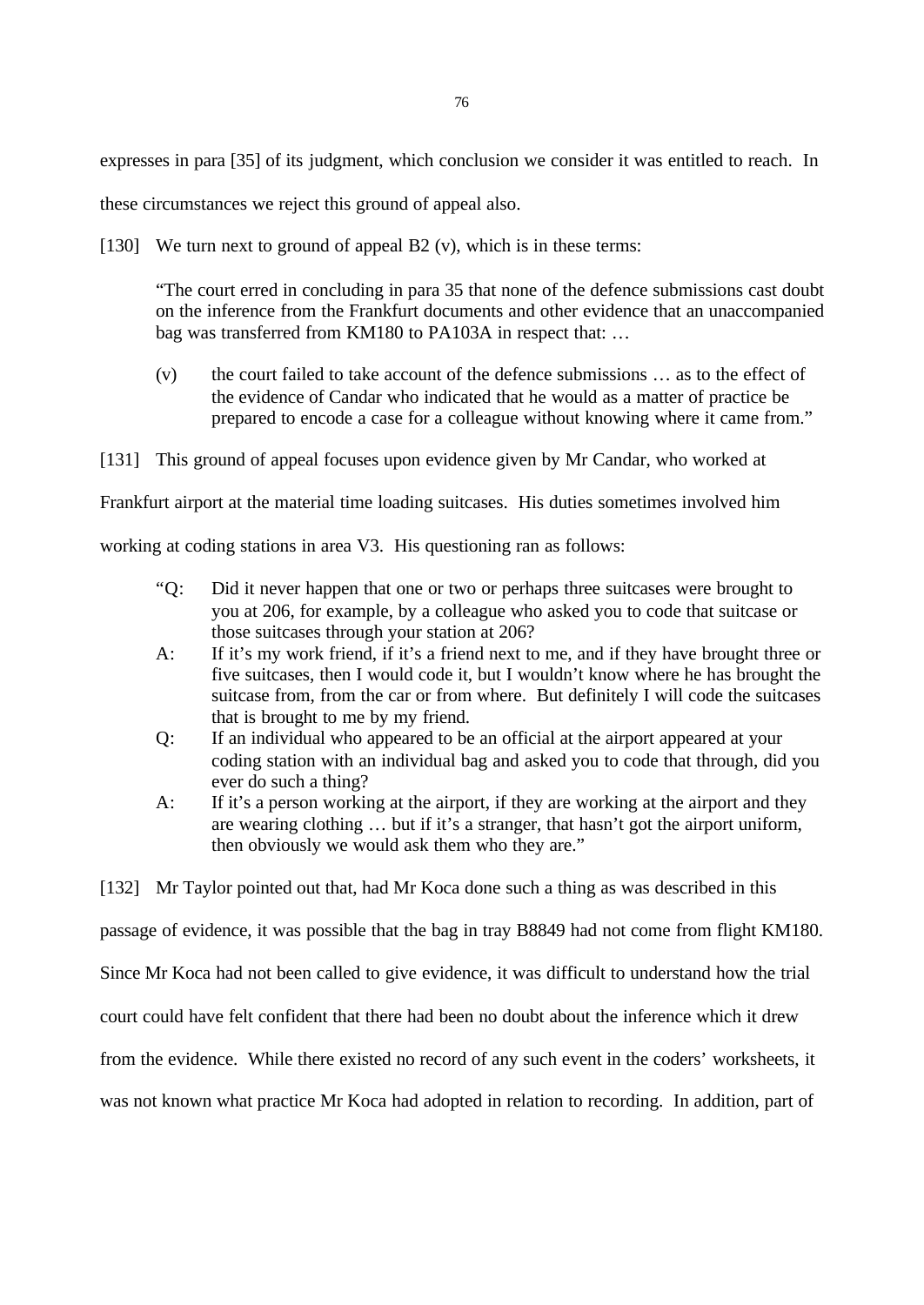expresses in para [35] of its judgment, which conclusion we consider it was entitled to reach. In these circumstances we reject this ground of appeal also.

[130] We turn next to ground of appeal B2 (v), which is in these terms:

> "The court erred in concluding in para 35 that none of the defence submissions cast doubt on the inference from the Frankfurt documents and other evidence that an unaccompanied bag was transferred from KM180 to PA103A in respect that: …
>
> (v) the court failed to take account of the defence submissions … as to the effect of the evidence of Candar who indicated that he would as a matter of practice be prepared to encode a case for a colleague without knowing where it came from."

[131] This ground of appeal focuses upon evidence given by Mr Candar, who worked at Frankfurt airport at the material time loading suitcases. His duties sometimes involved him working at coding stations in area V3. His questioning ran as follows:

> "Q: Did it never happen that one or two or perhaps three suitcases were brought to you at 206, for example, by a colleague who asked you to code that suitcase or those suitcases through your station at 206?
>
> A: If it's my work friend, if it's a friend next to me, and if they have brought three or five suitcases, then I would code it, but I wouldn't know where he has brought the suitcase from, from the car or from where. But definitely I will code the suitcases that is brought to me by my friend.
>
> Q: If an individual who appeared to be an official at the airport appeared at your coding station with an individual bag and asked you to code that through, did you ever do such a thing?
>
> A: If it's a person working at the airport, if they are working at the airport and they are wearing clothing … but if it's a stranger, that hasn't got the airport uniform, then obviously we would ask them who they are."

[132] Mr Taylor pointed out that, had Mr Koca done such a thing as was described in this passage of evidence, it was possible that the bag in tray B8849 had not come from flight KM180. Since Mr Koca had not been called to give evidence, it was difficult to understand how the trial court could have felt confident that there had been no doubt about the inference which it drew from the evidence. While there existed no record of any such event in the coders' worksheets, it was not known what practice Mr Koca had adopted in relation to recording. In addition, part of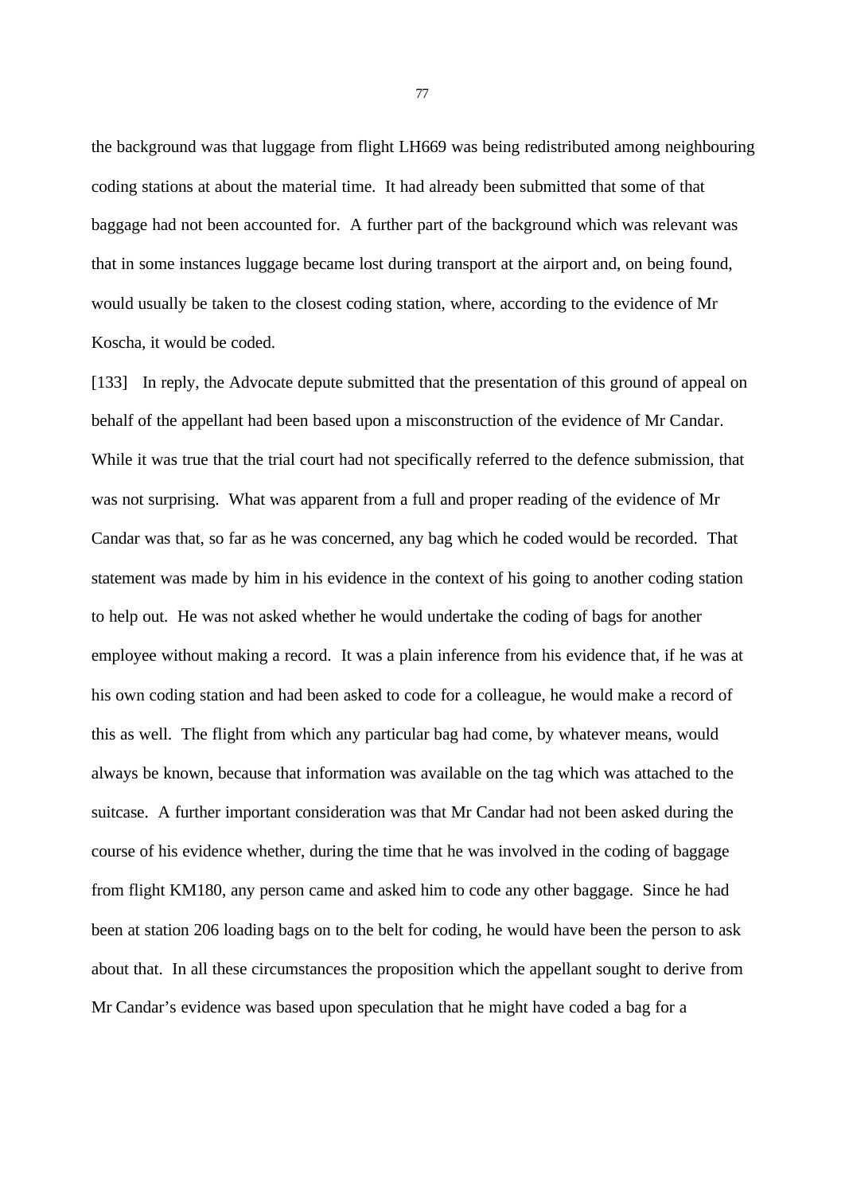the background was that luggage from flight LH669 was being redistributed among neighbouring coding stations at about the material time. It had already been submitted that some of that baggage had not been accounted for. A further part of the background which was relevant was that in some instances luggage became lost during transport at the airport and, on being found, would usually be taken to the closest coding station, where, according to the evidence of Mr Koscha, it would be coded.

[133] In reply, the Advocate depute submitted that the presentation of this ground of appeal on behalf of the appellant had been based upon a misconstruction of the evidence of Mr Candar. While it was true that the trial court had not specifically referred to the defence submission, that was not surprising. What was apparent from a full and proper reading of the evidence of Mr Candar was that, so far as he was concerned, any bag which he coded would be recorded. That statement was made by him in his evidence in the context of his going to another coding station to help out. He was not asked whether he would undertake the coding of bags for another employee without making a record. It was a plain inference from his evidence that, if he was at his own coding station and had been asked to code for a colleague, he would make a record of this as well. The flight from which any particular bag had come, by whatever means, would always be known, because that information was available on the tag which was attached to the suitcase. A further important consideration was that Mr Candar had not been asked during the course of his evidence whether, during the time that he was involved in the coding of baggage from flight KM180, any person came and asked him to code any other baggage. Since he had been at station 206 loading bags on to the belt for coding, he would have been the person to ask about that. In all these circumstances the proposition which the appellant sought to derive from Mr Candar's evidence was based upon speculation that he might have coded a bag for a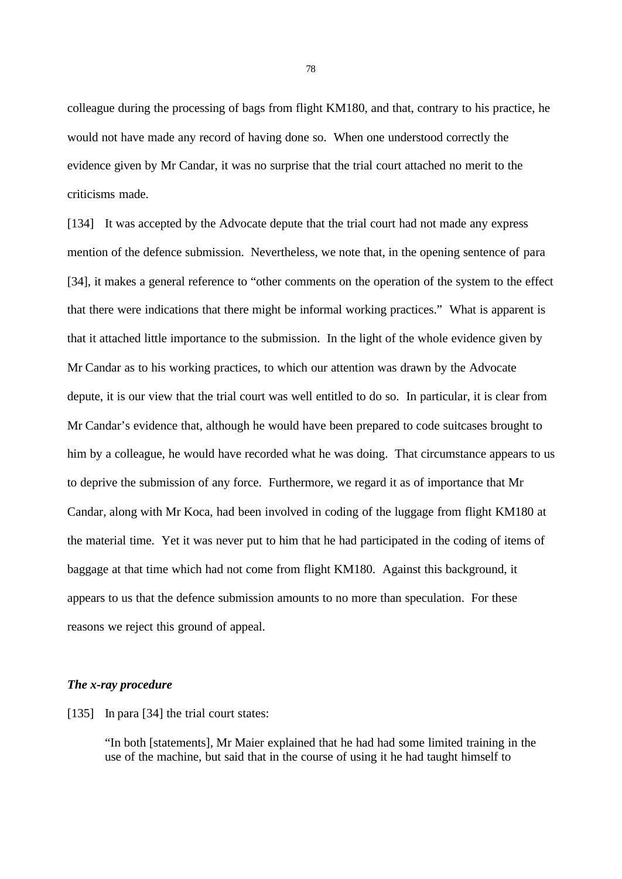colleague during the processing of bags from flight KM180, and that, contrary to his practice, he would not have made any record of having done so. When one understood correctly the evidence given by Mr Candar, it was no surprise that the trial court attached no merit to the criticisms made.

[134] It was accepted by the Advocate depute that the trial court had not made any express mention of the defence submission. Nevertheless, we note that, in the opening sentence of para [34], it makes a general reference to "other comments on the operation of the system to the effect that there were indications that there might be informal working practices." What is apparent is that it attached little importance to the submission. In the light of the whole evidence given by Mr Candar as to his working practices, to which our attention was drawn by the Advocate depute, it is our view that the trial court was well entitled to do so. In particular, it is clear from Mr Candar's evidence that, although he would have been prepared to code suitcases brought to him by a colleague, he would have recorded what he was doing. That circumstance appears to us to deprive the submission of any force. Furthermore, we regard it as of importance that Mr Candar, along with Mr Koca, had been involved in coding of the luggage from flight KM180 at the material time. Yet it was never put to him that he had participated in the coding of items of baggage at that time which had not come from flight KM180. Against this background, it appears to us that the defence submission amounts to no more than speculation. For these reasons we reject this ground of appeal.

### *The x-ray procedure*

[135] In para [34] the trial court states:

> "In both [statements], Mr Maier explained that he had had some limited training in the use of the machine, but said that in the course of using it he had taught himself to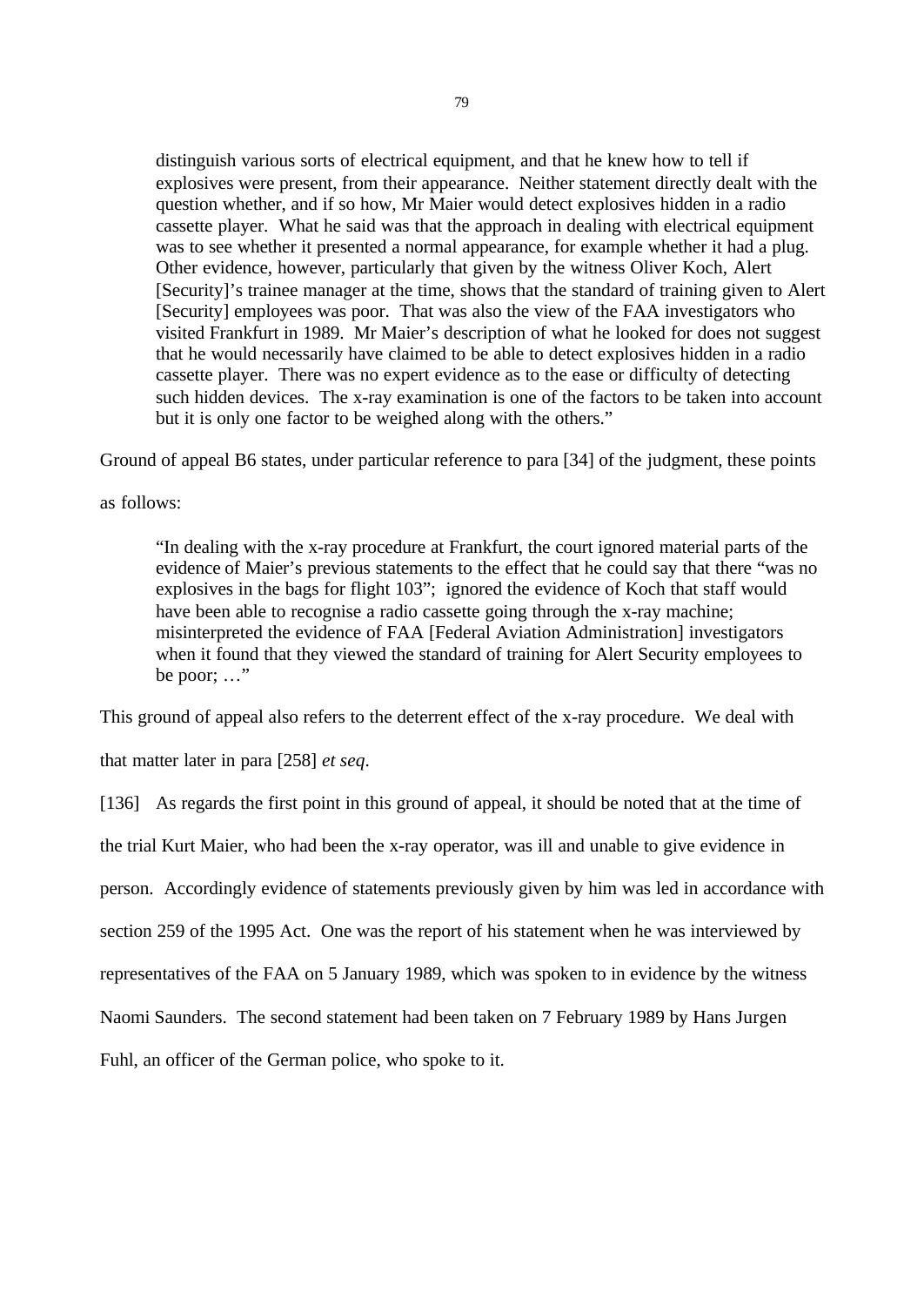> distinguish various sorts of electrical equipment, and that he knew how to tell if explosives were present, from their appearance. Neither statement directly dealt with the question whether, and if so how, Mr Maier would detect explosives hidden in a radio cassette player. What he said was that the approach in dealing with electrical equipment was to see whether it presented a normal appearance, for example whether it had a plug. Other evidence, however, particularly that given by the witness Oliver Koch, Alert [Security]'s trainee manager at the time, shows that the standard of training given to Alert [Security] employees was poor. That was also the view of the FAA investigators who visited Frankfurt in 1989. Mr Maier's description of what he looked for does not suggest that he would necessarily have claimed to be able to detect explosives hidden in a radio cassette player. There was no expert evidence as to the ease or difficulty of detecting such hidden devices. The x-ray examination is one of the factors to be taken into account but it is only one factor to be weighed along with the others."

Ground of appeal B6 states, under particular reference to para [34] of the judgment, these points as follows:

> "In dealing with the x-ray procedure at Frankfurt, the court ignored material parts of the evidence of Maier's previous statements to the effect that he could say that there "was no explosives in the bags for flight 103"; ignored the evidence of Koch that staff would have been able to recognise a radio cassette going through the x-ray machine; misinterpreted the evidence of FAA [Federal Aviation Administration] investigators when it found that they viewed the standard of training for Alert Security employees to be poor; …"

This ground of appeal also refers to the deterrent effect of the x-ray procedure. We deal with that matter later in para [258] *et seq*.

[136] As regards the first point in this ground of appeal, it should be noted that at the time of the trial Kurt Maier, who had been the x-ray operator, was ill and unable to give evidence in person. Accordingly evidence of statements previously given by him was led in accordance with section 259 of the 1995 Act. One was the report of his statement when he was interviewed by representatives of the FAA on 5 January 1989, which was spoken to in evidence by the witness Naomi Saunders. The second statement had been taken on 7 February 1989 by Hans Jurgen Fuhl, an officer of the German police, who spoke to it.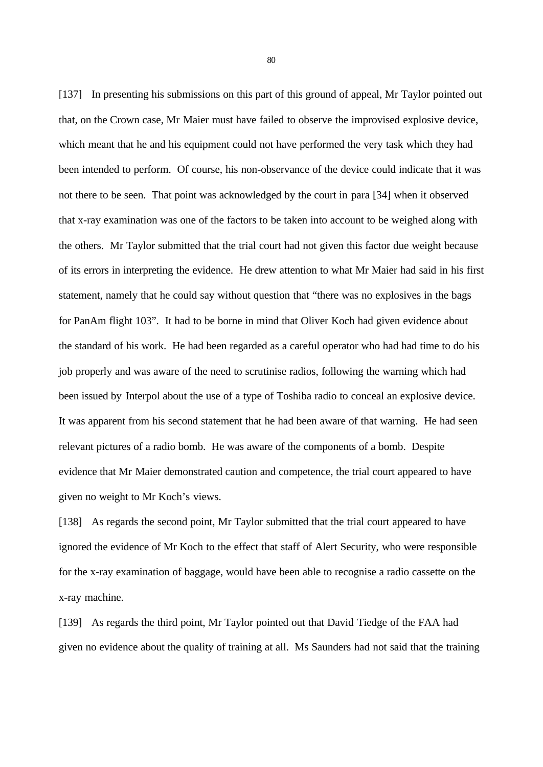[137] In presenting his submissions on this part of this ground of appeal, Mr Taylor pointed out that, on the Crown case, Mr Maier must have failed to observe the improvised explosive device, which meant that he and his equipment could not have performed the very task which they had been intended to perform. Of course, his non-observance of the device could indicate that it was not there to be seen. That point was acknowledged by the court in para [34] when it observed that x-ray examination was one of the factors to be taken into account to be weighed along with the others. Mr Taylor submitted that the trial court had not given this factor due weight because of its errors in interpreting the evidence. He drew attention to what Mr Maier had said in his first statement, namely that he could say without question that "there was no explosives in the bags for PanAm flight 103". It had to be borne in mind that Oliver Koch had given evidence about the standard of his work. He had been regarded as a careful operator who had had time to do his job properly and was aware of the need to scrutinise radios, following the warning which had been issued by Interpol about the use of a type of Toshiba radio to conceal an explosive device. It was apparent from his second statement that he had been aware of that warning. He had seen relevant pictures of a radio bomb. He was aware of the components of a bomb. Despite evidence that Mr Maier demonstrated caution and competence, the trial court appeared to have given no weight to Mr Koch's views.

[138] As regards the second point, Mr Taylor submitted that the trial court appeared to have ignored the evidence of Mr Koch to the effect that staff of Alert Security, who were responsible for the x-ray examination of baggage, would have been able to recognise a radio cassette on the x-ray machine.

[139] As regards the third point, Mr Taylor pointed out that David Tiedge of the FAA had given no evidence about the quality of training at all. Ms Saunders had not said that the training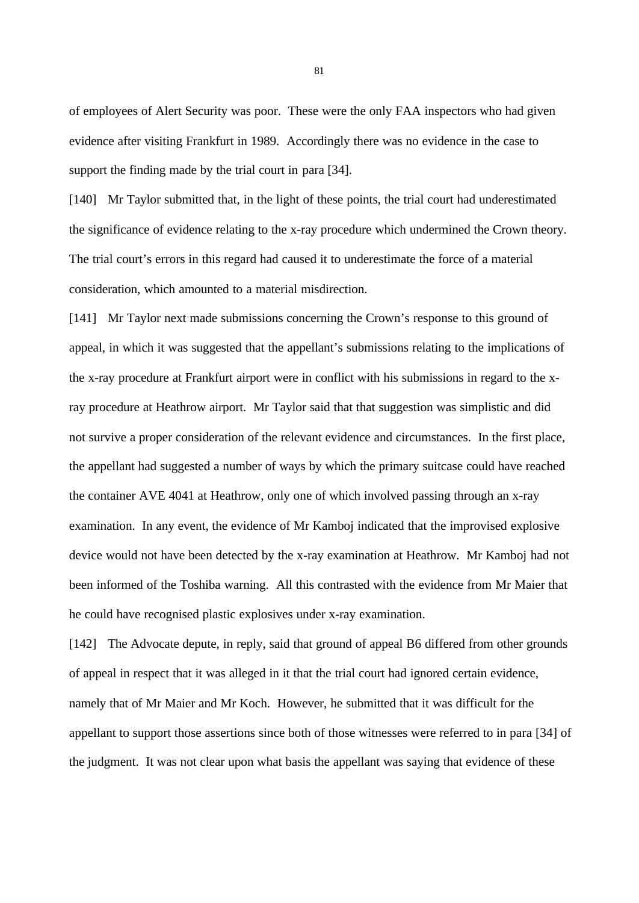of employees of Alert Security was poor. These were the only FAA inspectors who had given evidence after visiting Frankfurt in 1989. Accordingly there was no evidence in the case to support the finding made by the trial court in para [34].

[140] Mr Taylor submitted that, in the light of these points, the trial court had underestimated the significance of evidence relating to the x-ray procedure which undermined the Crown theory. The trial court's errors in this regard had caused it to underestimate the force of a material consideration, which amounted to a material misdirection.

[141] Mr Taylor next made submissions concerning the Crown's response to this ground of appeal, in which it was suggested that the appellant's submissions relating to the implications of the x-ray procedure at Frankfurt airport were in conflict with his submissions in regard to the x-ray procedure at Heathrow airport. Mr Taylor said that that suggestion was simplistic and did not survive a proper consideration of the relevant evidence and circumstances. In the first place, the appellant had suggested a number of ways by which the primary suitcase could have reached the container AVE 4041 at Heathrow, only one of which involved passing through an x-ray examination. In any event, the evidence of Mr Kamboj indicated that the improvised explosive device would not have been detected by the x-ray examination at Heathrow. Mr Kamboj had not been informed of the Toshiba warning. All this contrasted with the evidence from Mr Maier that he could have recognised plastic explosives under x-ray examination.

[142] The Advocate depute, in reply, said that ground of appeal B6 differed from other grounds of appeal in respect that it was alleged in it that the trial court had ignored certain evidence, namely that of Mr Maier and Mr Koch. However, he submitted that it was difficult for the appellant to support those assertions since both of those witnesses were referred to in para [34] of the judgment. It was not clear upon what basis the appellant was saying that evidence of these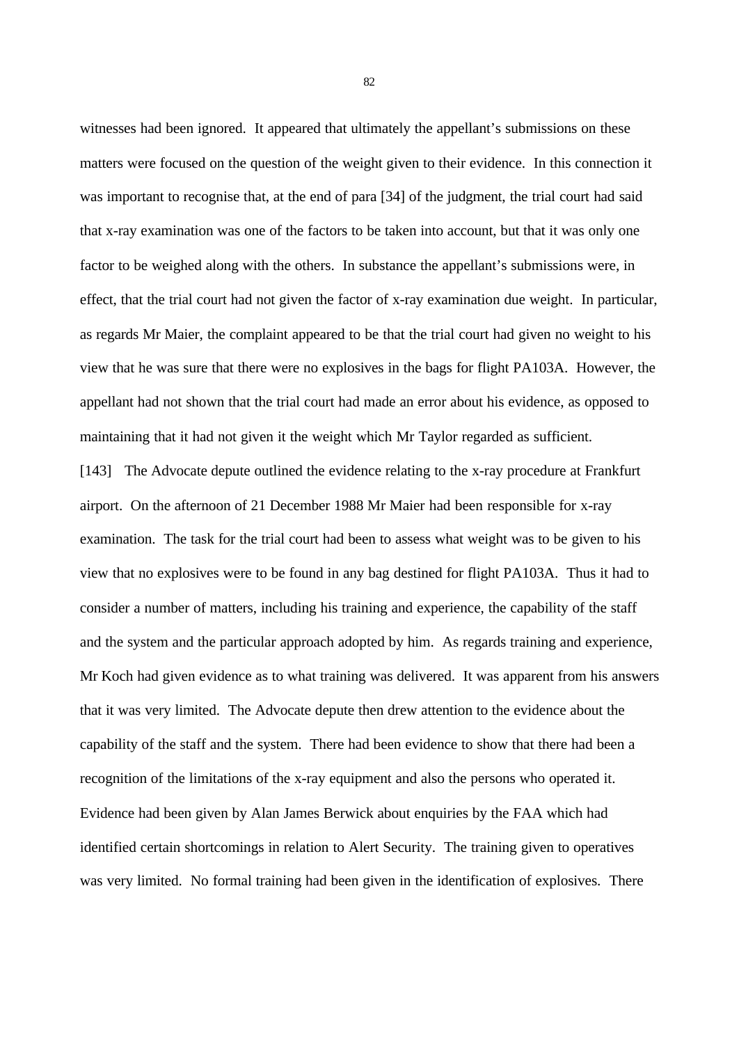witnesses had been ignored. It appeared that ultimately the appellant's submissions on these matters were focused on the question of the weight given to their evidence. In this connection it was important to recognise that, at the end of para [34] of the judgment, the trial court had said that x-ray examination was one of the factors to be taken into account, but that it was only one factor to be weighed along with the others. In substance the appellant's submissions were, in effect, that the trial court had not given the factor of x-ray examination due weight. In particular, as regards Mr Maier, the complaint appeared to be that the trial court had given no weight to his view that he was sure that there were no explosives in the bags for flight PA103A. However, the appellant had not shown that the trial court had made an error about his evidence, as opposed to maintaining that it had not given it the weight which Mr Taylor regarded as sufficient.

[143] The Advocate depute outlined the evidence relating to the x-ray procedure at Frankfurt airport. On the afternoon of 21 December 1988 Mr Maier had been responsible for x-ray examination. The task for the trial court had been to assess what weight was to be given to his view that no explosives were to be found in any bag destined for flight PA103A. Thus it had to consider a number of matters, including his training and experience, the capability of the staff and the system and the particular approach adopted by him. As regards training and experience, Mr Koch had given evidence as to what training was delivered. It was apparent from his answers that it was very limited. The Advocate depute then drew attention to the evidence about the capability of the staff and the system. There had been evidence to show that there had been a recognition of the limitations of the x-ray equipment and also the persons who operated it. Evidence had been given by Alan James Berwick about enquiries by the FAA which had identified certain shortcomings in relation to Alert Security. The training given to operatives was very limited. No formal training had been given in the identification of explosives. There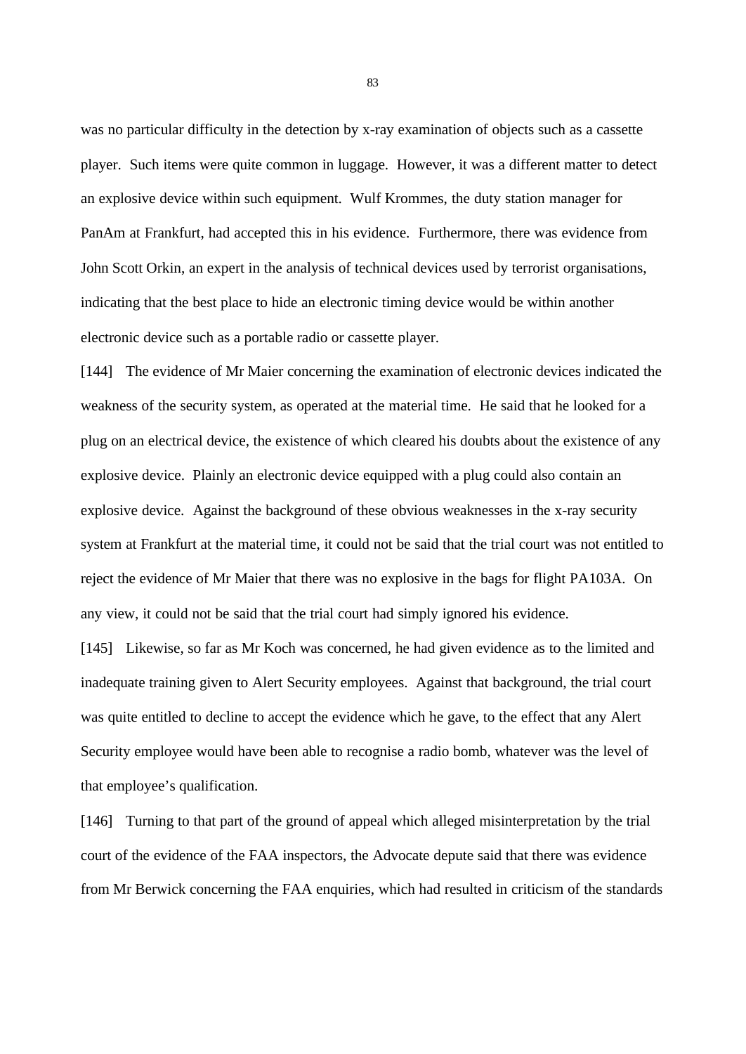was no particular difficulty in the detection by x-ray examination of objects such as a cassette player. Such items were quite common in luggage. However, it was a different matter to detect an explosive device within such equipment. Wulf Krommes, the duty station manager for PanAm at Frankfurt, had accepted this in his evidence. Furthermore, there was evidence from John Scott Orkin, an expert in the analysis of technical devices used by terrorist organisations, indicating that the best place to hide an electronic timing device would be within another electronic device such as a portable radio or cassette player.

[144] The evidence of Mr Maier concerning the examination of electronic devices indicated the weakness of the security system, as operated at the material time. He said that he looked for a plug on an electrical device, the existence of which cleared his doubts about the existence of any explosive device. Plainly an electronic device equipped with a plug could also contain an explosive device. Against the background of these obvious weaknesses in the x-ray security system at Frankfurt at the material time, it could not be said that the trial court was not entitled to reject the evidence of Mr Maier that there was no explosive in the bags for flight PA103A. On any view, it could not be said that the trial court had simply ignored his evidence.

[145] Likewise, so far as Mr Koch was concerned, he had given evidence as to the limited and inadequate training given to Alert Security employees. Against that background, the trial court was quite entitled to decline to accept the evidence which he gave, to the effect that any Alert Security employee would have been able to recognise a radio bomb, whatever was the level of that employee's qualification.

[146] Turning to that part of the ground of appeal which alleged misinterpretation by the trial court of the evidence of the FAA inspectors, the Advocate depute said that there was evidence from Mr Berwick concerning the FAA enquiries, which had resulted in criticism of the standards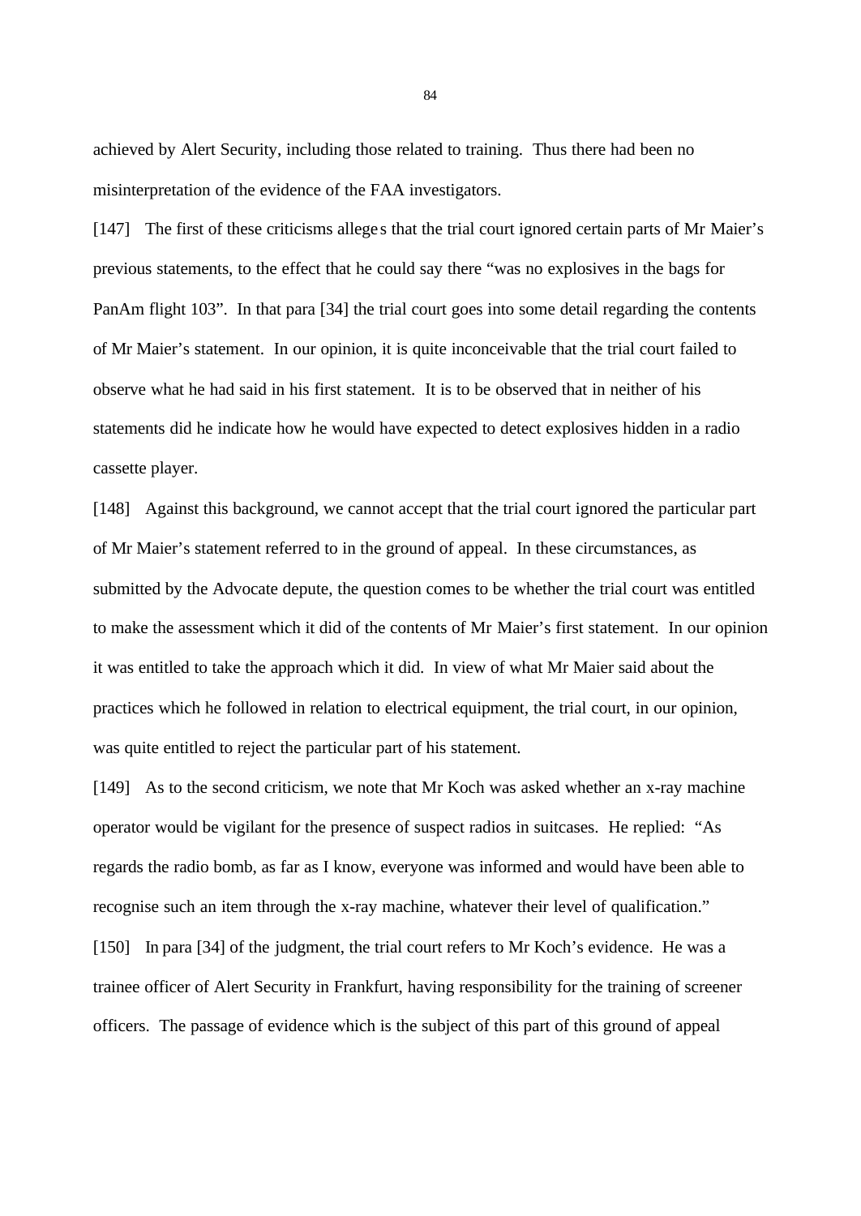achieved by Alert Security, including those related to training. Thus there had been no misinterpretation of the evidence of the FAA investigators.

[147] The first of these criticisms alleges that the trial court ignored certain parts of Mr Maier's previous statements, to the effect that he could say there "was no explosives in the bags for PanAm flight 103". In that para [34] the trial court goes into some detail regarding the contents of Mr Maier's statement. In our opinion, it is quite inconceivable that the trial court failed to observe what he had said in his first statement. It is to be observed that in neither of his statements did he indicate how he would have expected to detect explosives hidden in a radio cassette player.

[148] Against this background, we cannot accept that the trial court ignored the particular part of Mr Maier's statement referred to in the ground of appeal. In these circumstances, as submitted by the Advocate depute, the question comes to be whether the trial court was entitled to make the assessment which it did of the contents of Mr Maier's first statement. In our opinion it was entitled to take the approach which it did. In view of what Mr Maier said about the practices which he followed in relation to electrical equipment, the trial court, in our opinion, was quite entitled to reject the particular part of his statement.

[149] As to the second criticism, we note that Mr Koch was asked whether an x-ray machine operator would be vigilant for the presence of suspect radios in suitcases. He replied: "As regards the radio bomb, as far as I know, everyone was informed and would have been able to recognise such an item through the x-ray machine, whatever their level of qualification."

[150] In para [34] of the judgment, the trial court refers to Mr Koch's evidence. He was a trainee officer of Alert Security in Frankfurt, having responsibility for the training of screener officers. The passage of evidence which is the subject of this part of this ground of appeal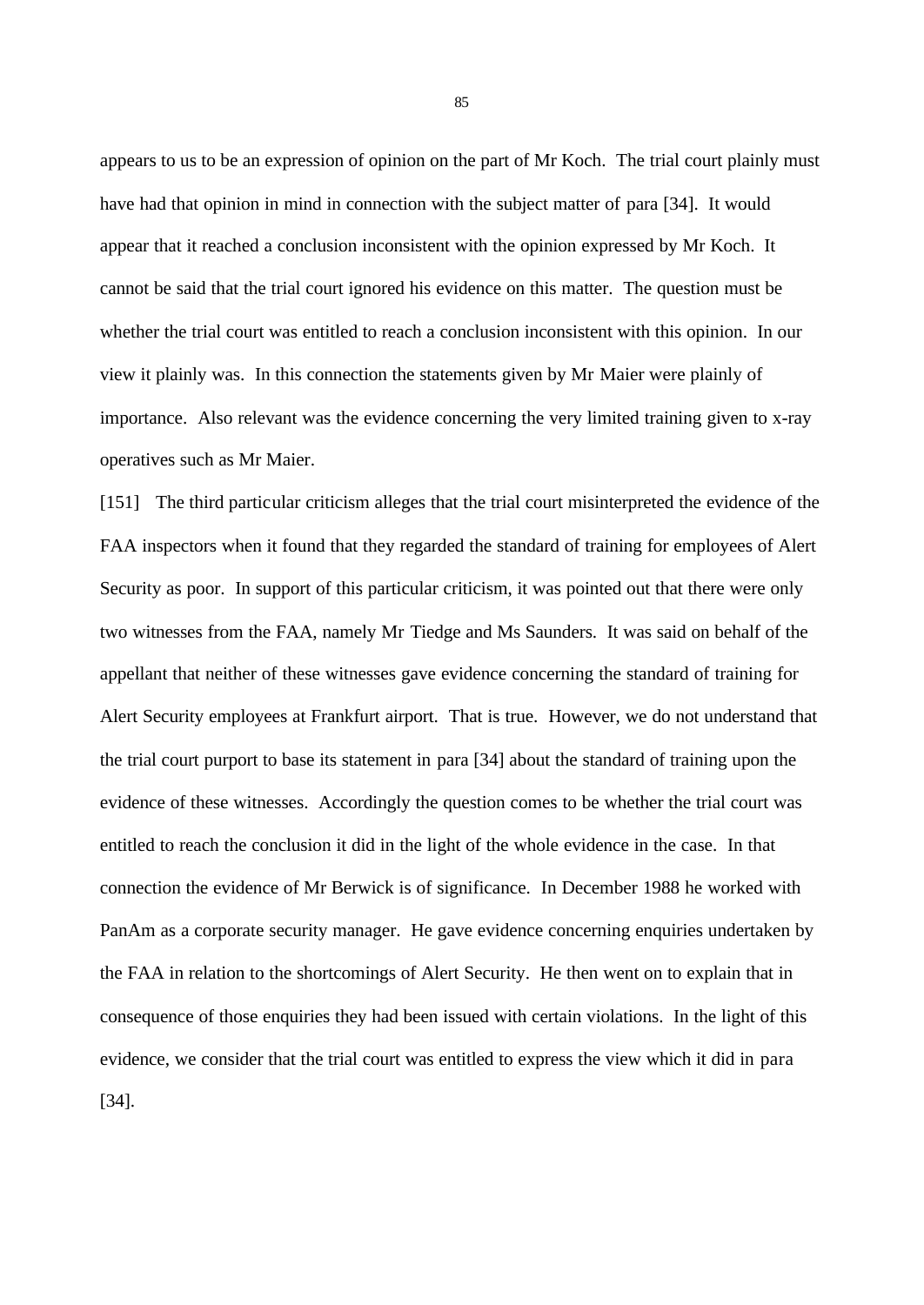appears to us to be an expression of opinion on the part of Mr Koch. The trial court plainly must have had that opinion in mind in connection with the subject matter of para [34]. It would appear that it reached a conclusion inconsistent with the opinion expressed by Mr Koch. It cannot be said that the trial court ignored his evidence on this matter. The question must be whether the trial court was entitled to reach a conclusion inconsistent with this opinion. In our view it plainly was. In this connection the statements given by Mr Maier were plainly of importance. Also relevant was the evidence concerning the very limited training given to x-ray operatives such as Mr Maier.

[151] The third particular criticism alleges that the trial court misinterpreted the evidence of the FAA inspectors when it found that they regarded the standard of training for employees of Alert Security as poor. In support of this particular criticism, it was pointed out that there were only two witnesses from the FAA, namely Mr Tiedge and Ms Saunders. It was said on behalf of the appellant that neither of these witnesses gave evidence concerning the standard of training for Alert Security employees at Frankfurt airport. That is true. However, we do not understand that the trial court purport to base its statement in para [34] about the standard of training upon the evidence of these witnesses. Accordingly the question comes to be whether the trial court was entitled to reach the conclusion it did in the light of the whole evidence in the case. In that connection the evidence of Mr Berwick is of significance. In December 1988 he worked with PanAm as a corporate security manager. He gave evidence concerning enquiries undertaken by the FAA in relation to the shortcomings of Alert Security. He then went on to explain that in consequence of those enquiries they had been issued with certain violations. In the light of this evidence, we consider that the trial court was entitled to express the view which it did in para [34].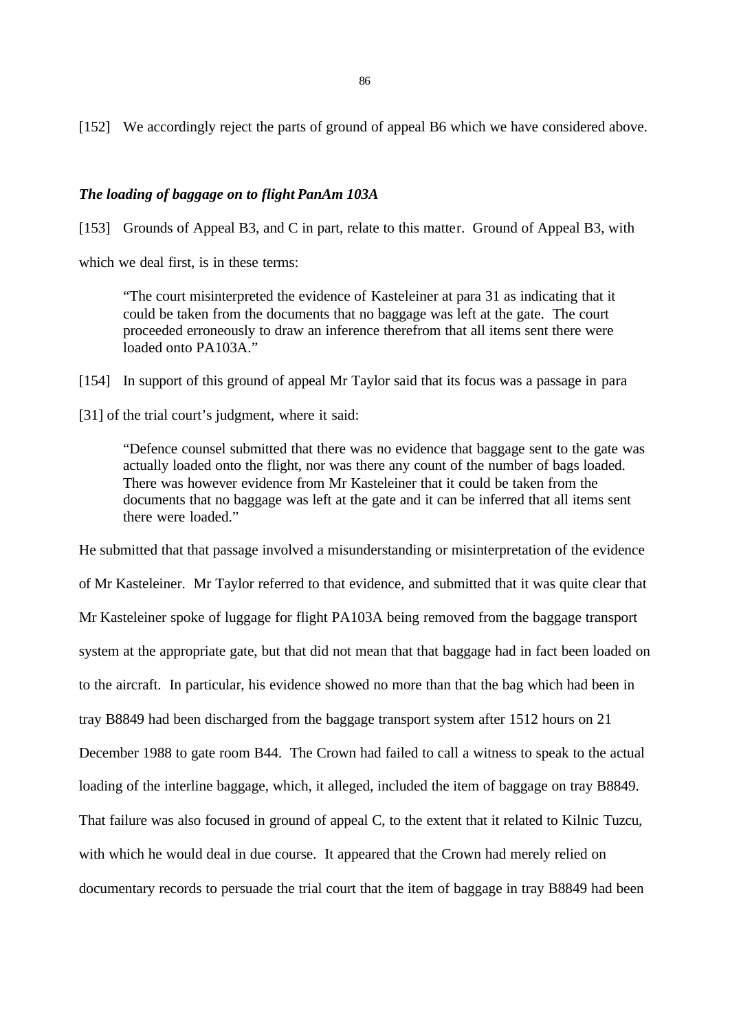[152] We accordingly reject the parts of ground of appeal B6 which we have considered above.

### *The loading of baggage on to flight PanAm 103A*

[153] Grounds of Appeal B3, and C in part, relate to this matter. Ground of Appeal B3, with which we deal first, is in these terms:

> "The court misinterpreted the evidence of Kasteleiner at para 31 as indicating that it could be taken from the documents that no baggage was left at the gate. The court proceeded erroneously to draw an inference therefrom that all items sent there were loaded onto PA103A."

[154] In support of this ground of appeal Mr Taylor said that its focus was a passage in para [31] of the trial court's judgment, where it said:

> "Defence counsel submitted that there was no evidence that baggage sent to the gate was actually loaded onto the flight, nor was there any count of the number of bags loaded. There was however evidence from Mr Kasteleiner that it could be taken from the documents that no baggage was left at the gate and it can be inferred that all items sent there were loaded."

He submitted that that passage involved a misunderstanding or misinterpretation of the evidence of Mr Kasteleiner. Mr Taylor referred to that evidence, and submitted that it was quite clear that Mr Kasteleiner spoke of luggage for flight PA103A being removed from the baggage transport system at the appropriate gate, but that did not mean that that baggage had in fact been loaded on to the aircraft. In particular, his evidence showed no more than that the bag which had been in tray B8849 had been discharged from the baggage transport system after 1512 hours on 21 December 1988 to gate room B44. The Crown had failed to call a witness to speak to the actual loading of the interline baggage, which, it alleged, included the item of baggage on tray B8849. That failure was also focused in ground of appeal C, to the extent that it related to Kilnic Tuzcu, with which he would deal in due course. It appeared that the Crown had merely relied on documentary records to persuade the trial court that the item of baggage in tray B8849 had been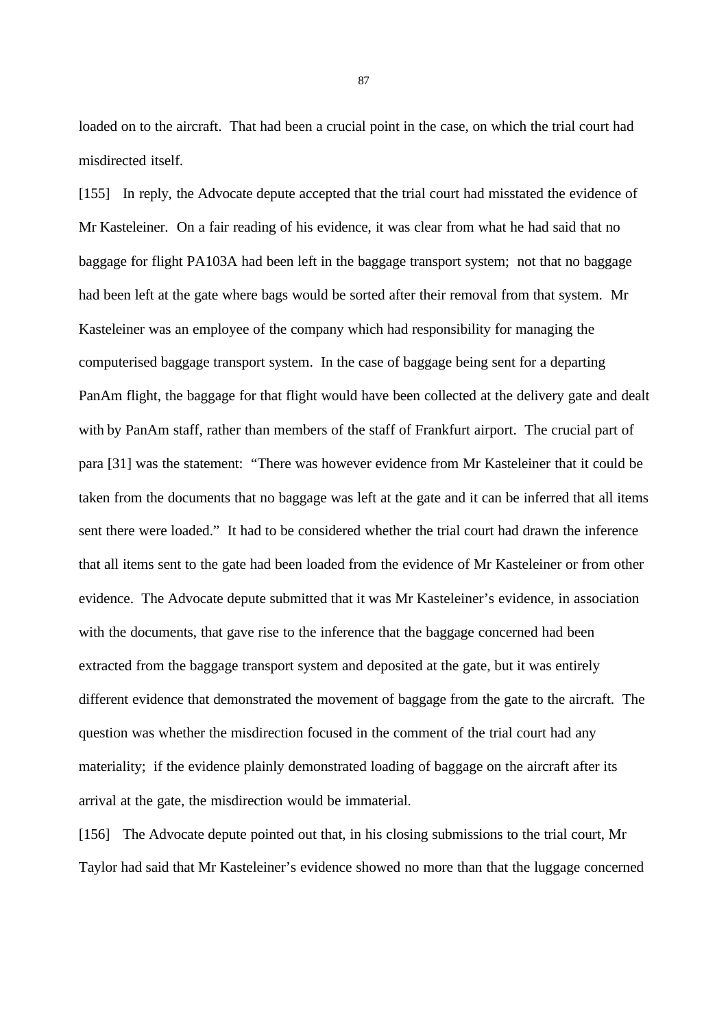loaded on to the aircraft. That had been a crucial point in the case, on which the trial court had misdirected itself.

[155] In reply, the Advocate depute accepted that the trial court had misstated the evidence of Mr Kasteleiner. On a fair reading of his evidence, it was clear from what he had said that no baggage for flight PA103A had been left in the baggage transport system; not that no baggage had been left at the gate where bags would be sorted after their removal from that system. Mr Kasteleiner was an employee of the company which had responsibility for managing the computerised baggage transport system. In the case of baggage being sent for a departing PanAm flight, the baggage for that flight would have been collected at the delivery gate and dealt with by PanAm staff, rather than members of the staff of Frankfurt airport. The crucial part of para [31] was the statement: "There was however evidence from Mr Kasteleiner that it could be taken from the documents that no baggage was left at the gate and it can be inferred that all items sent there were loaded." It had to be considered whether the trial court had drawn the inference that all items sent to the gate had been loaded from the evidence of Mr Kasteleiner or from other evidence. The Advocate depute submitted that it was Mr Kasteleiner's evidence, in association with the documents, that gave rise to the inference that the baggage concerned had been extracted from the baggage transport system and deposited at the gate, but it was entirely different evidence that demonstrated the movement of baggage from the gate to the aircraft. The question was whether the misdirection focused in the comment of the trial court had any materiality; if the evidence plainly demonstrated loading of baggage on the aircraft after its arrival at the gate, the misdirection would be immaterial.

[156] The Advocate depute pointed out that, in his closing submissions to the trial court, Mr Taylor had said that Mr Kasteleiner's evidence showed no more than that the luggage concerned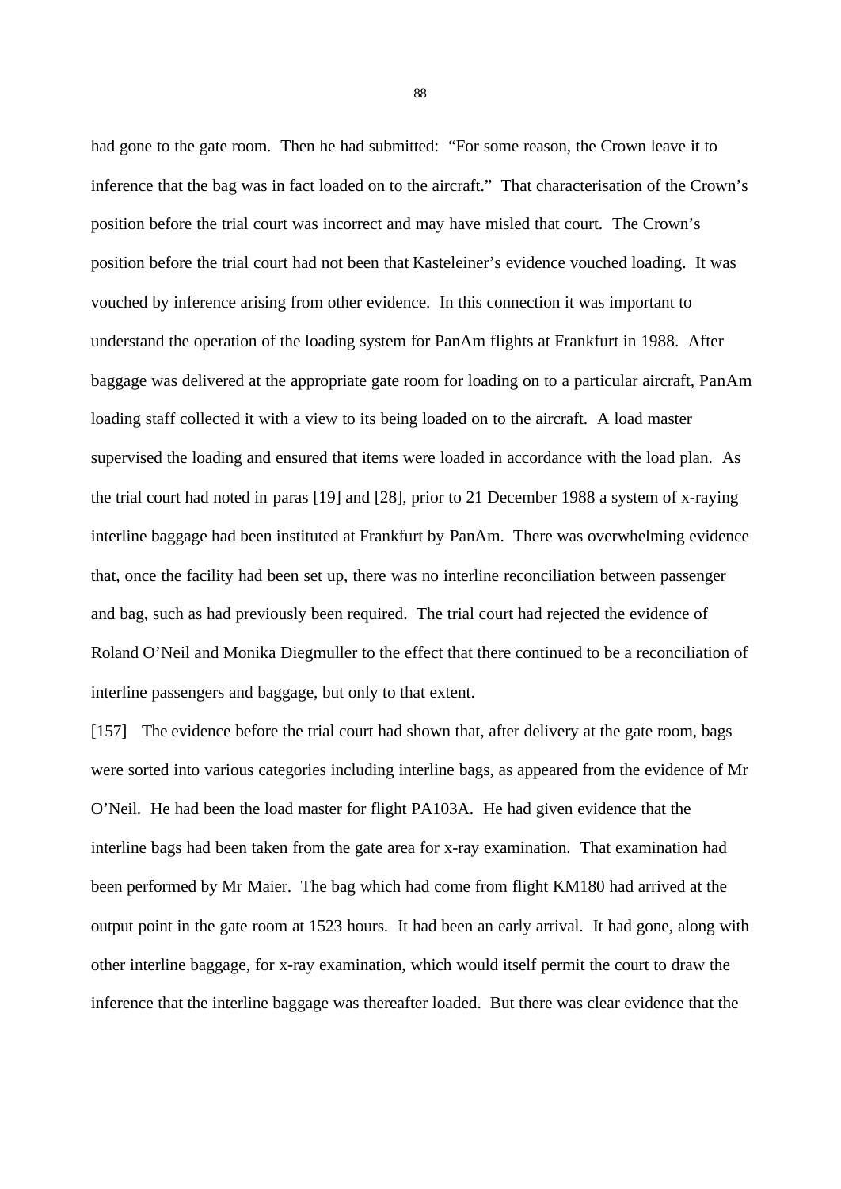had gone to the gate room. Then he had submitted: "For some reason, the Crown leave it to inference that the bag was in fact loaded on to the aircraft." That characterisation of the Crown's position before the trial court was incorrect and may have misled that court. The Crown's position before the trial court had not been that Kasteleiner's evidence vouched loading. It was vouched by inference arising from other evidence. In this connection it was important to understand the operation of the loading system for PanAm flights at Frankfurt in 1988. After baggage was delivered at the appropriate gate room for loading on to a particular aircraft, PanAm loading staff collected it with a view to its being loaded on to the aircraft. A load master supervised the loading and ensured that items were loaded in accordance with the load plan. As the trial court had noted in paras [19] and [28], prior to 21 December 1988 a system of x-raying interline baggage had been instituted at Frankfurt by PanAm. There was overwhelming evidence that, once the facility had been set up, there was no interline reconciliation between passenger and bag, such as had previously been required. The trial court had rejected the evidence of Roland O'Neil and Monika Diegmuller to the effect that there continued to be a reconciliation of interline passengers and baggage, but only to that extent.

[157] The evidence before the trial court had shown that, after delivery at the gate room, bags were sorted into various categories including interline bags, as appeared from the evidence of Mr O'Neil. He had been the load master for flight PA103A. He had given evidence that the interline bags had been taken from the gate area for x-ray examination. That examination had been performed by Mr Maier. The bag which had come from flight KM180 had arrived at the output point in the gate room at 1523 hours. It had been an early arrival. It had gone, along with other interline baggage, for x-ray examination, which would itself permit the court to draw the inference that the interline baggage was thereafter loaded. But there was clear evidence that the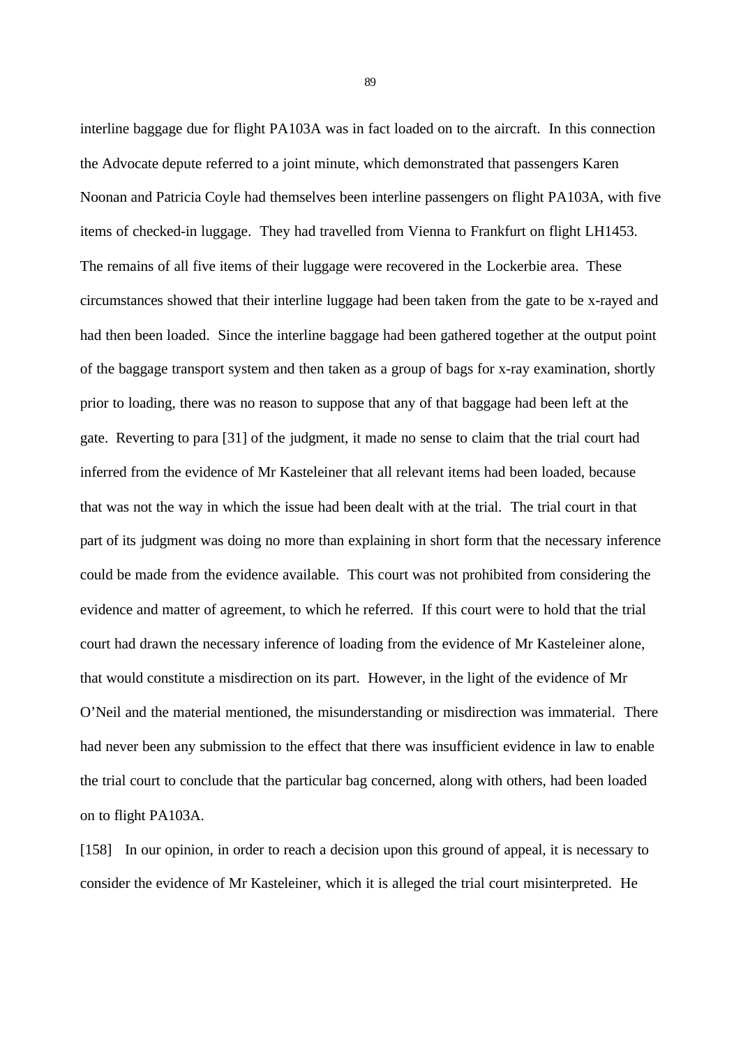interline baggage due for flight PA103A was in fact loaded on to the aircraft. In this connection the Advocate depute referred to a joint minute, which demonstrated that passengers Karen Noonan and Patricia Coyle had themselves been interline passengers on flight PA103A, with five items of checked-in luggage. They had travelled from Vienna to Frankfurt on flight LH1453. The remains of all five items of their luggage were recovered in the Lockerbie area. These circumstances showed that their interline luggage had been taken from the gate to be x-rayed and had then been loaded. Since the interline baggage had been gathered together at the output point of the baggage transport system and then taken as a group of bags for x-ray examination, shortly prior to loading, there was no reason to suppose that any of that baggage had been left at the gate. Reverting to para [31] of the judgment, it made no sense to claim that the trial court had inferred from the evidence of Mr Kasteleiner that all relevant items had been loaded, because that was not the way in which the issue had been dealt with at the trial. The trial court in that part of its judgment was doing no more than explaining in short form that the necessary inference could be made from the evidence available. This court was not prohibited from considering the evidence and matter of agreement, to which he referred. If this court were to hold that the trial court had drawn the necessary inference of loading from the evidence of Mr Kasteleiner alone, that would constitute a misdirection on its part. However, in the light of the evidence of Mr O'Neil and the material mentioned, the misunderstanding or misdirection was immaterial. There had never been any submission to the effect that there was insufficient evidence in law to enable the trial court to conclude that the particular bag concerned, along with others, had been loaded on to flight PA103A.

[158] In our opinion, in order to reach a decision upon this ground of appeal, it is necessary to consider the evidence of Mr Kasteleiner, which it is alleged the trial court misinterpreted. He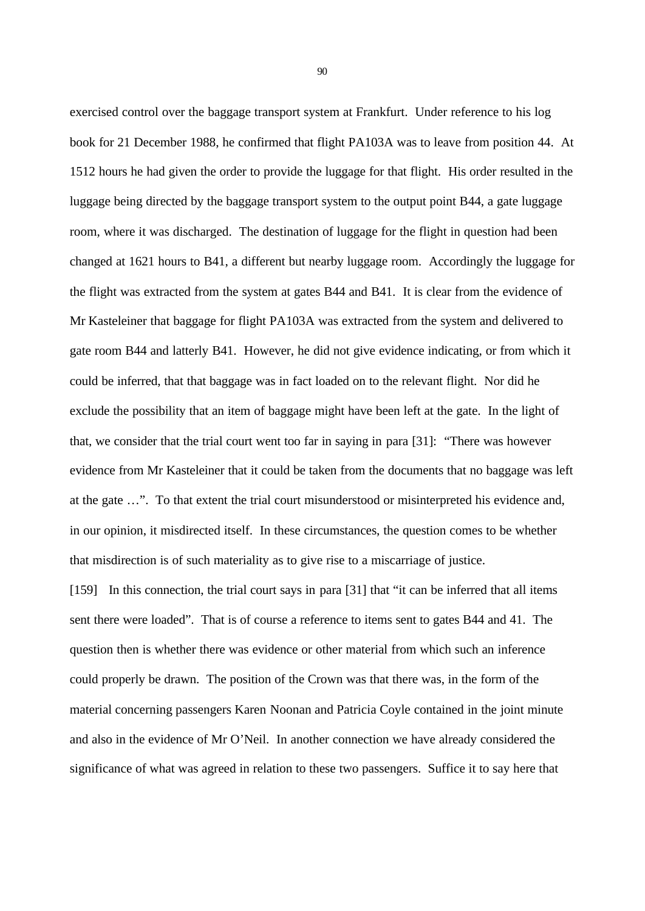exercised control over the baggage transport system at Frankfurt. Under reference to his log book for 21 December 1988, he confirmed that flight PA103A was to leave from position 44. At 1512 hours he had given the order to provide the luggage for that flight. His order resulted in the luggage being directed by the baggage transport system to the output point B44, a gate luggage room, where it was discharged. The destination of luggage for the flight in question had been changed at 1621 hours to B41, a different but nearby luggage room. Accordingly the luggage for the flight was extracted from the system at gates B44 and B41. It is clear from the evidence of Mr Kasteleiner that baggage for flight PA103A was extracted from the system and delivered to gate room B44 and latterly B41. However, he did not give evidence indicating, or from which it could be inferred, that that baggage was in fact loaded on to the relevant flight. Nor did he exclude the possibility that an item of baggage might have been left at the gate. In the light of that, we consider that the trial court went too far in saying in para [31]: "There was however evidence from Mr Kasteleiner that it could be taken from the documents that no baggage was left at the gate …". To that extent the trial court misunderstood or misinterpreted his evidence and, in our opinion, it misdirected itself. In these circumstances, the question comes to be whether that misdirection is of such materiality as to give rise to a miscarriage of justice.

[159] In this connection, the trial court says in para [31] that "it can be inferred that all items sent there were loaded". That is of course a reference to items sent to gates B44 and 41. The question then is whether there was evidence or other material from which such an inference could properly be drawn. The position of the Crown was that there was, in the form of the material concerning passengers Karen Noonan and Patricia Coyle contained in the joint minute and also in the evidence of Mr O'Neil. In another connection we have already considered the significance of what was agreed in relation to these two passengers. Suffice it to say here that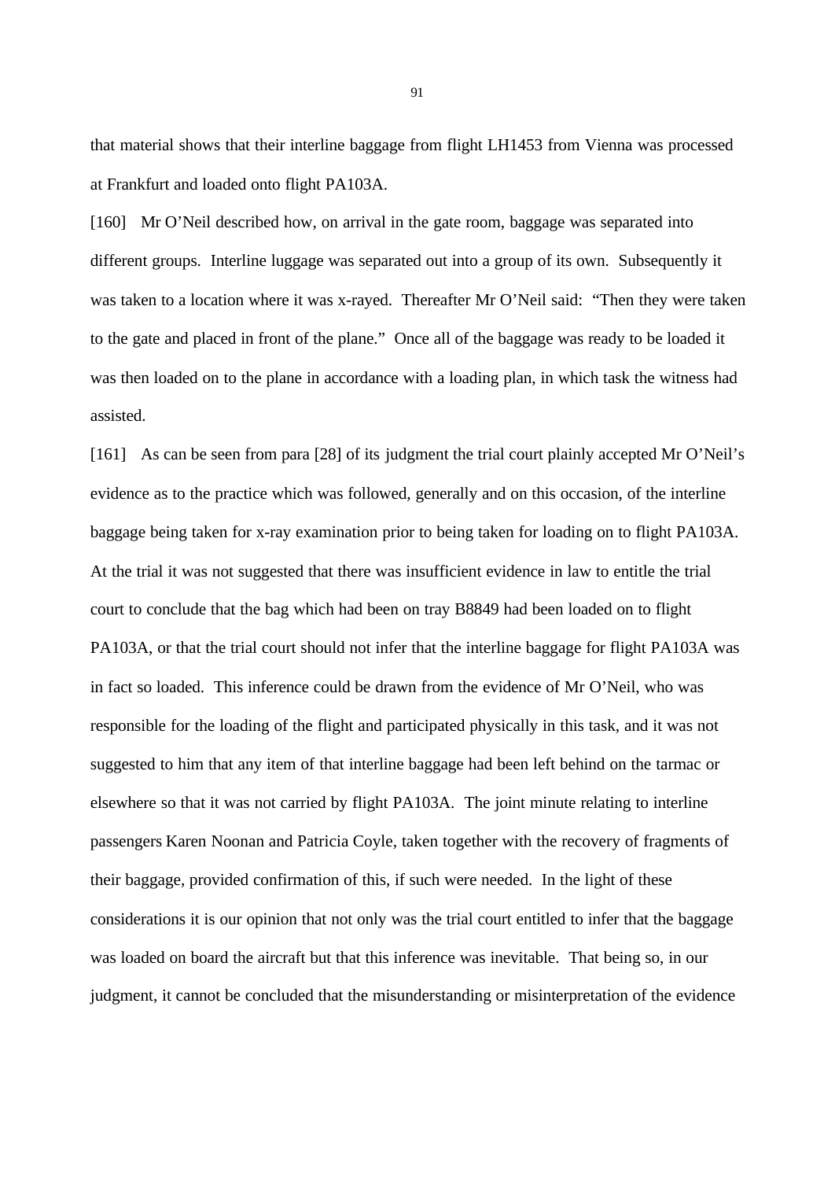that material shows that their interline baggage from flight LH1453 from Vienna was processed at Frankfurt and loaded onto flight PA103A.

[160] Mr O'Neil described how, on arrival in the gate room, baggage was separated into different groups. Interline luggage was separated out into a group of its own. Subsequently it was taken to a location where it was x-rayed. Thereafter Mr O'Neil said: "Then they were taken to the gate and placed in front of the plane." Once all of the baggage was ready to be loaded it was then loaded on to the plane in accordance with a loading plan, in which task the witness had assisted.

[161] As can be seen from para [28] of its judgment the trial court plainly accepted Mr O'Neil's evidence as to the practice which was followed, generally and on this occasion, of the interline baggage being taken for x-ray examination prior to being taken for loading on to flight PA103A. At the trial it was not suggested that there was insufficient evidence in law to entitle the trial court to conclude that the bag which had been on tray B8849 had been loaded on to flight PA103A, or that the trial court should not infer that the interline baggage for flight PA103A was in fact so loaded. This inference could be drawn from the evidence of Mr O'Neil, who was responsible for the loading of the flight and participated physically in this task, and it was not suggested to him that any item of that interline baggage had been left behind on the tarmac or elsewhere so that it was not carried by flight PA103A. The joint minute relating to interline passengers Karen Noonan and Patricia Coyle, taken together with the recovery of fragments of their baggage, provided confirmation of this, if such were needed. In the light of these considerations it is our opinion that not only was the trial court entitled to infer that the baggage was loaded on board the aircraft but that this inference was inevitable. That being so, in our judgment, it cannot be concluded that the misunderstanding or misinterpretation of the evidence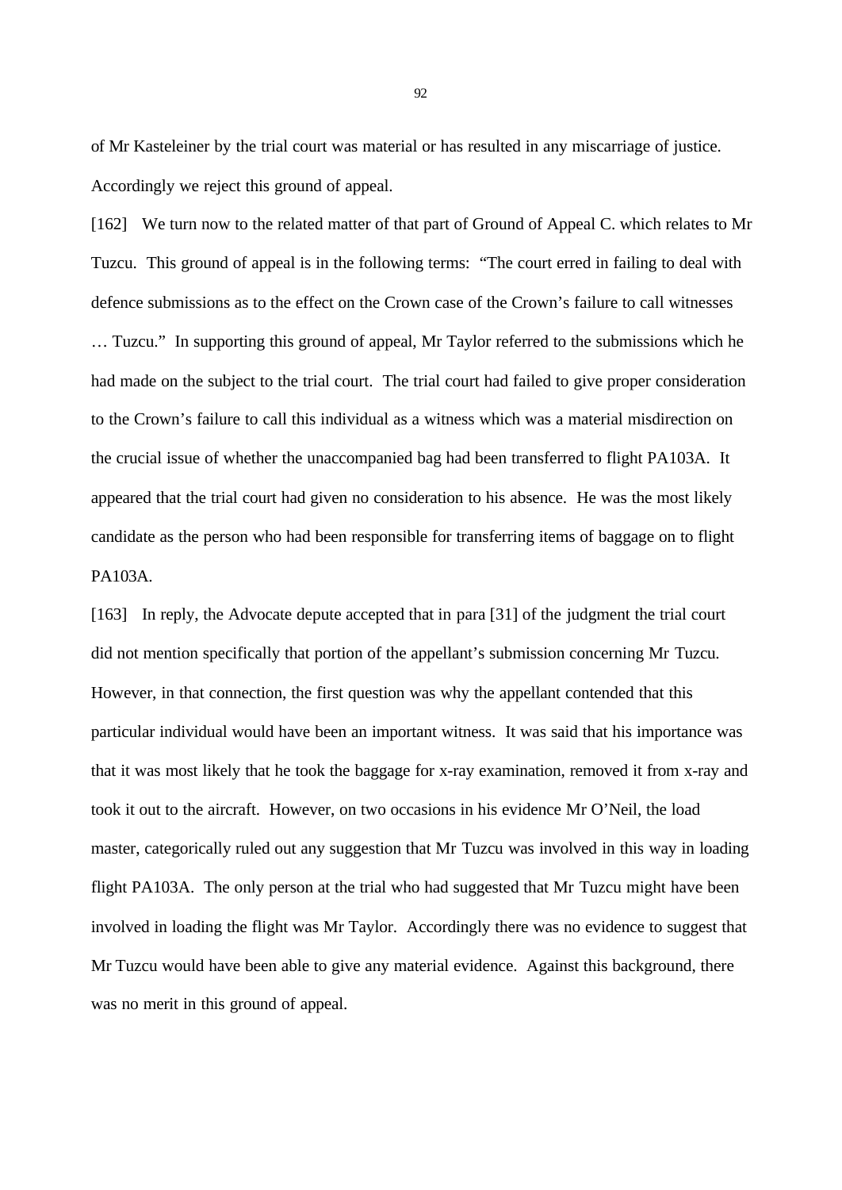of Mr Kasteleiner by the trial court was material or has resulted in any miscarriage of justice. Accordingly we reject this ground of appeal.

[162] We turn now to the related matter of that part of Ground of Appeal C. which relates to Mr Tuzcu. This ground of appeal is in the following terms: "The court erred in failing to deal with defence submissions as to the effect on the Crown case of the Crown's failure to call witnesses … Tuzcu." In supporting this ground of appeal, Mr Taylor referred to the submissions which he had made on the subject to the trial court. The trial court had failed to give proper consideration to the Crown's failure to call this individual as a witness which was a material misdirection on the crucial issue of whether the unaccompanied bag had been transferred to flight PA103A. It appeared that the trial court had given no consideration to his absence. He was the most likely candidate as the person who had been responsible for transferring items of baggage on to flight PA103A.

[163] In reply, the Advocate depute accepted that in para [31] of the judgment the trial court did not mention specifically that portion of the appellant's submission concerning Mr Tuzcu. However, in that connection, the first question was why the appellant contended that this particular individual would have been an important witness. It was said that his importance was that it was most likely that he took the baggage for x-ray examination, removed it from x-ray and took it out to the aircraft. However, on two occasions in his evidence Mr O'Neil, the load master, categorically ruled out any suggestion that Mr Tuzcu was involved in this way in loading flight PA103A. The only person at the trial who had suggested that Mr Tuzcu might have been involved in loading the flight was Mr Taylor. Accordingly there was no evidence to suggest that Mr Tuzcu would have been able to give any material evidence. Against this background, there was no merit in this ground of appeal.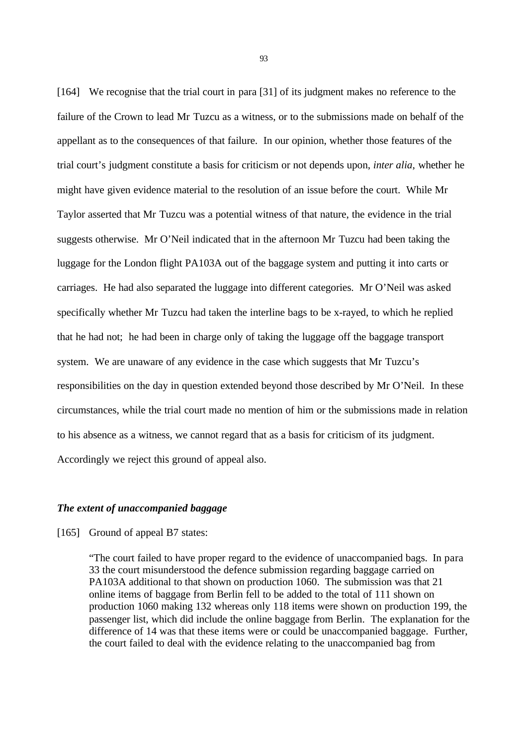[164] We recognise that the trial court in para [31] of its judgment makes no reference to the failure of the Crown to lead Mr Tuzcu as a witness, or to the submissions made on behalf of the appellant as to the consequences of that failure. In our opinion, whether those features of the trial court's judgment constitute a basis for criticism or not depends upon, *inter alia*, whether he might have given evidence material to the resolution of an issue before the court. While Mr Taylor asserted that Mr Tuzcu was a potential witness of that nature, the evidence in the trial suggests otherwise. Mr O'Neil indicated that in the afternoon Mr Tuzcu had been taking the luggage for the London flight PA103A out of the baggage system and putting it into carts or carriages. He had also separated the luggage into different categories. Mr O'Neil was asked specifically whether Mr Tuzcu had taken the interline bags to be x-rayed, to which he replied that he had not; he had been in charge only of taking the luggage off the baggage transport system. We are unaware of any evidence in the case which suggests that Mr Tuzcu's responsibilities on the day in question extended beyond those described by Mr O'Neil. In these circumstances, while the trial court made no mention of him or the submissions made in relation to his absence as a witness, we cannot regard that as a basis for criticism of its judgment. Accordingly we reject this ground of appeal also.

### *The extent of unaccompanied baggage*

[165] Ground of appeal B7 states:

> "The court failed to have proper regard to the evidence of unaccompanied bags. In para 33 the court misunderstood the defence submission regarding baggage carried on PA103A additional to that shown on production 1060. The submission was that 21 online items of baggage from Berlin fell to be added to the total of 111 shown on production 1060 making 132 whereas only 118 items were shown on production 199, the passenger list, which did include the online baggage from Berlin. The explanation for the difference of 14 was that these items were or could be unaccompanied baggage. Further, the court failed to deal with the evidence relating to the unaccompanied bag from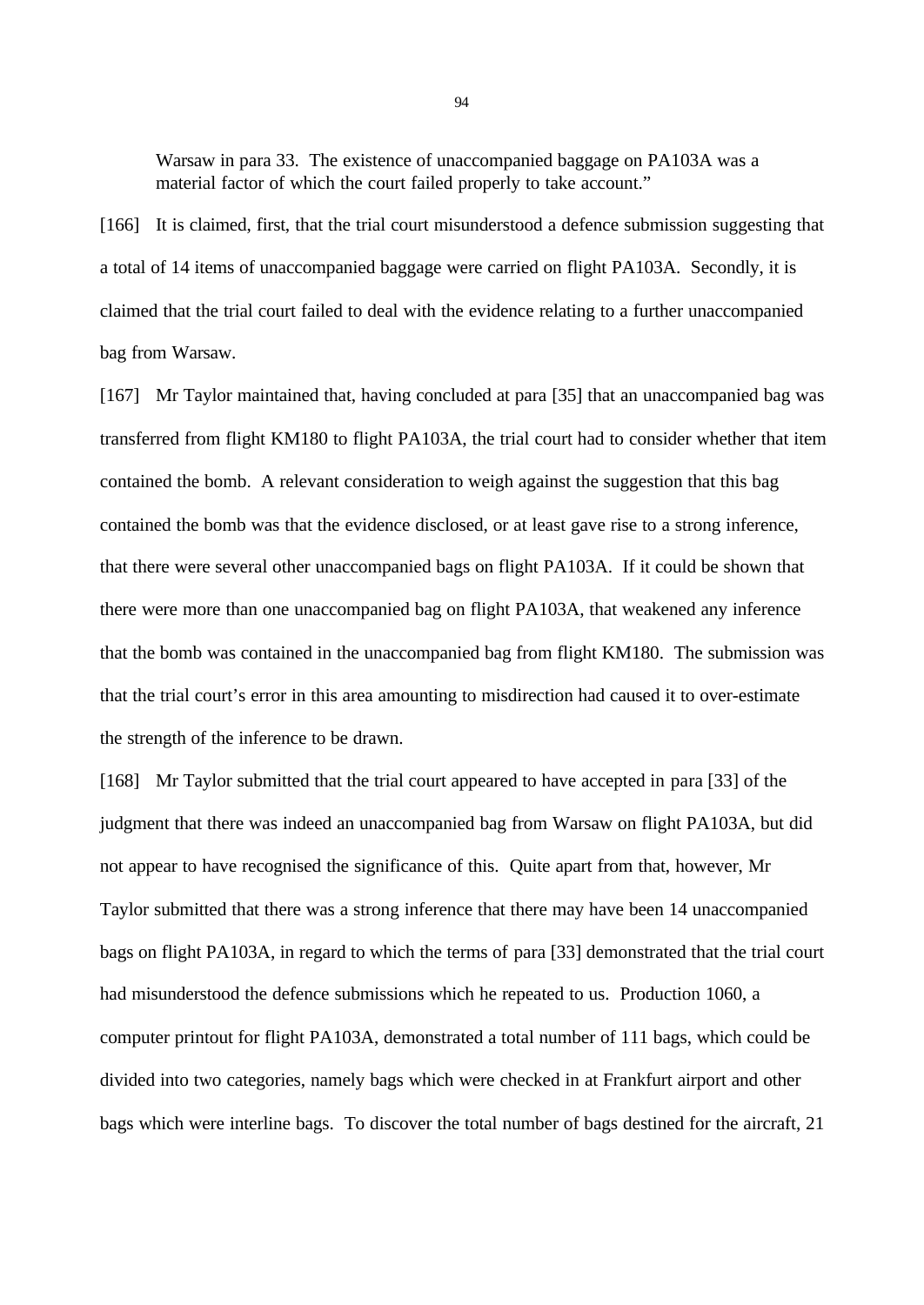> Warsaw in para 33. The existence of unaccompanied baggage on PA103A was a material factor of which the court failed properly to take account."

[166] It is claimed, first, that the trial court misunderstood a defence submission suggesting that a total of 14 items of unaccompanied baggage were carried on flight PA103A. Secondly, it is claimed that the trial court failed to deal with the evidence relating to a further unaccompanied bag from Warsaw.

[167] Mr Taylor maintained that, having concluded at para [35] that an unaccompanied bag was transferred from flight KM180 to flight PA103A, the trial court had to consider whether that item contained the bomb. A relevant consideration to weigh against the suggestion that this bag contained the bomb was that the evidence disclosed, or at least gave rise to a strong inference, that there were several other unaccompanied bags on flight PA103A. If it could be shown that there were more than one unaccompanied bag on flight PA103A, that weakened any inference that the bomb was contained in the unaccompanied bag from flight KM180. The submission was that the trial court's error in this area amounting to misdirection had caused it to over-estimate the strength of the inference to be drawn.

[168] Mr Taylor submitted that the trial court appeared to have accepted in para [33] of the judgment that there was indeed an unaccompanied bag from Warsaw on flight PA103A, but did not appear to have recognised the significance of this. Quite apart from that, however, Mr Taylor submitted that there was a strong inference that there may have been 14 unaccompanied bags on flight PA103A, in regard to which the terms of para [33] demonstrated that the trial court had misunderstood the defence submissions which he repeated to us. Production 1060, a computer printout for flight PA103A, demonstrated a total number of 111 bags, which could be divided into two categories, namely bags which were checked in at Frankfurt airport and other bags which were interline bags. To discover the total number of bags destined for the aircraft, 21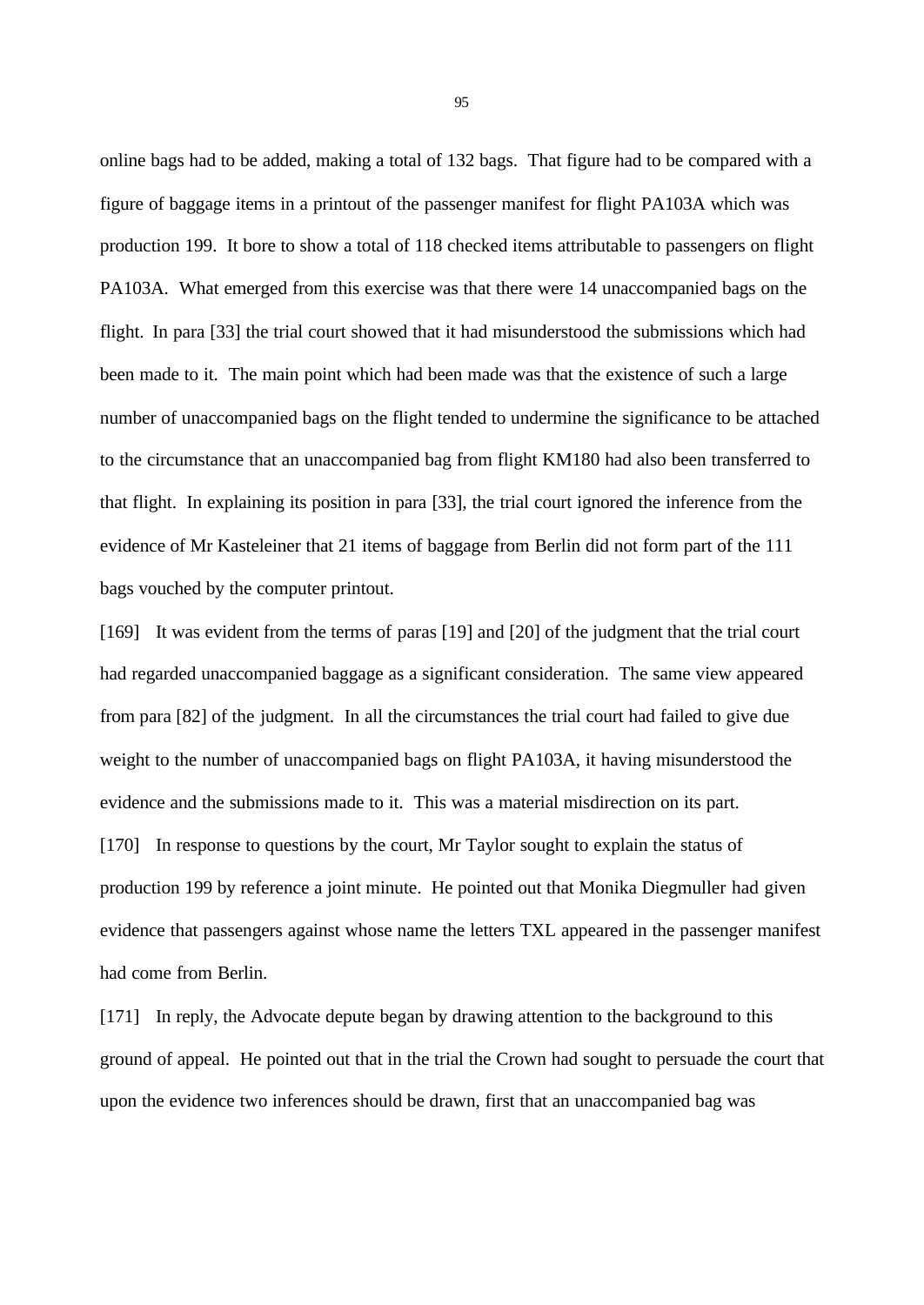online bags had to be added, making a total of 132 bags. That figure had to be compared with a figure of baggage items in a printout of the passenger manifest for flight PA103A which was production 199. It bore to show a total of 118 checked items attributable to passengers on flight PA103A. What emerged from this exercise was that there were 14 unaccompanied bags on the flight. In para [33] the trial court showed that it had misunderstood the submissions which had been made to it. The main point which had been made was that the existence of such a large number of unaccompanied bags on the flight tended to undermine the significance to be attached to the circumstance that an unaccompanied bag from flight KM180 had also been transferred to that flight. In explaining its position in para [33], the trial court ignored the inference from the evidence of Mr Kasteleiner that 21 items of baggage from Berlin did not form part of the 111 bags vouched by the computer printout.

[169] It was evident from the terms of paras [19] and [20] of the judgment that the trial court had regarded unaccompanied baggage as a significant consideration. The same view appeared from para [82] of the judgment. In all the circumstances the trial court had failed to give due weight to the number of unaccompanied bags on flight PA103A, it having misunderstood the evidence and the submissions made to it. This was a material misdirection on its part.

[170] In response to questions by the court, Mr Taylor sought to explain the status of production 199 by reference a joint minute. He pointed out that Monika Diegmuller had given evidence that passengers against whose name the letters TXL appeared in the passenger manifest had come from Berlin.

[171] In reply, the Advocate depute began by drawing attention to the background to this ground of appeal. He pointed out that in the trial the Crown had sought to persuade the court that upon the evidence two inferences should be drawn, first that an unaccompanied bag was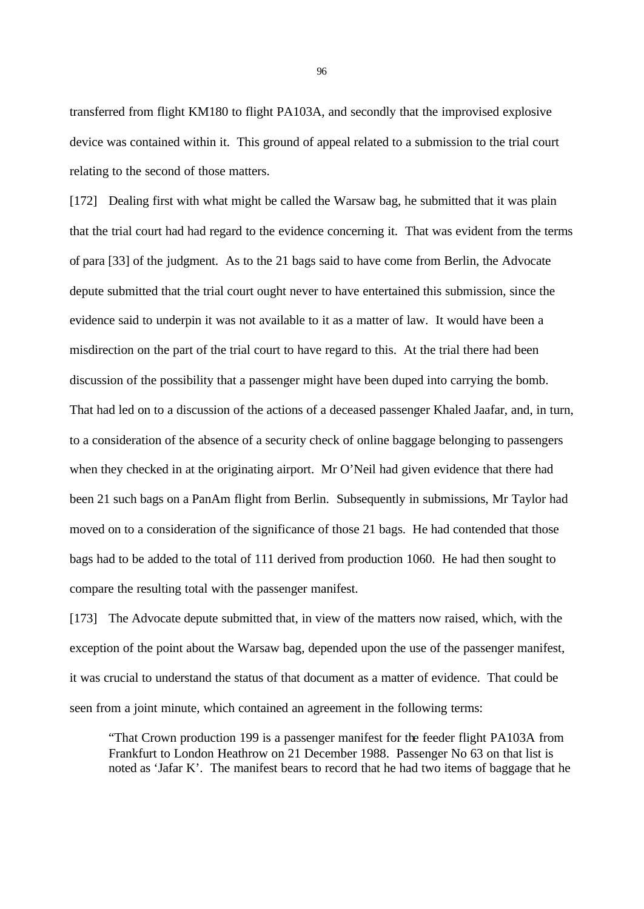transferred from flight KM180 to flight PA103A, and secondly that the improvised explosive device was contained within it. This ground of appeal related to a submission to the trial court relating to the second of those matters.

[172] Dealing first with what might be called the Warsaw bag, he submitted that it was plain that the trial court had had regard to the evidence concerning it. That was evident from the terms of para [33] of the judgment. As to the 21 bags said to have come from Berlin, the Advocate depute submitted that the trial court ought never to have entertained this submission, since the evidence said to underpin it was not available to it as a matter of law. It would have been a misdirection on the part of the trial court to have regard to this. At the trial there had been discussion of the possibility that a passenger might have been duped into carrying the bomb. That had led on to a discussion of the actions of a deceased passenger Khaled Jaafar, and, in turn, to a consideration of the absence of a security check of online baggage belonging to passengers when they checked in at the originating airport. Mr O'Neil had given evidence that there had been 21 such bags on a PanAm flight from Berlin. Subsequently in submissions, Mr Taylor had moved on to a consideration of the significance of those 21 bags. He had contended that those bags had to be added to the total of 111 derived from production 1060. He had then sought to compare the resulting total with the passenger manifest.

[173] The Advocate depute submitted that, in view of the matters now raised, which, with the exception of the point about the Warsaw bag, depended upon the use of the passenger manifest, it was crucial to understand the status of that document as a matter of evidence. That could be seen from a joint minute, which contained an agreement in the following terms:

> "That Crown production 199 is a passenger manifest for the feeder flight PA103A from Frankfurt to London Heathrow on 21 December 1988. Passenger No 63 on that list is noted as 'Jafar K'. The manifest bears to record that he had two items of baggage that he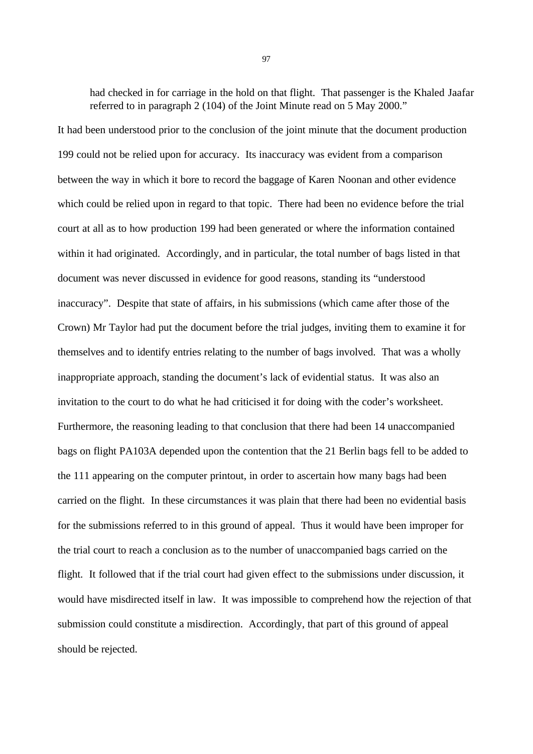> had checked in for carriage in the hold on that flight. That passenger is the Khaled Jaafar referred to in paragraph 2 (104) of the Joint Minute read on 5 May 2000."

It had been understood prior to the conclusion of the joint minute that the document production 199 could not be relied upon for accuracy. Its inaccuracy was evident from a comparison between the way in which it bore to record the baggage of Karen Noonan and other evidence which could be relied upon in regard to that topic. There had been no evidence before the trial court at all as to how production 199 had been generated or where the information contained within it had originated. Accordingly, and in particular, the total number of bags listed in that document was never discussed in evidence for good reasons, standing its "understood inaccuracy". Despite that state of affairs, in his submissions (which came after those of the Crown) Mr Taylor had put the document before the trial judges, inviting them to examine it for themselves and to identify entries relating to the number of bags involved. That was a wholly inappropriate approach, standing the document's lack of evidential status. It was also an invitation to the court to do what he had criticised it for doing with the coder's worksheet. Furthermore, the reasoning leading to that conclusion that there had been 14 unaccompanied bags on flight PA103A depended upon the contention that the 21 Berlin bags fell to be added to the 111 appearing on the computer printout, in order to ascertain how many bags had been carried on the flight. In these circumstances it was plain that there had been no evidential basis for the submissions referred to in this ground of appeal. Thus it would have been improper for the trial court to reach a conclusion as to the number of unaccompanied bags carried on the flight. It followed that if the trial court had given effect to the submissions under discussion, it would have misdirected itself in law. It was impossible to comprehend how the rejection of that submission could constitute a misdirection. Accordingly, that part of this ground of appeal should be rejected.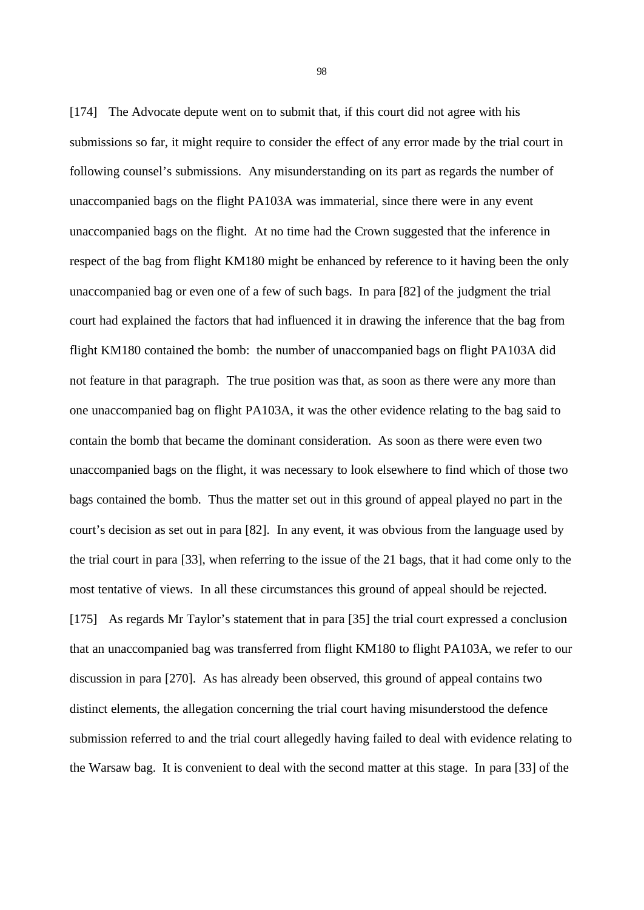[174] The Advocate depute went on to submit that, if this court did not agree with his submissions so far, it might require to consider the effect of any error made by the trial court in following counsel's submissions. Any misunderstanding on its part as regards the number of unaccompanied bags on the flight PA103A was immaterial, since there were in any event unaccompanied bags on the flight. At no time had the Crown suggested that the inference in respect of the bag from flight KM180 might be enhanced by reference to it having been the only unaccompanied bag or even one of a few of such bags. In para [82] of the judgment the trial court had explained the factors that had influenced it in drawing the inference that the bag from flight KM180 contained the bomb: the number of unaccompanied bags on flight PA103A did not feature in that paragraph. The true position was that, as soon as there were any more than one unaccompanied bag on flight PA103A, it was the other evidence relating to the bag said to contain the bomb that became the dominant consideration. As soon as there were even two unaccompanied bags on the flight, it was necessary to look elsewhere to find which of those two bags contained the bomb. Thus the matter set out in this ground of appeal played no part in the court's decision as set out in para [82]. In any event, it was obvious from the language used by the trial court in para [33], when referring to the issue of the 21 bags, that it had come only to the most tentative of views. In all these circumstances this ground of appeal should be rejected.

[175] As regards Mr Taylor's statement that in para [35] the trial court expressed a conclusion that an unaccompanied bag was transferred from flight KM180 to flight PA103A, we refer to our discussion in para [270]. As has already been observed, this ground of appeal contains two distinct elements, the allegation concerning the trial court having misunderstood the defence submission referred to and the trial court allegedly having failed to deal with evidence relating to the Warsaw bag. It is convenient to deal with the second matter at this stage. In para [33] of the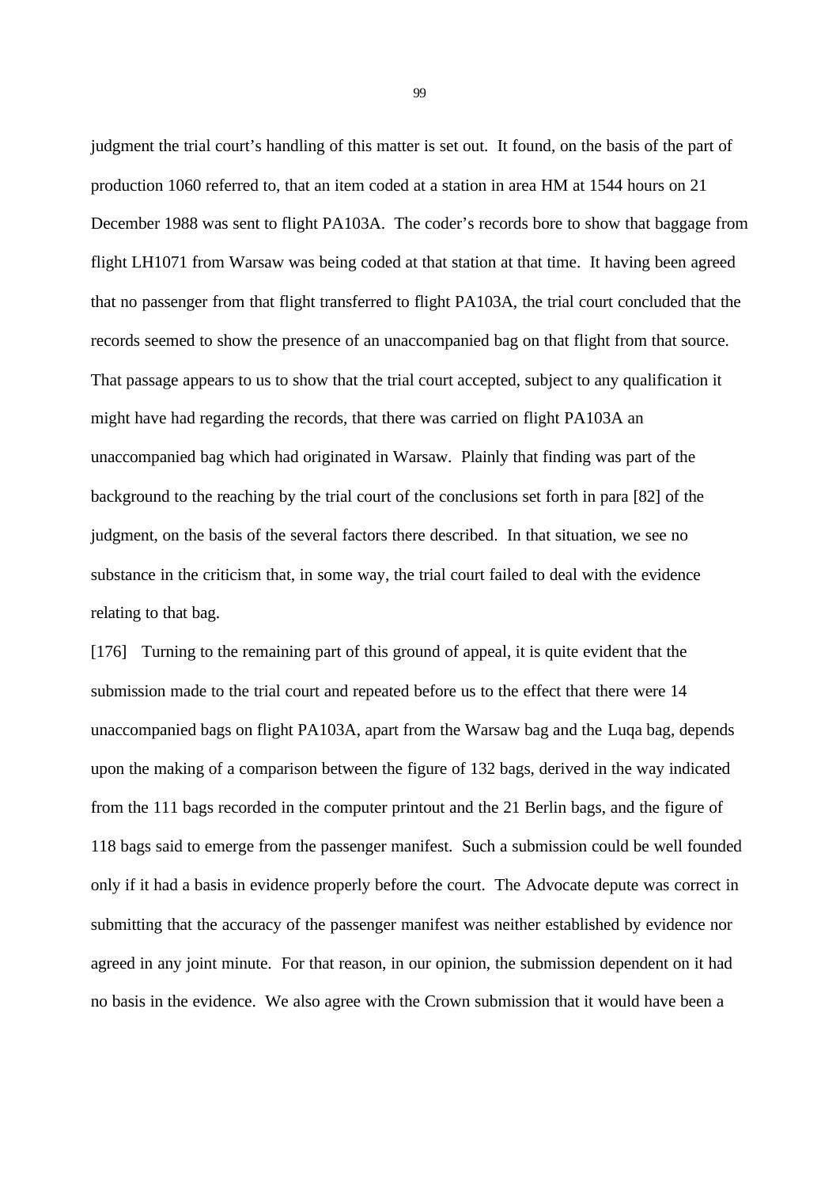judgment the trial court's handling of this matter is set out. It found, on the basis of the part of production 1060 referred to, that an item coded at a station in area HM at 1544 hours on 21 December 1988 was sent to flight PA103A. The coder's records bore to show that baggage from flight LH1071 from Warsaw was being coded at that station at that time. It having been agreed that no passenger from that flight transferred to flight PA103A, the trial court concluded that the records seemed to show the presence of an unaccompanied bag on that flight from that source. That passage appears to us to show that the trial court accepted, subject to any qualification it might have had regarding the records, that there was carried on flight PA103A an unaccompanied bag which had originated in Warsaw. Plainly that finding was part of the background to the reaching by the trial court of the conclusions set forth in para [82] of the judgment, on the basis of the several factors there described. In that situation, we see no substance in the criticism that, in some way, the trial court failed to deal with the evidence relating to that bag.

[176] Turning to the remaining part of this ground of appeal, it is quite evident that the submission made to the trial court and repeated before us to the effect that there were 14 unaccompanied bags on flight PA103A, apart from the Warsaw bag and the Luqa bag, depends upon the making of a comparison between the figure of 132 bags, derived in the way indicated from the 111 bags recorded in the computer printout and the 21 Berlin bags, and the figure of 118 bags said to emerge from the passenger manifest. Such a submission could be well founded only if it had a basis in evidence properly before the court. The Advocate depute was correct in submitting that the accuracy of the passenger manifest was neither established by evidence nor agreed in any joint minute. For that reason, in our opinion, the submission dependent on it had no basis in the evidence. We also agree with the Crown submission that it would have been a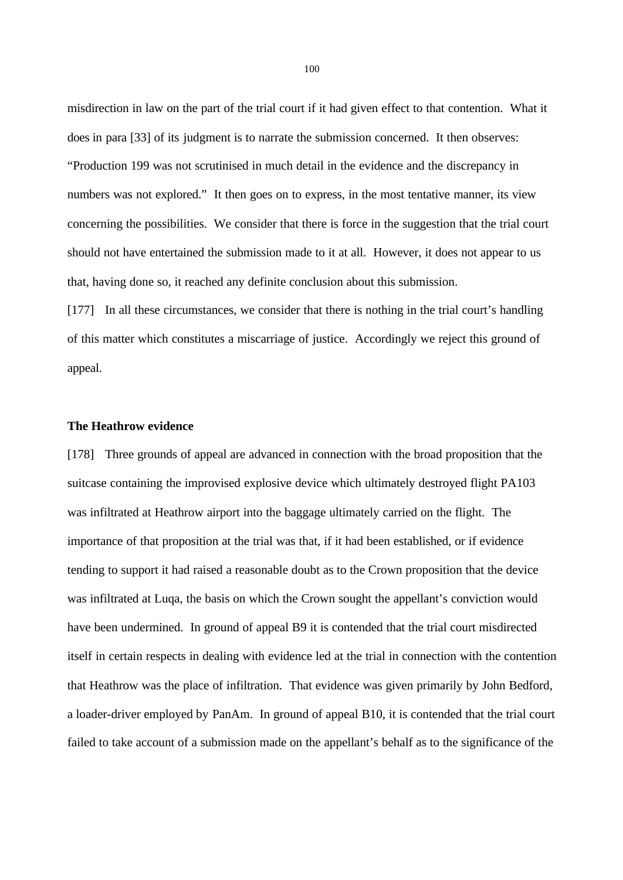misdirection in law on the part of the trial court if it had given effect to that contention. What it does in para [33] of its judgment is to narrate the submission concerned. It then observes: "Production 199 was not scrutinised in much detail in the evidence and the discrepancy in numbers was not explored." It then goes on to express, in the most tentative manner, its view concerning the possibilities. We consider that there is force in the suggestion that the trial court should not have entertained the submission made to it at all. However, it does not appear to us that, having done so, it reached any definite conclusion about this submission.

[177] In all these circumstances, we consider that there is nothing in the trial court's handling of this matter which constitutes a miscarriage of justice. Accordingly we reject this ground of appeal.

**The Heathrow evidence**

[178] Three grounds of appeal are advanced in connection with the broad proposition that the suitcase containing the improvised explosive device which ultimately destroyed flight PA103 was infiltrated at Heathrow airport into the baggage ultimately carried on the flight. The importance of that proposition at the trial was that, if it had been established, or if evidence tending to support it had raised a reasonable doubt as to the Crown proposition that the device was infiltrated at Luqa, the basis on which the Crown sought the appellant's conviction would have been undermined. In ground of appeal B9 it is contended that the trial court misdirected itself in certain respects in dealing with evidence led at the trial in connection with the contention that Heathrow was the place of infiltration. That evidence was given primarily by John Bedford, a loader-driver employed by PanAm. In ground of appeal B10, it is contended that the trial court failed to take account of a submission made on the appellant's behalf as to the significance of the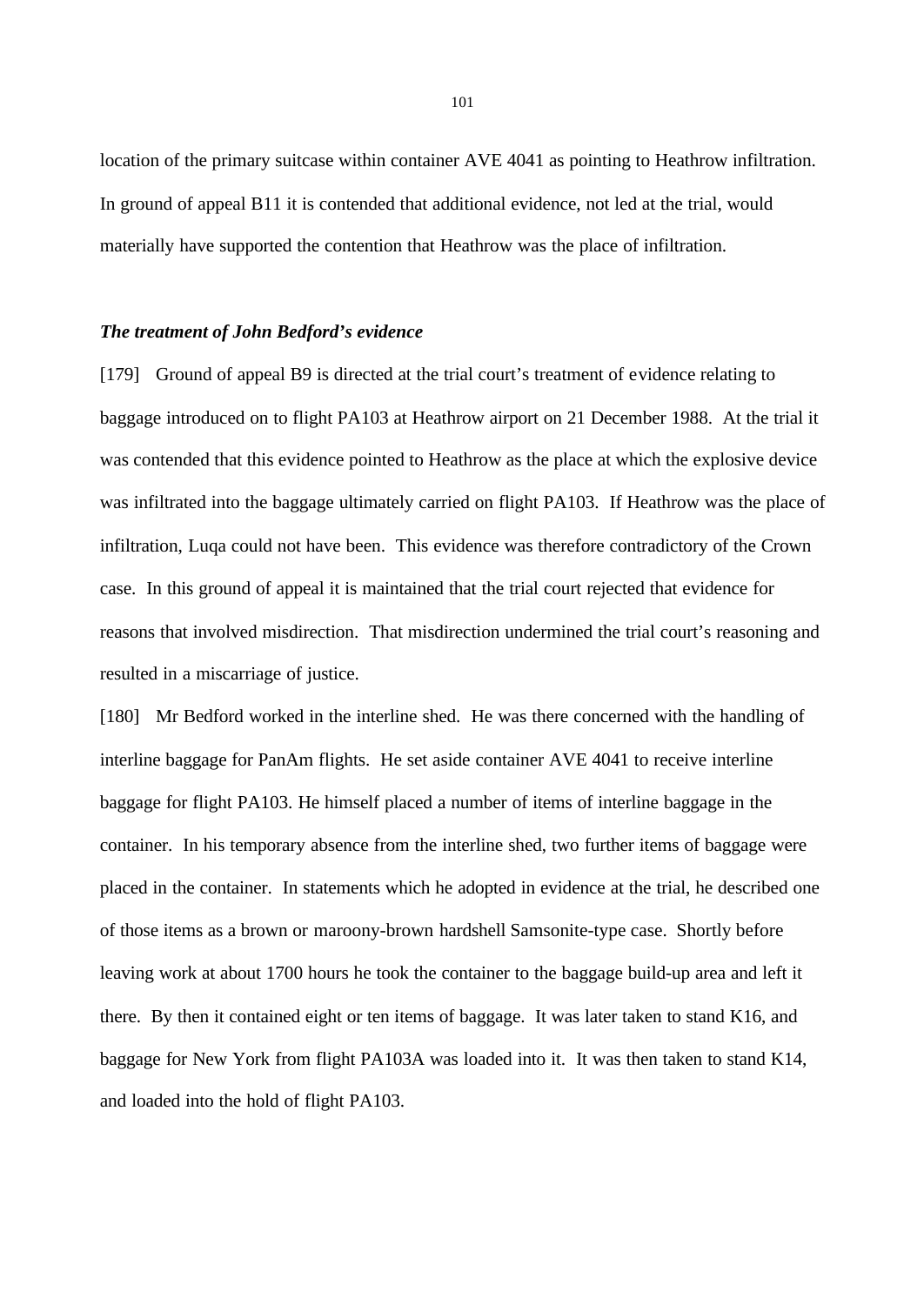location of the primary suitcase within container AVE 4041 as pointing to Heathrow infiltration. In ground of appeal B11 it is contended that additional evidence, not led at the trial, would materially have supported the contention that Heathrow was the place of infiltration.

***The treatment of John Bedford's evidence***

[179] Ground of appeal B9 is directed at the trial court's treatment of evidence relating to baggage introduced on to flight PA103 at Heathrow airport on 21 December 1988. At the trial it was contended that this evidence pointed to Heathrow as the place at which the explosive device was infiltrated into the baggage ultimately carried on flight PA103. If Heathrow was the place of infiltration, Luqa could not have been. This evidence was therefore contradictory of the Crown case. In this ground of appeal it is maintained that the trial court rejected that evidence for reasons that involved misdirection. That misdirection undermined the trial court's reasoning and resulted in a miscarriage of justice.

[180] Mr Bedford worked in the interline shed. He was there concerned with the handling of interline baggage for PanAm flights. He set aside container AVE 4041 to receive interline baggage for flight PA103. He himself placed a number of items of interline baggage in the container. In his temporary absence from the interline shed, two further items of baggage were placed in the container. In statements which he adopted in evidence at the trial, he described one of those items as a brown or maroony-brown hardshell Samsonite-type case. Shortly before leaving work at about 1700 hours he took the container to the baggage build-up area and left it there. By then it contained eight or ten items of baggage. It was later taken to stand K16, and baggage for New York from flight PA103A was loaded into it. It was then taken to stand K14, and loaded into the hold of flight PA103.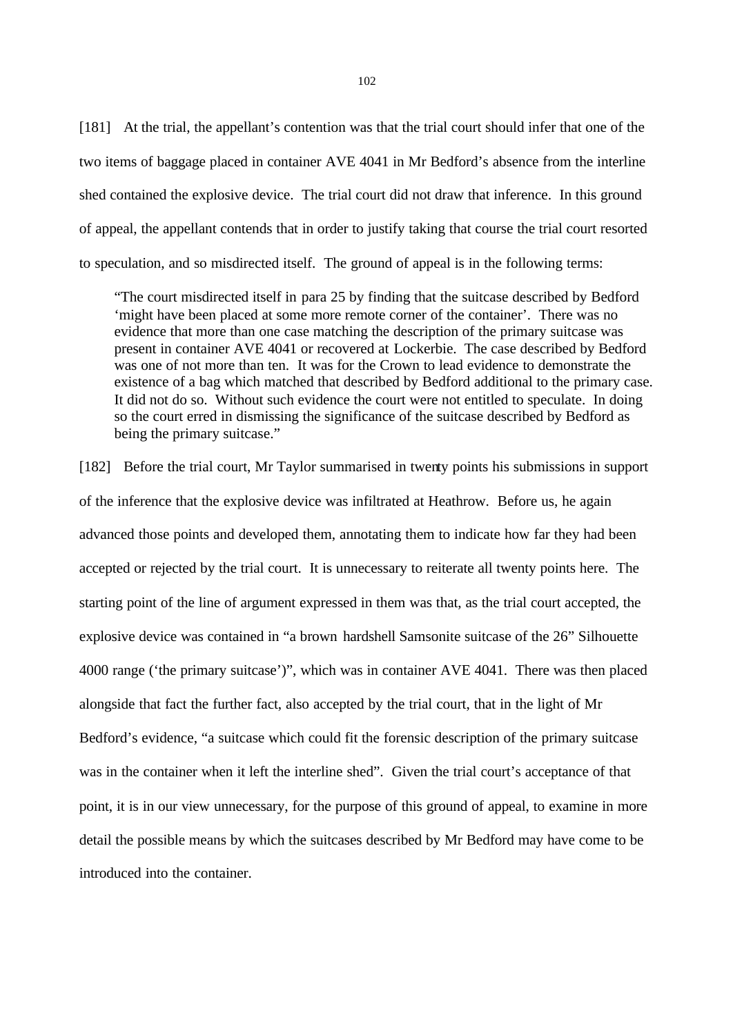[181] At the trial, the appellant's contention was that the trial court should infer that one of the two items of baggage placed in container AVE 4041 in Mr Bedford's absence from the interline shed contained the explosive device. The trial court did not draw that inference. In this ground of appeal, the appellant contends that in order to justify taking that course the trial court resorted to speculation, and so misdirected itself. The ground of appeal is in the following terms:

> "The court misdirected itself in para 25 by finding that the suitcase described by Bedford 'might have been placed at some more remote corner of the container'. There was no evidence that more than one case matching the description of the primary suitcase was present in container AVE 4041 or recovered at Lockerbie. The case described by Bedford was one of not more than ten. It was for the Crown to lead evidence to demonstrate the existence of a bag which matched that described by Bedford additional to the primary case. It did not do so. Without such evidence the court were not entitled to speculate. In doing so the court erred in dismissing the significance of the suitcase described by Bedford as being the primary suitcase."

[182] Before the trial court, Mr Taylor summarised in twenty points his submissions in support of the inference that the explosive device was infiltrated at Heathrow. Before us, he again advanced those points and developed them, annotating them to indicate how far they had been accepted or rejected by the trial court. It is unnecessary to reiterate all twenty points here. The starting point of the line of argument expressed in them was that, as the trial court accepted, the explosive device was contained in "a brown hardshell Samsonite suitcase of the 26" Silhouette 4000 range ('the primary suitcase')", which was in container AVE 4041. There was then placed alongside that fact the further fact, also accepted by the trial court, that in the light of Mr Bedford's evidence, "a suitcase which could fit the forensic description of the primary suitcase was in the container when it left the interline shed". Given the trial court's acceptance of that point, it is in our view unnecessary, for the purpose of this ground of appeal, to examine in more detail the possible means by which the suitcases described by Mr Bedford may have come to be introduced into the container.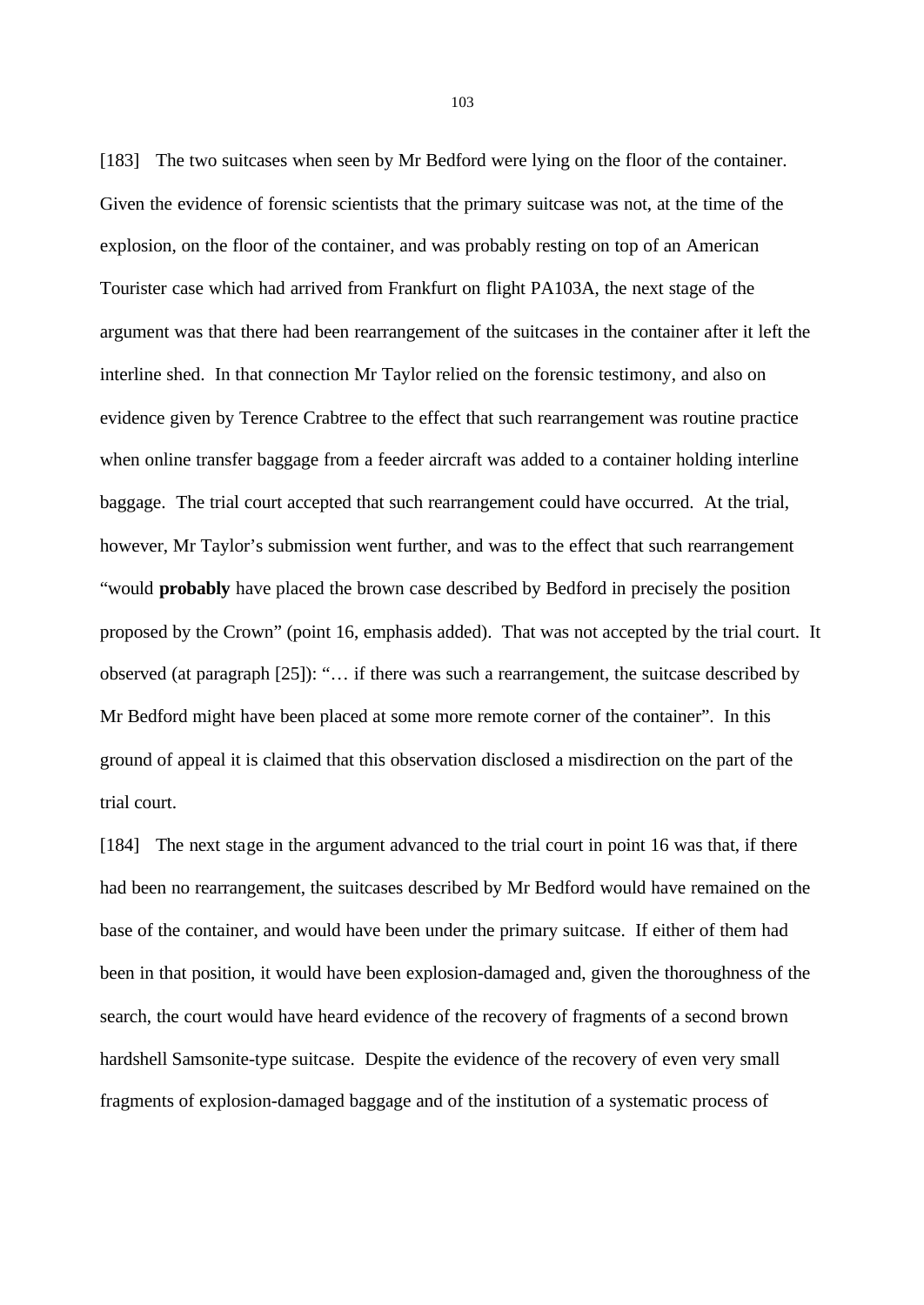[183] The two suitcases when seen by Mr Bedford were lying on the floor of the container. Given the evidence of forensic scientists that the primary suitcase was not, at the time of the explosion, on the floor of the container, and was probably resting on top of an American Tourister case which had arrived from Frankfurt on flight PA103A, the next stage of the argument was that there had been rearrangement of the suitcases in the container after it left the interline shed. In that connection Mr Taylor relied on the forensic testimony, and also on evidence given by Terence Crabtree to the effect that such rearrangement was routine practice when online transfer baggage from a feeder aircraft was added to a container holding interline baggage. The trial court accepted that such rearrangement could have occurred. At the trial, however, Mr Taylor's submission went further, and was to the effect that such rearrangement "would **probably** have placed the brown case described by Bedford in precisely the position proposed by the Crown" (point 16, emphasis added). That was not accepted by the trial court. It observed (at paragraph [25]): "… if there was such a rearrangement, the suitcase described by Mr Bedford might have been placed at some more remote corner of the container". In this ground of appeal it is claimed that this observation disclosed a misdirection on the part of the trial court.

[184] The next stage in the argument advanced to the trial court in point 16 was that, if there had been no rearrangement, the suitcases described by Mr Bedford would have remained on the base of the container, and would have been under the primary suitcase. If either of them had been in that position, it would have been explosion-damaged and, given the thoroughness of the search, the court would have heard evidence of the recovery of fragments of a second brown hardshell Samsonite-type suitcase. Despite the evidence of the recovery of even very small fragments of explosion-damaged baggage and of the institution of a systematic process of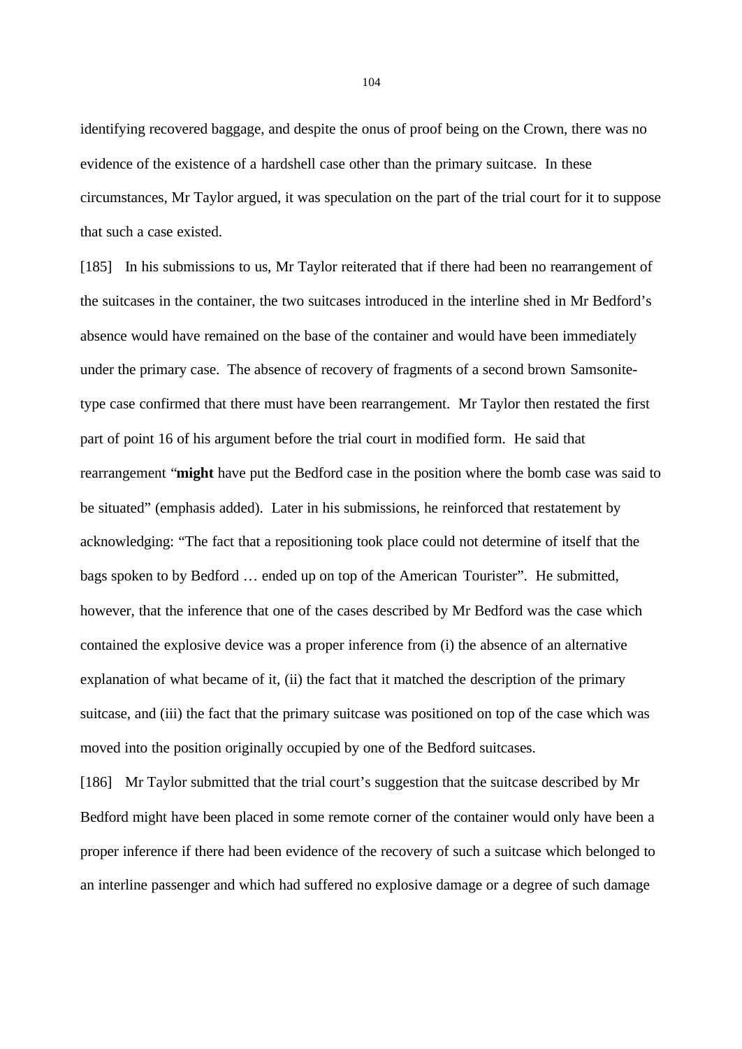identifying recovered baggage, and despite the onus of proof being on the Crown, there was no evidence of the existence of a hardshell case other than the primary suitcase. In these circumstances, Mr Taylor argued, it was speculation on the part of the trial court for it to suppose that such a case existed.

[185] In his submissions to us, Mr Taylor reiterated that if there had been no rearrangement of the suitcases in the container, the two suitcases introduced in the interline shed in Mr Bedford's absence would have remained on the base of the container and would have been immediately under the primary case. The absence of recovery of fragments of a second brown Samsonite-type case confirmed that there must have been rearrangement. Mr Taylor then restated the first part of point 16 of his argument before the trial court in modified form. He said that rearrangement "**might** have put the Bedford case in the position where the bomb case was said to be situated" (emphasis added). Later in his submissions, he reinforced that restatement by acknowledging: "The fact that a repositioning took place could not determine of itself that the bags spoken to by Bedford … ended up on top of the American Tourister". He submitted, however, that the inference that one of the cases described by Mr Bedford was the case which contained the explosive device was a proper inference from (i) the absence of an alternative explanation of what became of it, (ii) the fact that it matched the description of the primary suitcase, and (iii) the fact that the primary suitcase was positioned on top of the case which was moved into the position originally occupied by one of the Bedford suitcases.

[186] Mr Taylor submitted that the trial court's suggestion that the suitcase described by Mr Bedford might have been placed in some remote corner of the container would only have been a proper inference if there had been evidence of the recovery of such a suitcase which belonged to an interline passenger and which had suffered no explosive damage or a degree of such damage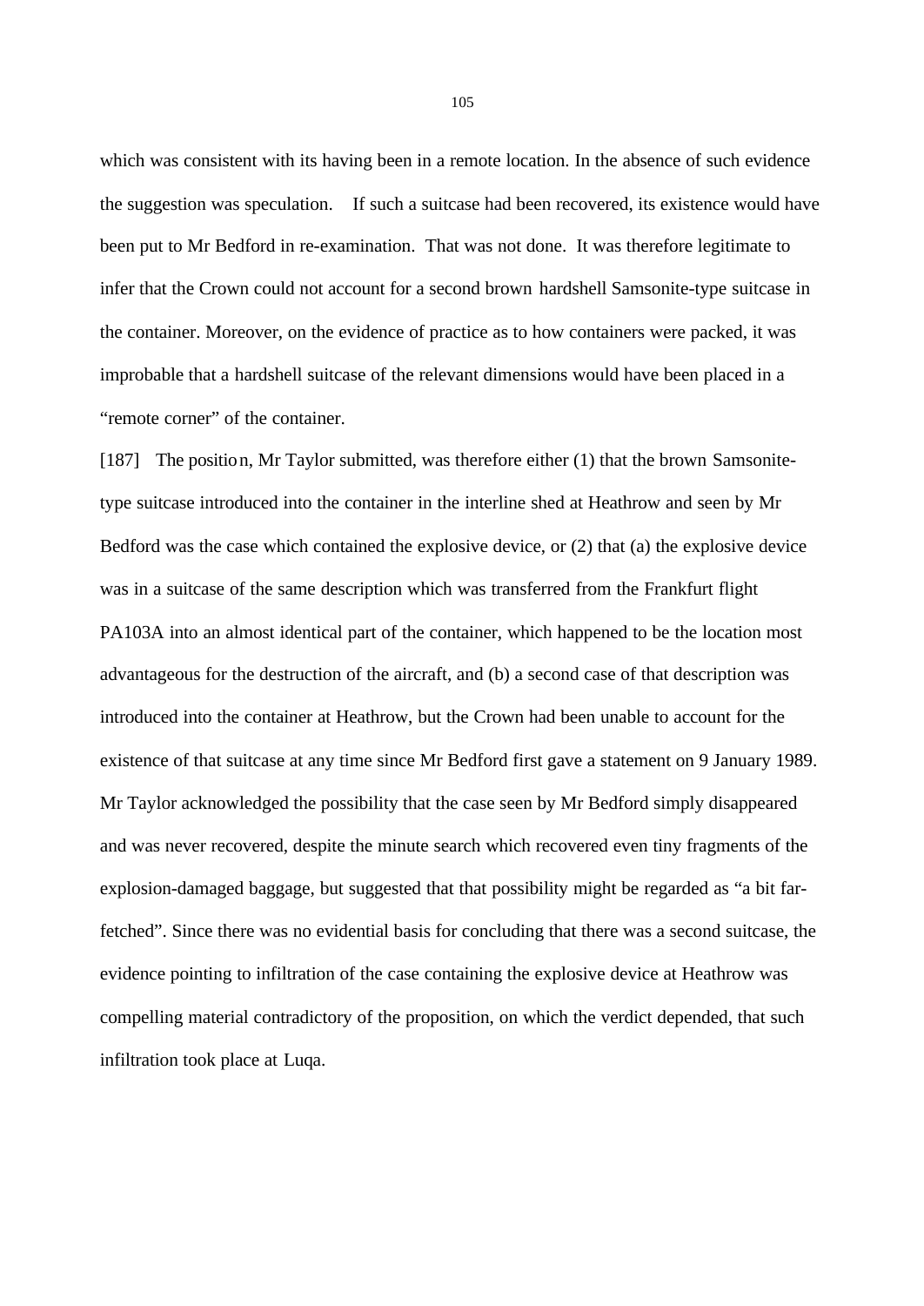which was consistent with its having been in a remote location. In the absence of such evidence the suggestion was speculation. If such a suitcase had been recovered, its existence would have been put to Mr Bedford in re-examination. That was not done. It was therefore legitimate to infer that the Crown could not account for a second brown hardshell Samsonite-type suitcase in the container. Moreover, on the evidence of practice as to how containers were packed, it was improbable that a hardshell suitcase of the relevant dimensions would have been placed in a "remote corner" of the container.

[187] The position, Mr Taylor submitted, was therefore either (1) that the brown Samsonite-type suitcase introduced into the container in the interline shed at Heathrow and seen by Mr Bedford was the case which contained the explosive device, or (2) that (a) the explosive device was in a suitcase of the same description which was transferred from the Frankfurt flight PA103A into an almost identical part of the container, which happened to be the location most advantageous for the destruction of the aircraft, and (b) a second case of that description was introduced into the container at Heathrow, but the Crown had been unable to account for the existence of that suitcase at any time since Mr Bedford first gave a statement on 9 January 1989. Mr Taylor acknowledged the possibility that the case seen by Mr Bedford simply disappeared and was never recovered, despite the minute search which recovered even tiny fragments of the explosion-damaged baggage, but suggested that that possibility might be regarded as "a bit far-fetched". Since there was no evidential basis for concluding that there was a second suitcase, the evidence pointing to infiltration of the case containing the explosive device at Heathrow was compelling material contradictory of the proposition, on which the verdict depended, that such infiltration took place at Luqa.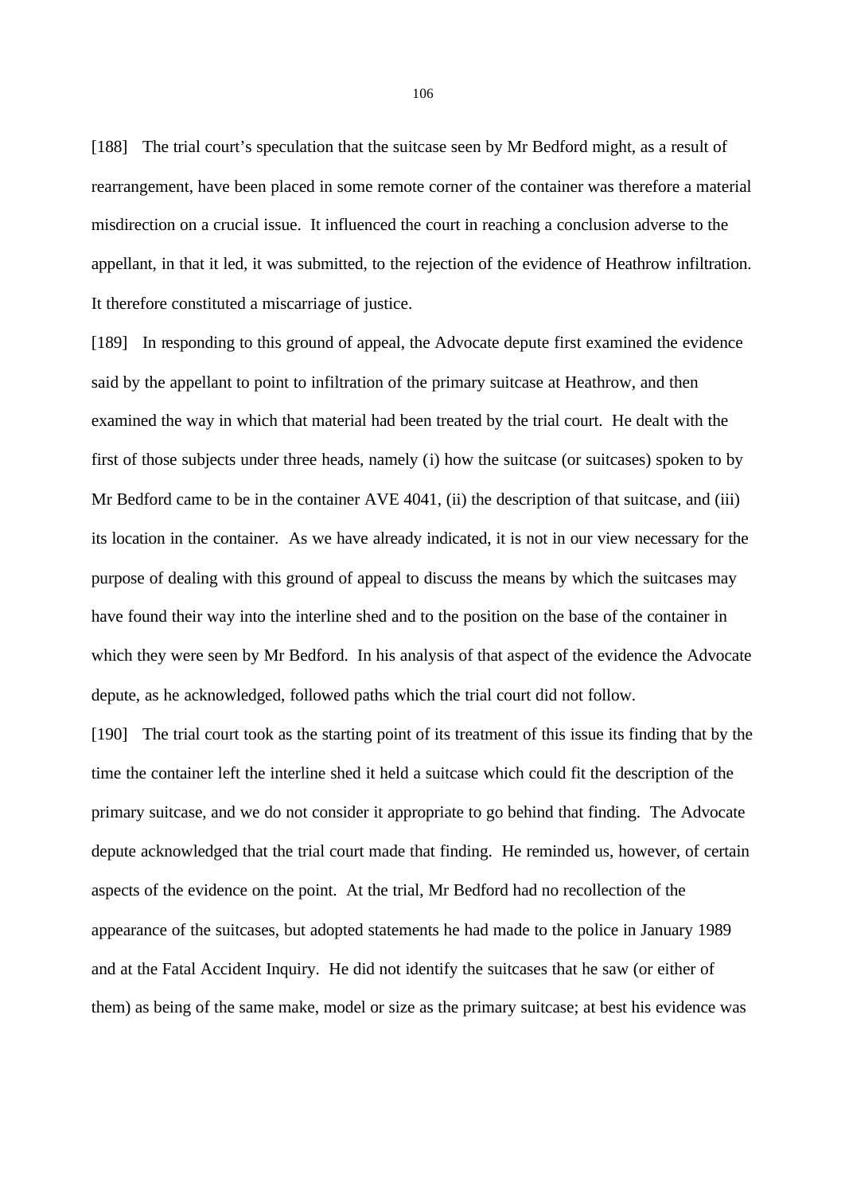[188] The trial court's speculation that the suitcase seen by Mr Bedford might, as a result of rearrangement, have been placed in some remote corner of the container was therefore a material misdirection on a crucial issue. It influenced the court in reaching a conclusion adverse to the appellant, in that it led, it was submitted, to the rejection of the evidence of Heathrow infiltration. It therefore constituted a miscarriage of justice.

[189] In responding to this ground of appeal, the Advocate depute first examined the evidence said by the appellant to point to infiltration of the primary suitcase at Heathrow, and then examined the way in which that material had been treated by the trial court. He dealt with the first of those subjects under three heads, namely (i) how the suitcase (or suitcases) spoken to by Mr Bedford came to be in the container AVE 4041, (ii) the description of that suitcase, and (iii) its location in the container. As we have already indicated, it is not in our view necessary for the purpose of dealing with this ground of appeal to discuss the means by which the suitcases may have found their way into the interline shed and to the position on the base of the container in which they were seen by Mr Bedford. In his analysis of that aspect of the evidence the Advocate depute, as he acknowledged, followed paths which the trial court did not follow.

[190] The trial court took as the starting point of its treatment of this issue its finding that by the time the container left the interline shed it held a suitcase which could fit the description of the primary suitcase, and we do not consider it appropriate to go behind that finding. The Advocate depute acknowledged that the trial court made that finding. He reminded us, however, of certain aspects of the evidence on the point. At the trial, Mr Bedford had no recollection of the appearance of the suitcases, but adopted statements he had made to the police in January 1989 and at the Fatal Accident Inquiry. He did not identify the suitcases that he saw (or either of them) as being of the same make, model or size as the primary suitcase; at best his evidence was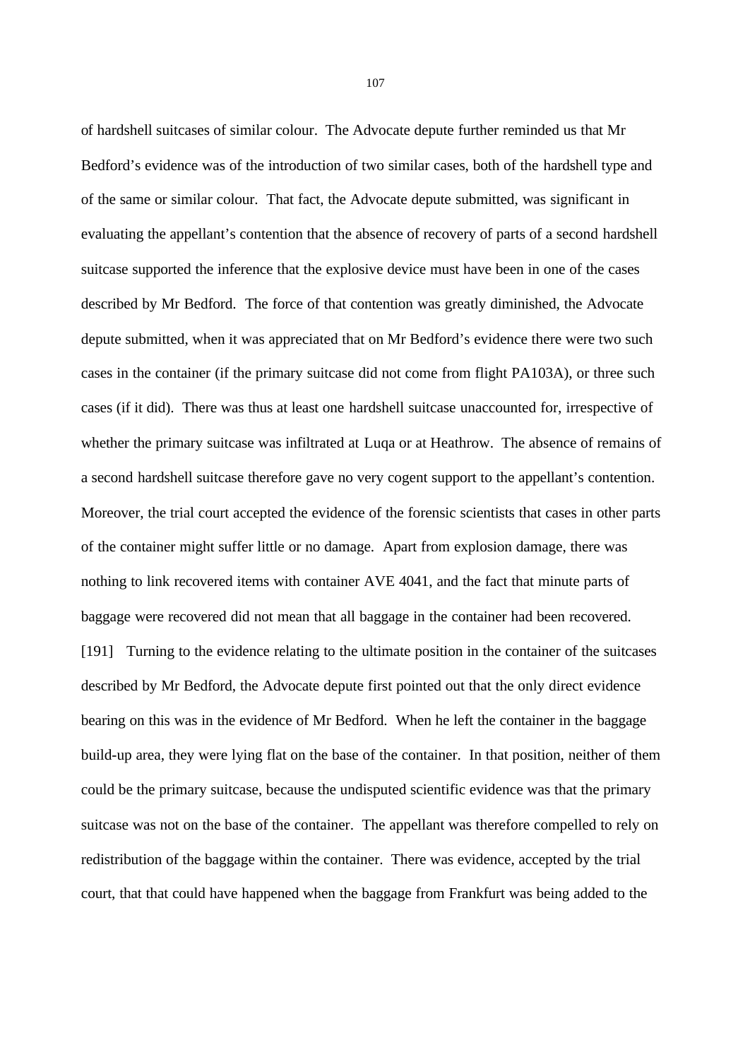of hardshell suitcases of similar colour. The Advocate depute further reminded us that Mr Bedford's evidence was of the introduction of two similar cases, both of the hardshell type and of the same or similar colour. That fact, the Advocate depute submitted, was significant in evaluating the appellant's contention that the absence of recovery of parts of a second hardshell suitcase supported the inference that the explosive device must have been in one of the cases described by Mr Bedford. The force of that contention was greatly diminished, the Advocate depute submitted, when it was appreciated that on Mr Bedford's evidence there were two such cases in the container (if the primary suitcase did not come from flight PA103A), or three such cases (if it did). There was thus at least one hardshell suitcase unaccounted for, irrespective of whether the primary suitcase was infiltrated at Luqa or at Heathrow. The absence of remains of a second hardshell suitcase therefore gave no very cogent support to the appellant's contention. Moreover, the trial court accepted the evidence of the forensic scientists that cases in other parts of the container might suffer little or no damage. Apart from explosion damage, there was nothing to link recovered items with container AVE 4041, and the fact that minute parts of baggage were recovered did not mean that all baggage in the container had been recovered.

[191] Turning to the evidence relating to the ultimate position in the container of the suitcases described by Mr Bedford, the Advocate depute first pointed out that the only direct evidence bearing on this was in the evidence of Mr Bedford. When he left the container in the baggage build-up area, they were lying flat on the base of the container. In that position, neither of them could be the primary suitcase, because the undisputed scientific evidence was that the primary suitcase was not on the base of the container. The appellant was therefore compelled to rely on redistribution of the baggage within the container. There was evidence, accepted by the trial court, that that could have happened when the baggage from Frankfurt was being added to the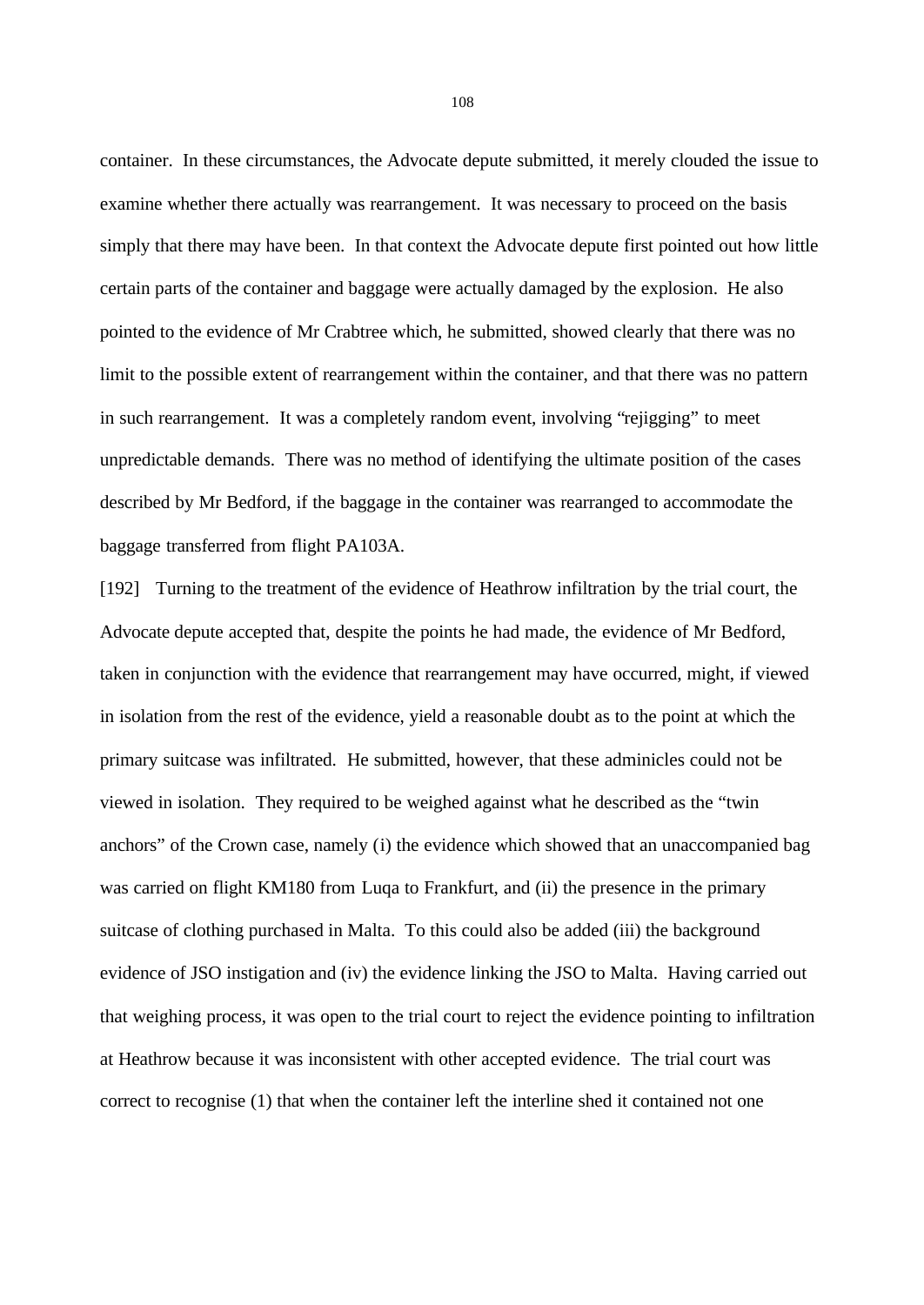container. In these circumstances, the Advocate depute submitted, it merely clouded the issue to examine whether there actually was rearrangement. It was necessary to proceed on the basis simply that there may have been. In that context the Advocate depute first pointed out how little certain parts of the container and baggage were actually damaged by the explosion. He also pointed to the evidence of Mr Crabtree which, he submitted, showed clearly that there was no limit to the possible extent of rearrangement within the container, and that there was no pattern in such rearrangement. It was a completely random event, involving "rejigging" to meet unpredictable demands. There was no method of identifying the ultimate position of the cases described by Mr Bedford, if the baggage in the container was rearranged to accommodate the baggage transferred from flight PA103A.

[192] Turning to the treatment of the evidence of Heathrow infiltration by the trial court, the Advocate depute accepted that, despite the points he had made, the evidence of Mr Bedford, taken in conjunction with the evidence that rearrangement may have occurred, might, if viewed in isolation from the rest of the evidence, yield a reasonable doubt as to the point at which the primary suitcase was infiltrated. He submitted, however, that these adminicles could not be viewed in isolation. They required to be weighed against what he described as the "twin anchors" of the Crown case, namely (i) the evidence which showed that an unaccompanied bag was carried on flight KM180 from Luqa to Frankfurt, and (ii) the presence in the primary suitcase of clothing purchased in Malta. To this could also be added (iii) the background evidence of JSO instigation and (iv) the evidence linking the JSO to Malta. Having carried out that weighing process, it was open to the trial court to reject the evidence pointing to infiltration at Heathrow because it was inconsistent with other accepted evidence. The trial court was correct to recognise (1) that when the container left the interline shed it contained not one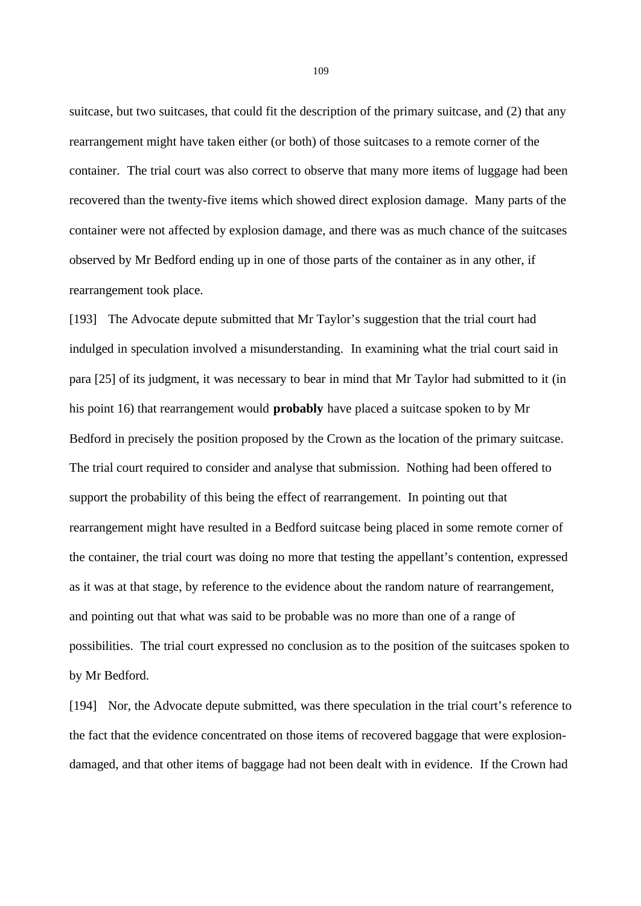suitcase, but two suitcases, that could fit the description of the primary suitcase, and (2) that any rearrangement might have taken either (or both) of those suitcases to a remote corner of the container. The trial court was also correct to observe that many more items of luggage had been recovered than the twenty-five items which showed direct explosion damage. Many parts of the container were not affected by explosion damage, and there was as much chance of the suitcases observed by Mr Bedford ending up in one of those parts of the container as in any other, if rearrangement took place.

[193] The Advocate depute submitted that Mr Taylor's suggestion that the trial court had indulged in speculation involved a misunderstanding. In examining what the trial court said in para [25] of its judgment, it was necessary to bear in mind that Mr Taylor had submitted to it (in his point 16) that rearrangement would **probably** have placed a suitcase spoken to by Mr Bedford in precisely the position proposed by the Crown as the location of the primary suitcase. The trial court required to consider and analyse that submission. Nothing had been offered to support the probability of this being the effect of rearrangement. In pointing out that rearrangement might have resulted in a Bedford suitcase being placed in some remote corner of the container, the trial court was doing no more that testing the appellant's contention, expressed as it was at that stage, by reference to the evidence about the random nature of rearrangement, and pointing out that what was said to be probable was no more than one of a range of possibilities. The trial court expressed no conclusion as to the position of the suitcases spoken to by Mr Bedford.

[194] Nor, the Advocate depute submitted, was there speculation in the trial court's reference to the fact that the evidence concentrated on those items of recovered baggage that were explosion-damaged, and that other items of baggage had not been dealt with in evidence. If the Crown had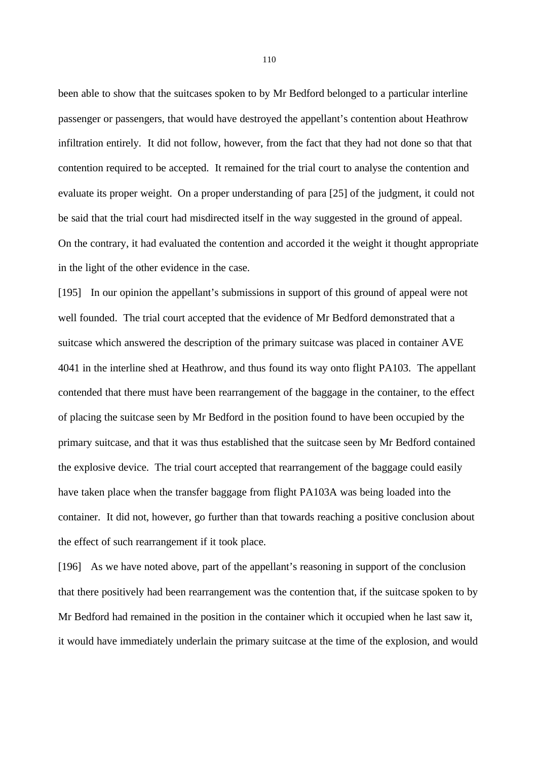been able to show that the suitcases spoken to by Mr Bedford belonged to a particular interline passenger or passengers, that would have destroyed the appellant's contention about Heathrow infiltration entirely. It did not follow, however, from the fact that they had not done so that that contention required to be accepted. It remained for the trial court to analyse the contention and evaluate its proper weight. On a proper understanding of para [25] of the judgment, it could not be said that the trial court had misdirected itself in the way suggested in the ground of appeal. On the contrary, it had evaluated the contention and accorded it the weight it thought appropriate in the light of the other evidence in the case.

[195] In our opinion the appellant's submissions in support of this ground of appeal were not well founded. The trial court accepted that the evidence of Mr Bedford demonstrated that a suitcase which answered the description of the primary suitcase was placed in container AVE 4041 in the interline shed at Heathrow, and thus found its way onto flight PA103. The appellant contended that there must have been rearrangement of the baggage in the container, to the effect of placing the suitcase seen by Mr Bedford in the position found to have been occupied by the primary suitcase, and that it was thus established that the suitcase seen by Mr Bedford contained the explosive device. The trial court accepted that rearrangement of the baggage could easily have taken place when the transfer baggage from flight PA103A was being loaded into the container. It did not, however, go further than that towards reaching a positive conclusion about the effect of such rearrangement if it took place.

[196] As we have noted above, part of the appellant's reasoning in support of the conclusion that there positively had been rearrangement was the contention that, if the suitcase spoken to by Mr Bedford had remained in the position in the container which it occupied when he last saw it, it would have immediately underlain the primary suitcase at the time of the explosion, and would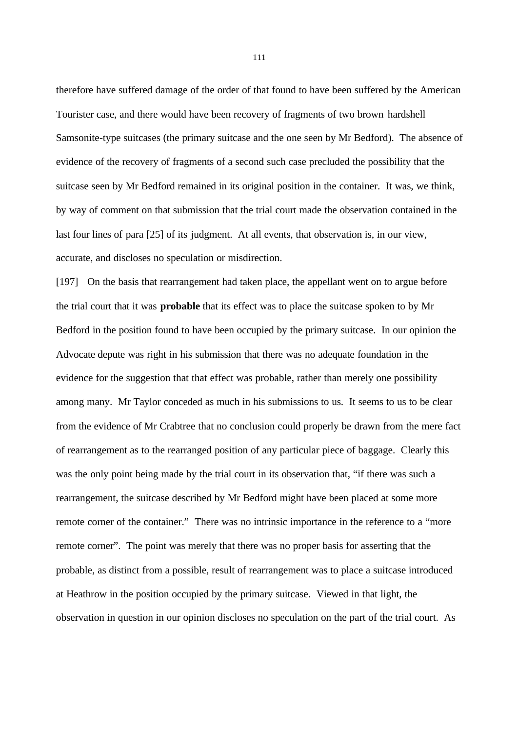therefore have suffered damage of the order of that found to have been suffered by the American Tourister case, and there would have been recovery of fragments of two brown hardshell Samsonite-type suitcases (the primary suitcase and the one seen by Mr Bedford). The absence of evidence of the recovery of fragments of a second such case precluded the possibility that the suitcase seen by Mr Bedford remained in its original position in the container. It was, we think, by way of comment on that submission that the trial court made the observation contained in the last four lines of para [25] of its judgment. At all events, that observation is, in our view, accurate, and discloses no speculation or misdirection.

[197] On the basis that rearrangement had taken place, the appellant went on to argue before the trial court that it was **probable** that its effect was to place the suitcase spoken to by Mr Bedford in the position found to have been occupied by the primary suitcase. In our opinion the Advocate depute was right in his submission that there was no adequate foundation in the evidence for the suggestion that that effect was probable, rather than merely one possibility among many. Mr Taylor conceded as much in his submissions to us. It seems to us to be clear from the evidence of Mr Crabtree that no conclusion could properly be drawn from the mere fact of rearrangement as to the rearranged position of any particular piece of baggage. Clearly this was the only point being made by the trial court in its observation that, "if there was such a rearrangement, the suitcase described by Mr Bedford might have been placed at some more remote corner of the container." There was no intrinsic importance in the reference to a "more remote corner". The point was merely that there was no proper basis for asserting that the probable, as distinct from a possible, result of rearrangement was to place a suitcase introduced at Heathrow in the position occupied by the primary suitcase. Viewed in that light, the observation in question in our opinion discloses no speculation on the part of the trial court. As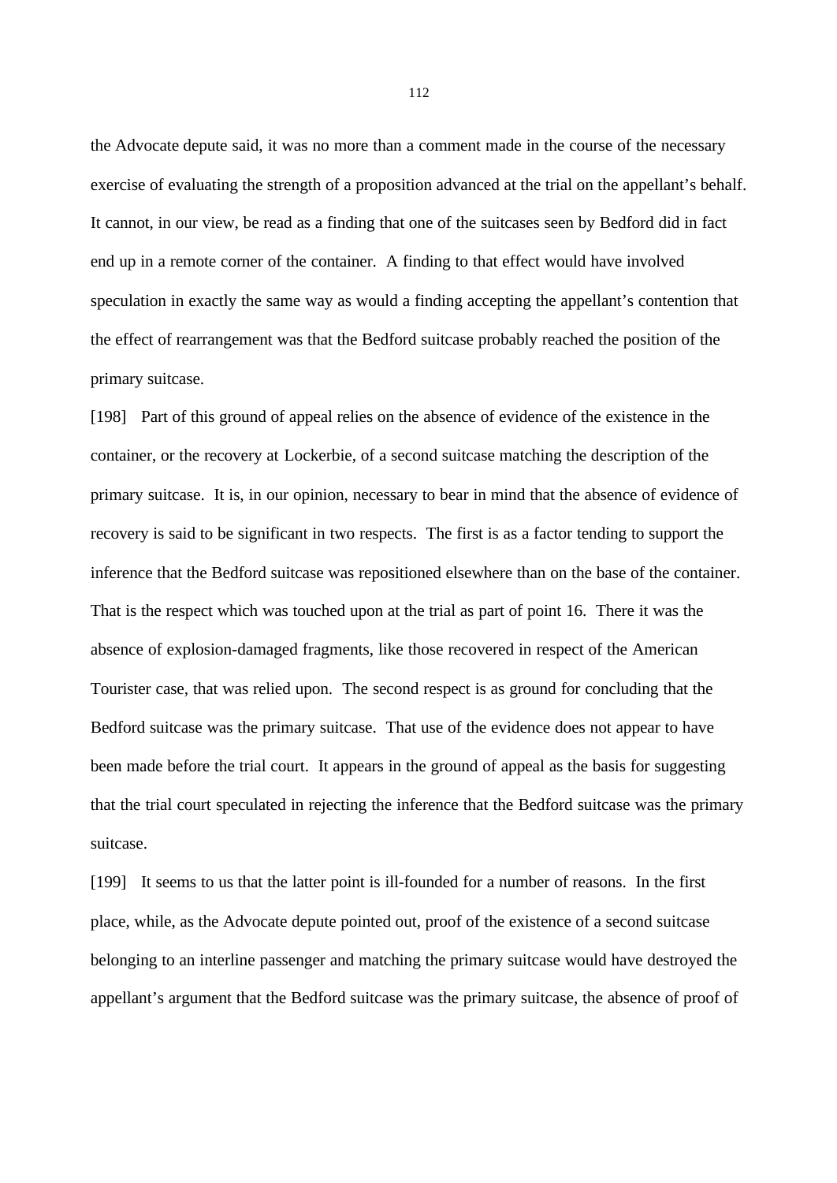the Advocate depute said, it was no more than a comment made in the course of the necessary exercise of evaluating the strength of a proposition advanced at the trial on the appellant's behalf. It cannot, in our view, be read as a finding that one of the suitcases seen by Bedford did in fact end up in a remote corner of the container. A finding to that effect would have involved speculation in exactly the same way as would a finding accepting the appellant's contention that the effect of rearrangement was that the Bedford suitcase probably reached the position of the primary suitcase.

[198] Part of this ground of appeal relies on the absence of evidence of the existence in the container, or the recovery at Lockerbie, of a second suitcase matching the description of the primary suitcase. It is, in our opinion, necessary to bear in mind that the absence of evidence of recovery is said to be significant in two respects. The first is as a factor tending to support the inference that the Bedford suitcase was repositioned elsewhere than on the base of the container. That is the respect which was touched upon at the trial as part of point 16. There it was the absence of explosion-damaged fragments, like those recovered in respect of the American Tourister case, that was relied upon. The second respect is as ground for concluding that the Bedford suitcase was the primary suitcase. That use of the evidence does not appear to have been made before the trial court. It appears in the ground of appeal as the basis for suggesting that the trial court speculated in rejecting the inference that the Bedford suitcase was the primary suitcase.

[199] It seems to us that the latter point is ill-founded for a number of reasons. In the first place, while, as the Advocate depute pointed out, proof of the existence of a second suitcase belonging to an interline passenger and matching the primary suitcase would have destroyed the appellant's argument that the Bedford suitcase was the primary suitcase, the absence of proof of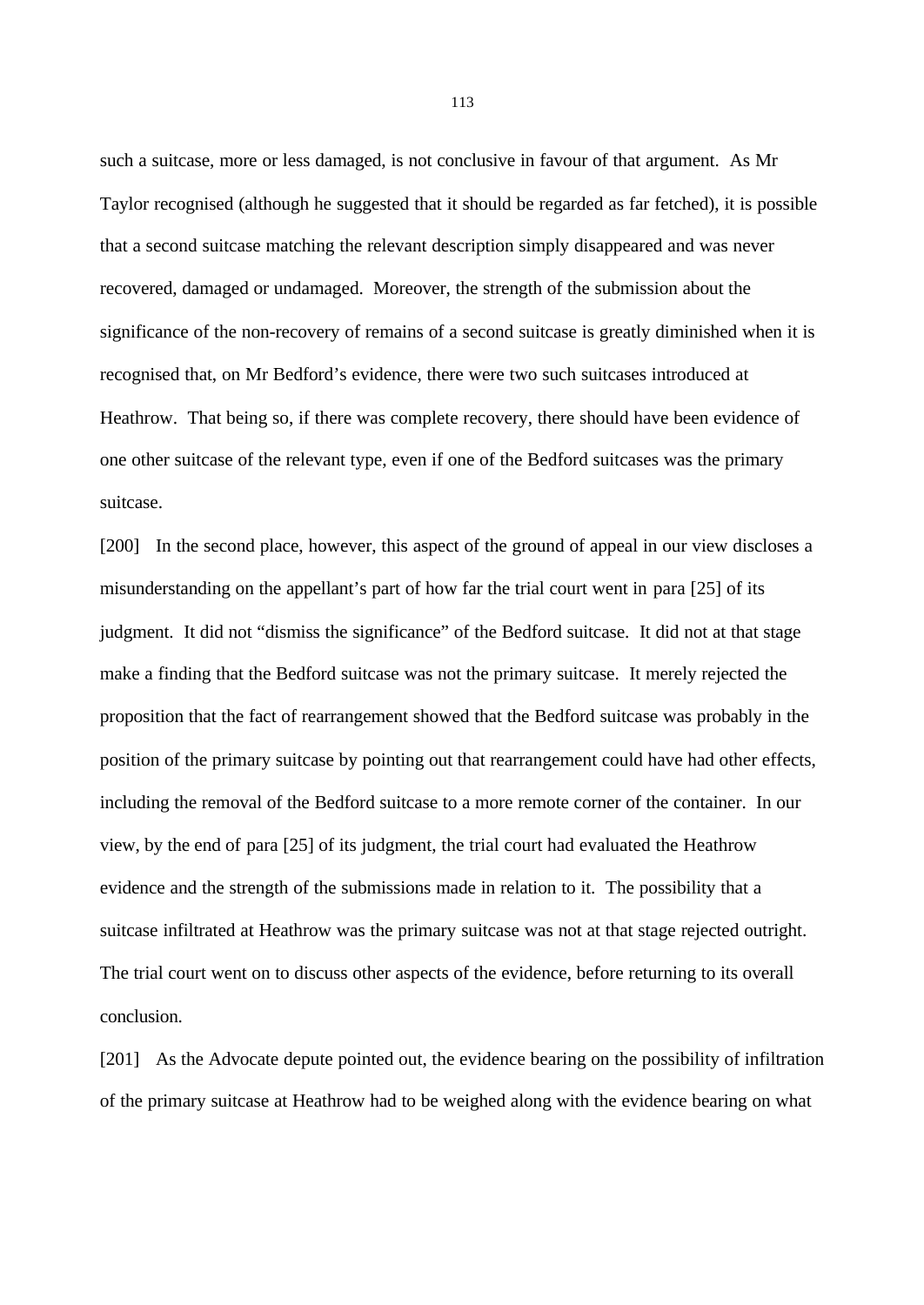such a suitcase, more or less damaged, is not conclusive in favour of that argument. As Mr Taylor recognised (although he suggested that it should be regarded as far fetched), it is possible that a second suitcase matching the relevant description simply disappeared and was never recovered, damaged or undamaged. Moreover, the strength of the submission about the significance of the non-recovery of remains of a second suitcase is greatly diminished when it is recognised that, on Mr Bedford's evidence, there were two such suitcases introduced at Heathrow. That being so, if there was complete recovery, there should have been evidence of one other suitcase of the relevant type, even if one of the Bedford suitcases was the primary suitcase.

[200] In the second place, however, this aspect of the ground of appeal in our view discloses a misunderstanding on the appellant's part of how far the trial court went in para [25] of its judgment. It did not "dismiss the significance" of the Bedford suitcase. It did not at that stage make a finding that the Bedford suitcase was not the primary suitcase. It merely rejected the proposition that the fact of rearrangement showed that the Bedford suitcase was probably in the position of the primary suitcase by pointing out that rearrangement could have had other effects, including the removal of the Bedford suitcase to a more remote corner of the container. In our view, by the end of para [25] of its judgment, the trial court had evaluated the Heathrow evidence and the strength of the submissions made in relation to it. The possibility that a suitcase infiltrated at Heathrow was the primary suitcase was not at that stage rejected outright. The trial court went on to discuss other aspects of the evidence, before returning to its overall conclusion.

[201] As the Advocate depute pointed out, the evidence bearing on the possibility of infiltration of the primary suitcase at Heathrow had to be weighed along with the evidence bearing on what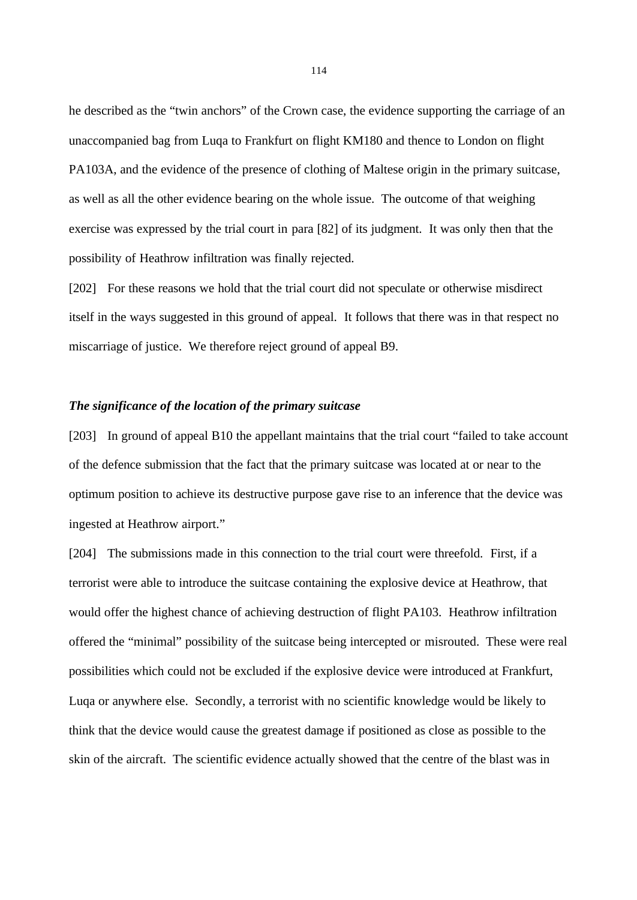he described as the "twin anchors" of the Crown case, the evidence supporting the carriage of an unaccompanied bag from Luqa to Frankfurt on flight KM180 and thence to London on flight PA103A, and the evidence of the presence of clothing of Maltese origin in the primary suitcase, as well as all the other evidence bearing on the whole issue. The outcome of that weighing exercise was expressed by the trial court in para [82] of its judgment. It was only then that the possibility of Heathrow infiltration was finally rejected.

[202] For these reasons we hold that the trial court did not speculate or otherwise misdirect itself in the ways suggested in this ground of appeal. It follows that there was in that respect no miscarriage of justice. We therefore reject ground of appeal B9.

### *The significance of the location of the primary suitcase*

[203] In ground of appeal B10 the appellant maintains that the trial court "failed to take account of the defence submission that the fact that the primary suitcase was located at or near to the optimum position to achieve its destructive purpose gave rise to an inference that the device was ingested at Heathrow airport."

[204] The submissions made in this connection to the trial court were threefold. First, if a terrorist were able to introduce the suitcase containing the explosive device at Heathrow, that would offer the highest chance of achieving destruction of flight PA103. Heathrow infiltration offered the "minimal" possibility of the suitcase being intercepted or misrouted. These were real possibilities which could not be excluded if the explosive device were introduced at Frankfurt, Luqa or anywhere else. Secondly, a terrorist with no scientific knowledge would be likely to think that the device would cause the greatest damage if positioned as close as possible to the skin of the aircraft. The scientific evidence actually showed that the centre of the blast was in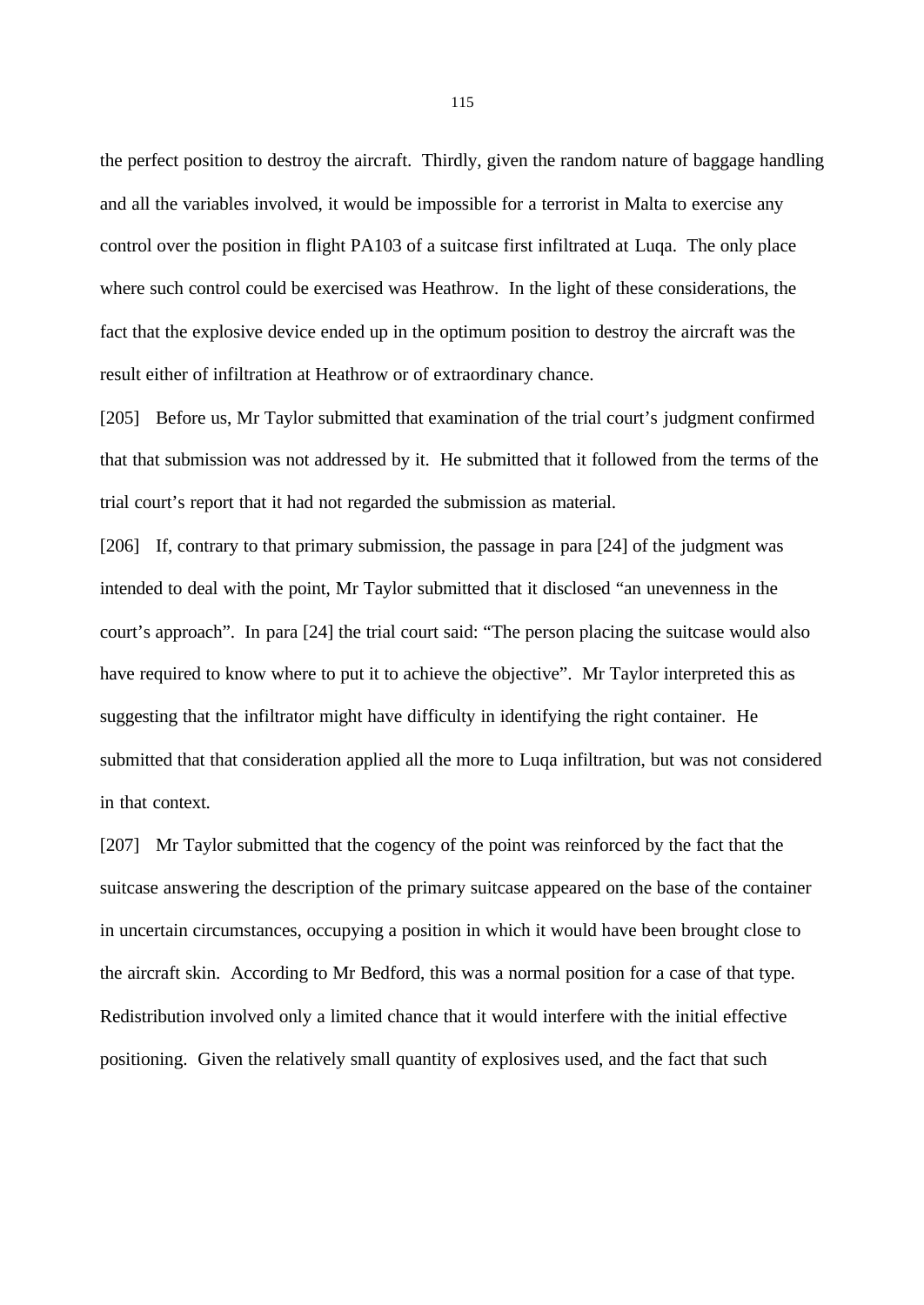the perfect position to destroy the aircraft. Thirdly, given the random nature of baggage handling and all the variables involved, it would be impossible for a terrorist in Malta to exercise any control over the position in flight PA103 of a suitcase first infiltrated at Luqa. The only place where such control could be exercised was Heathrow. In the light of these considerations, the fact that the explosive device ended up in the optimum position to destroy the aircraft was the result either of infiltration at Heathrow or of extraordinary chance.

[205] Before us, Mr Taylor submitted that examination of the trial court's judgment confirmed that that submission was not addressed by it. He submitted that it followed from the terms of the trial court's report that it had not regarded the submission as material.

[206] If, contrary to that primary submission, the passage in para [24] of the judgment was intended to deal with the point, Mr Taylor submitted that it disclosed "an unevenness in the court's approach". In para [24] the trial court said: "The person placing the suitcase would also have required to know where to put it to achieve the objective". Mr Taylor interpreted this as suggesting that the infiltrator might have difficulty in identifying the right container. He submitted that that consideration applied all the more to Luqa infiltration, but was not considered in that context.

[207] Mr Taylor submitted that the cogency of the point was reinforced by the fact that the suitcase answering the description of the primary suitcase appeared on the base of the container in uncertain circumstances, occupying a position in which it would have been brought close to the aircraft skin. According to Mr Bedford, this was a normal position for a case of that type. Redistribution involved only a limited chance that it would interfere with the initial effective positioning. Given the relatively small quantity of explosives used, and the fact that such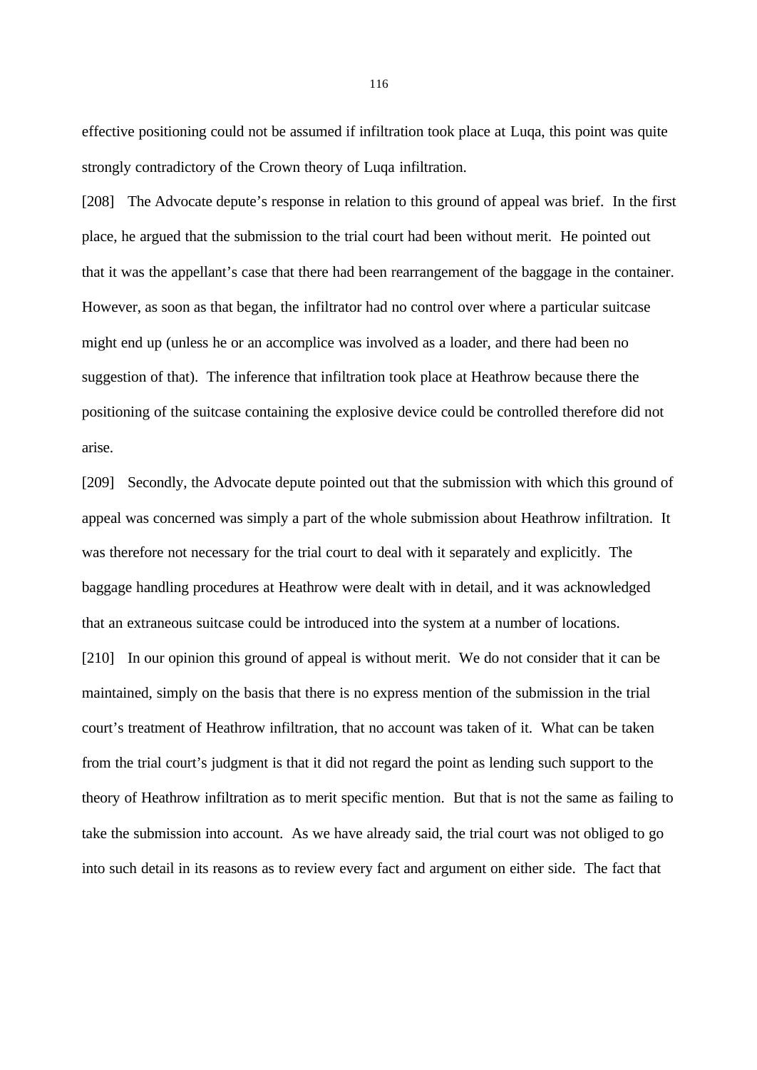effective positioning could not be assumed if infiltration took place at Luqa, this point was quite strongly contradictory of the Crown theory of Luqa infiltration.

[208] The Advocate depute's response in relation to this ground of appeal was brief. In the first place, he argued that the submission to the trial court had been without merit. He pointed out that it was the appellant's case that there had been rearrangement of the baggage in the container. However, as soon as that began, the infiltrator had no control over where a particular suitcase might end up (unless he or an accomplice was involved as a loader, and there had been no suggestion of that). The inference that infiltration took place at Heathrow because there the positioning of the suitcase containing the explosive device could be controlled therefore did not arise.

[209] Secondly, the Advocate depute pointed out that the submission with which this ground of appeal was concerned was simply a part of the whole submission about Heathrow infiltration. It was therefore not necessary for the trial court to deal with it separately and explicitly. The baggage handling procedures at Heathrow were dealt with in detail, and it was acknowledged that an extraneous suitcase could be introduced into the system at a number of locations.

[210] In our opinion this ground of appeal is without merit. We do not consider that it can be maintained, simply on the basis that there is no express mention of the submission in the trial court's treatment of Heathrow infiltration, that no account was taken of it. What can be taken from the trial court's judgment is that it did not regard the point as lending such support to the theory of Heathrow infiltration as to merit specific mention. But that is not the same as failing to take the submission into account. As we have already said, the trial court was not obliged to go into such detail in its reasons as to review every fact and argument on either side. The fact that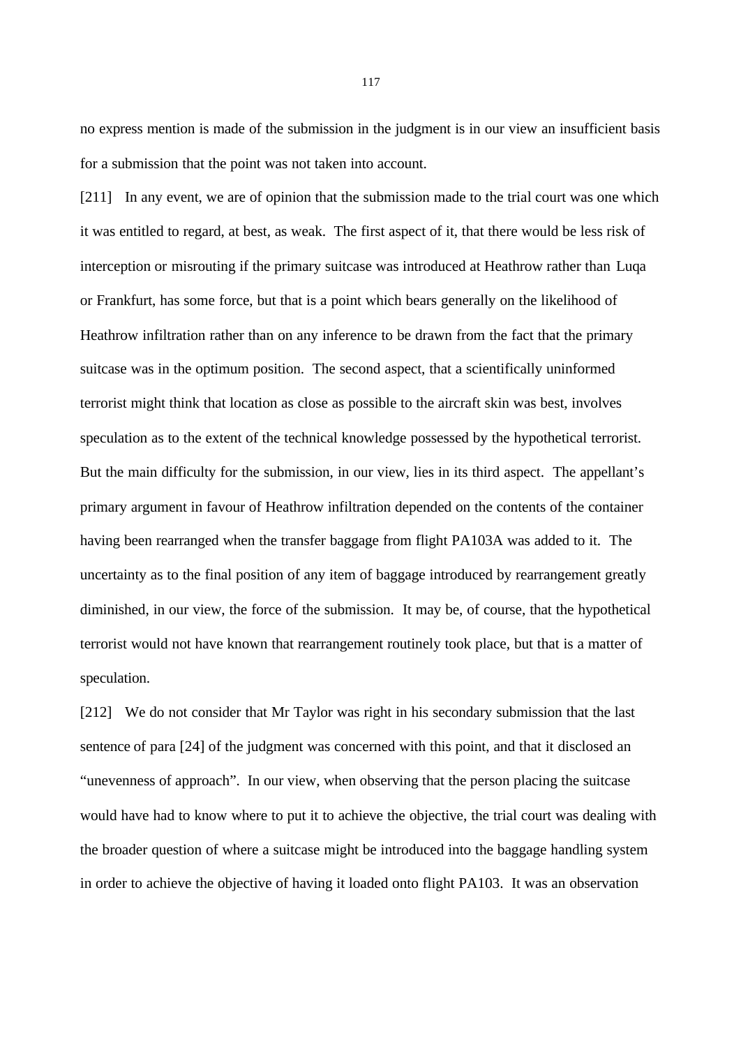no express mention is made of the submission in the judgment is in our view an insufficient basis for a submission that the point was not taken into account.

[211] In any event, we are of opinion that the submission made to the trial court was one which it was entitled to regard, at best, as weak. The first aspect of it, that there would be less risk of interception or misrouting if the primary suitcase was introduced at Heathrow rather than Luqa or Frankfurt, has some force, but that is a point which bears generally on the likelihood of Heathrow infiltration rather than on any inference to be drawn from the fact that the primary suitcase was in the optimum position. The second aspect, that a scientifically uninformed terrorist might think that location as close as possible to the aircraft skin was best, involves speculation as to the extent of the technical knowledge possessed by the hypothetical terrorist. But the main difficulty for the submission, in our view, lies in its third aspect. The appellant's primary argument in favour of Heathrow infiltration depended on the contents of the container having been rearranged when the transfer baggage from flight PA103A was added to it. The uncertainty as to the final position of any item of baggage introduced by rearrangement greatly diminished, in our view, the force of the submission. It may be, of course, that the hypothetical terrorist would not have known that rearrangement routinely took place, but that is a matter of speculation.

[212] We do not consider that Mr Taylor was right in his secondary submission that the last sentence of para [24] of the judgment was concerned with this point, and that it disclosed an "unevenness of approach". In our view, when observing that the person placing the suitcase would have had to know where to put it to achieve the objective, the trial court was dealing with the broader question of where a suitcase might be introduced into the baggage handling system in order to achieve the objective of having it loaded onto flight PA103. It was an observation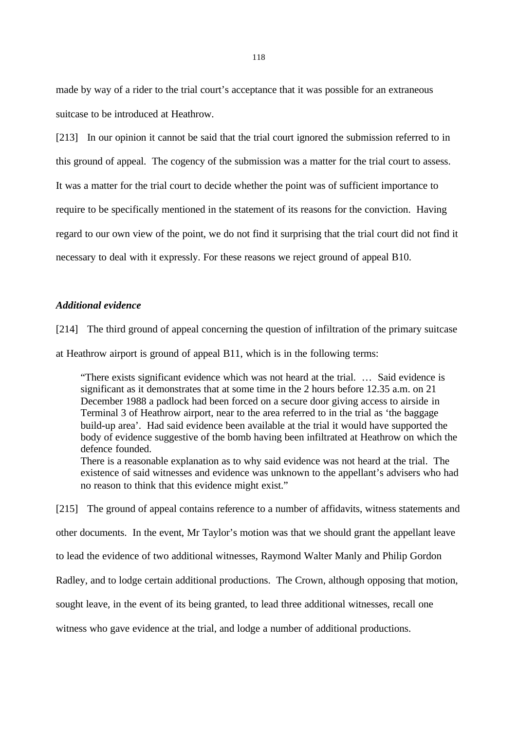made by way of a rider to the trial court's acceptance that it was possible for an extraneous suitcase to be introduced at Heathrow.

[213] In our opinion it cannot be said that the trial court ignored the submission referred to in this ground of appeal. The cogency of the submission was a matter for the trial court to assess. It was a matter for the trial court to decide whether the point was of sufficient importance to require to be specifically mentioned in the statement of its reasons for the conviction. Having regard to our own view of the point, we do not find it surprising that the trial court did not find it necessary to deal with it expressly. For these reasons we reject ground of appeal B10.

***Additional evidence***

[214] The third ground of appeal concerning the question of infiltration of the primary suitcase at Heathrow airport is ground of appeal B11, which is in the following terms:

> "There exists significant evidence which was not heard at the trial. … Said evidence is significant as it demonstrates that at some time in the 2 hours before 12.35 a.m. on 21 December 1988 a padlock had been forced on a secure door giving access to airside in Terminal 3 of Heathrow airport, near to the area referred to in the trial as 'the baggage build-up area'. Had said evidence been available at the trial it would have supported the body of evidence suggestive of the bomb having been infiltrated at Heathrow on which the defence founded.
> There is a reasonable explanation as to why said evidence was not heard at the trial. The existence of said witnesses and evidence was unknown to the appellant's advisers who had no reason to think that this evidence might exist."

[215] The ground of appeal contains reference to a number of affidavits, witness statements and other documents. In the event, Mr Taylor's motion was that we should grant the appellant leave to lead the evidence of two additional witnesses, Raymond Walter Manly and Philip Gordon Radley, and to lodge certain additional productions. The Crown, although opposing that motion, sought leave, in the event of its being granted, to lead three additional witnesses, recall one witness who gave evidence at the trial, and lodge a number of additional productions.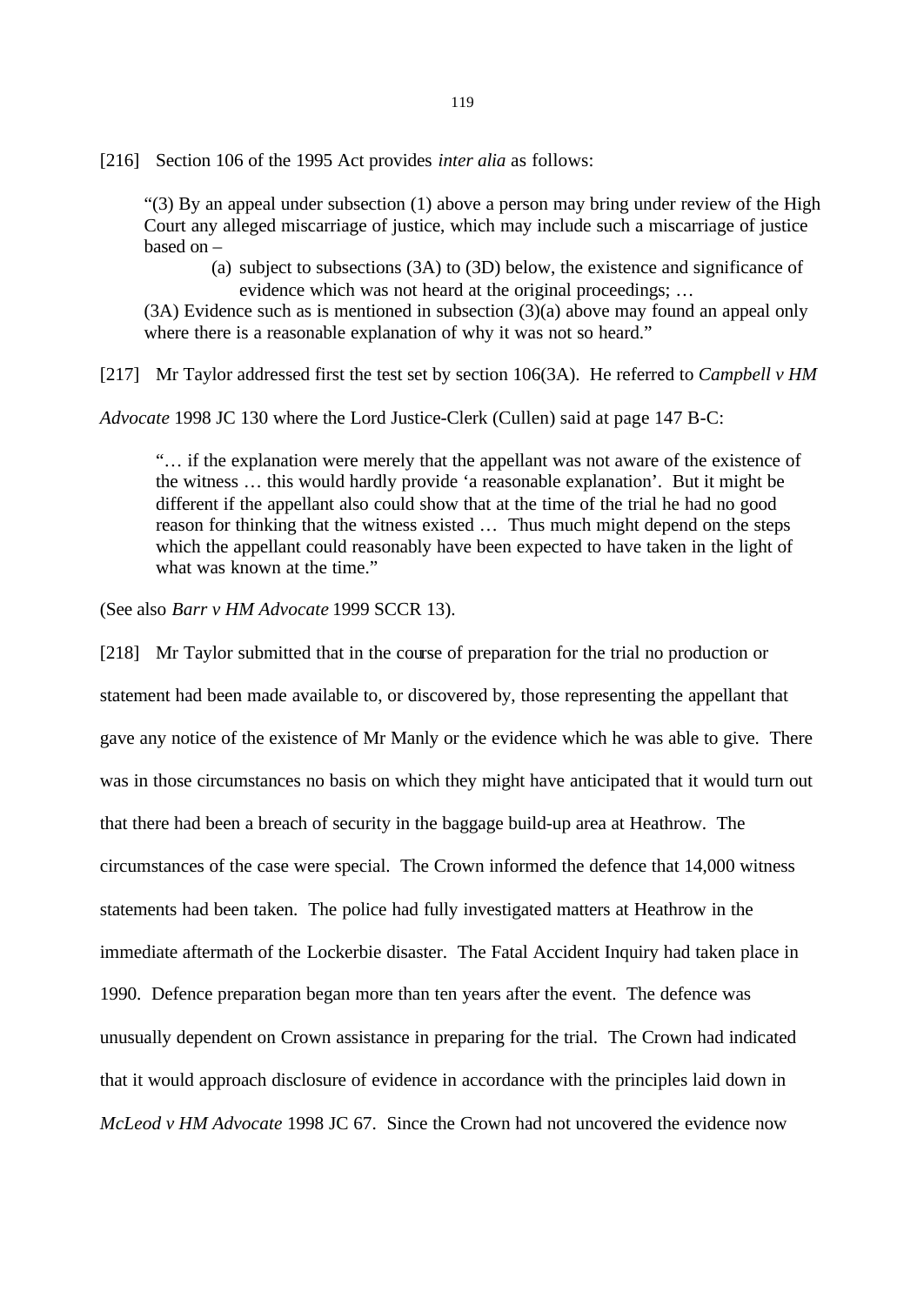[216] Section 106 of the 1995 Act provides *inter alia* as follows:

> "(3) By an appeal under subsection (1) above a person may bring under review of the High Court any alleged miscarriage of justice, which may include such a miscarriage of justice based on –
>
> (a) subject to subsections (3A) to (3D) below, the existence and significance of evidence which was not heard at the original proceedings; …
>
> (3A) Evidence such as is mentioned in subsection (3)(a) above may found an appeal only where there is a reasonable explanation of why it was not so heard."

[217] Mr Taylor addressed first the test set by section 106(3A). He referred to *Campbell v HM Advocate* 1998 JC 130 where the Lord Justice-Clerk (Cullen) said at page 147 B-C:

> "… if the explanation were merely that the appellant was not aware of the existence of the witness … this would hardly provide 'a reasonable explanation'. But it might be different if the appellant also could show that at the time of the trial he had no good reason for thinking that the witness existed … Thus much might depend on the steps which the appellant could reasonably have been expected to have taken in the light of what was known at the time."

(See also *Barr v HM Advocate* 1999 SCCR 13).

[218] Mr Taylor submitted that in the course of preparation for the trial no production or statement had been made available to, or discovered by, those representing the appellant that gave any notice of the existence of Mr Manly or the evidence which he was able to give. There was in those circumstances no basis on which they might have anticipated that it would turn out that there had been a breach of security in the baggage build-up area at Heathrow. The circumstances of the case were special. The Crown informed the defence that 14,000 witness statements had been taken. The police had fully investigated matters at Heathrow in the immediate aftermath of the Lockerbie disaster. The Fatal Accident Inquiry had taken place in 1990. Defence preparation began more than ten years after the event. The defence was unusually dependent on Crown assistance in preparing for the trial. The Crown had indicated that it would approach disclosure of evidence in accordance with the principles laid down in *McLeod v HM Advocate* 1998 JC 67. Since the Crown had not uncovered the evidence now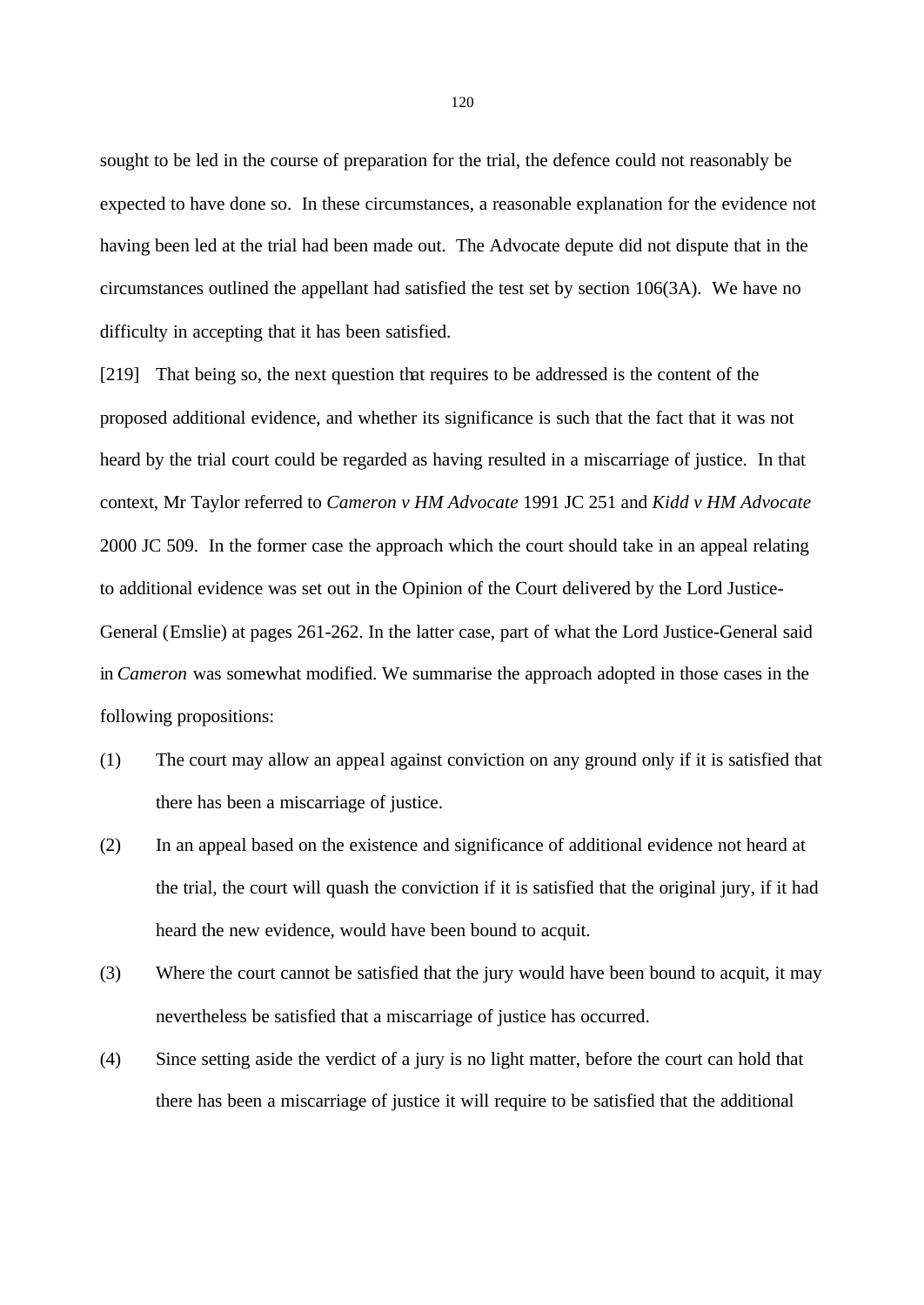sought to be led in the course of preparation for the trial, the defence could not reasonably be expected to have done so. In these circumstances, a reasonable explanation for the evidence not having been led at the trial had been made out. The Advocate depute did not dispute that in the circumstances outlined the appellant had satisfied the test set by section 106(3A). We have no difficulty in accepting that it has been satisfied.

[219] That being so, the next question that requires to be addressed is the content of the proposed additional evidence, and whether its significance is such that the fact that it was not heard by the trial court could be regarded as having resulted in a miscarriage of justice. In that context, Mr Taylor referred to *Cameron v HM Advocate* 1991 JC 251 and *Kidd v HM Advocate* 2000 JC 509. In the former case the approach which the court should take in an appeal relating to additional evidence was set out in the Opinion of the Court delivered by the Lord Justice-General (Emslie) at pages 261-262. In the latter case, part of what the Lord Justice-General said in *Cameron* was somewhat modified. We summarise the approach adopted in those cases in the following propositions:

(1) The court may allow an appeal against conviction on any ground only if it is satisfied that there has been a miscarriage of justice.

(2) In an appeal based on the existence and significance of additional evidence not heard at the trial, the court will quash the conviction if it is satisfied that the original jury, if it had heard the new evidence, would have been bound to acquit.

(3) Where the court cannot be satisfied that the jury would have been bound to acquit, it may nevertheless be satisfied that a miscarriage of justice has occurred.

(4) Since setting aside the verdict of a jury is no light matter, before the court can hold that there has been a miscarriage of justice it will require to be satisfied that the additional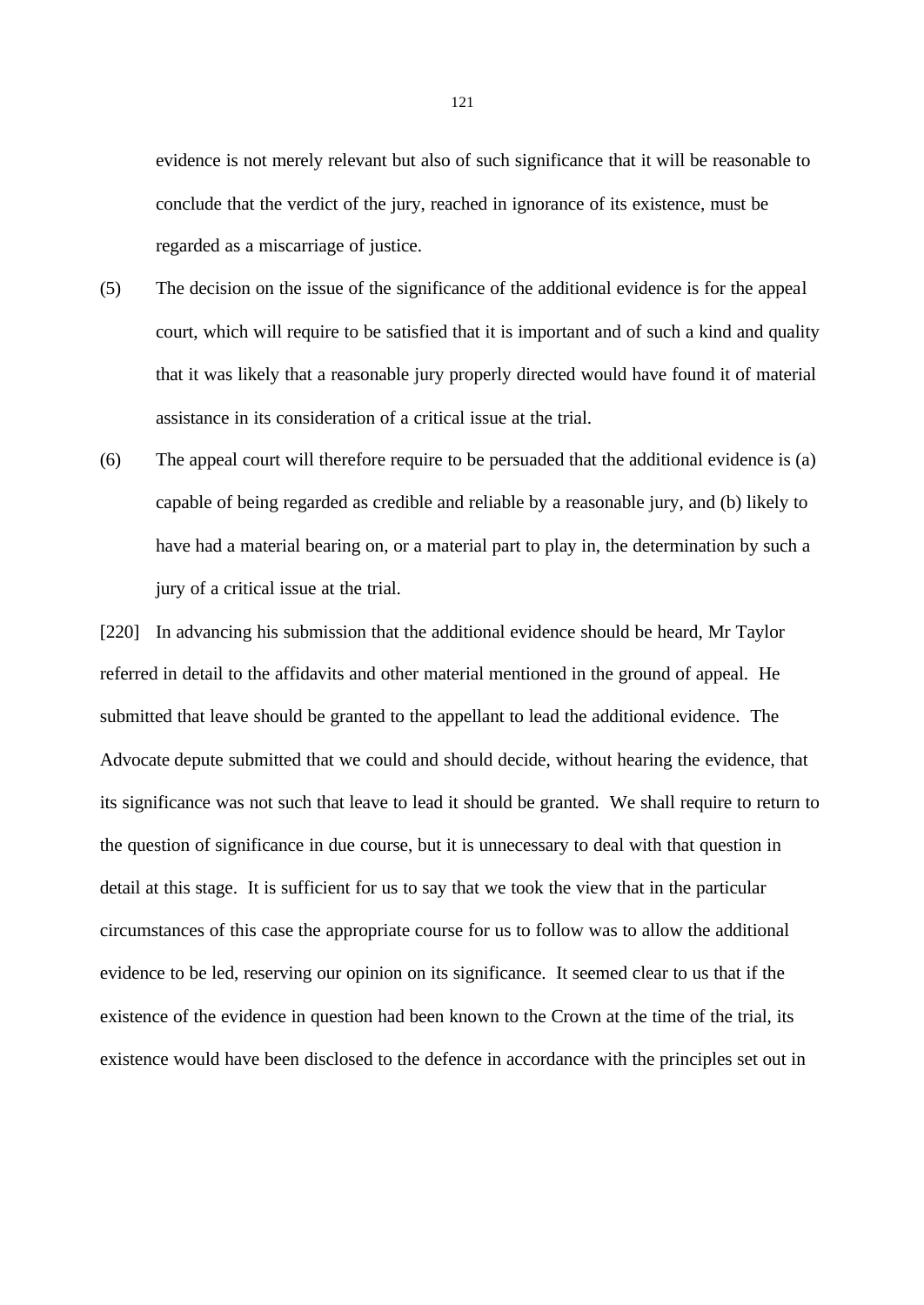evidence is not merely relevant but also of such significance that it will be reasonable to conclude that the verdict of the jury, reached in ignorance of its existence, must be regarded as a miscarriage of justice.

(5) The decision on the issue of the significance of the additional evidence is for the appeal court, which will require to be satisfied that it is important and of such a kind and quality that it was likely that a reasonable jury properly directed would have found it of material assistance in its consideration of a critical issue at the trial.

(6) The appeal court will therefore require to be persuaded that the additional evidence is (a) capable of being regarded as credible and reliable by a reasonable jury, and (b) likely to have had a material bearing on, or a material part to play in, the determination by such a jury of a critical issue at the trial.

[220] In advancing his submission that the additional evidence should be heard, Mr Taylor referred in detail to the affidavits and other material mentioned in the ground of appeal. He submitted that leave should be granted to the appellant to lead the additional evidence. The Advocate depute submitted that we could and should decide, without hearing the evidence, that its significance was not such that leave to lead it should be granted. We shall require to return to the question of significance in due course, but it is unnecessary to deal with that question in detail at this stage. It is sufficient for us to say that we took the view that in the particular circumstances of this case the appropriate course for us to follow was to allow the additional evidence to be led, reserving our opinion on its significance. It seemed clear to us that if the existence of the evidence in question had been known to the Crown at the time of the trial, its existence would have been disclosed to the defence in accordance with the principles set out in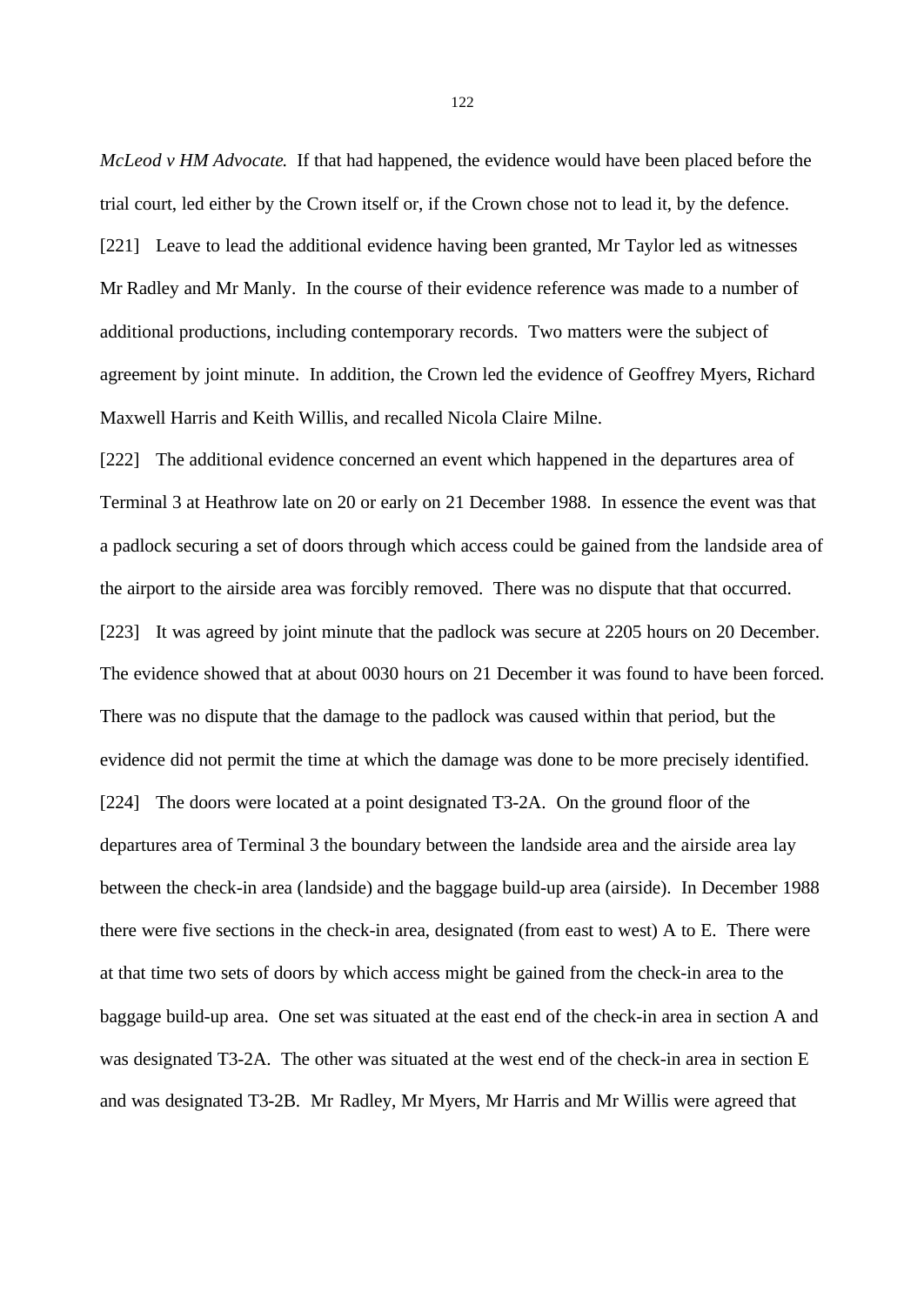*McLeod v HM Advocate.* If that had happened, the evidence would have been placed before the trial court, led either by the Crown itself or, if the Crown chose not to lead it, by the defence.

[221] Leave to lead the additional evidence having been granted, Mr Taylor led as witnesses Mr Radley and Mr Manly. In the course of their evidence reference was made to a number of additional productions, including contemporary records. Two matters were the subject of agreement by joint minute. In addition, the Crown led the evidence of Geoffrey Myers, Richard Maxwell Harris and Keith Willis, and recalled Nicola Claire Milne.

[222] The additional evidence concerned an event which happened in the departures area of Terminal 3 at Heathrow late on 20 or early on 21 December 1988. In essence the event was that a padlock securing a set of doors through which access could be gained from the landside area of the airport to the airside area was forcibly removed. There was no dispute that that occurred.

[223] It was agreed by joint minute that the padlock was secure at 2205 hours on 20 December. The evidence showed that at about 0030 hours on 21 December it was found to have been forced. There was no dispute that the damage to the padlock was caused within that period, but the evidence did not permit the time at which the damage was done to be more precisely identified.

[224] The doors were located at a point designated T3-2A. On the ground floor of the departures area of Terminal 3 the boundary between the landside area and the airside area lay between the check-in area (landside) and the baggage build-up area (airside). In December 1988 there were five sections in the check-in area, designated (from east to west) A to E. There were at that time two sets of doors by which access might be gained from the check-in area to the baggage build-up area. One set was situated at the east end of the check-in area in section A and was designated T3-2A. The other was situated at the west end of the check-in area in section E and was designated T3-2B. Mr Radley, Mr Myers, Mr Harris and Mr Willis were agreed that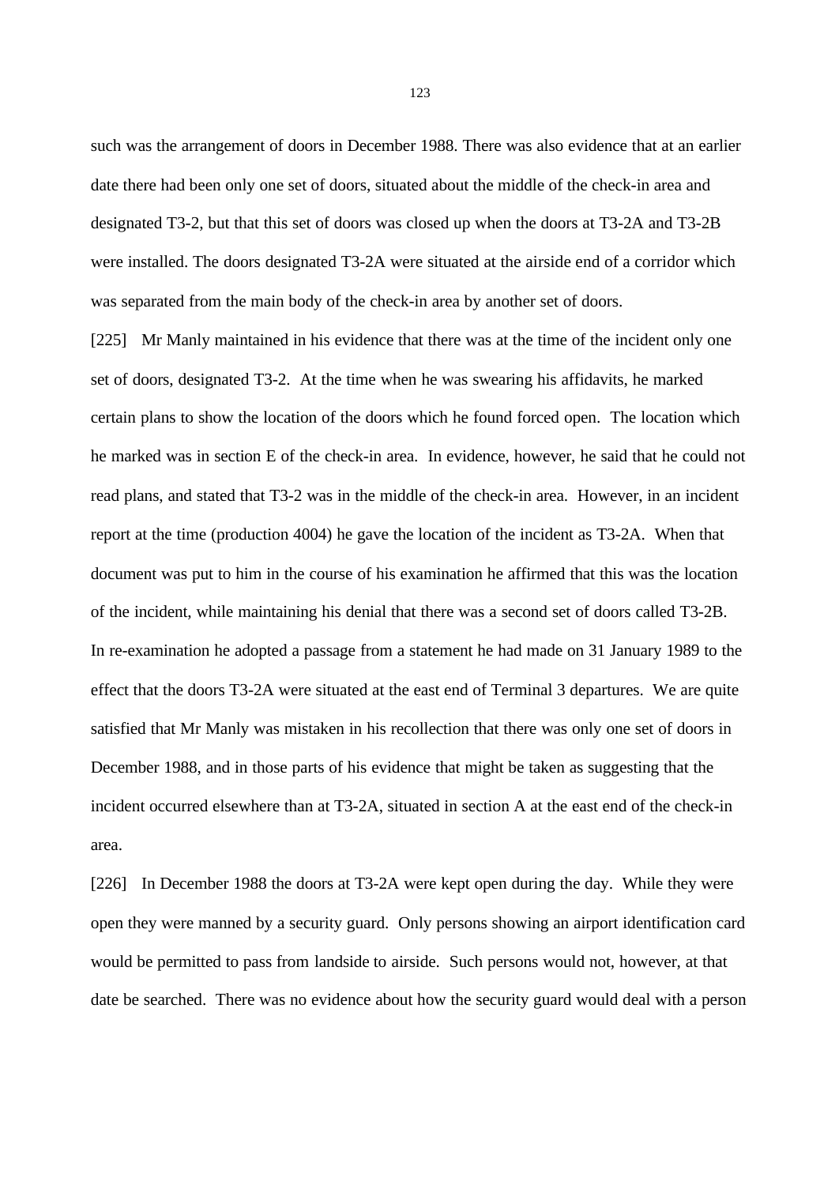such was the arrangement of doors in December 1988. There was also evidence that at an earlier date there had been only one set of doors, situated about the middle of the check-in area and designated T3-2, but that this set of doors was closed up when the doors at T3-2A and T3-2B were installed. The doors designated T3-2A were situated at the airside end of a corridor which was separated from the main body of the check-in area by another set of doors.

[225] Mr Manly maintained in his evidence that there was at the time of the incident only one set of doors, designated T3-2. At the time when he was swearing his affidavits, he marked certain plans to show the location of the doors which he found forced open. The location which he marked was in section E of the check-in area. In evidence, however, he said that he could not read plans, and stated that T3-2 was in the middle of the check-in area. However, in an incident report at the time (production 4004) he gave the location of the incident as T3-2A. When that document was put to him in the course of his examination he affirmed that this was the location of the incident, while maintaining his denial that there was a second set of doors called T3-2B. In re-examination he adopted a passage from a statement he had made on 31 January 1989 to the effect that the doors T3-2A were situated at the east end of Terminal 3 departures. We are quite satisfied that Mr Manly was mistaken in his recollection that there was only one set of doors in December 1988, and in those parts of his evidence that might be taken as suggesting that the incident occurred elsewhere than at T3-2A, situated in section A at the east end of the check-in area.

[226] In December 1988 the doors at T3-2A were kept open during the day. While they were open they were manned by a security guard. Only persons showing an airport identification card would be permitted to pass from landside to airside. Such persons would not, however, at that date be searched. There was no evidence about how the security guard would deal with a person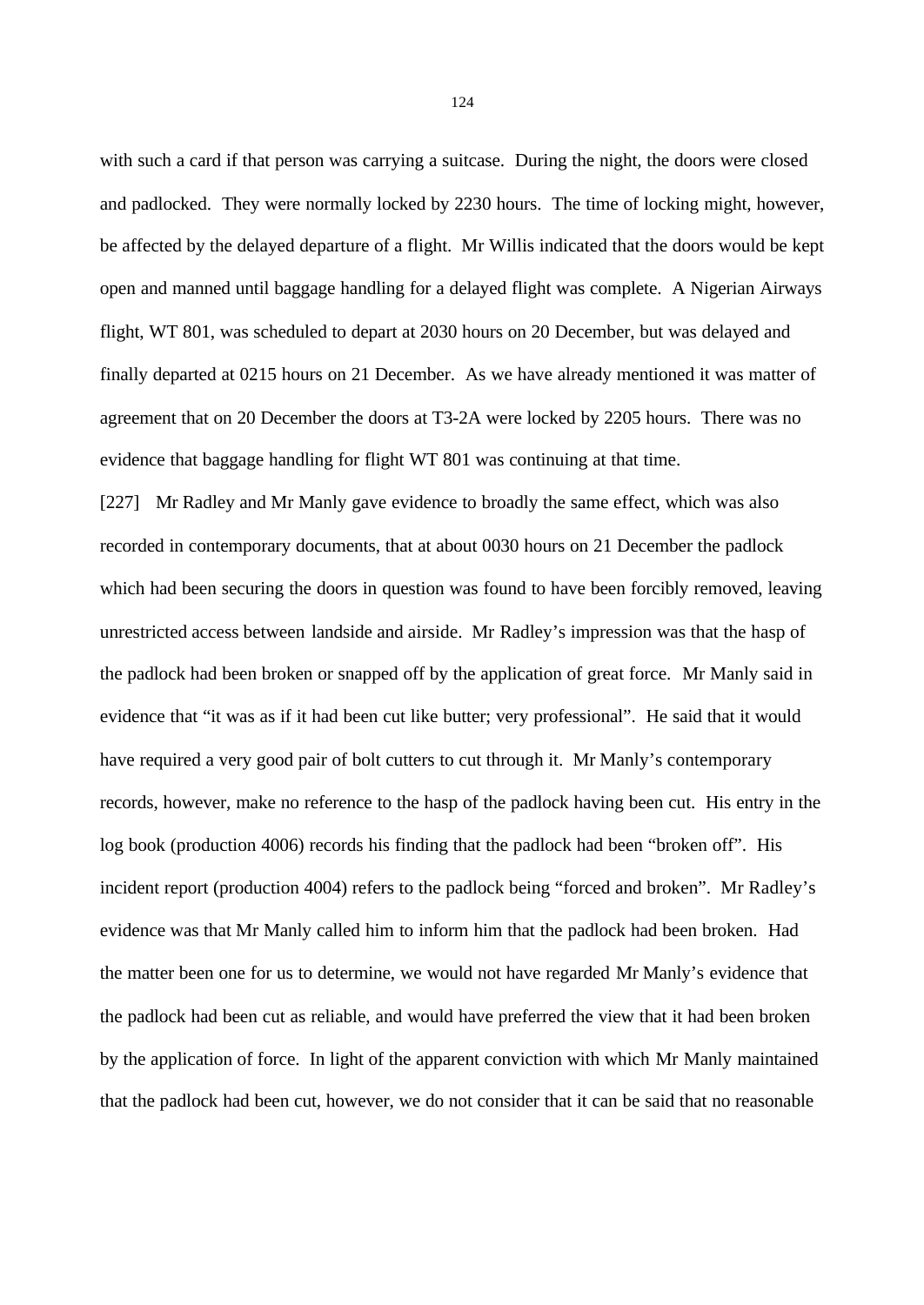with such a card if that person was carrying a suitcase. During the night, the doors were closed and padlocked. They were normally locked by 2230 hours. The time of locking might, however, be affected by the delayed departure of a flight. Mr Willis indicated that the doors would be kept open and manned until baggage handling for a delayed flight was complete. A Nigerian Airways flight, WT 801, was scheduled to depart at 2030 hours on 20 December, but was delayed and finally departed at 0215 hours on 21 December. As we have already mentioned it was matter of agreement that on 20 December the doors at T3-2A were locked by 2205 hours. There was no evidence that baggage handling for flight WT 801 was continuing at that time.

[227] Mr Radley and Mr Manly gave evidence to broadly the same effect, which was also recorded in contemporary documents, that at about 0030 hours on 21 December the padlock which had been securing the doors in question was found to have been forcibly removed, leaving unrestricted access between landside and airside. Mr Radley's impression was that the hasp of the padlock had been broken or snapped off by the application of great force. Mr Manly said in evidence that "it was as if it had been cut like butter; very professional". He said that it would have required a very good pair of bolt cutters to cut through it. Mr Manly's contemporary records, however, make no reference to the hasp of the padlock having been cut. His entry in the log book (production 4006) records his finding that the padlock had been "broken off". His incident report (production 4004) refers to the padlock being "forced and broken". Mr Radley's evidence was that Mr Manly called him to inform him that the padlock had been broken. Had the matter been one for us to determine, we would not have regarded Mr Manly's evidence that the padlock had been cut as reliable, and would have preferred the view that it had been broken by the application of force. In light of the apparent conviction with which Mr Manly maintained that the padlock had been cut, however, we do not consider that it can be said that no reasonable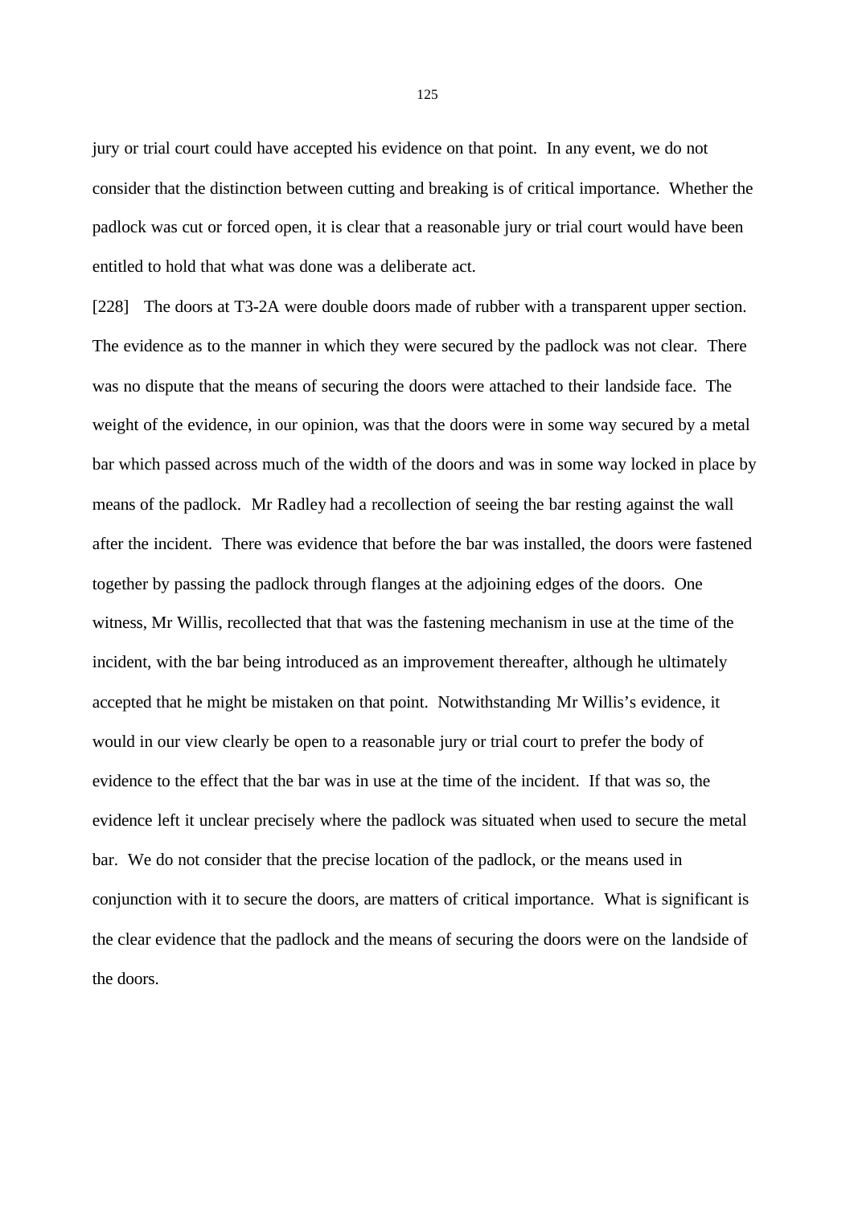jury or trial court could have accepted his evidence on that point. In any event, we do not consider that the distinction between cutting and breaking is of critical importance. Whether the padlock was cut or forced open, it is clear that a reasonable jury or trial court would have been entitled to hold that what was done was a deliberate act.

[228] The doors at T3-2A were double doors made of rubber with a transparent upper section. The evidence as to the manner in which they were secured by the padlock was not clear. There was no dispute that the means of securing the doors were attached to their landside face. The weight of the evidence, in our opinion, was that the doors were in some way secured by a metal bar which passed across much of the width of the doors and was in some way locked in place by means of the padlock. Mr Radley had a recollection of seeing the bar resting against the wall after the incident. There was evidence that before the bar was installed, the doors were fastened together by passing the padlock through flanges at the adjoining edges of the doors. One witness, Mr Willis, recollected that that was the fastening mechanism in use at the time of the incident, with the bar being introduced as an improvement thereafter, although he ultimately accepted that he might be mistaken on that point. Notwithstanding Mr Willis's evidence, it would in our view clearly be open to a reasonable jury or trial court to prefer the body of evidence to the effect that the bar was in use at the time of the incident. If that was so, the evidence left it unclear precisely where the padlock was situated when used to secure the metal bar. We do not consider that the precise location of the padlock, or the means used in conjunction with it to secure the doors, are matters of critical importance. What is significant is the clear evidence that the padlock and the means of securing the doors were on the landside of the doors.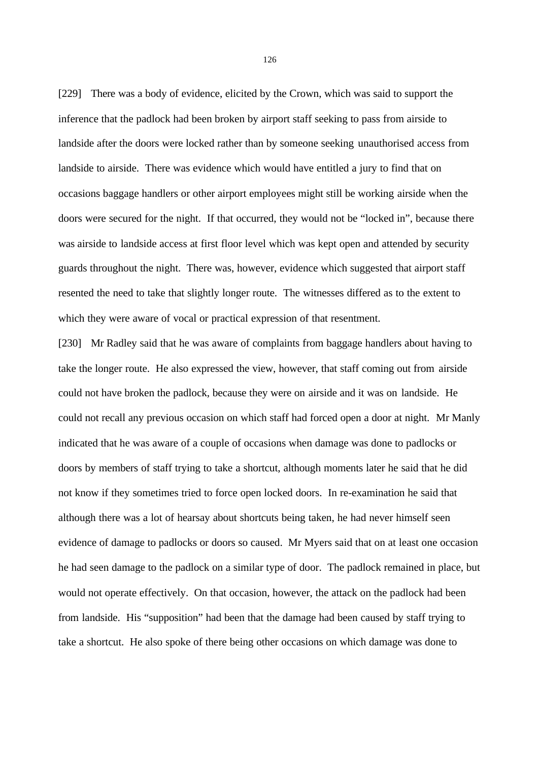[229] There was a body of evidence, elicited by the Crown, which was said to support the inference that the padlock had been broken by airport staff seeking to pass from airside to landside after the doors were locked rather than by someone seeking unauthorised access from landside to airside. There was evidence which would have entitled a jury to find that on occasions baggage handlers or other airport employees might still be working airside when the doors were secured for the night. If that occurred, they would not be "locked in", because there was airside to landside access at first floor level which was kept open and attended by security guards throughout the night. There was, however, evidence which suggested that airport staff resented the need to take that slightly longer route. The witnesses differed as to the extent to which they were aware of vocal or practical expression of that resentment.

[230] Mr Radley said that he was aware of complaints from baggage handlers about having to take the longer route. He also expressed the view, however, that staff coming out from airside could not have broken the padlock, because they were on airside and it was on landside. He could not recall any previous occasion on which staff had forced open a door at night. Mr Manly indicated that he was aware of a couple of occasions when damage was done to padlocks or doors by members of staff trying to take a shortcut, although moments later he said that he did not know if they sometimes tried to force open locked doors. In re-examination he said that although there was a lot of hearsay about shortcuts being taken, he had never himself seen evidence of damage to padlocks or doors so caused. Mr Myers said that on at least one occasion he had seen damage to the padlock on a similar type of door. The padlock remained in place, but would not operate effectively. On that occasion, however, the attack on the padlock had been from landside. His "supposition" had been that the damage had been caused by staff trying to take a shortcut. He also spoke of there being other occasions on which damage was done to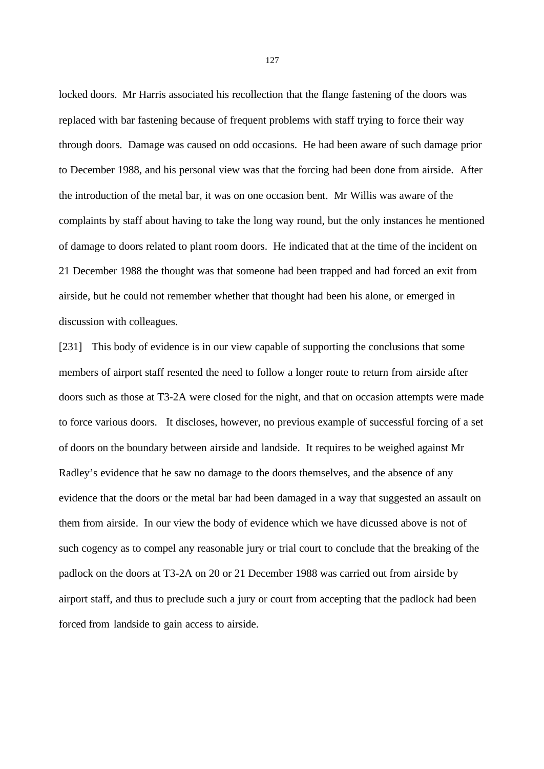locked doors. Mr Harris associated his recollection that the flange fastening of the doors was replaced with bar fastening because of frequent problems with staff trying to force their way through doors. Damage was caused on odd occasions. He had been aware of such damage prior to December 1988, and his personal view was that the forcing had been done from airside. After the introduction of the metal bar, it was on one occasion bent. Mr Willis was aware of the complaints by staff about having to take the long way round, but the only instances he mentioned of damage to doors related to plant room doors. He indicated that at the time of the incident on 21 December 1988 the thought was that someone had been trapped and had forced an exit from airside, but he could not remember whether that thought had been his alone, or emerged in discussion with colleagues.

[231] This body of evidence is in our view capable of supporting the conclusions that some members of airport staff resented the need to follow a longer route to return from airside after doors such as those at T3-2A were closed for the night, and that on occasion attempts were made to force various doors. It discloses, however, no previous example of successful forcing of a set of doors on the boundary between airside and landside. It requires to be weighed against Mr Radley's evidence that he saw no damage to the doors themselves, and the absence of any evidence that the doors or the metal bar had been damaged in a way that suggested an assault on them from airside. In our view the body of evidence which we have dicussed above is not of such cogency as to compel any reasonable jury or trial court to conclude that the breaking of the padlock on the doors at T3-2A on 20 or 21 December 1988 was carried out from airside by airport staff, and thus to preclude such a jury or court from accepting that the padlock had been forced from landside to gain access to airside.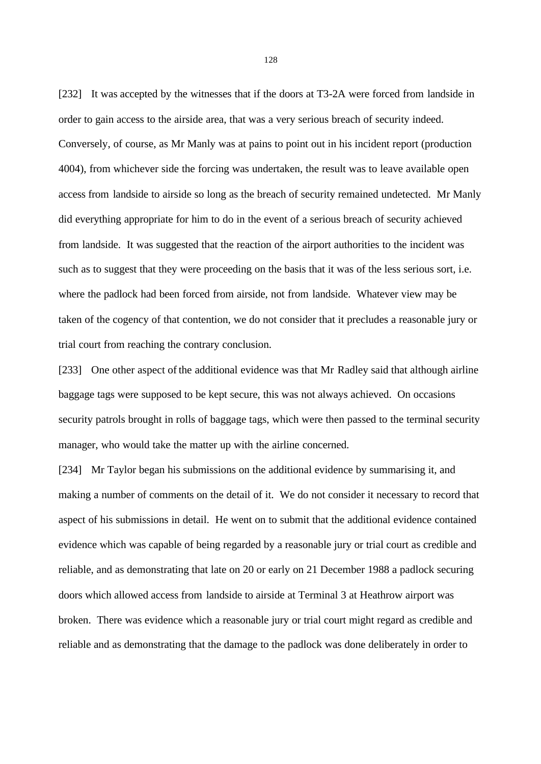[232] It was accepted by the witnesses that if the doors at T3-2A were forced from landside in order to gain access to the airside area, that was a very serious breach of security indeed. Conversely, of course, as Mr Manly was at pains to point out in his incident report (production 4004), from whichever side the forcing was undertaken, the result was to leave available open access from landside to airside so long as the breach of security remained undetected. Mr Manly did everything appropriate for him to do in the event of a serious breach of security achieved from landside. It was suggested that the reaction of the airport authorities to the incident was such as to suggest that they were proceeding on the basis that it was of the less serious sort, i.e. where the padlock had been forced from airside, not from landside. Whatever view may be taken of the cogency of that contention, we do not consider that it precludes a reasonable jury or trial court from reaching the contrary conclusion.

[233] One other aspect of the additional evidence was that Mr Radley said that although airline baggage tags were supposed to be kept secure, this was not always achieved. On occasions security patrols brought in rolls of baggage tags, which were then passed to the terminal security manager, who would take the matter up with the airline concerned.

[234] Mr Taylor began his submissions on the additional evidence by summarising it, and making a number of comments on the detail of it. We do not consider it necessary to record that aspect of his submissions in detail. He went on to submit that the additional evidence contained evidence which was capable of being regarded by a reasonable jury or trial court as credible and reliable, and as demonstrating that late on 20 or early on 21 December 1988 a padlock securing doors which allowed access from landside to airside at Terminal 3 at Heathrow airport was broken. There was evidence which a reasonable jury or trial court might regard as credible and reliable and as demonstrating that the damage to the padlock was done deliberately in order to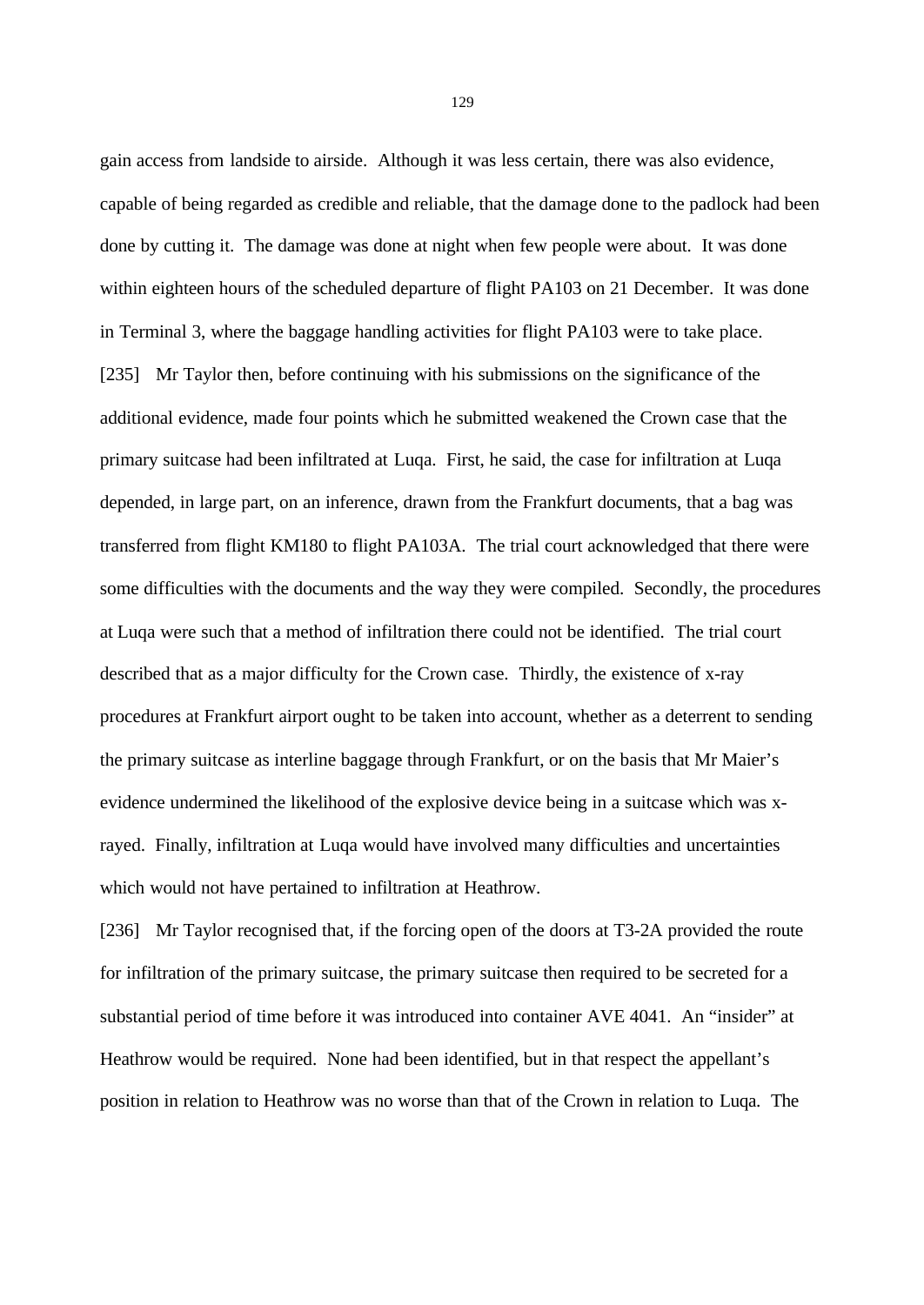gain access from landside to airside. Although it was less certain, there was also evidence, capable of being regarded as credible and reliable, that the damage done to the padlock had been done by cutting it. The damage was done at night when few people were about. It was done within eighteen hours of the scheduled departure of flight PA103 on 21 December. It was done in Terminal 3, where the baggage handling activities for flight PA103 were to take place.

[235] Mr Taylor then, before continuing with his submissions on the significance of the additional evidence, made four points which he submitted weakened the Crown case that the primary suitcase had been infiltrated at Luqa. First, he said, the case for infiltration at Luqa depended, in large part, on an inference, drawn from the Frankfurt documents, that a bag was transferred from flight KM180 to flight PA103A. The trial court acknowledged that there were some difficulties with the documents and the way they were compiled. Secondly, the procedures at Luqa were such that a method of infiltration there could not be identified. The trial court described that as a major difficulty for the Crown case. Thirdly, the existence of x-ray procedures at Frankfurt airport ought to be taken into account, whether as a deterrent to sending the primary suitcase as interline baggage through Frankfurt, or on the basis that Mr Maier's evidence undermined the likelihood of the explosive device being in a suitcase which was x-rayed. Finally, infiltration at Luqa would have involved many difficulties and uncertainties which would not have pertained to infiltration at Heathrow.

[236] Mr Taylor recognised that, if the forcing open of the doors at T3-2A provided the route for infiltration of the primary suitcase, the primary suitcase then required to be secreted for a substantial period of time before it was introduced into container AVE 4041. An "insider" at Heathrow would be required. None had been identified, but in that respect the appellant's position in relation to Heathrow was no worse than that of the Crown in relation to Luqa. The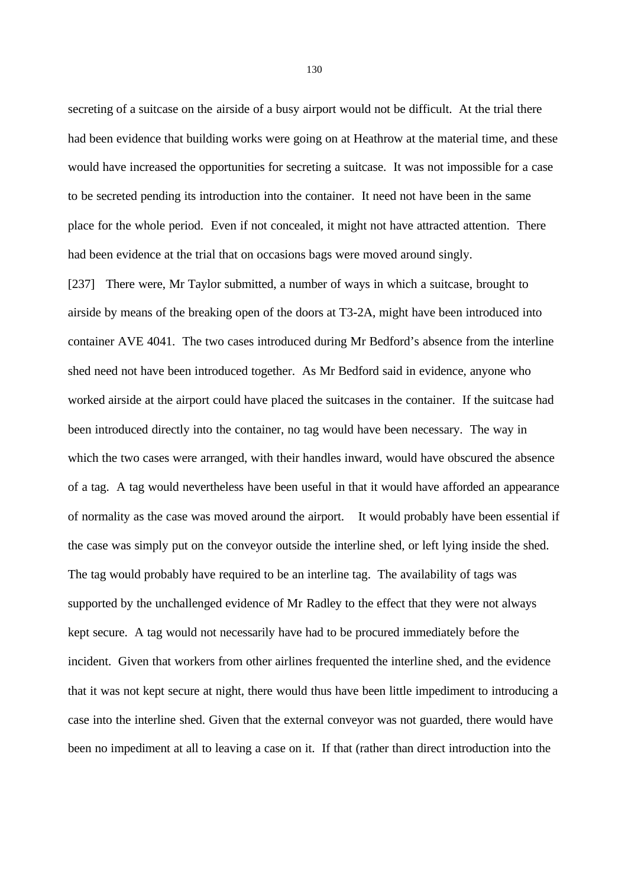secreting of a suitcase on the airside of a busy airport would not be difficult. At the trial there had been evidence that building works were going on at Heathrow at the material time, and these would have increased the opportunities for secreting a suitcase. It was not impossible for a case to be secreted pending its introduction into the container. It need not have been in the same place for the whole period. Even if not concealed, it might not have attracted attention. There had been evidence at the trial that on occasions bags were moved around singly.

[237] There were, Mr Taylor submitted, a number of ways in which a suitcase, brought to airside by means of the breaking open of the doors at T3-2A, might have been introduced into container AVE 4041. The two cases introduced during Mr Bedford's absence from the interline shed need not have been introduced together. As Mr Bedford said in evidence, anyone who worked airside at the airport could have placed the suitcases in the container. If the suitcase had been introduced directly into the container, no tag would have been necessary. The way in which the two cases were arranged, with their handles inward, would have obscured the absence of a tag. A tag would nevertheless have been useful in that it would have afforded an appearance of normality as the case was moved around the airport. It would probably have been essential if the case was simply put on the conveyor outside the interline shed, or left lying inside the shed. The tag would probably have required to be an interline tag. The availability of tags was supported by the unchallenged evidence of Mr Radley to the effect that they were not always kept secure. A tag would not necessarily have had to be procured immediately before the incident. Given that workers from other airlines frequented the interline shed, and the evidence that it was not kept secure at night, there would thus have been little impediment to introducing a case into the interline shed. Given that the external conveyor was not guarded, there would have been no impediment at all to leaving a case on it. If that (rather than direct introduction into the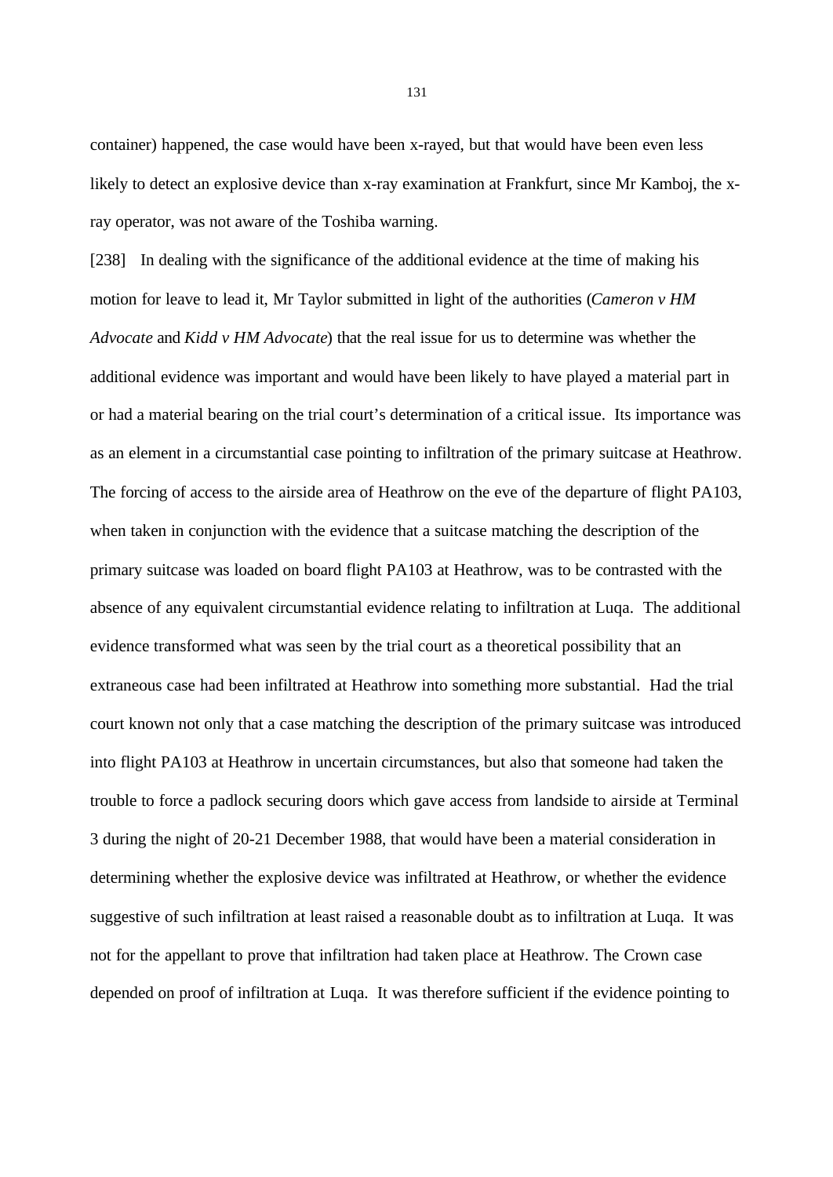container) happened, the case would have been x-rayed, but that would have been even less likely to detect an explosive device than x-ray examination at Frankfurt, since Mr Kamboj, the x-ray operator, was not aware of the Toshiba warning.

[238] In dealing with the significance of the additional evidence at the time of making his motion for leave to lead it, Mr Taylor submitted in light of the authorities (*Cameron v HM Advocate* and *Kidd v HM Advocate*) that the real issue for us to determine was whether the additional evidence was important and would have been likely to have played a material part in or had a material bearing on the trial court's determination of a critical issue. Its importance was as an element in a circumstantial case pointing to infiltration of the primary suitcase at Heathrow. The forcing of access to the airside area of Heathrow on the eve of the departure of flight PA103, when taken in conjunction with the evidence that a suitcase matching the description of the primary suitcase was loaded on board flight PA103 at Heathrow, was to be contrasted with the absence of any equivalent circumstantial evidence relating to infiltration at Luqa. The additional evidence transformed what was seen by the trial court as a theoretical possibility that an extraneous case had been infiltrated at Heathrow into something more substantial. Had the trial court known not only that a case matching the description of the primary suitcase was introduced into flight PA103 at Heathrow in uncertain circumstances, but also that someone had taken the trouble to force a padlock securing doors which gave access from landside to airside at Terminal 3 during the night of 20-21 December 1988, that would have been a material consideration in determining whether the explosive device was infiltrated at Heathrow, or whether the evidence suggestive of such infiltration at least raised a reasonable doubt as to infiltration at Luqa. It was not for the appellant to prove that infiltration had taken place at Heathrow. The Crown case depended on proof of infiltration at Luqa. It was therefore sufficient if the evidence pointing to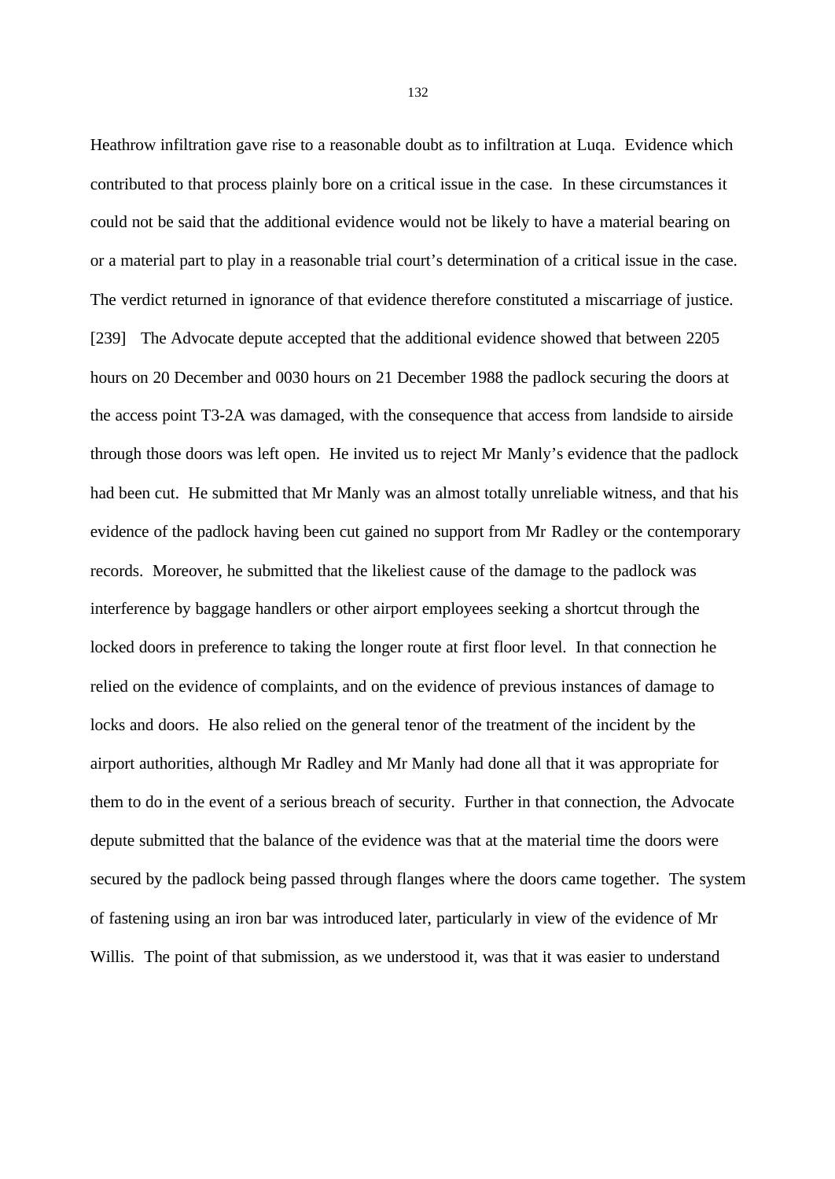Heathrow infiltration gave rise to a reasonable doubt as to infiltration at Luqa. Evidence which contributed to that process plainly bore on a critical issue in the case. In these circumstances it could not be said that the additional evidence would not be likely to have a material bearing on or a material part to play in a reasonable trial court's determination of a critical issue in the case. The verdict returned in ignorance of that evidence therefore constituted a miscarriage of justice.

[239] The Advocate depute accepted that the additional evidence showed that between 2205 hours on 20 December and 0030 hours on 21 December 1988 the padlock securing the doors at the access point T3-2A was damaged, with the consequence that access from landside to airside through those doors was left open. He invited us to reject Mr Manly's evidence that the padlock had been cut. He submitted that Mr Manly was an almost totally unreliable witness, and that his evidence of the padlock having been cut gained no support from Mr Radley or the contemporary records. Moreover, he submitted that the likeliest cause of the damage to the padlock was interference by baggage handlers or other airport employees seeking a shortcut through the locked doors in preference to taking the longer route at first floor level. In that connection he relied on the evidence of complaints, and on the evidence of previous instances of damage to locks and doors. He also relied on the general tenor of the treatment of the incident by the airport authorities, although Mr Radley and Mr Manly had done all that it was appropriate for them to do in the event of a serious breach of security. Further in that connection, the Advocate depute submitted that the balance of the evidence was that at the material time the doors were secured by the padlock being passed through flanges where the doors came together. The system of fastening using an iron bar was introduced later, particularly in view of the evidence of Mr Willis. The point of that submission, as we understood it, was that it was easier to understand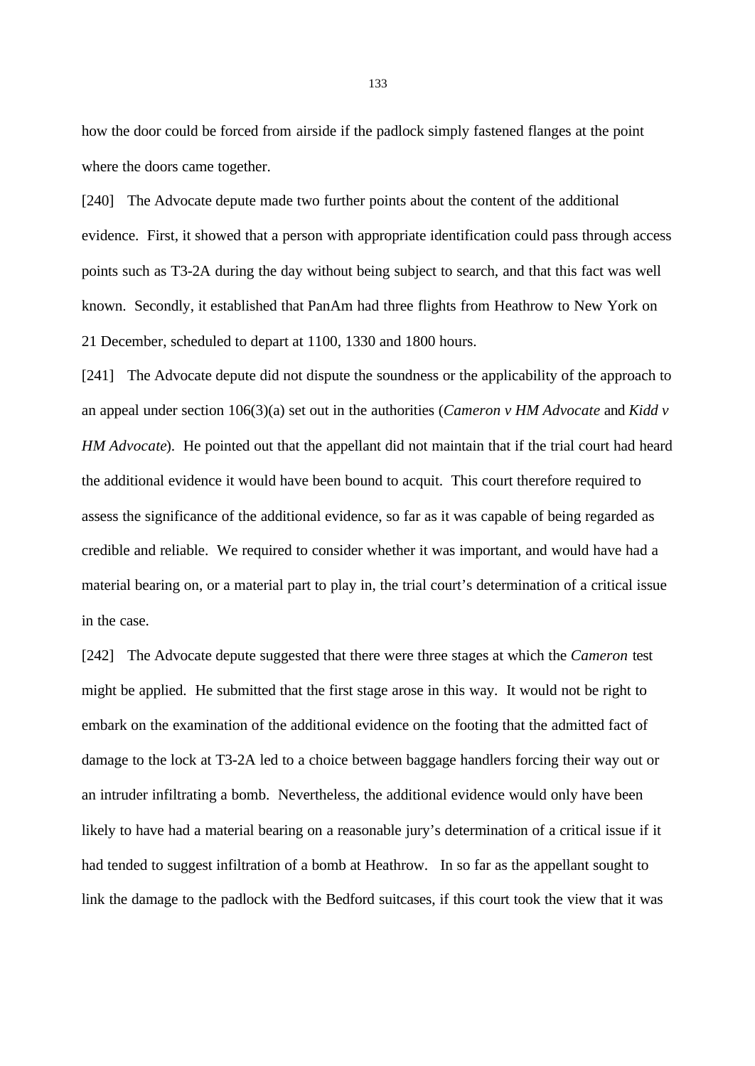how the door could be forced from airside if the padlock simply fastened flanges at the point where the doors came together.

[240] The Advocate depute made two further points about the content of the additional evidence. First, it showed that a person with appropriate identification could pass through access points such as T3-2A during the day without being subject to search, and that this fact was well known. Secondly, it established that PanAm had three flights from Heathrow to New York on 21 December, scheduled to depart at 1100, 1330 and 1800 hours.

[241] The Advocate depute did not dispute the soundness or the applicability of the approach to an appeal under section 106(3)(a) set out in the authorities (*Cameron v HM Advocate* and *Kidd v HM Advocate*). He pointed out that the appellant did not maintain that if the trial court had heard the additional evidence it would have been bound to acquit. This court therefore required to assess the significance of the additional evidence, so far as it was capable of being regarded as credible and reliable. We required to consider whether it was important, and would have had a material bearing on, or a material part to play in, the trial court's determination of a critical issue in the case.

[242] The Advocate depute suggested that there were three stages at which the *Cameron* test might be applied. He submitted that the first stage arose in this way. It would not be right to embark on the examination of the additional evidence on the footing that the admitted fact of damage to the lock at T3-2A led to a choice between baggage handlers forcing their way out or an intruder infiltrating a bomb. Nevertheless, the additional evidence would only have been likely to have had a material bearing on a reasonable jury's determination of a critical issue if it had tended to suggest infiltration of a bomb at Heathrow. In so far as the appellant sought to link the damage to the padlock with the Bedford suitcases, if this court took the view that it was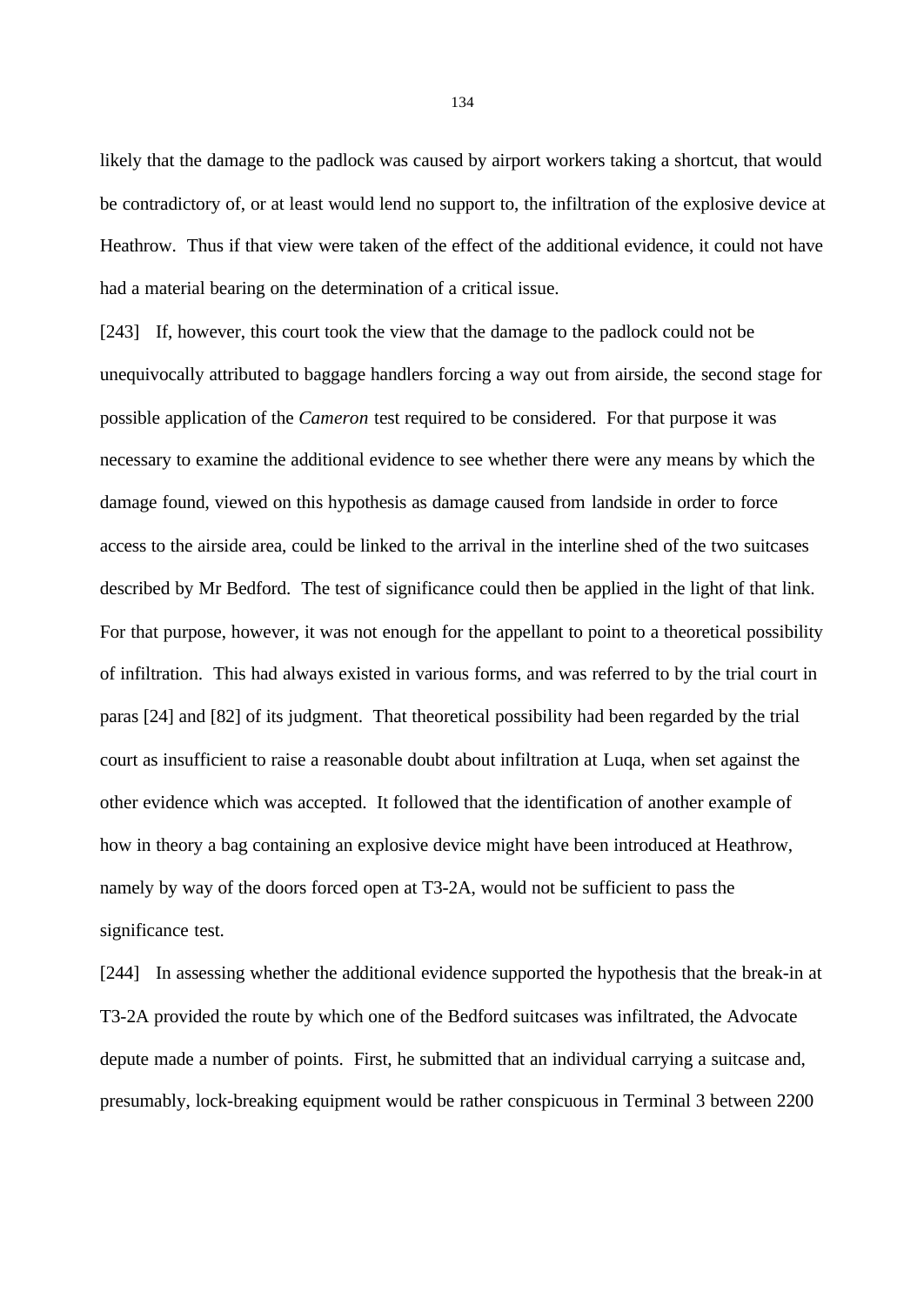likely that the damage to the padlock was caused by airport workers taking a shortcut, that would be contradictory of, or at least would lend no support to, the infiltration of the explosive device at Heathrow. Thus if that view were taken of the effect of the additional evidence, it could not have had a material bearing on the determination of a critical issue.

[243] If, however, this court took the view that the damage to the padlock could not be unequivocally attributed to baggage handlers forcing a way out from airside, the second stage for possible application of the *Cameron* test required to be considered. For that purpose it was necessary to examine the additional evidence to see whether there were any means by which the damage found, viewed on this hypothesis as damage caused from landside in order to force access to the airside area, could be linked to the arrival in the interline shed of the two suitcases described by Mr Bedford. The test of significance could then be applied in the light of that link. For that purpose, however, it was not enough for the appellant to point to a theoretical possibility of infiltration. This had always existed in various forms, and was referred to by the trial court in paras [24] and [82] of its judgment. That theoretical possibility had been regarded by the trial court as insufficient to raise a reasonable doubt about infiltration at Luqa, when set against the other evidence which was accepted. It followed that the identification of another example of how in theory a bag containing an explosive device might have been introduced at Heathrow, namely by way of the doors forced open at T3-2A, would not be sufficient to pass the significance test.

[244] In assessing whether the additional evidence supported the hypothesis that the break-in at T3-2A provided the route by which one of the Bedford suitcases was infiltrated, the Advocate depute made a number of points. First, he submitted that an individual carrying a suitcase and, presumably, lock-breaking equipment would be rather conspicuous in Terminal 3 between 2200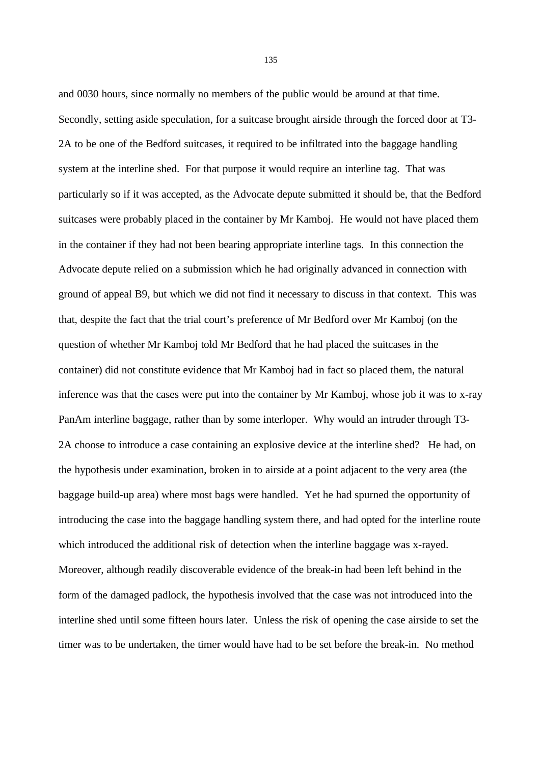and 0030 hours, since normally no members of the public would be around at that time. Secondly, setting aside speculation, for a suitcase brought airside through the forced door at T3-2A to be one of the Bedford suitcases, it required to be infiltrated into the baggage handling system at the interline shed. For that purpose it would require an interline tag. That was particularly so if it was accepted, as the Advocate depute submitted it should be, that the Bedford suitcases were probably placed in the container by Mr Kamboj. He would not have placed them in the container if they had not been bearing appropriate interline tags. In this connection the Advocate depute relied on a submission which he had originally advanced in connection with ground of appeal B9, but which we did not find it necessary to discuss in that context. This was that, despite the fact that the trial court's preference of Mr Bedford over Mr Kamboj (on the question of whether Mr Kamboj told Mr Bedford that he had placed the suitcases in the container) did not constitute evidence that Mr Kamboj had in fact so placed them, the natural inference was that the cases were put into the container by Mr Kamboj, whose job it was to x-ray PanAm interline baggage, rather than by some interloper. Why would an intruder through T3-2A choose to introduce a case containing an explosive device at the interline shed? He had, on the hypothesis under examination, broken in to airside at a point adjacent to the very area (the baggage build-up area) where most bags were handled. Yet he had spurned the opportunity of introducing the case into the baggage handling system there, and had opted for the interline route which introduced the additional risk of detection when the interline baggage was x-rayed. Moreover, although readily discoverable evidence of the break-in had been left behind in the form of the damaged padlock, the hypothesis involved that the case was not introduced into the interline shed until some fifteen hours later. Unless the risk of opening the case airside to set the timer was to be undertaken, the timer would have had to be set before the break-in. No method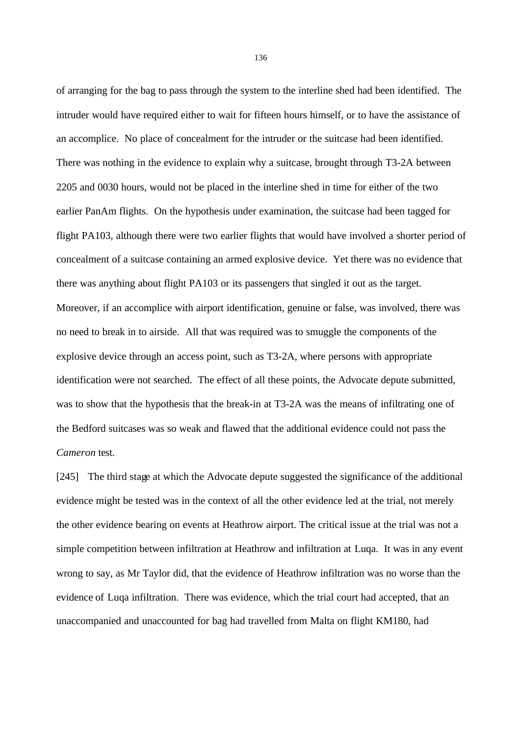of arranging for the bag to pass through the system to the interline shed had been identified. The intruder would have required either to wait for fifteen hours himself, or to have the assistance of an accomplice. No place of concealment for the intruder or the suitcase had been identified. There was nothing in the evidence to explain why a suitcase, brought through T3-2A between 2205 and 0030 hours, would not be placed in the interline shed in time for either of the two earlier PanAm flights. On the hypothesis under examination, the suitcase had been tagged for flight PA103, although there were two earlier flights that would have involved a shorter period of concealment of a suitcase containing an armed explosive device. Yet there was no evidence that there was anything about flight PA103 or its passengers that singled it out as the target. Moreover, if an accomplice with airport identification, genuine or false, was involved, there was no need to break in to airside. All that was required was to smuggle the components of the explosive device through an access point, such as T3-2A, where persons with appropriate identification were not searched. The effect of all these points, the Advocate depute submitted, was to show that the hypothesis that the break-in at T3-2A was the means of infiltrating one of the Bedford suitcases was so weak and flawed that the additional evidence could not pass the *Cameron* test.

[245] The third stage at which the Advocate depute suggested the significance of the additional evidence might be tested was in the context of all the other evidence led at the trial, not merely the other evidence bearing on events at Heathrow airport. The critical issue at the trial was not a simple competition between infiltration at Heathrow and infiltration at Luqa. It was in any event wrong to say, as Mr Taylor did, that the evidence of Heathrow infiltration was no worse than the evidence of Luqa infiltration. There was evidence, which the trial court had accepted, that an unaccompanied and unaccounted for bag had travelled from Malta on flight KM180, had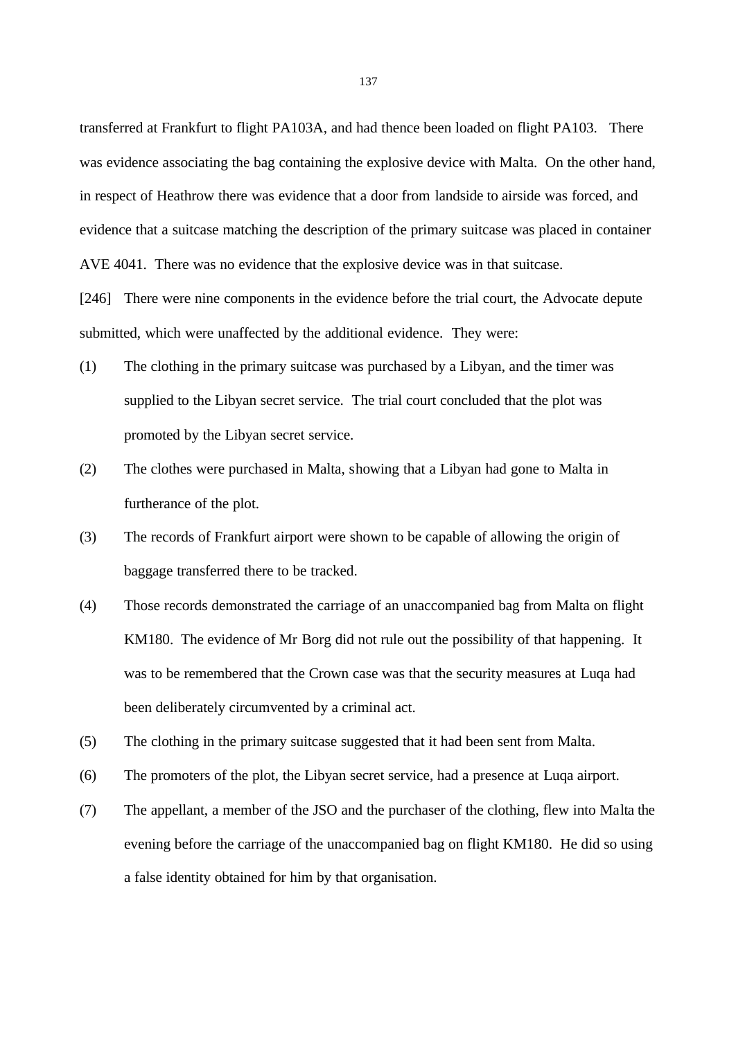transferred at Frankfurt to flight PA103A, and had thence been loaded on flight PA103. There was evidence associating the bag containing the explosive device with Malta. On the other hand, in respect of Heathrow there was evidence that a door from landside to airside was forced, and evidence that a suitcase matching the description of the primary suitcase was placed in container AVE 4041. There was no evidence that the explosive device was in that suitcase.

[246] There were nine components in the evidence before the trial court, the Advocate depute submitted, which were unaffected by the additional evidence. They were:

(1) The clothing in the primary suitcase was purchased by a Libyan, and the timer was supplied to the Libyan secret service. The trial court concluded that the plot was promoted by the Libyan secret service.

(2) The clothes were purchased in Malta, showing that a Libyan had gone to Malta in furtherance of the plot.

(3) The records of Frankfurt airport were shown to be capable of allowing the origin of baggage transferred there to be tracked.

(4) Those records demonstrated the carriage of an unaccompanied bag from Malta on flight KM180. The evidence of Mr Borg did not rule out the possibility of that happening. It was to be remembered that the Crown case was that the security measures at Luqa had been deliberately circumvented by a criminal act.

(5) The clothing in the primary suitcase suggested that it had been sent from Malta.

(6) The promoters of the plot, the Libyan secret service, had a presence at Luqa airport.

(7) The appellant, a member of the JSO and the purchaser of the clothing, flew into Malta the evening before the carriage of the unaccompanied bag on flight KM180. He did so using a false identity obtained for him by that organisation.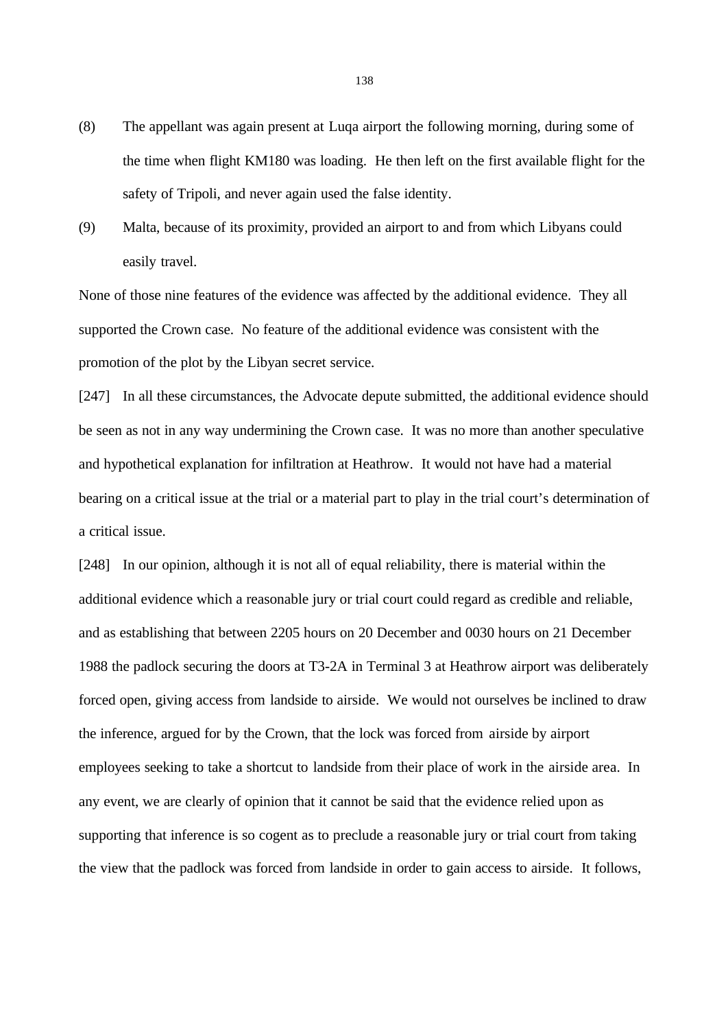(8) The appellant was again present at Luqa airport the following morning, during some of the time when flight KM180 was loading. He then left on the first available flight for the safety of Tripoli, and never again used the false identity.

(9) Malta, because of its proximity, provided an airport to and from which Libyans could easily travel.

None of those nine features of the evidence was affected by the additional evidence. They all supported the Crown case. No feature of the additional evidence was consistent with the promotion of the plot by the Libyan secret service.

[247] In all these circumstances, the Advocate depute submitted, the additional evidence should be seen as not in any way undermining the Crown case. It was no more than another speculative and hypothetical explanation for infiltration at Heathrow. It would not have had a material bearing on a critical issue at the trial or a material part to play in the trial court's determination of a critical issue.

[248] In our opinion, although it is not all of equal reliability, there is material within the additional evidence which a reasonable jury or trial court could regard as credible and reliable, and as establishing that between 2205 hours on 20 December and 0030 hours on 21 December 1988 the padlock securing the doors at T3-2A in Terminal 3 at Heathrow airport was deliberately forced open, giving access from landside to airside. We would not ourselves be inclined to draw the inference, argued for by the Crown, that the lock was forced from airside by airport employees seeking to take a shortcut to landside from their place of work in the airside area. In any event, we are clearly of opinion that it cannot be said that the evidence relied upon as supporting that inference is so cogent as to preclude a reasonable jury or trial court from taking the view that the padlock was forced from landside in order to gain access to airside. It follows,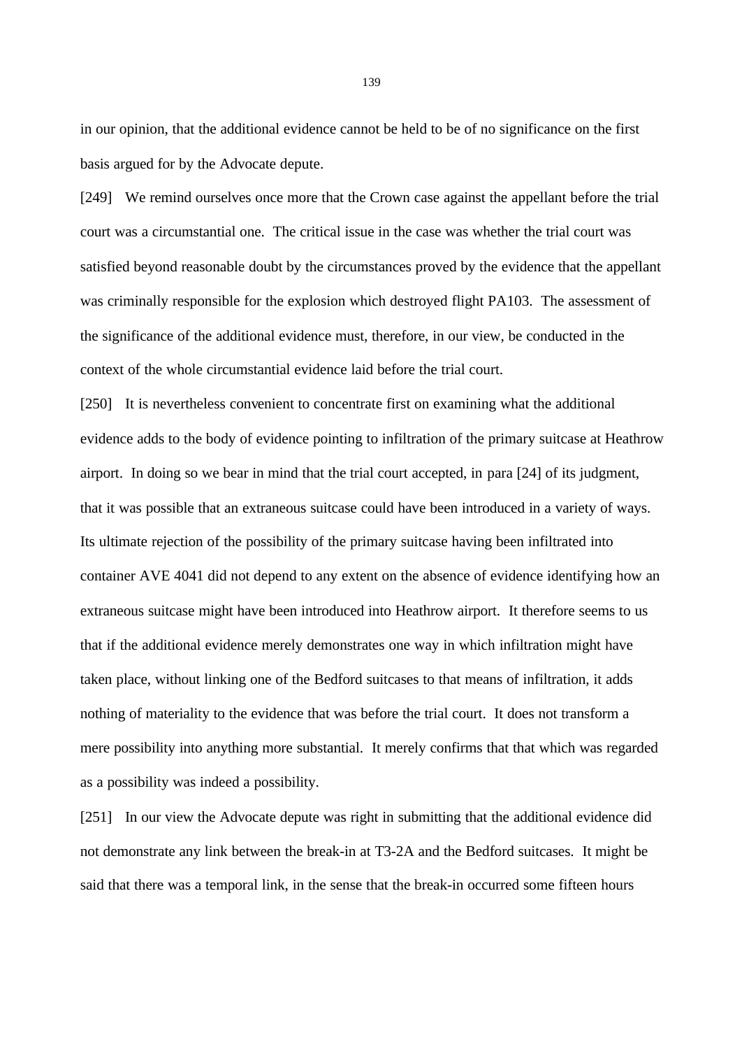in our opinion, that the additional evidence cannot be held to be of no significance on the first basis argued for by the Advocate depute.

[249] We remind ourselves once more that the Crown case against the appellant before the trial court was a circumstantial one. The critical issue in the case was whether the trial court was satisfied beyond reasonable doubt by the circumstances proved by the evidence that the appellant was criminally responsible for the explosion which destroyed flight PA103. The assessment of the significance of the additional evidence must, therefore, in our view, be conducted in the context of the whole circumstantial evidence laid before the trial court.

[250] It is nevertheless convenient to concentrate first on examining what the additional evidence adds to the body of evidence pointing to infiltration of the primary suitcase at Heathrow airport. In doing so we bear in mind that the trial court accepted, in para [24] of its judgment, that it was possible that an extraneous suitcase could have been introduced in a variety of ways. Its ultimate rejection of the possibility of the primary suitcase having been infiltrated into container AVE 4041 did not depend to any extent on the absence of evidence identifying how an extraneous suitcase might have been introduced into Heathrow airport. It therefore seems to us that if the additional evidence merely demonstrates one way in which infiltration might have taken place, without linking one of the Bedford suitcases to that means of infiltration, it adds nothing of materiality to the evidence that was before the trial court. It does not transform a mere possibility into anything more substantial. It merely confirms that that which was regarded as a possibility was indeed a possibility.

[251] In our view the Advocate depute was right in submitting that the additional evidence did not demonstrate any link between the break-in at T3-2A and the Bedford suitcases. It might be said that there was a temporal link, in the sense that the break-in occurred some fifteen hours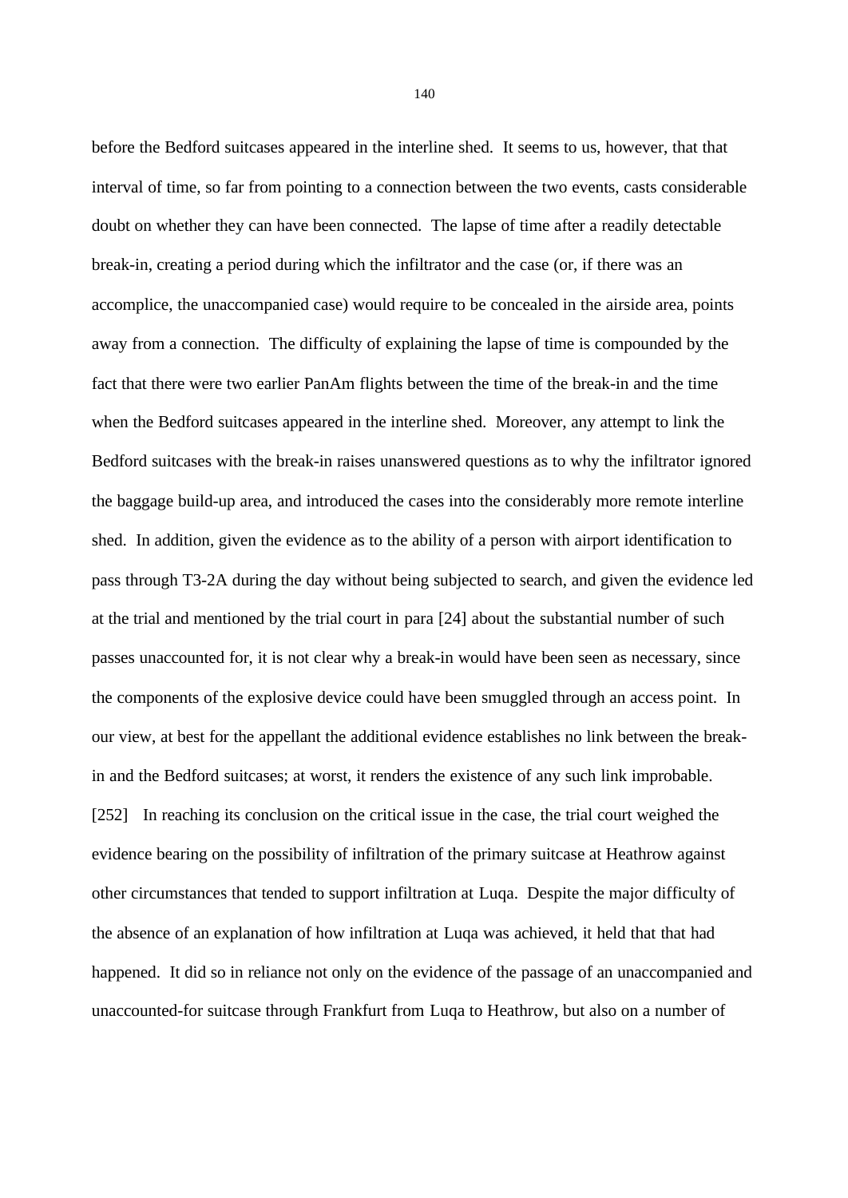before the Bedford suitcases appeared in the interline shed. It seems to us, however, that that interval of time, so far from pointing to a connection between the two events, casts considerable doubt on whether they can have been connected. The lapse of time after a readily detectable break-in, creating a period during which the infiltrator and the case (or, if there was an accomplice, the unaccompanied case) would require to be concealed in the airside area, points away from a connection. The difficulty of explaining the lapse of time is compounded by the fact that there were two earlier PanAm flights between the time of the break-in and the time when the Bedford suitcases appeared in the interline shed. Moreover, any attempt to link the Bedford suitcases with the break-in raises unanswered questions as to why the infiltrator ignored the baggage build-up area, and introduced the cases into the considerably more remote interline shed. In addition, given the evidence as to the ability of a person with airport identification to pass through T3-2A during the day without being subjected to search, and given the evidence led at the trial and mentioned by the trial court in para [24] about the substantial number of such passes unaccounted for, it is not clear why a break-in would have been seen as necessary, since the components of the explosive device could have been smuggled through an access point. In our view, at best for the appellant the additional evidence establishes no link between the break-in and the Bedford suitcases; at worst, it renders the existence of any such link improbable.

[252] In reaching its conclusion on the critical issue in the case, the trial court weighed the evidence bearing on the possibility of infiltration of the primary suitcase at Heathrow against other circumstances that tended to support infiltration at Luqa. Despite the major difficulty of the absence of an explanation of how infiltration at Luqa was achieved, it held that that had happened. It did so in reliance not only on the evidence of the passage of an unaccompanied and unaccounted-for suitcase through Frankfurt from Luqa to Heathrow, but also on a number of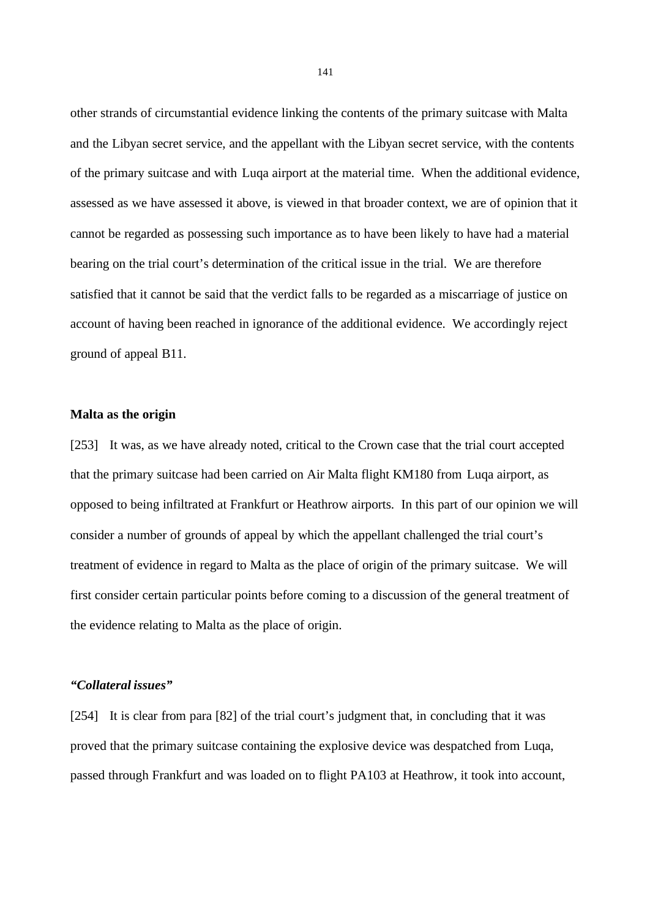other strands of circumstantial evidence linking the contents of the primary suitcase with Malta and the Libyan secret service, and the appellant with the Libyan secret service, with the contents of the primary suitcase and with Luqa airport at the material time. When the additional evidence, assessed as we have assessed it above, is viewed in that broader context, we are of opinion that it cannot be regarded as possessing such importance as to have been likely to have had a material bearing on the trial court's determination of the critical issue in the trial. We are therefore satisfied that it cannot be said that the verdict falls to be regarded as a miscarriage of justice on account of having been reached in ignorance of the additional evidence. We accordingly reject ground of appeal B11.

**Malta as the origin**

[253] It was, as we have already noted, critical to the Crown case that the trial court accepted that the primary suitcase had been carried on Air Malta flight KM180 from Luqa airport, as opposed to being infiltrated at Frankfurt or Heathrow airports. In this part of our opinion we will consider a number of grounds of appeal by which the appellant challenged the trial court's treatment of evidence in regard to Malta as the place of origin of the primary suitcase. We will first consider certain particular points before coming to a discussion of the general treatment of the evidence relating to Malta as the place of origin.

***"Collateral issues"***

[254] It is clear from para [82] of the trial court's judgment that, in concluding that it was proved that the primary suitcase containing the explosive device was despatched from Luqa, passed through Frankfurt and was loaded on to flight PA103 at Heathrow, it took into account,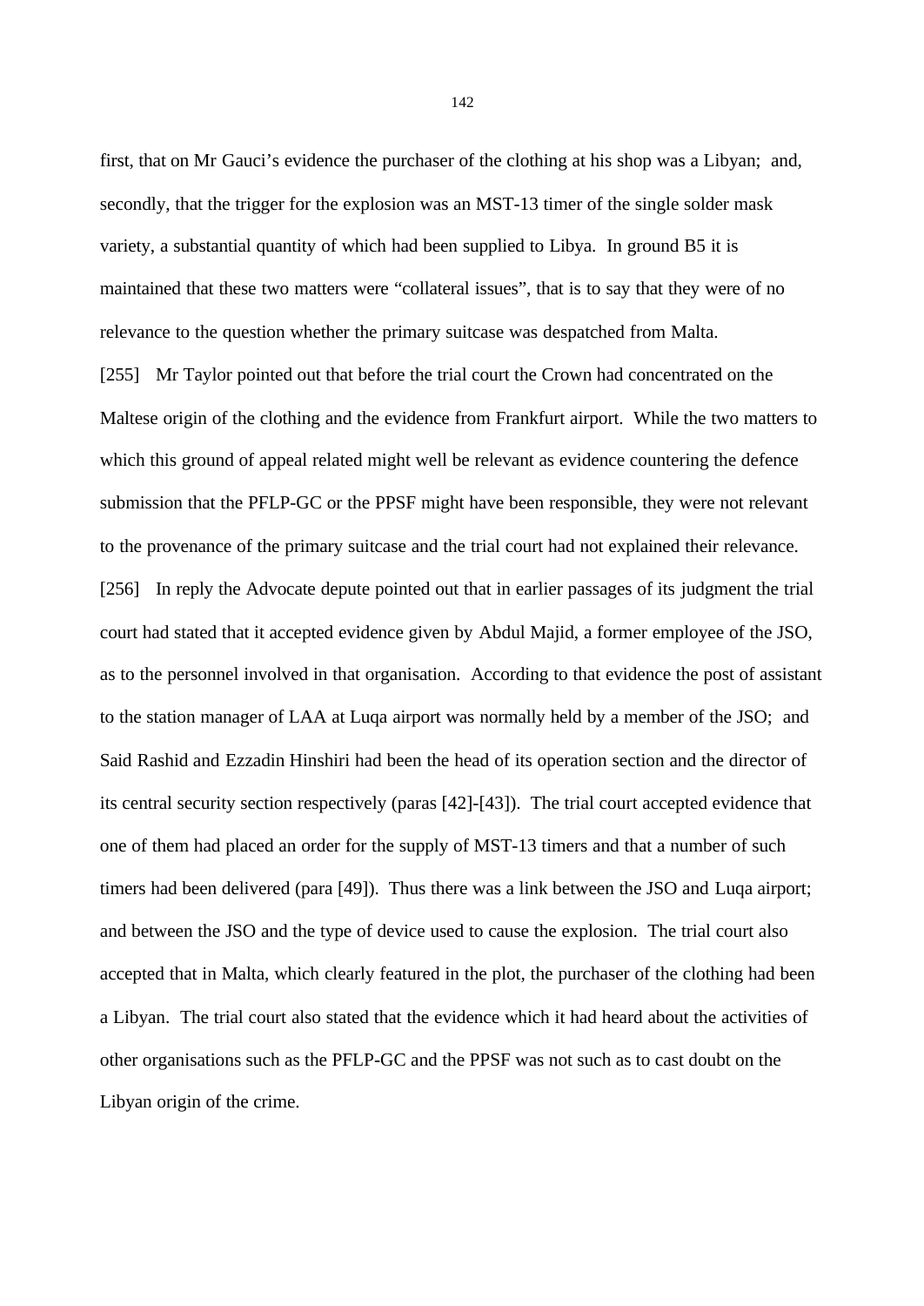first, that on Mr Gauci's evidence the purchaser of the clothing at his shop was a Libyan; and, secondly, that the trigger for the explosion was an MST-13 timer of the single solder mask variety, a substantial quantity of which had been supplied to Libya. In ground B5 it is maintained that these two matters were "collateral issues", that is to say that they were of no relevance to the question whether the primary suitcase was despatched from Malta.

[255] Mr Taylor pointed out that before the trial court the Crown had concentrated on the Maltese origin of the clothing and the evidence from Frankfurt airport. While the two matters to which this ground of appeal related might well be relevant as evidence countering the defence submission that the PFLP-GC or the PPSF might have been responsible, they were not relevant to the provenance of the primary suitcase and the trial court had not explained their relevance.

[256] In reply the Advocate depute pointed out that in earlier passages of its judgment the trial court had stated that it accepted evidence given by Abdul Majid, a former employee of the JSO, as to the personnel involved in that organisation. According to that evidence the post of assistant to the station manager of LAA at Luqa airport was normally held by a member of the JSO; and Said Rashid and Ezzadin Hinshiri had been the head of its operation section and the director of its central security section respectively (paras [42]-[43]). The trial court accepted evidence that one of them had placed an order for the supply of MST-13 timers and that a number of such timers had been delivered (para [49]). Thus there was a link between the JSO and Luqa airport; and between the JSO and the type of device used to cause the explosion. The trial court also accepted that in Malta, which clearly featured in the plot, the purchaser of the clothing had been a Libyan. The trial court also stated that the evidence which it had heard about the activities of other organisations such as the PFLP-GC and the PPSF was not such as to cast doubt on the Libyan origin of the crime.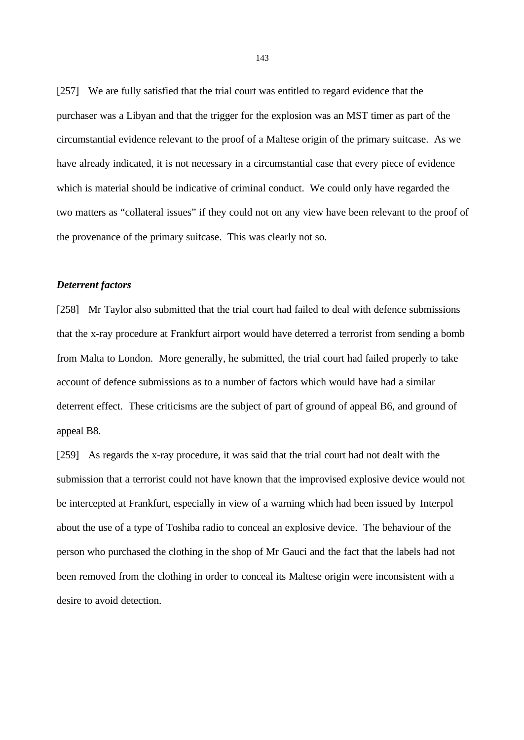[257] We are fully satisfied that the trial court was entitled to regard evidence that the purchaser was a Libyan and that the trigger for the explosion was an MST timer as part of the circumstantial evidence relevant to the proof of a Maltese origin of the primary suitcase. As we have already indicated, it is not necessary in a circumstantial case that every piece of evidence which is material should be indicative of criminal conduct. We could only have regarded the two matters as "collateral issues" if they could not on any view have been relevant to the proof of the provenance of the primary suitcase. This was clearly not so.

***Deterrent factors***

[258] Mr Taylor also submitted that the trial court had failed to deal with defence submissions that the x-ray procedure at Frankfurt airport would have deterred a terrorist from sending a bomb from Malta to London. More generally, he submitted, the trial court had failed properly to take account of defence submissions as to a number of factors which would have had a similar deterrent effect. These criticisms are the subject of part of ground of appeal B6, and ground of appeal B8.

[259] As regards the x-ray procedure, it was said that the trial court had not dealt with the submission that a terrorist could not have known that the improvised explosive device would not be intercepted at Frankfurt, especially in view of a warning which had been issued by Interpol about the use of a type of Toshiba radio to conceal an explosive device. The behaviour of the person who purchased the clothing in the shop of Mr Gauci and the fact that the labels had not been removed from the clothing in order to conceal its Maltese origin were inconsistent with a desire to avoid detection.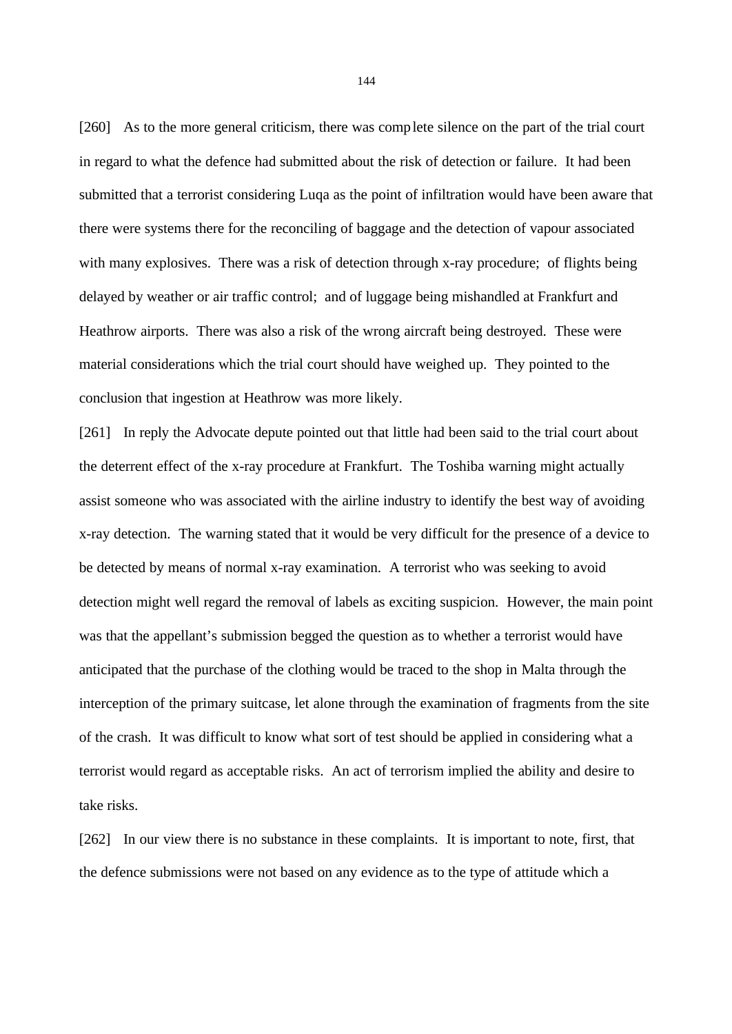[260] As to the more general criticism, there was complete silence on the part of the trial court in regard to what the defence had submitted about the risk of detection or failure. It had been submitted that a terrorist considering Luqa as the point of infiltration would have been aware that there were systems there for the reconciling of baggage and the detection of vapour associated with many explosives. There was a risk of detection through x-ray procedure; of flights being delayed by weather or air traffic control; and of luggage being mishandled at Frankfurt and Heathrow airports. There was also a risk of the wrong aircraft being destroyed. These were material considerations which the trial court should have weighed up. They pointed to the conclusion that ingestion at Heathrow was more likely.

[261] In reply the Advocate depute pointed out that little had been said to the trial court about the deterrent effect of the x-ray procedure at Frankfurt. The Toshiba warning might actually assist someone who was associated with the airline industry to identify the best way of avoiding x-ray detection. The warning stated that it would be very difficult for the presence of a device to be detected by means of normal x-ray examination. A terrorist who was seeking to avoid detection might well regard the removal of labels as exciting suspicion. However, the main point was that the appellant's submission begged the question as to whether a terrorist would have anticipated that the purchase of the clothing would be traced to the shop in Malta through the interception of the primary suitcase, let alone through the examination of fragments from the site of the crash. It was difficult to know what sort of test should be applied in considering what a terrorist would regard as acceptable risks. An act of terrorism implied the ability and desire to take risks.

[262] In our view there is no substance in these complaints. It is important to note, first, that the defence submissions were not based on any evidence as to the type of attitude which a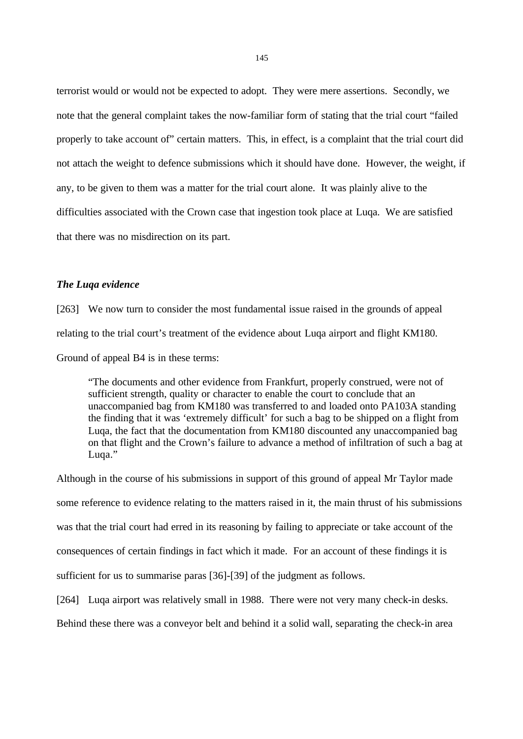terrorist would or would not be expected to adopt. They were mere assertions. Secondly, we note that the general complaint takes the now-familiar form of stating that the trial court "failed properly to take account of" certain matters. This, in effect, is a complaint that the trial court did not attach the weight to defence submissions which it should have done. However, the weight, if any, to be given to them was a matter for the trial court alone. It was plainly alive to the difficulties associated with the Crown case that ingestion took place at Luqa. We are satisfied that there was no misdirection on its part.

### *The Luqa evidence*

[263] We now turn to consider the most fundamental issue raised in the grounds of appeal relating to the trial court's treatment of the evidence about Luqa airport and flight KM180. Ground of appeal B4 is in these terms:

> "The documents and other evidence from Frankfurt, properly construed, were not of sufficient strength, quality or character to enable the court to conclude that an unaccompanied bag from KM180 was transferred to and loaded onto PA103A standing the finding that it was 'extremely difficult' for such a bag to be shipped on a flight from Luqa, the fact that the documentation from KM180 discounted any unaccompanied bag on that flight and the Crown's failure to advance a method of infiltration of such a bag at Luqa."

Although in the course of his submissions in support of this ground of appeal Mr Taylor made some reference to evidence relating to the matters raised in it, the main thrust of his submissions was that the trial court had erred in its reasoning by failing to appreciate or take account of the consequences of certain findings in fact which it made. For an account of these findings it is sufficient for us to summarise paras [36]-[39] of the judgment as follows.

[264] Luqa airport was relatively small in 1988. There were not very many check-in desks. Behind these there was a conveyor belt and behind it a solid wall, separating the check-in area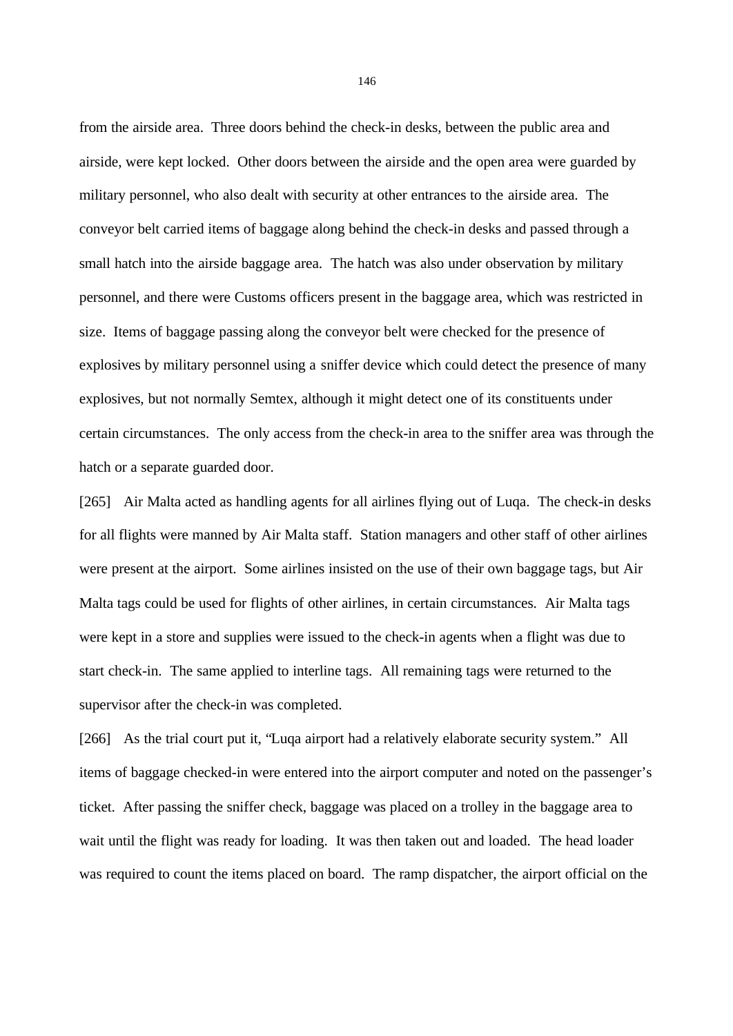from the airside area. Three doors behind the check-in desks, between the public area and airside, were kept locked. Other doors between the airside and the open area were guarded by military personnel, who also dealt with security at other entrances to the airside area. The conveyor belt carried items of baggage along behind the check-in desks and passed through a small hatch into the airside baggage area. The hatch was also under observation by military personnel, and there were Customs officers present in the baggage area, which was restricted in size. Items of baggage passing along the conveyor belt were checked for the presence of explosives by military personnel using a sniffer device which could detect the presence of many explosives, but not normally Semtex, although it might detect one of its constituents under certain circumstances. The only access from the check-in area to the sniffer area was through the hatch or a separate guarded door.

[265] Air Malta acted as handling agents for all airlines flying out of Luqa. The check-in desks for all flights were manned by Air Malta staff. Station managers and other staff of other airlines were present at the airport. Some airlines insisted on the use of their own baggage tags, but Air Malta tags could be used for flights of other airlines, in certain circumstances. Air Malta tags were kept in a store and supplies were issued to the check-in agents when a flight was due to start check-in. The same applied to interline tags. All remaining tags were returned to the supervisor after the check-in was completed.

[266] As the trial court put it, "Luqa airport had a relatively elaborate security system." All items of baggage checked-in were entered into the airport computer and noted on the passenger's ticket. After passing the sniffer check, baggage was placed on a trolley in the baggage area to wait until the flight was ready for loading. It was then taken out and loaded. The head loader was required to count the items placed on board. The ramp dispatcher, the airport official on the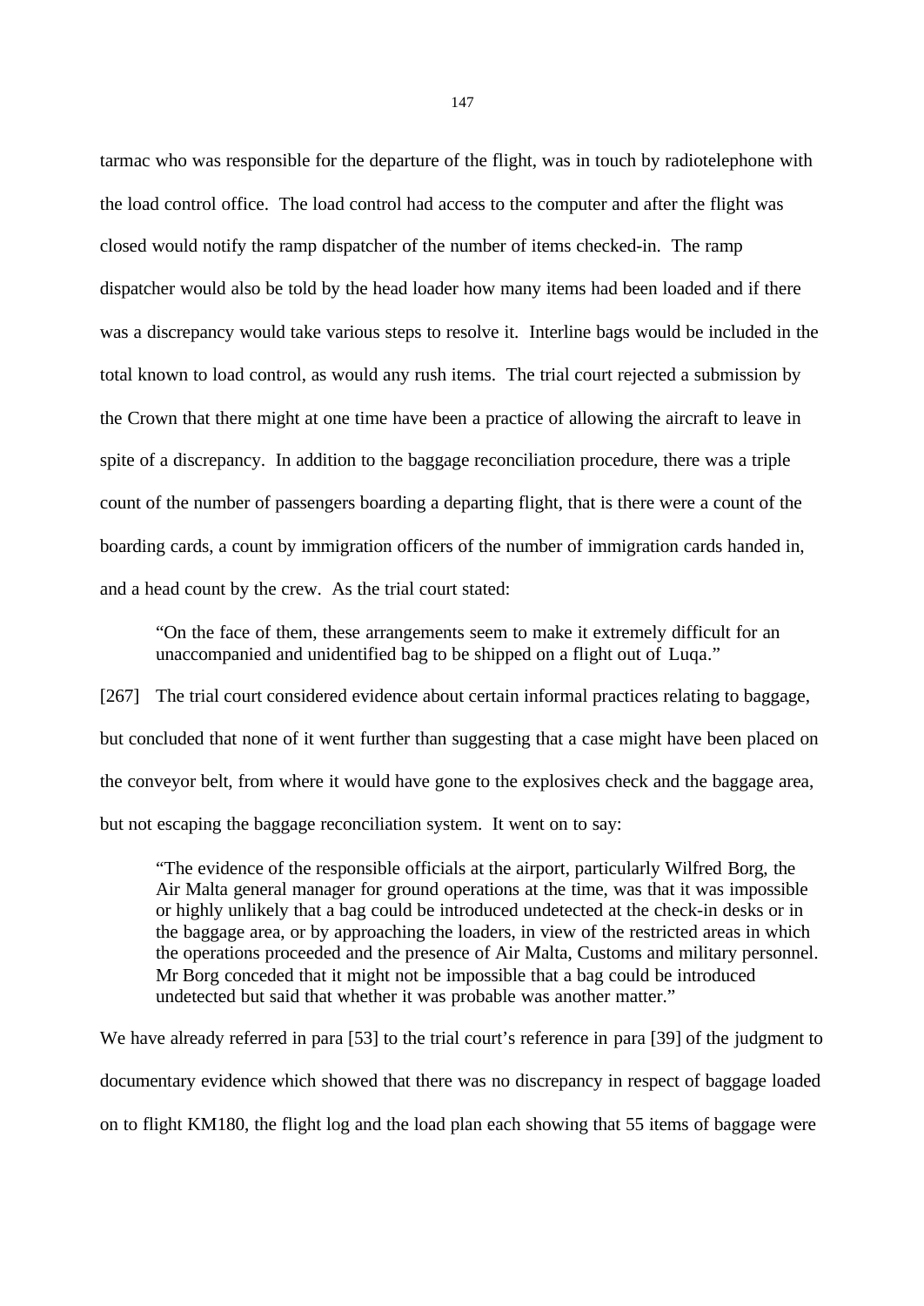tarmac who was responsible for the departure of the flight, was in touch by radiotelephone with the load control office. The load control had access to the computer and after the flight was closed would notify the ramp dispatcher of the number of items checked-in. The ramp dispatcher would also be told by the head loader how many items had been loaded and if there was a discrepancy would take various steps to resolve it. Interline bags would be included in the total known to load control, as would any rush items. The trial court rejected a submission by the Crown that there might at one time have been a practice of allowing the aircraft to leave in spite of a discrepancy. In addition to the baggage reconciliation procedure, there was a triple count of the number of passengers boarding a departing flight, that is there were a count of the boarding cards, a count by immigration officers of the number of immigration cards handed in, and a head count by the crew. As the trial court stated:

> "On the face of them, these arrangements seem to make it extremely difficult for an unaccompanied and unidentified bag to be shipped on a flight out of Luqa."

[267] The trial court considered evidence about certain informal practices relating to baggage, but concluded that none of it went further than suggesting that a case might have been placed on the conveyor belt, from where it would have gone to the explosives check and the baggage area, but not escaping the baggage reconciliation system. It went on to say:

> "The evidence of the responsible officials at the airport, particularly Wilfred Borg, the Air Malta general manager for ground operations at the time, was that it was impossible or highly unlikely that a bag could be introduced undetected at the check-in desks or in the baggage area, or by approaching the loaders, in view of the restricted areas in which the operations proceeded and the presence of Air Malta, Customs and military personnel. Mr Borg conceded that it might not be impossible that a bag could be introduced undetected but said that whether it was probable was another matter."

We have already referred in para [53] to the trial court's reference in para [39] of the judgment to documentary evidence which showed that there was no discrepancy in respect of baggage loaded on to flight KM180, the flight log and the load plan each showing that 55 items of baggage were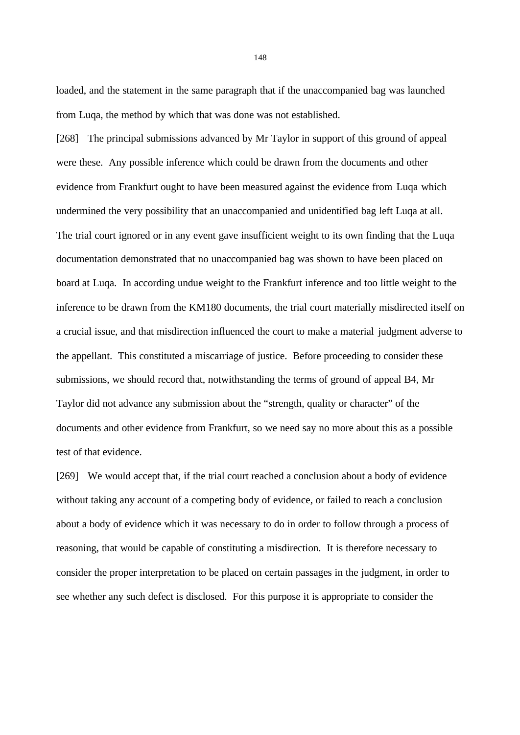loaded, and the statement in the same paragraph that if the unaccompanied bag was launched from Luqa, the method by which that was done was not established.

[268] The principal submissions advanced by Mr Taylor in support of this ground of appeal were these. Any possible inference which could be drawn from the documents and other evidence from Frankfurt ought to have been measured against the evidence from Luqa which undermined the very possibility that an unaccompanied and unidentified bag left Luqa at all. The trial court ignored or in any event gave insufficient weight to its own finding that the Luqa documentation demonstrated that no unaccompanied bag was shown to have been placed on board at Luqa. In according undue weight to the Frankfurt inference and too little weight to the inference to be drawn from the KM180 documents, the trial court materially misdirected itself on a crucial issue, and that misdirection influenced the court to make a material judgment adverse to the appellant. This constituted a miscarriage of justice. Before proceeding to consider these submissions, we should record that, notwithstanding the terms of ground of appeal B4, Mr Taylor did not advance any submission about the "strength, quality or character" of the documents and other evidence from Frankfurt, so we need say no more about this as a possible test of that evidence.

[269] We would accept that, if the trial court reached a conclusion about a body of evidence without taking any account of a competing body of evidence, or failed to reach a conclusion about a body of evidence which it was necessary to do in order to follow through a process of reasoning, that would be capable of constituting a misdirection. It is therefore necessary to consider the proper interpretation to be placed on certain passages in the judgment, in order to see whether any such defect is disclosed. For this purpose it is appropriate to consider the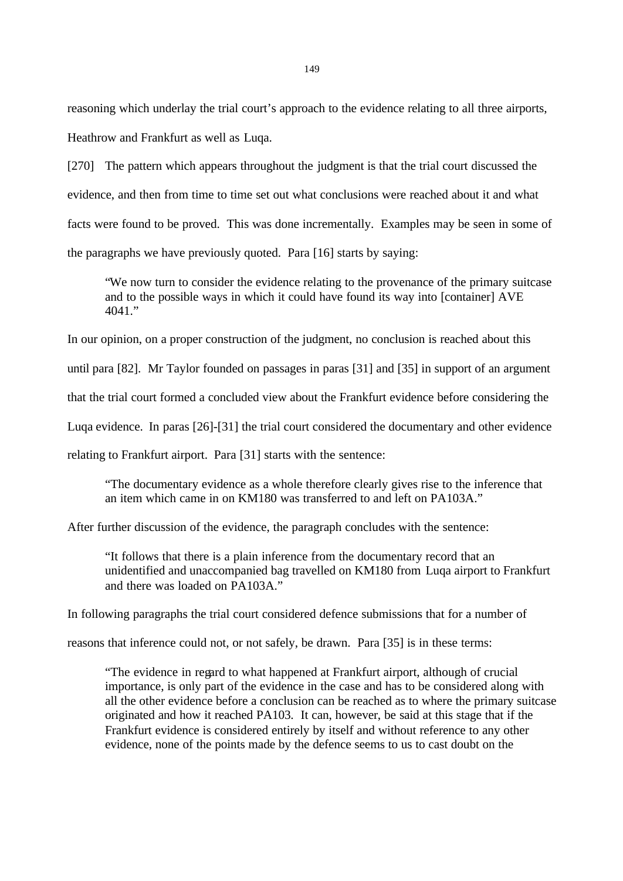reasoning which underlay the trial court's approach to the evidence relating to all three airports, Heathrow and Frankfurt as well as Luqa.

[270] The pattern which appears throughout the judgment is that the trial court discussed the evidence, and then from time to time set out what conclusions were reached about it and what facts were found to be proved. This was done incrementally. Examples may be seen in some of the paragraphs we have previously quoted. Para [16] starts by saying:

> "We now turn to consider the evidence relating to the provenance of the primary suitcase and to the possible ways in which it could have found its way into [container] AVE 4041."

In our opinion, on a proper construction of the judgment, no conclusion is reached about this until para [82]. Mr Taylor founded on passages in paras [31] and [35] in support of an argument that the trial court formed a concluded view about the Frankfurt evidence before considering the Luqa evidence. In paras [26]-[31] the trial court considered the documentary and other evidence relating to Frankfurt airport. Para [31] starts with the sentence:

> "The documentary evidence as a whole therefore clearly gives rise to the inference that an item which came in on KM180 was transferred to and left on PA103A."

After further discussion of the evidence, the paragraph concludes with the sentence:

> "It follows that there is a plain inference from the documentary record that an unidentified and unaccompanied bag travelled on KM180 from Luqa airport to Frankfurt and there was loaded on PA103A."

In following paragraphs the trial court considered defence submissions that for a number of reasons that inference could not, or not safely, be drawn. Para [35] is in these terms:

> "The evidence in regard to what happened at Frankfurt airport, although of crucial importance, is only part of the evidence in the case and has to be considered along with all the other evidence before a conclusion can be reached as to where the primary suitcase originated and how it reached PA103. It can, however, be said at this stage that if the Frankfurt evidence is considered entirely by itself and without reference to any other evidence, none of the points made by the defence seems to us to cast doubt on the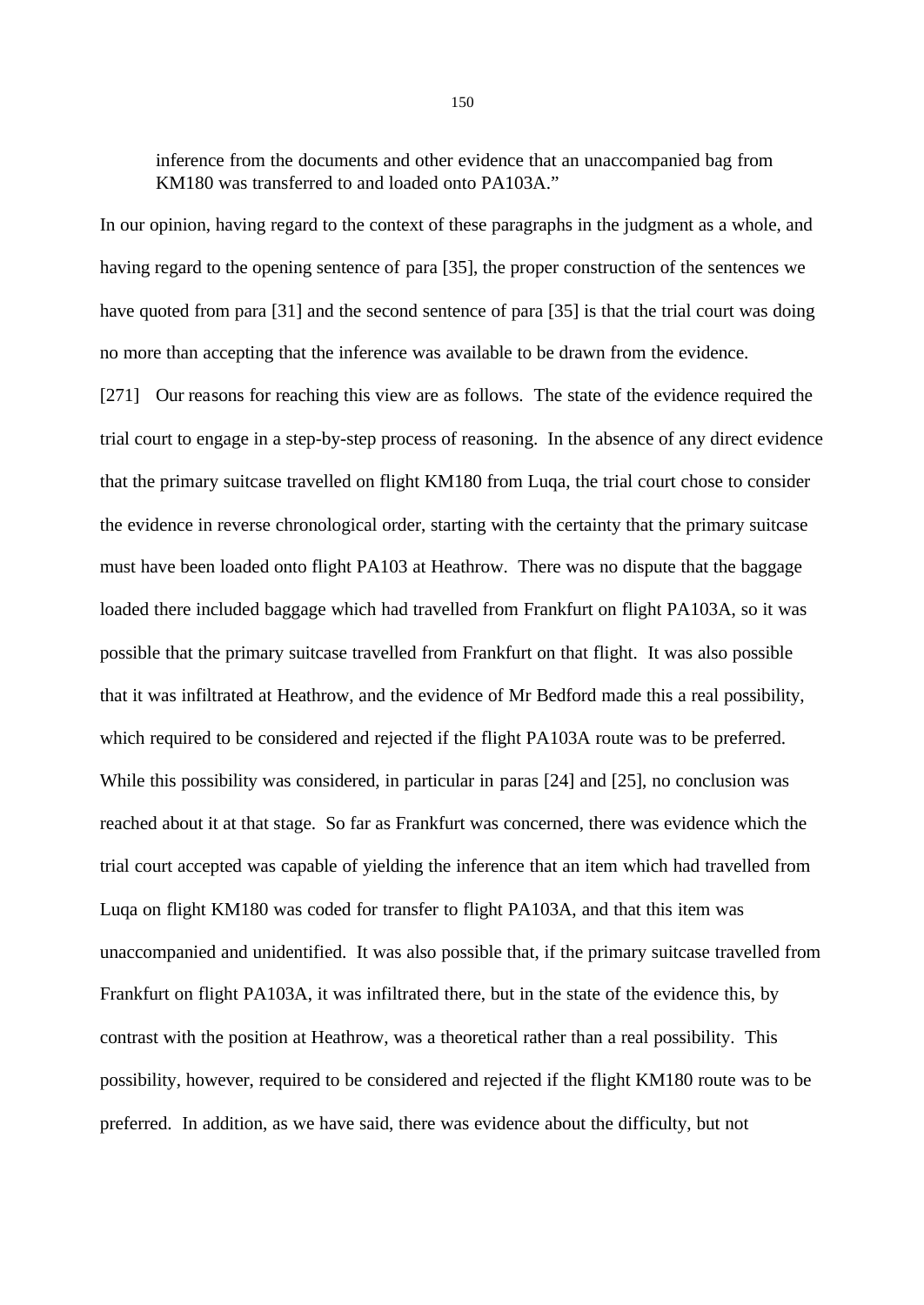> inference from the documents and other evidence that an unaccompanied bag from KM180 was transferred to and loaded onto PA103A."

In our opinion, having regard to the context of these paragraphs in the judgment as a whole, and having regard to the opening sentence of para [35], the proper construction of the sentences we have quoted from para [31] and the second sentence of para [35] is that the trial court was doing no more than accepting that the inference was available to be drawn from the evidence.

[271] Our reasons for reaching this view are as follows. The state of the evidence required the trial court to engage in a step-by-step process of reasoning. In the absence of any direct evidence that the primary suitcase travelled on flight KM180 from Luqa, the trial court chose to consider the evidence in reverse chronological order, starting with the certainty that the primary suitcase must have been loaded onto flight PA103 at Heathrow. There was no dispute that the baggage loaded there included baggage which had travelled from Frankfurt on flight PA103A, so it was possible that the primary suitcase travelled from Frankfurt on that flight. It was also possible that it was infiltrated at Heathrow, and the evidence of Mr Bedford made this a real possibility, which required to be considered and rejected if the flight PA103A route was to be preferred. While this possibility was considered, in particular in paras [24] and [25], no conclusion was reached about it at that stage. So far as Frankfurt was concerned, there was evidence which the trial court accepted was capable of yielding the inference that an item which had travelled from Luqa on flight KM180 was coded for transfer to flight PA103A, and that this item was unaccompanied and unidentified. It was also possible that, if the primary suitcase travelled from Frankfurt on flight PA103A, it was infiltrated there, but in the state of the evidence this, by contrast with the position at Heathrow, was a theoretical rather than a real possibility. This possibility, however, required to be considered and rejected if the flight KM180 route was to be preferred. In addition, as we have said, there was evidence about the difficulty, but not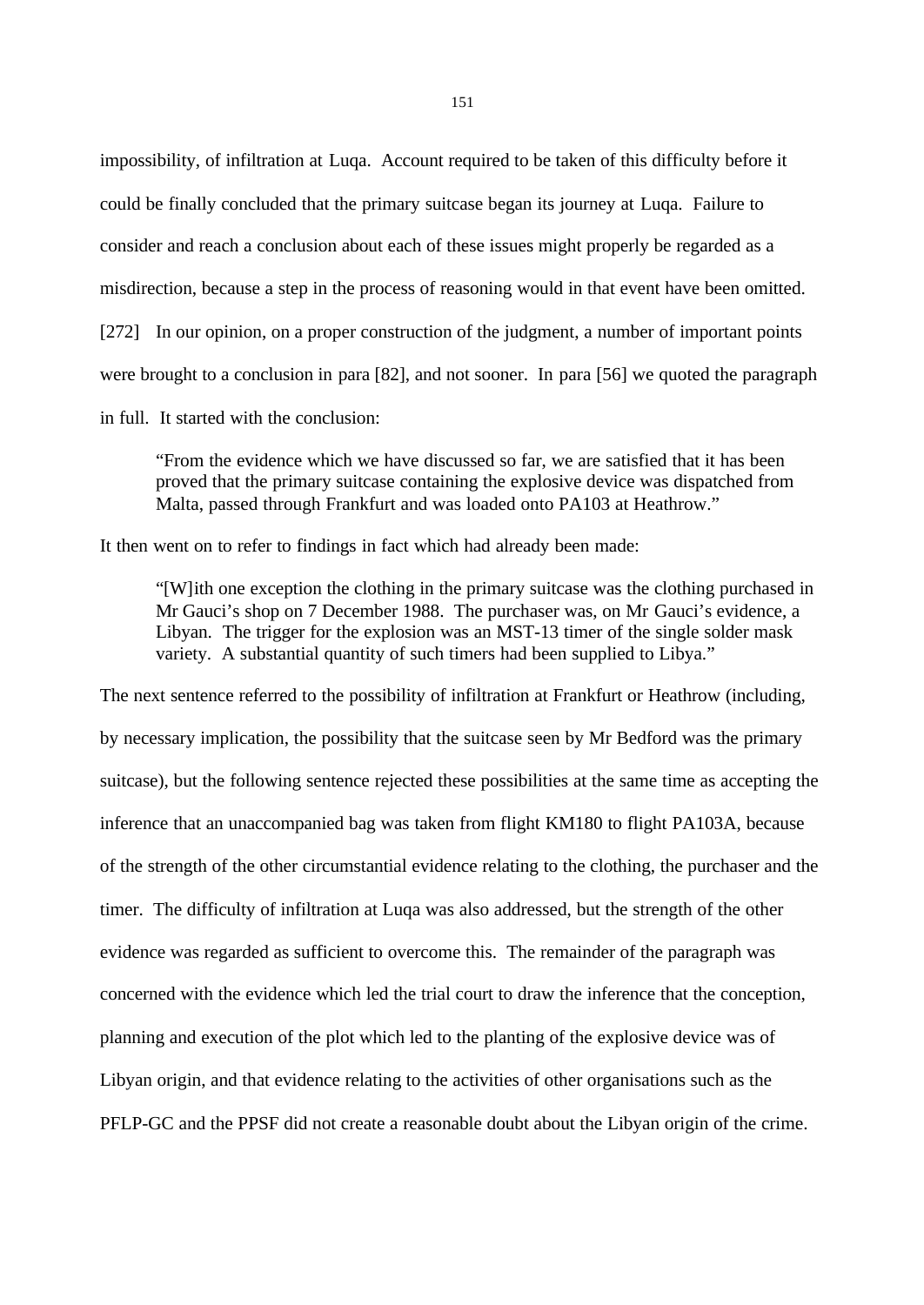impossibility, of infiltration at Luqa. Account required to be taken of this difficulty before it could be finally concluded that the primary suitcase began its journey at Luqa. Failure to consider and reach a conclusion about each of these issues might properly be regarded as a misdirection, because a step in the process of reasoning would in that event have been omitted.

[272] In our opinion, on a proper construction of the judgment, a number of important points were brought to a conclusion in para [82], and not sooner. In para [56] we quoted the paragraph in full. It started with the conclusion:

> "From the evidence which we have discussed so far, we are satisfied that it has been proved that the primary suitcase containing the explosive device was dispatched from Malta, passed through Frankfurt and was loaded onto PA103 at Heathrow."

It then went on to refer to findings in fact which had already been made:

> "[W]ith one exception the clothing in the primary suitcase was the clothing purchased in Mr Gauci's shop on 7 December 1988. The purchaser was, on Mr Gauci's evidence, a Libyan. The trigger for the explosion was an MST-13 timer of the single solder mask variety. A substantial quantity of such timers had been supplied to Libya."

The next sentence referred to the possibility of infiltration at Frankfurt or Heathrow (including, by necessary implication, the possibility that the suitcase seen by Mr Bedford was the primary suitcase), but the following sentence rejected these possibilities at the same time as accepting the inference that an unaccompanied bag was taken from flight KM180 to flight PA103A, because of the strength of the other circumstantial evidence relating to the clothing, the purchaser and the timer. The difficulty of infiltration at Luqa was also addressed, but the strength of the other evidence was regarded as sufficient to overcome this. The remainder of the paragraph was concerned with the evidence which led the trial court to draw the inference that the conception, planning and execution of the plot which led to the planting of the explosive device was of Libyan origin, and that evidence relating to the activities of other organisations such as the PFLP-GC and the PPSF did not create a reasonable doubt about the Libyan origin of the crime.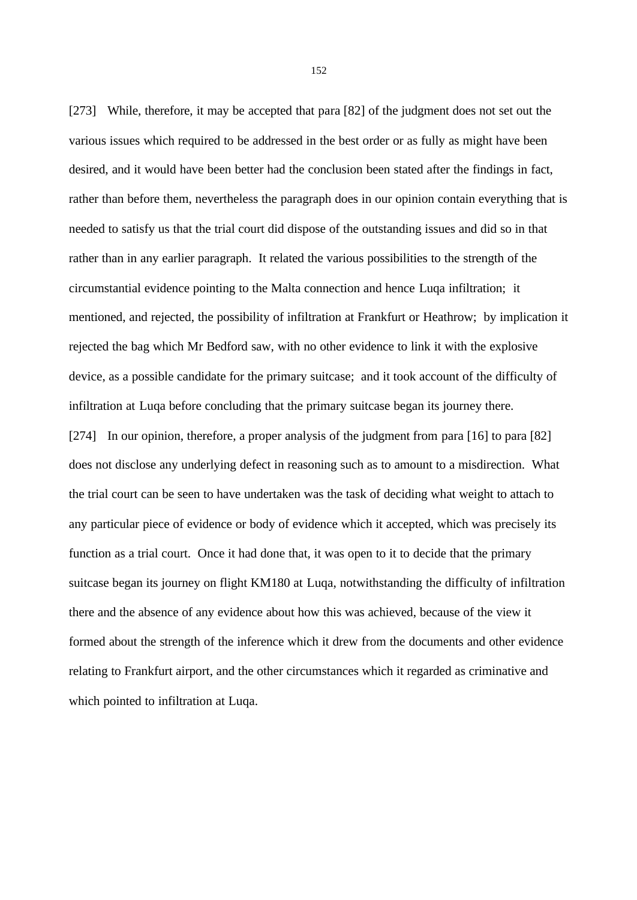[273] While, therefore, it may be accepted that para [82] of the judgment does not set out the various issues which required to be addressed in the best order or as fully as might have been desired, and it would have been better had the conclusion been stated after the findings in fact, rather than before them, nevertheless the paragraph does in our opinion contain everything that is needed to satisfy us that the trial court did dispose of the outstanding issues and did so in that rather than in any earlier paragraph. It related the various possibilities to the strength of the circumstantial evidence pointing to the Malta connection and hence Luqa infiltration; it mentioned, and rejected, the possibility of infiltration at Frankfurt or Heathrow; by implication it rejected the bag which Mr Bedford saw, with no other evidence to link it with the explosive device, as a possible candidate for the primary suitcase; and it took account of the difficulty of infiltration at Luqa before concluding that the primary suitcase began its journey there.

[274] In our opinion, therefore, a proper analysis of the judgment from para [16] to para [82] does not disclose any underlying defect in reasoning such as to amount to a misdirection. What the trial court can be seen to have undertaken was the task of deciding what weight to attach to any particular piece of evidence or body of evidence which it accepted, which was precisely its function as a trial court. Once it had done that, it was open to it to decide that the primary suitcase began its journey on flight KM180 at Luqa, notwithstanding the difficulty of infiltration there and the absence of any evidence about how this was achieved, because of the view it formed about the strength of the inference which it drew from the documents and other evidence relating to Frankfurt airport, and the other circumstances which it regarded as criminative and which pointed to infiltration at Luqa.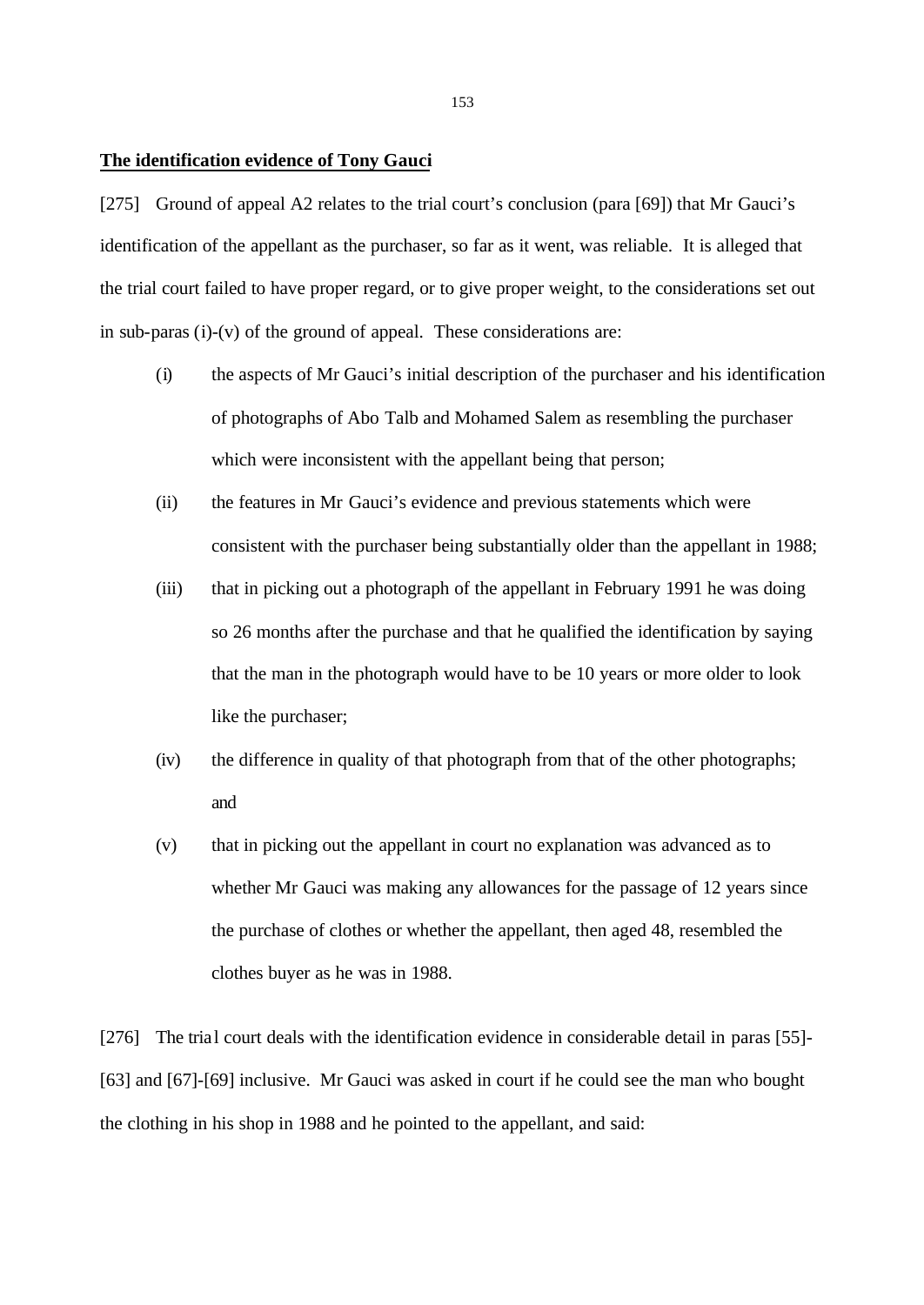**The identification evidence of Tony Gauci**

[275] Ground of appeal A2 relates to the trial court's conclusion (para [69]) that Mr Gauci's identification of the appellant as the purchaser, so far as it went, was reliable. It is alleged that the trial court failed to have proper regard, or to give proper weight, to the considerations set out in sub-paras (i)-(v) of the ground of appeal. These considerations are:

(i) the aspects of Mr Gauci's initial description of the purchaser and his identification of photographs of Abo Talb and Mohamed Salem as resembling the purchaser which were inconsistent with the appellant being that person;

(ii) the features in Mr Gauci's evidence and previous statements which were consistent with the purchaser being substantially older than the appellant in 1988;

(iii) that in picking out a photograph of the appellant in February 1991 he was doing so 26 months after the purchase and that he qualified the identification by saying that the man in the photograph would have to be 10 years or more older to look like the purchaser;

(iv) the difference in quality of that photograph from that of the other photographs; and

(v) that in picking out the appellant in court no explanation was advanced as to whether Mr Gauci was making any allowances for the passage of 12 years since the purchase of clothes or whether the appellant, then aged 48, resembled the clothes buyer as he was in 1988.

[276] The trial court deals with the identification evidence in considerable detail in paras [55]-[63] and [67]-[69] inclusive. Mr Gauci was asked in court if he could see the man who bought the clothing in his shop in 1988 and he pointed to the appellant, and said: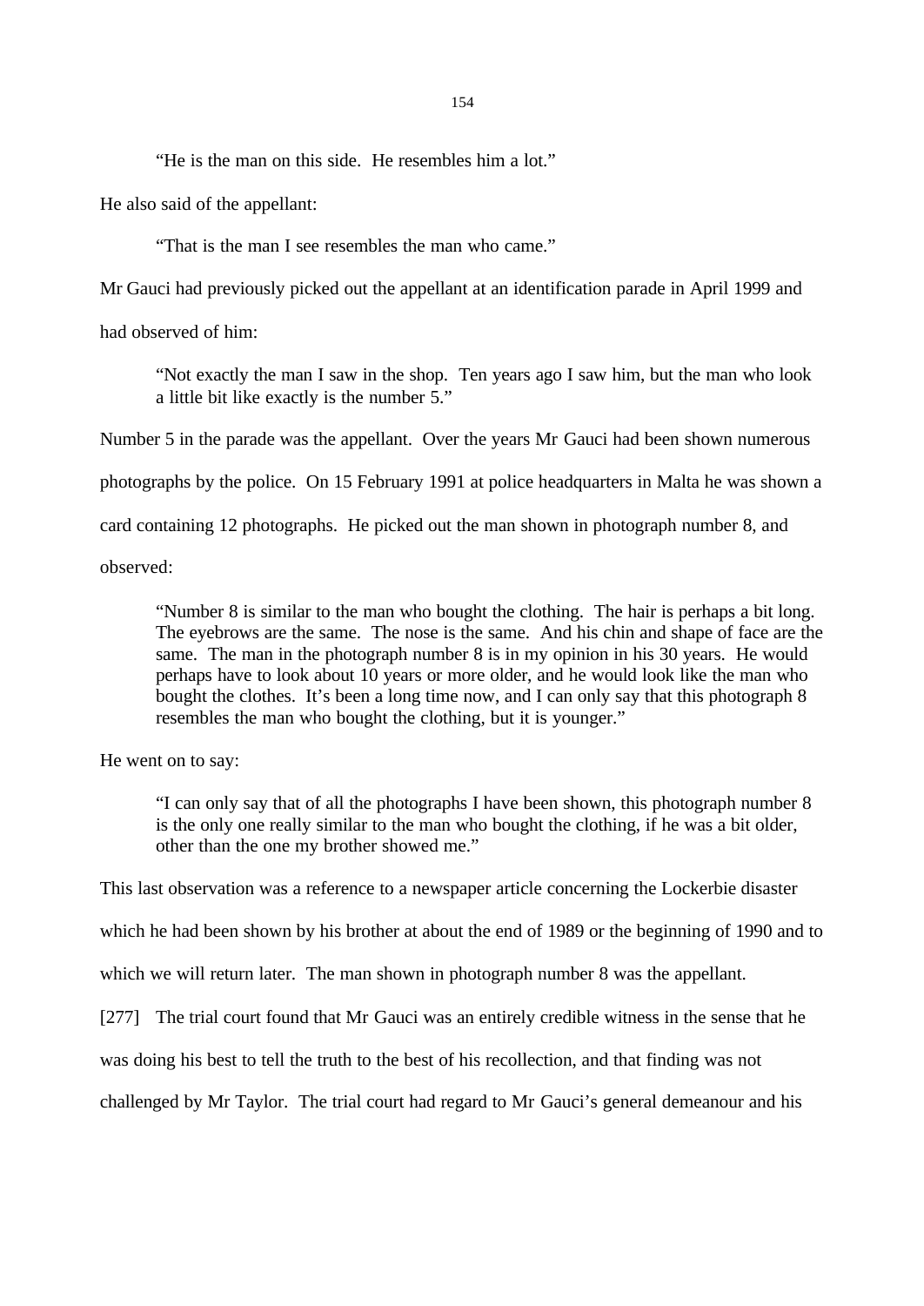> "He is the man on this side. He resembles him a lot."

He also said of the appellant:

> "That is the man I see resembles the man who came."

Mr Gauci had previously picked out the appellant at an identification parade in April 1999 and had observed of him:

> "Not exactly the man I saw in the shop. Ten years ago I saw him, but the man who look a little bit like exactly is the number 5."

Number 5 in the parade was the appellant. Over the years Mr Gauci had been shown numerous photographs by the police. On 15 February 1991 at police headquarters in Malta he was shown a card containing 12 photographs. He picked out the man shown in photograph number 8, and observed:

> "Number 8 is similar to the man who bought the clothing. The hair is perhaps a bit long. The eyebrows are the same. The nose is the same. And his chin and shape of face are the same. The man in the photograph number 8 is in my opinion in his 30 years. He would perhaps have to look about 10 years or more older, and he would look like the man who bought the clothes. It's been a long time now, and I can only say that this photograph 8 resembles the man who bought the clothing, but it is younger."

He went on to say:

> "I can only say that of all the photographs I have been shown, this photograph number 8 is the only one really similar to the man who bought the clothing, if he was a bit older, other than the one my brother showed me."

This last observation was a reference to a newspaper article concerning the Lockerbie disaster which he had been shown by his brother at about the end of 1989 or the beginning of 1990 and to which we will return later. The man shown in photograph number 8 was the appellant.

[277] The trial court found that Mr Gauci was an entirely credible witness in the sense that he was doing his best to tell the truth to the best of his recollection, and that finding was not challenged by Mr Taylor. The trial court had regard to Mr Gauci's general demeanour and his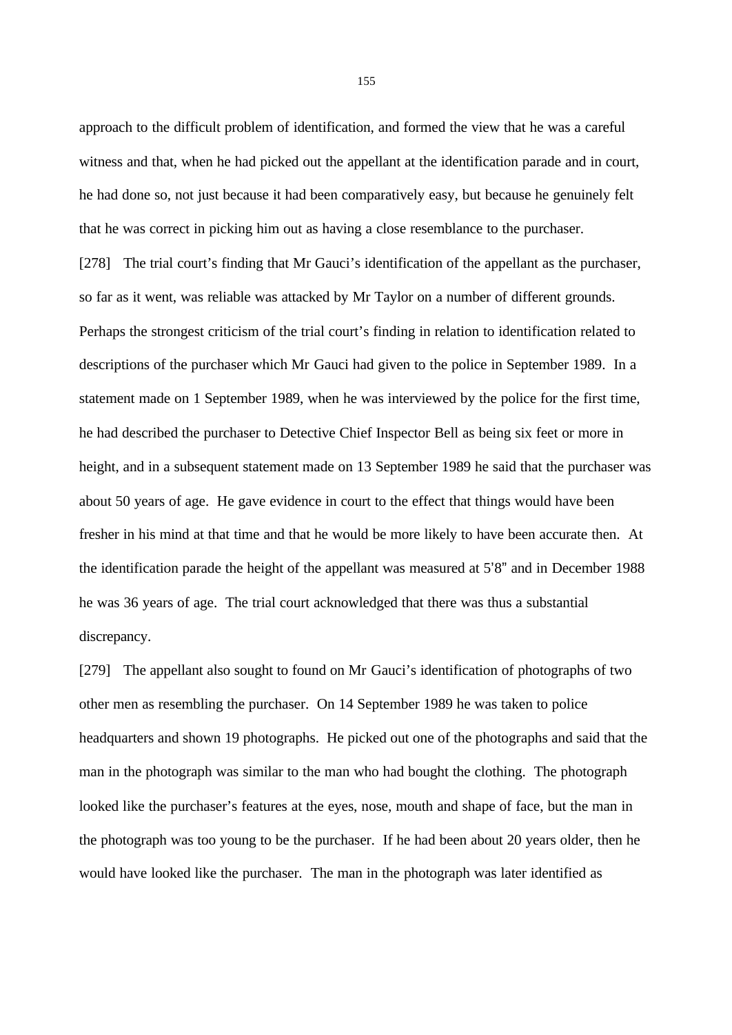approach to the difficult problem of identification, and formed the view that he was a careful witness and that, when he had picked out the appellant at the identification parade and in court, he had done so, not just because it had been comparatively easy, but because he genuinely felt that he was correct in picking him out as having a close resemblance to the purchaser.

[278] The trial court's finding that Mr Gauci's identification of the appellant as the purchaser, so far as it went, was reliable was attacked by Mr Taylor on a number of different grounds. Perhaps the strongest criticism of the trial court's finding in relation to identification related to descriptions of the purchaser which Mr Gauci had given to the police in September 1989. In a statement made on 1 September 1989, when he was interviewed by the police for the first time, he had described the purchaser to Detective Chief Inspector Bell as being six feet or more in height, and in a subsequent statement made on 13 September 1989 he said that the purchaser was about 50 years of age. He gave evidence in court to the effect that things would have been fresher in his mind at that time and that he would be more likely to have been accurate then. At the identification parade the height of the appellant was measured at 5'8" and in December 1988 he was 36 years of age. The trial court acknowledged that there was thus a substantial discrepancy.

[279] The appellant also sought to found on Mr Gauci's identification of photographs of two other men as resembling the purchaser. On 14 September 1989 he was taken to police headquarters and shown 19 photographs. He picked out one of the photographs and said that the man in the photograph was similar to the man who had bought the clothing. The photograph looked like the purchaser's features at the eyes, nose, mouth and shape of face, but the man in the photograph was too young to be the purchaser. If he had been about 20 years older, then he would have looked like the purchaser. The man in the photograph was later identified as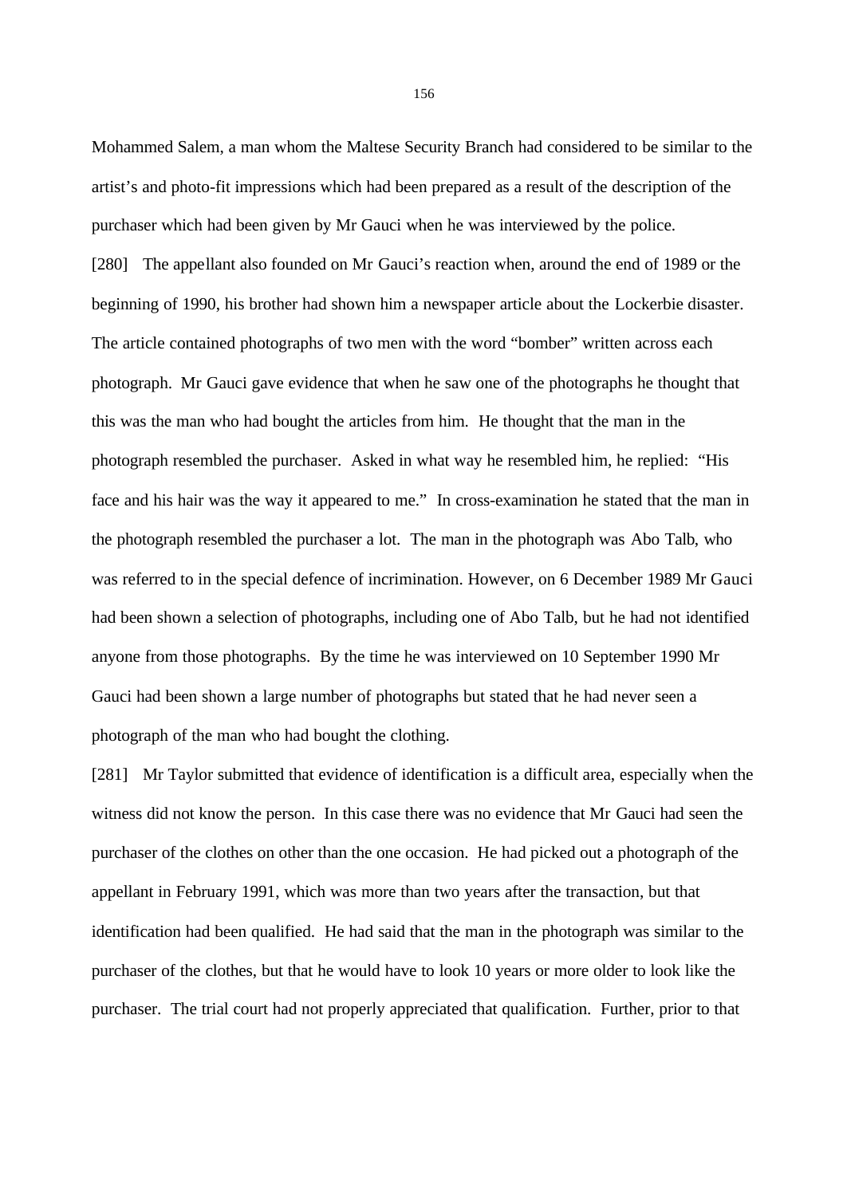Mohammed Salem, a man whom the Maltese Security Branch had considered to be similar to the artist's and photo-fit impressions which had been prepared as a result of the description of the purchaser which had been given by Mr Gauci when he was interviewed by the police.

[280] The appellant also founded on Mr Gauci's reaction when, around the end of 1989 or the beginning of 1990, his brother had shown him a newspaper article about the Lockerbie disaster. The article contained photographs of two men with the word "bomber" written across each photograph. Mr Gauci gave evidence that when he saw one of the photographs he thought that this was the man who had bought the articles from him. He thought that the man in the photograph resembled the purchaser. Asked in what way he resembled him, he replied: "His face and his hair was the way it appeared to me." In cross-examination he stated that the man in the photograph resembled the purchaser a lot. The man in the photograph was Abo Talb, who was referred to in the special defence of incrimination. However, on 6 December 1989 Mr Gauci had been shown a selection of photographs, including one of Abo Talb, but he had not identified anyone from those photographs. By the time he was interviewed on 10 September 1990 Mr Gauci had been shown a large number of photographs but stated that he had never seen a photograph of the man who had bought the clothing.

[281] Mr Taylor submitted that evidence of identification is a difficult area, especially when the witness did not know the person. In this case there was no evidence that Mr Gauci had seen the purchaser of the clothes on other than the one occasion. He had picked out a photograph of the appellant in February 1991, which was more than two years after the transaction, but that identification had been qualified. He had said that the man in the photograph was similar to the purchaser of the clothes, but that he would have to look 10 years or more older to look like the purchaser. The trial court had not properly appreciated that qualification. Further, prior to that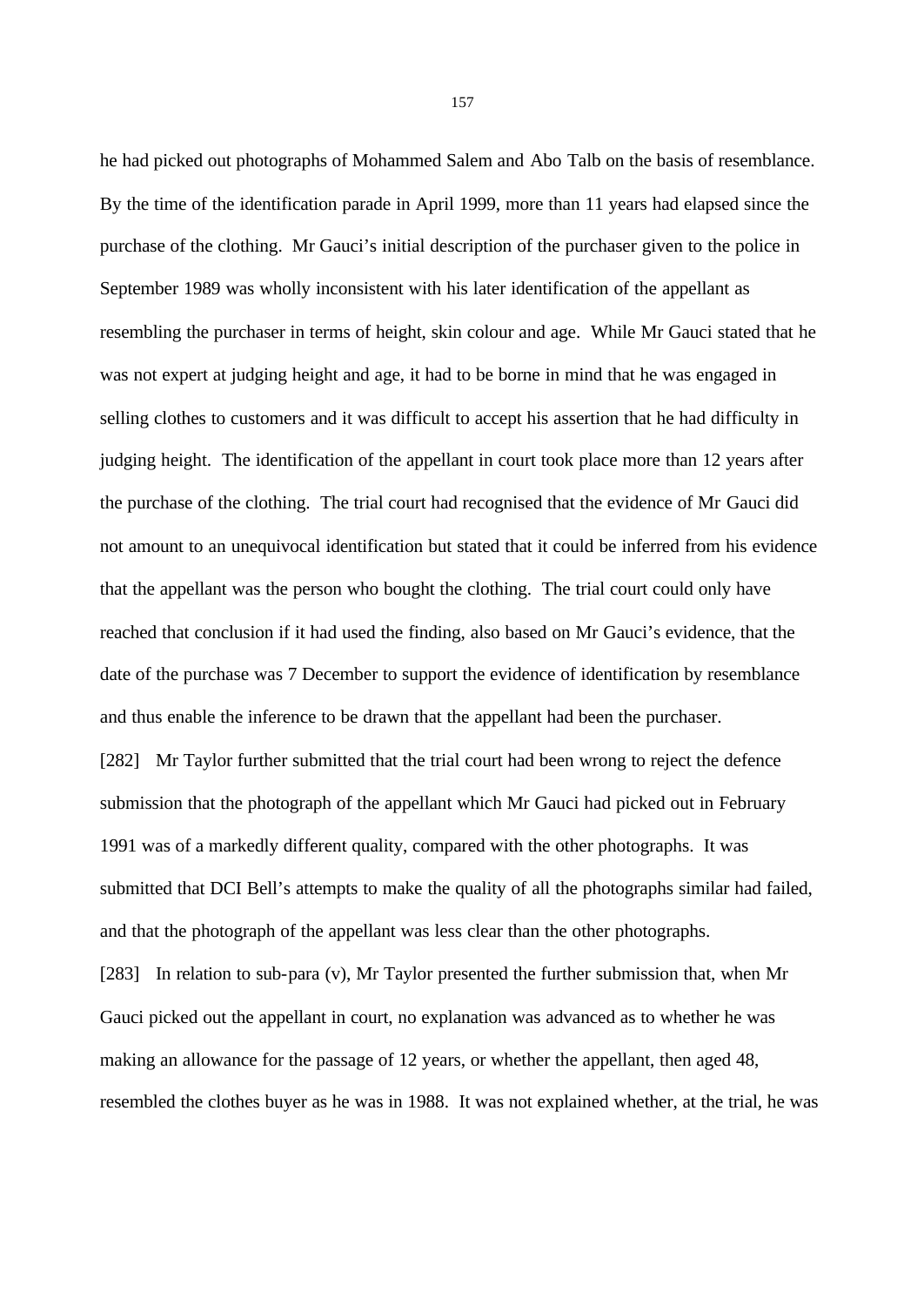he had picked out photographs of Mohammed Salem and Abo Talb on the basis of resemblance. By the time of the identification parade in April 1999, more than 11 years had elapsed since the purchase of the clothing. Mr Gauci's initial description of the purchaser given to the police in September 1989 was wholly inconsistent with his later identification of the appellant as resembling the purchaser in terms of height, skin colour and age. While Mr Gauci stated that he was not expert at judging height and age, it had to be borne in mind that he was engaged in selling clothes to customers and it was difficult to accept his assertion that he had difficulty in judging height. The identification of the appellant in court took place more than 12 years after the purchase of the clothing. The trial court had recognised that the evidence of Mr Gauci did not amount to an unequivocal identification but stated that it could be inferred from his evidence that the appellant was the person who bought the clothing. The trial court could only have reached that conclusion if it had used the finding, also based on Mr Gauci's evidence, that the date of the purchase was 7 December to support the evidence of identification by resemblance and thus enable the inference to be drawn that the appellant had been the purchaser.

[282] Mr Taylor further submitted that the trial court had been wrong to reject the defence submission that the photograph of the appellant which Mr Gauci had picked out in February 1991 was of a markedly different quality, compared with the other photographs. It was submitted that DCI Bell's attempts to make the quality of all the photographs similar had failed, and that the photograph of the appellant was less clear than the other photographs.

[283] In relation to sub-para (v), Mr Taylor presented the further submission that, when Mr Gauci picked out the appellant in court, no explanation was advanced as to whether he was making an allowance for the passage of 12 years, or whether the appellant, then aged 48, resembled the clothes buyer as he was in 1988. It was not explained whether, at the trial, he was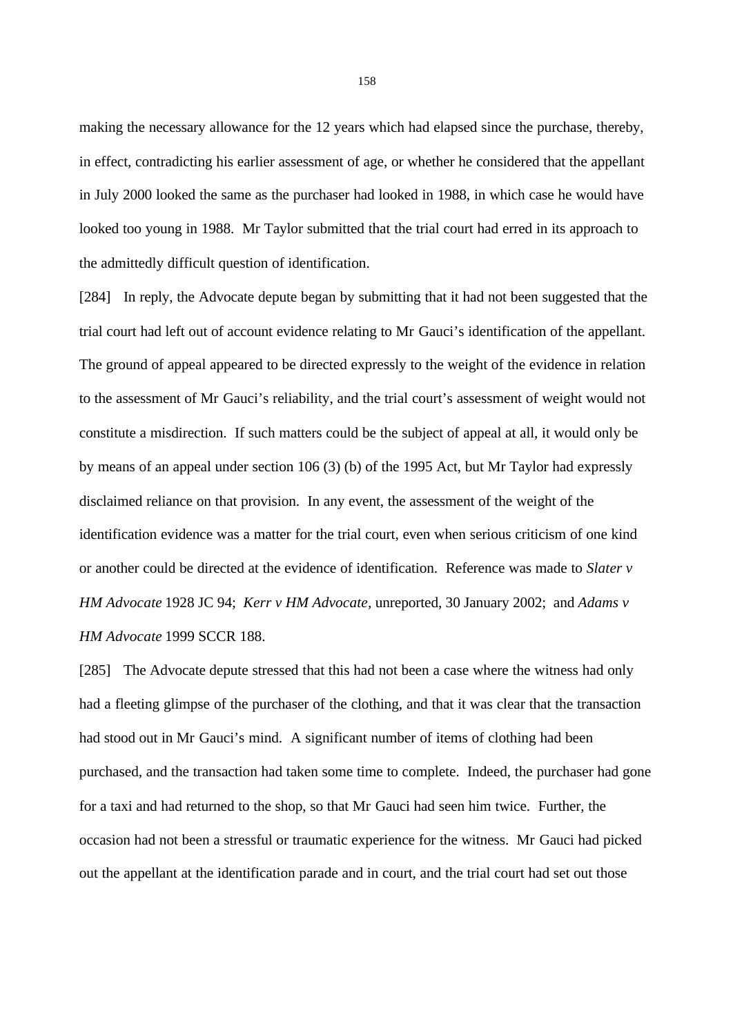making the necessary allowance for the 12 years which had elapsed since the purchase, thereby, in effect, contradicting his earlier assessment of age, or whether he considered that the appellant in July 2000 looked the same as the purchaser had looked in 1988, in which case he would have looked too young in 1988. Mr Taylor submitted that the trial court had erred in its approach to the admittedly difficult question of identification.

[284] In reply, the Advocate depute began by submitting that it had not been suggested that the trial court had left out of account evidence relating to Mr Gauci's identification of the appellant. The ground of appeal appeared to be directed expressly to the weight of the evidence in relation to the assessment of Mr Gauci's reliability, and the trial court's assessment of weight would not constitute a misdirection. If such matters could be the subject of appeal at all, it would only be by means of an appeal under section 106 (3) (b) of the 1995 Act, but Mr Taylor had expressly disclaimed reliance on that provision. In any event, the assessment of the weight of the identification evidence was a matter for the trial court, even when serious criticism of one kind or another could be directed at the evidence of identification. Reference was made to *Slater v HM Advocate* 1928 JC 94; *Kerr v HM Advocate*, unreported, 30 January 2002; and *Adams v HM Advocate* 1999 SCCR 188.

[285] The Advocate depute stressed that this had not been a case where the witness had only had a fleeting glimpse of the purchaser of the clothing, and that it was clear that the transaction had stood out in Mr Gauci's mind. A significant number of items of clothing had been purchased, and the transaction had taken some time to complete. Indeed, the purchaser had gone for a taxi and had returned to the shop, so that Mr Gauci had seen him twice. Further, the occasion had not been a stressful or traumatic experience for the witness. Mr Gauci had picked out the appellant at the identification parade and in court, and the trial court had set out those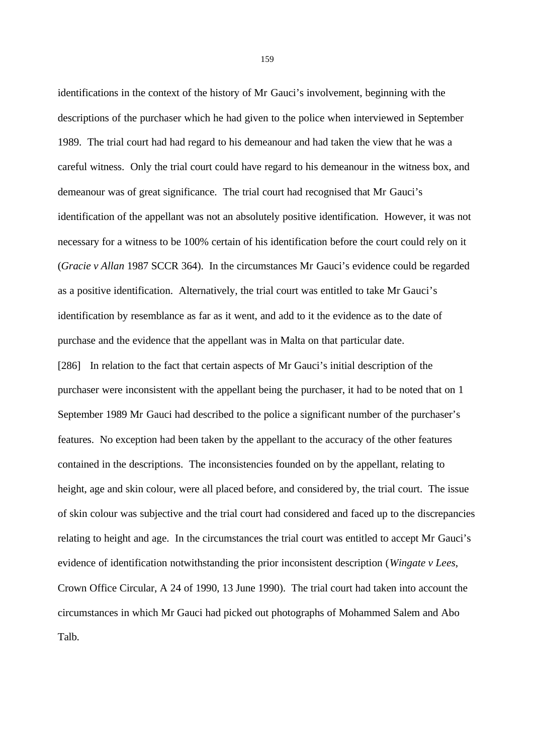identifications in the context of the history of Mr Gauci's involvement, beginning with the descriptions of the purchaser which he had given to the police when interviewed in September 1989. The trial court had had regard to his demeanour and had taken the view that he was a careful witness. Only the trial court could have regard to his demeanour in the witness box, and demeanour was of great significance. The trial court had recognised that Mr Gauci's identification of the appellant was not an absolutely positive identification. However, it was not necessary for a witness to be 100% certain of his identification before the court could rely on it (*Gracie v Allan* 1987 SCCR 364). In the circumstances Mr Gauci's evidence could be regarded as a positive identification. Alternatively, the trial court was entitled to take Mr Gauci's identification by resemblance as far as it went, and add to it the evidence as to the date of purchase and the evidence that the appellant was in Malta on that particular date.

[286] In relation to the fact that certain aspects of Mr Gauci's initial description of the purchaser were inconsistent with the appellant being the purchaser, it had to be noted that on 1 September 1989 Mr Gauci had described to the police a significant number of the purchaser's features. No exception had been taken by the appellant to the accuracy of the other features contained in the descriptions. The inconsistencies founded on by the appellant, relating to height, age and skin colour, were all placed before, and considered by, the trial court. The issue of skin colour was subjective and the trial court had considered and faced up to the discrepancies relating to height and age. In the circumstances the trial court was entitled to accept Mr Gauci's evidence of identification notwithstanding the prior inconsistent description (*Wingate v Lees*, Crown Office Circular, A 24 of 1990, 13 June 1990). The trial court had taken into account the circumstances in which Mr Gauci had picked out photographs of Mohammed Salem and Abo Talb.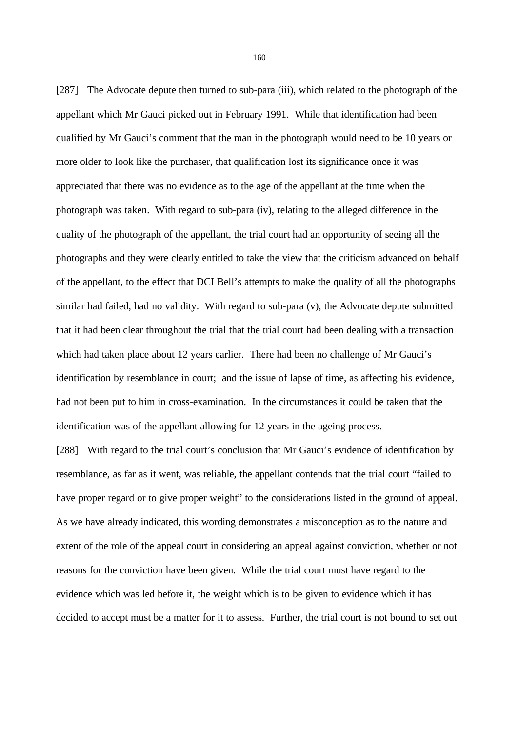[287] The Advocate depute then turned to sub-para (iii), which related to the photograph of the appellant which Mr Gauci picked out in February 1991. While that identification had been qualified by Mr Gauci's comment that the man in the photograph would need to be 10 years or more older to look like the purchaser, that qualification lost its significance once it was appreciated that there was no evidence as to the age of the appellant at the time when the photograph was taken. With regard to sub-para (iv), relating to the alleged difference in the quality of the photograph of the appellant, the trial court had an opportunity of seeing all the photographs and they were clearly entitled to take the view that the criticism advanced on behalf of the appellant, to the effect that DCI Bell's attempts to make the quality of all the photographs similar had failed, had no validity. With regard to sub-para (v), the Advocate depute submitted that it had been clear throughout the trial that the trial court had been dealing with a transaction which had taken place about 12 years earlier. There had been no challenge of Mr Gauci's identification by resemblance in court; and the issue of lapse of time, as affecting his evidence, had not been put to him in cross-examination. In the circumstances it could be taken that the identification was of the appellant allowing for 12 years in the ageing process.

[288] With regard to the trial court's conclusion that Mr Gauci's evidence of identification by resemblance, as far as it went, was reliable, the appellant contends that the trial court "failed to have proper regard or to give proper weight" to the considerations listed in the ground of appeal. As we have already indicated, this wording demonstrates a misconception as to the nature and extent of the role of the appeal court in considering an appeal against conviction, whether or not reasons for the conviction have been given. While the trial court must have regard to the evidence which was led before it, the weight which is to be given to evidence which it has decided to accept must be a matter for it to assess. Further, the trial court is not bound to set out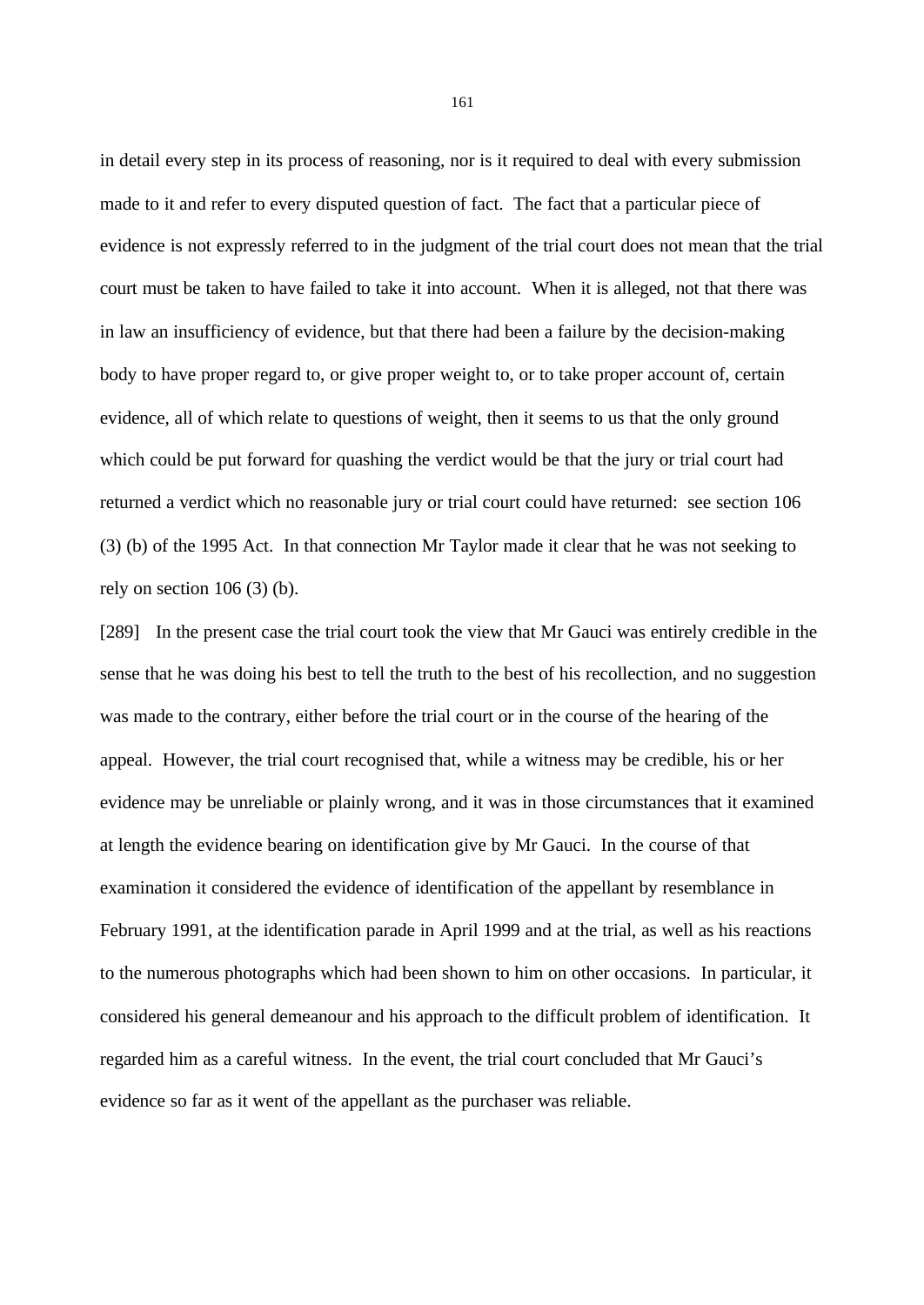in detail every step in its process of reasoning, nor is it required to deal with every submission made to it and refer to every disputed question of fact. The fact that a particular piece of evidence is not expressly referred to in the judgment of the trial court does not mean that the trial court must be taken to have failed to take it into account. When it is alleged, not that there was in law an insufficiency of evidence, but that there had been a failure by the decision-making body to have proper regard to, or give proper weight to, or to take proper account of, certain evidence, all of which relate to questions of weight, then it seems to us that the only ground which could be put forward for quashing the verdict would be that the jury or trial court had returned a verdict which no reasonable jury or trial court could have returned: see section 106 (3) (b) of the 1995 Act. In that connection Mr Taylor made it clear that he was not seeking to rely on section 106 (3) (b).

[289] In the present case the trial court took the view that Mr Gauci was entirely credible in the sense that he was doing his best to tell the truth to the best of his recollection, and no suggestion was made to the contrary, either before the trial court or in the course of the hearing of the appeal. However, the trial court recognised that, while a witness may be credible, his or her evidence may be unreliable or plainly wrong, and it was in those circumstances that it examined at length the evidence bearing on identification give by Mr Gauci. In the course of that examination it considered the evidence of identification of the appellant by resemblance in February 1991, at the identification parade in April 1999 and at the trial, as well as his reactions to the numerous photographs which had been shown to him on other occasions. In particular, it considered his general demeanour and his approach to the difficult problem of identification. It regarded him as a careful witness. In the event, the trial court concluded that Mr Gauci's evidence so far as it went of the appellant as the purchaser was reliable.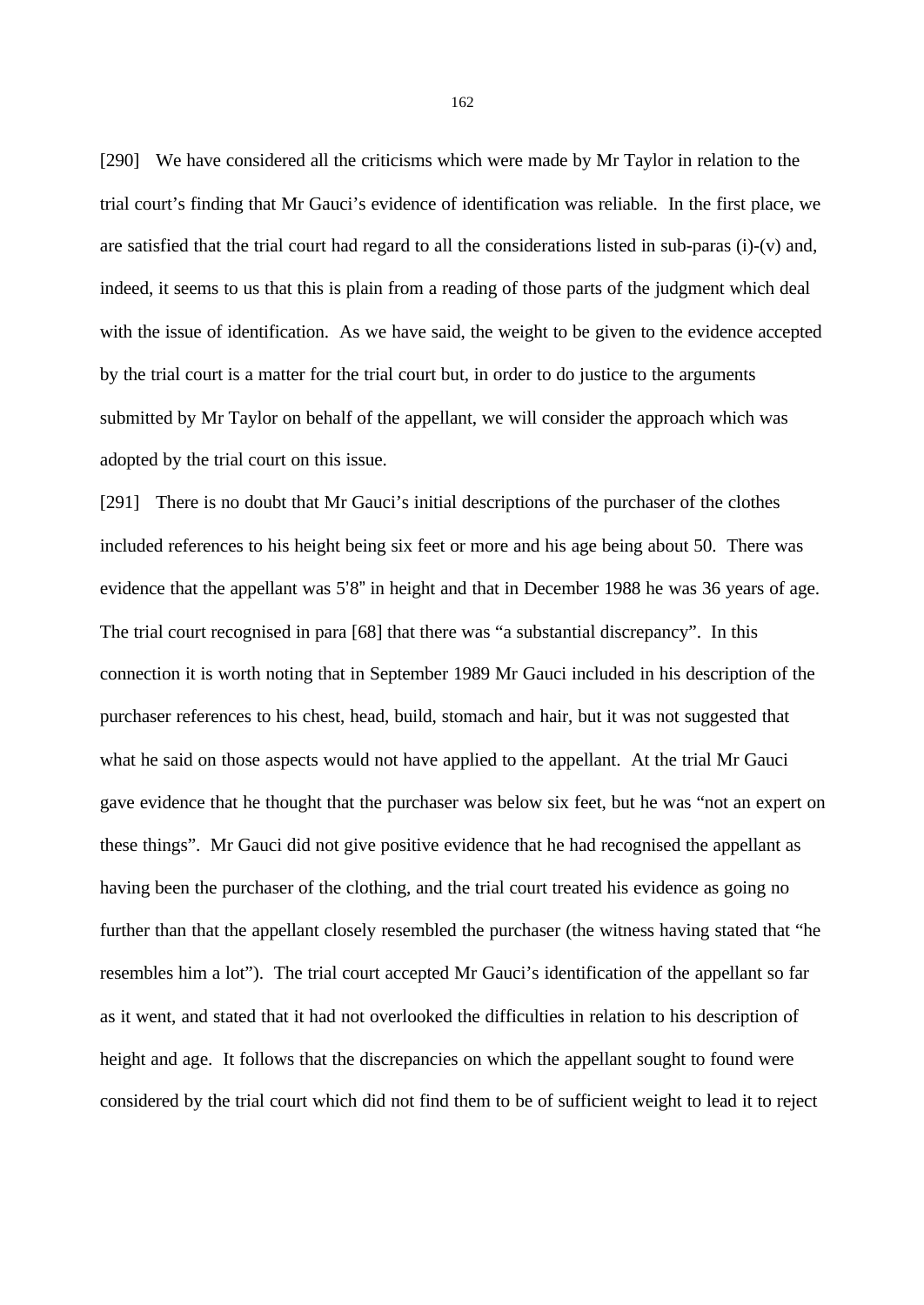[290] We have considered all the criticisms which were made by Mr Taylor in relation to the trial court's finding that Mr Gauci's evidence of identification was reliable. In the first place, we are satisfied that the trial court had regard to all the considerations listed in sub-paras (i)-(v) and, indeed, it seems to us that this is plain from a reading of those parts of the judgment which deal with the issue of identification. As we have said, the weight to be given to the evidence accepted by the trial court is a matter for the trial court but, in order to do justice to the arguments submitted by Mr Taylor on behalf of the appellant, we will consider the approach which was adopted by the trial court on this issue.

[291] There is no doubt that Mr Gauci's initial descriptions of the purchaser of the clothes included references to his height being six feet or more and his age being about 50. There was evidence that the appellant was 5'8" in height and that in December 1988 he was 36 years of age. The trial court recognised in para [68] that there was "a substantial discrepancy". In this connection it is worth noting that in September 1989 Mr Gauci included in his description of the purchaser references to his chest, head, build, stomach and hair, but it was not suggested that what he said on those aspects would not have applied to the appellant. At the trial Mr Gauci gave evidence that he thought that the purchaser was below six feet, but he was "not an expert on these things". Mr Gauci did not give positive evidence that he had recognised the appellant as having been the purchaser of the clothing, and the trial court treated his evidence as going no further than that the appellant closely resembled the purchaser (the witness having stated that "he resembles him a lot"). The trial court accepted Mr Gauci's identification of the appellant so far as it went, and stated that it had not overlooked the difficulties in relation to his description of height and age. It follows that the discrepancies on which the appellant sought to found were considered by the trial court which did not find them to be of sufficient weight to lead it to reject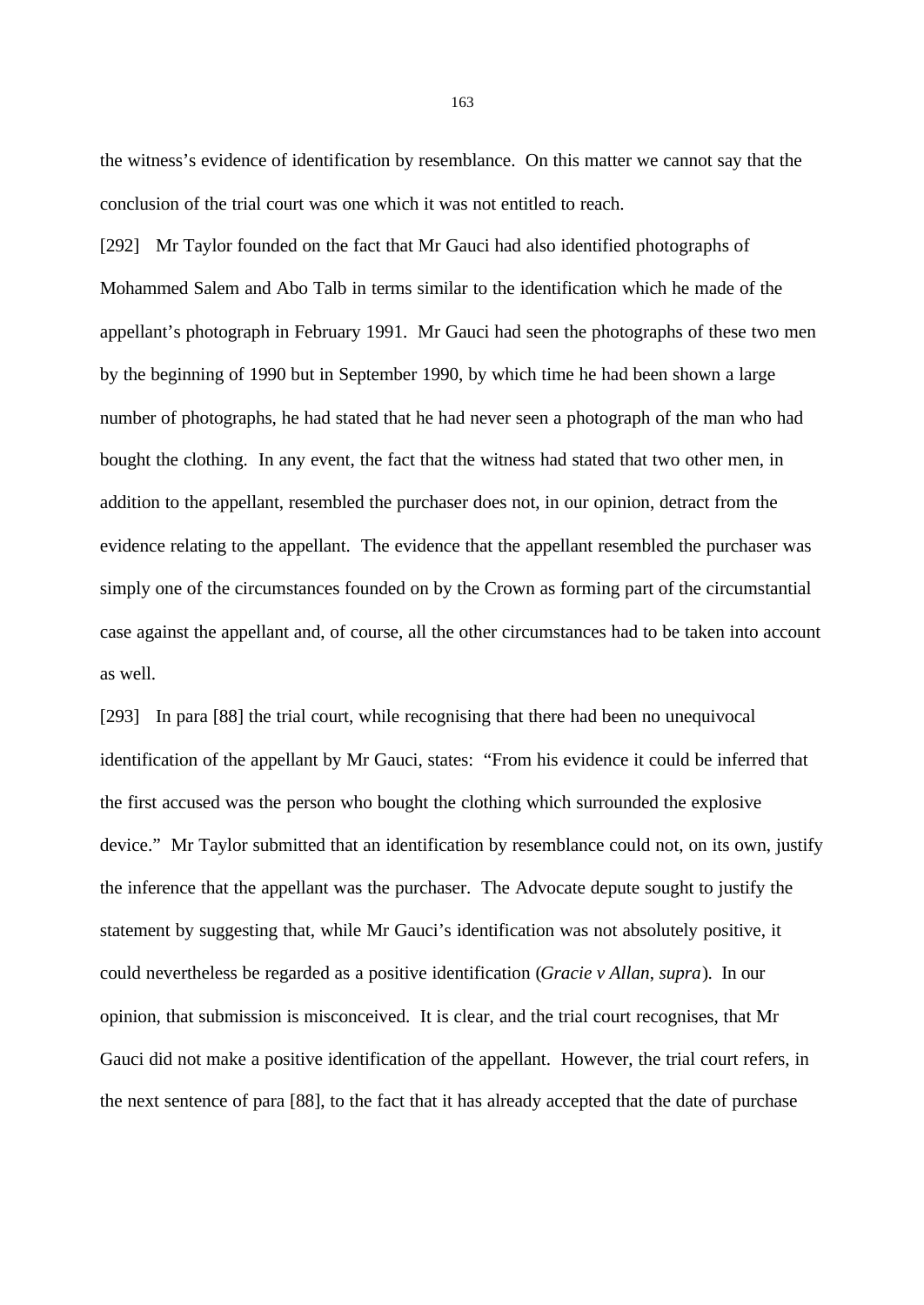the witness's evidence of identification by resemblance. On this matter we cannot say that the conclusion of the trial court was one which it was not entitled to reach.

[292] Mr Taylor founded on the fact that Mr Gauci had also identified photographs of Mohammed Salem and Abo Talb in terms similar to the identification which he made of the appellant's photograph in February 1991. Mr Gauci had seen the photographs of these two men by the beginning of 1990 but in September 1990, by which time he had been shown a large number of photographs, he had stated that he had never seen a photograph of the man who had bought the clothing. In any event, the fact that the witness had stated that two other men, in addition to the appellant, resembled the purchaser does not, in our opinion, detract from the evidence relating to the appellant. The evidence that the appellant resembled the purchaser was simply one of the circumstances founded on by the Crown as forming part of the circumstantial case against the appellant and, of course, all the other circumstances had to be taken into account as well.

[293] In para [88] the trial court, while recognising that there had been no unequivocal identification of the appellant by Mr Gauci, states: "From his evidence it could be inferred that the first accused was the person who bought the clothing which surrounded the explosive device." Mr Taylor submitted that an identification by resemblance could not, on its own, justify the inference that the appellant was the purchaser. The Advocate depute sought to justify the statement by suggesting that, while Mr Gauci's identification was not absolutely positive, it could nevertheless be regarded as a positive identification (*Gracie v Allan*, *supra*). In our opinion, that submission is misconceived. It is clear, and the trial court recognises, that Mr Gauci did not make a positive identification of the appellant. However, the trial court refers, in the next sentence of para [88], to the fact that it has already accepted that the date of purchase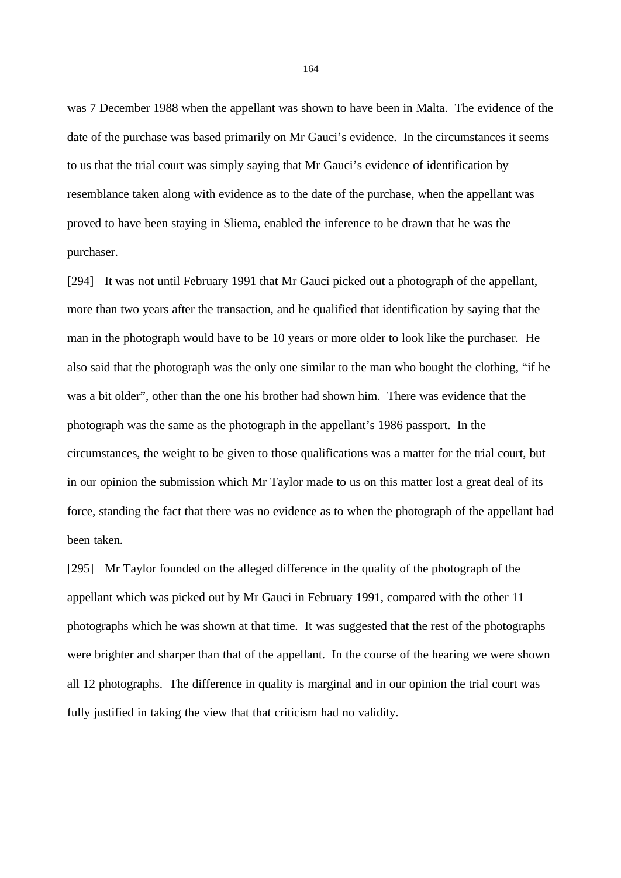was 7 December 1988 when the appellant was shown to have been in Malta. The evidence of the date of the purchase was based primarily on Mr Gauci's evidence. In the circumstances it seems to us that the trial court was simply saying that Mr Gauci's evidence of identification by resemblance taken along with evidence as to the date of the purchase, when the appellant was proved to have been staying in Sliema, enabled the inference to be drawn that he was the purchaser.

[294] It was not until February 1991 that Mr Gauci picked out a photograph of the appellant, more than two years after the transaction, and he qualified that identification by saying that the man in the photograph would have to be 10 years or more older to look like the purchaser. He also said that the photograph was the only one similar to the man who bought the clothing, "if he was a bit older", other than the one his brother had shown him. There was evidence that the photograph was the same as the photograph in the appellant's 1986 passport. In the circumstances, the weight to be given to those qualifications was a matter for the trial court, but in our opinion the submission which Mr Taylor made to us on this matter lost a great deal of its force, standing the fact that there was no evidence as to when the photograph of the appellant had been taken.

[295] Mr Taylor founded on the alleged difference in the quality of the photograph of the appellant which was picked out by Mr Gauci in February 1991, compared with the other 11 photographs which he was shown at that time. It was suggested that the rest of the photographs were brighter and sharper than that of the appellant. In the course of the hearing we were shown all 12 photographs. The difference in quality is marginal and in our opinion the trial court was fully justified in taking the view that that criticism had no validity.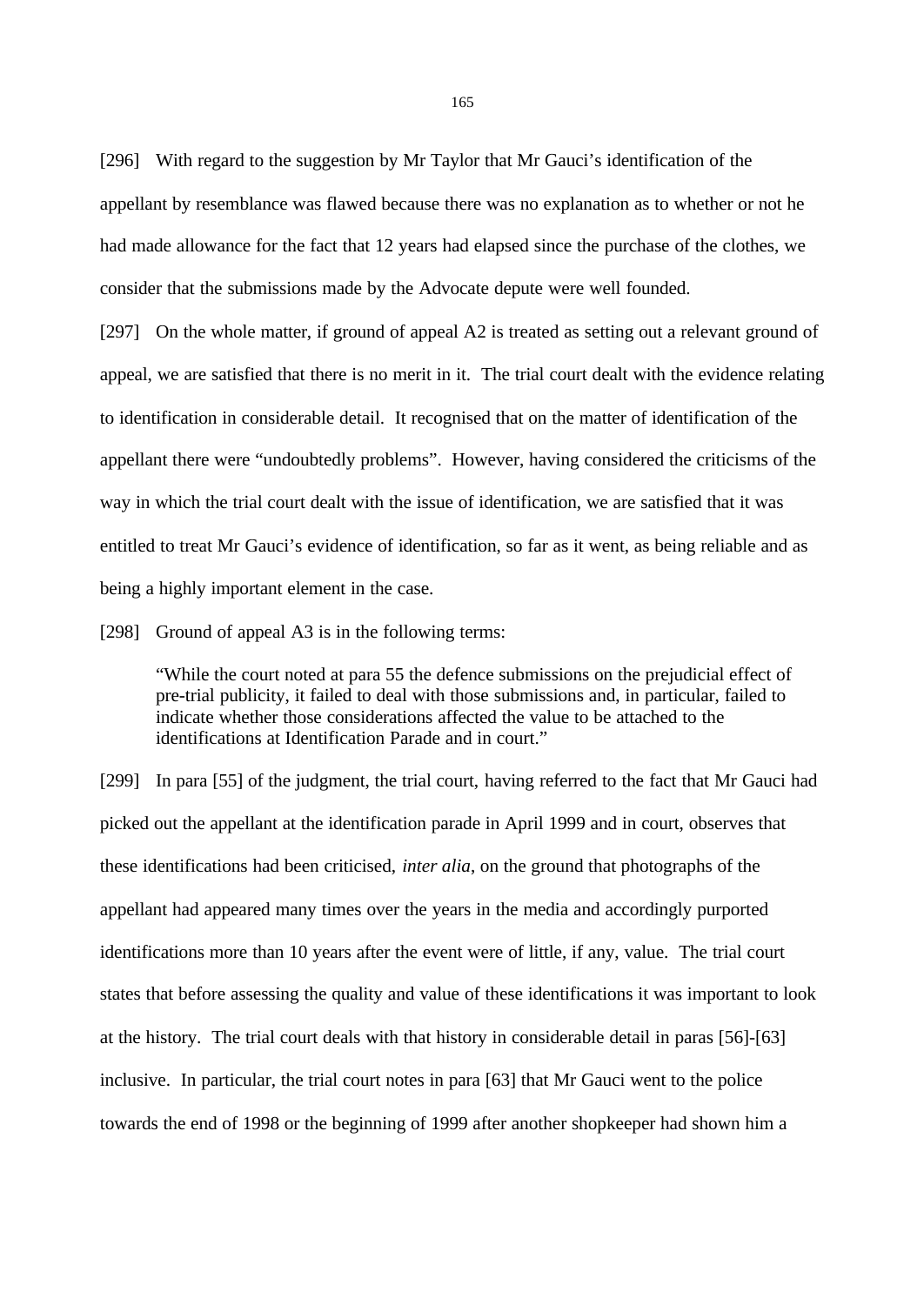[296] With regard to the suggestion by Mr Taylor that Mr Gauci's identification of the appellant by resemblance was flawed because there was no explanation as to whether or not he had made allowance for the fact that 12 years had elapsed since the purchase of the clothes, we consider that the submissions made by the Advocate depute were well founded.

[297] On the whole matter, if ground of appeal A2 is treated as setting out a relevant ground of appeal, we are satisfied that there is no merit in it. The trial court dealt with the evidence relating to identification in considerable detail. It recognised that on the matter of identification of the appellant there were "undoubtedly problems". However, having considered the criticisms of the way in which the trial court dealt with the issue of identification, we are satisfied that it was entitled to treat Mr Gauci's evidence of identification, so far as it went, as being reliable and as being a highly important element in the case.

[298] Ground of appeal A3 is in the following terms:

> "While the court noted at para 55 the defence submissions on the prejudicial effect of pre-trial publicity, it failed to deal with those submissions and, in particular, failed to indicate whether those considerations affected the value to be attached to the identifications at Identification Parade and in court."

[299] In para [55] of the judgment, the trial court, having referred to the fact that Mr Gauci had picked out the appellant at the identification parade in April 1999 and in court, observes that these identifications had been criticised, *inter alia*, on the ground that photographs of the appellant had appeared many times over the years in the media and accordingly purported identifications more than 10 years after the event were of little, if any, value. The trial court states that before assessing the quality and value of these identifications it was important to look at the history. The trial court deals with that history in considerable detail in paras [56]-[63] inclusive. In particular, the trial court notes in para [63] that Mr Gauci went to the police towards the end of 1998 or the beginning of 1999 after another shopkeeper had shown him a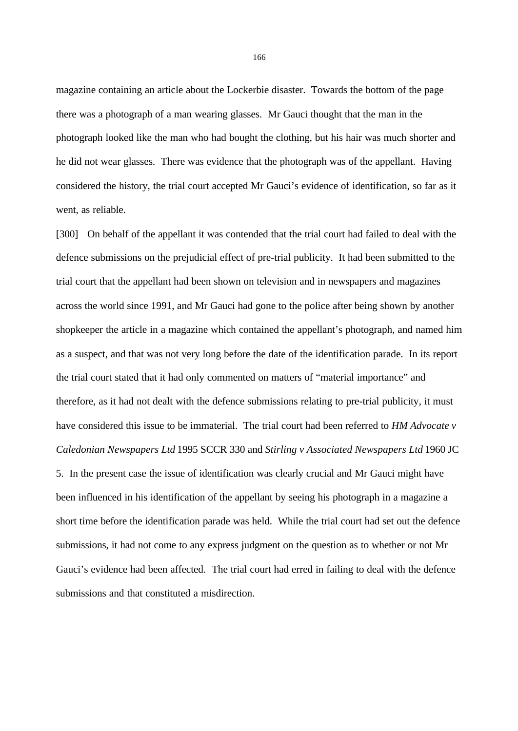magazine containing an article about the Lockerbie disaster. Towards the bottom of the page there was a photograph of a man wearing glasses. Mr Gauci thought that the man in the photograph looked like the man who had bought the clothing, but his hair was much shorter and he did not wear glasses. There was evidence that the photograph was of the appellant. Having considered the history, the trial court accepted Mr Gauci's evidence of identification, so far as it went, as reliable.

[300] On behalf of the appellant it was contended that the trial court had failed to deal with the defence submissions on the prejudicial effect of pre-trial publicity. It had been submitted to the trial court that the appellant had been shown on television and in newspapers and magazines across the world since 1991, and Mr Gauci had gone to the police after being shown by another shopkeeper the article in a magazine which contained the appellant's photograph, and named him as a suspect, and that was not very long before the date of the identification parade. In its report the trial court stated that it had only commented on matters of "material importance" and therefore, as it had not dealt with the defence submissions relating to pre-trial publicity, it must have considered this issue to be immaterial. The trial court had been referred to *HM Advocate v Caledonian Newspapers Ltd* 1995 SCCR 330 and *Stirling v Associated Newspapers Ltd* 1960 JC 5. In the present case the issue of identification was clearly crucial and Mr Gauci might have been influenced in his identification of the appellant by seeing his photograph in a magazine a short time before the identification parade was held. While the trial court had set out the defence submissions, it had not come to any express judgment on the question as to whether or not Mr Gauci's evidence had been affected. The trial court had erred in failing to deal with the defence submissions and that constituted a misdirection.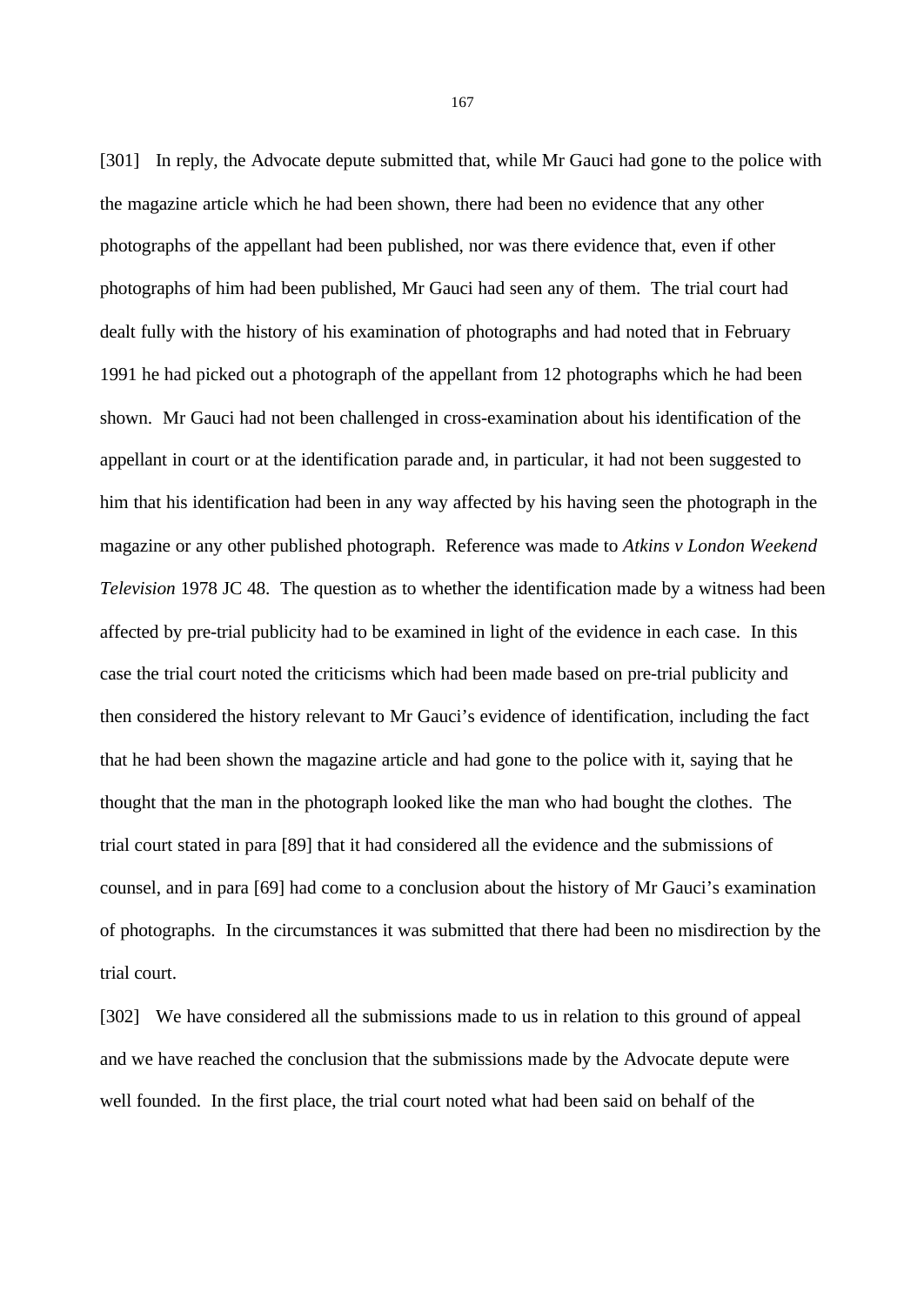[301] In reply, the Advocate depute submitted that, while Mr Gauci had gone to the police with the magazine article which he had been shown, there had been no evidence that any other photographs of the appellant had been published, nor was there evidence that, even if other photographs of him had been published, Mr Gauci had seen any of them. The trial court had dealt fully with the history of his examination of photographs and had noted that in February 1991 he had picked out a photograph of the appellant from 12 photographs which he had been shown. Mr Gauci had not been challenged in cross-examination about his identification of the appellant in court or at the identification parade and, in particular, it had not been suggested to him that his identification had been in any way affected by his having seen the photograph in the magazine or any other published photograph. Reference was made to *Atkins v London Weekend Television* 1978 JC 48. The question as to whether the identification made by a witness had been affected by pre-trial publicity had to be examined in light of the evidence in each case. In this case the trial court noted the criticisms which had been made based on pre-trial publicity and then considered the history relevant to Mr Gauci's evidence of identification, including the fact that he had been shown the magazine article and had gone to the police with it, saying that he thought that the man in the photograph looked like the man who had bought the clothes. The trial court stated in para [89] that it had considered all the evidence and the submissions of counsel, and in para [69] had come to a conclusion about the history of Mr Gauci's examination of photographs. In the circumstances it was submitted that there had been no misdirection by the trial court.

[302] We have considered all the submissions made to us in relation to this ground of appeal and we have reached the conclusion that the submissions made by the Advocate depute were well founded. In the first place, the trial court noted what had been said on behalf of the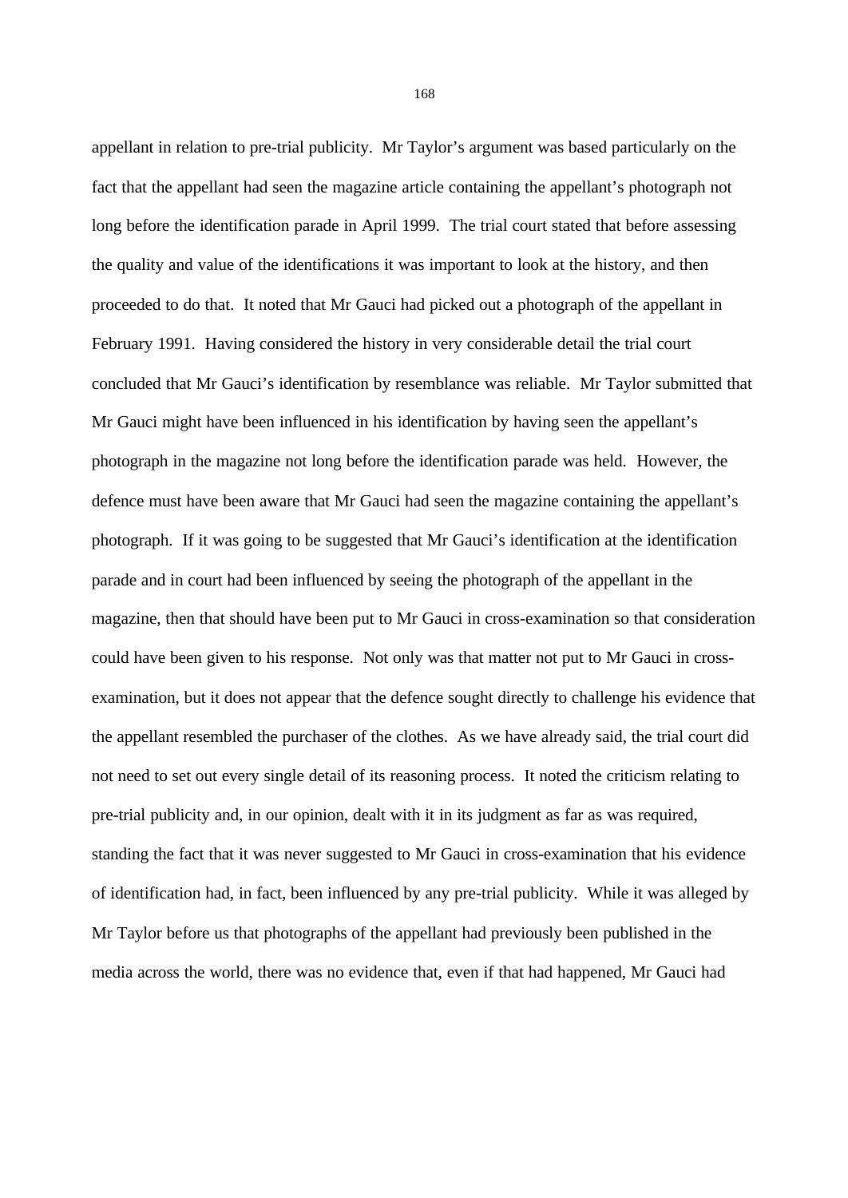appellant in relation to pre-trial publicity. Mr Taylor's argument was based particularly on the fact that the appellant had seen the magazine article containing the appellant's photograph not long before the identification parade in April 1999. The trial court stated that before assessing the quality and value of the identifications it was important to look at the history, and then proceeded to do that. It noted that Mr Gauci had picked out a photograph of the appellant in February 1991. Having considered the history in very considerable detail the trial court concluded that Mr Gauci's identification by resemblance was reliable. Mr Taylor submitted that Mr Gauci might have been influenced in his identification by having seen the appellant's photograph in the magazine not long before the identification parade was held. However, the defence must have been aware that Mr Gauci had seen the magazine containing the appellant's photograph. If it was going to be suggested that Mr Gauci's identification at the identification parade and in court had been influenced by seeing the photograph of the appellant in the magazine, then that should have been put to Mr Gauci in cross-examination so that consideration could have been given to his response. Not only was that matter not put to Mr Gauci in cross-examination, but it does not appear that the defence sought directly to challenge his evidence that the appellant resembled the purchaser of the clothes. As we have already said, the trial court did not need to set out every single detail of its reasoning process. It noted the criticism relating to pre-trial publicity and, in our opinion, dealt with it in its judgment as far as was required, standing the fact that it was never suggested to Mr Gauci in cross-examination that his evidence of identification had, in fact, been influenced by any pre-trial publicity. While it was alleged by Mr Taylor before us that photographs of the appellant had previously been published in the media across the world, there was no evidence that, even if that had happened, Mr Gauci had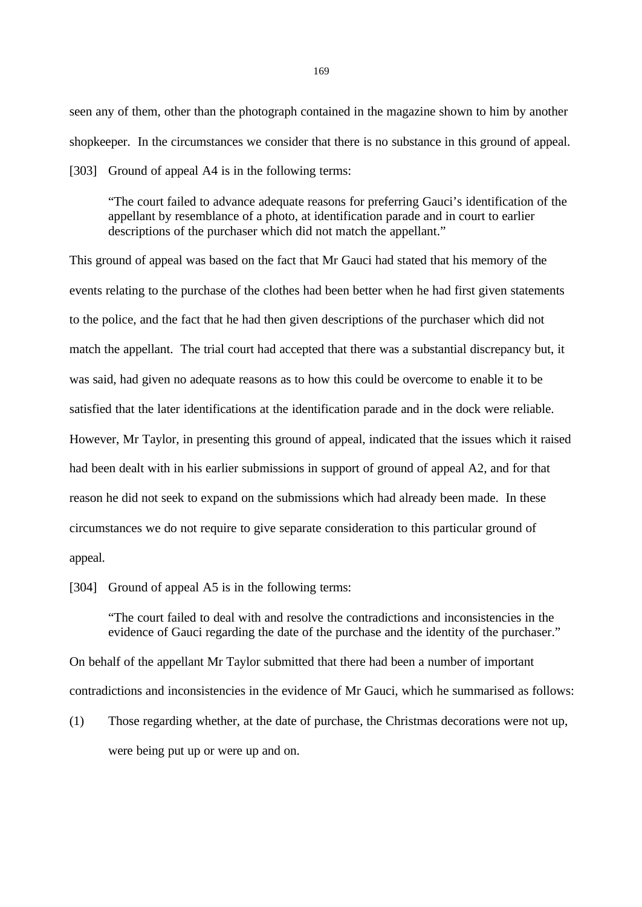seen any of them, other than the photograph contained in the magazine shown to him by another shopkeeper. In the circumstances we consider that there is no substance in this ground of appeal.

[303] Ground of appeal A4 is in the following terms:

> "The court failed to advance adequate reasons for preferring Gauci's identification of the appellant by resemblance of a photo, at identification parade and in court to earlier descriptions of the purchaser which did not match the appellant."

This ground of appeal was based on the fact that Mr Gauci had stated that his memory of the events relating to the purchase of the clothes had been better when he had first given statements to the police, and the fact that he had then given descriptions of the purchaser which did not match the appellant. The trial court had accepted that there was a substantial discrepancy but, it was said, had given no adequate reasons as to how this could be overcome to enable it to be satisfied that the later identifications at the identification parade and in the dock were reliable. However, Mr Taylor, in presenting this ground of appeal, indicated that the issues which it raised had been dealt with in his earlier submissions in support of ground of appeal A2, and for that reason he did not seek to expand on the submissions which had already been made. In these circumstances we do not require to give separate consideration to this particular ground of appeal.

[304] Ground of appeal A5 is in the following terms:

> "The court failed to deal with and resolve the contradictions and inconsistencies in the evidence of Gauci regarding the date of the purchase and the identity of the purchaser."

On behalf of the appellant Mr Taylor submitted that there had been a number of important contradictions and inconsistencies in the evidence of Mr Gauci, which he summarised as follows:

(1) Those regarding whether, at the date of purchase, the Christmas decorations were not up, were being put up or were up and on.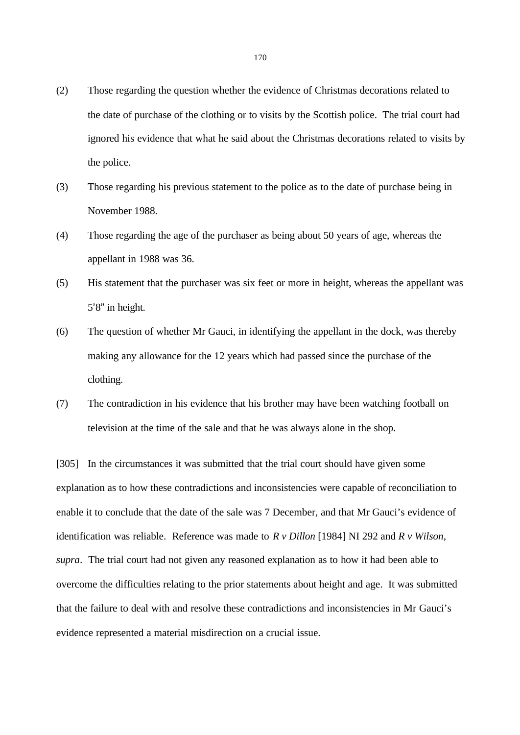(2) Those regarding the question whether the evidence of Christmas decorations related to the date of purchase of the clothing or to visits by the Scottish police. The trial court had ignored his evidence that what he said about the Christmas decorations related to visits by the police.

(3) Those regarding his previous statement to the police as to the date of purchase being in November 1988.

(4) Those regarding the age of the purchaser as being about 50 years of age, whereas the appellant in 1988 was 36.

(5) His statement that the purchaser was six feet or more in height, whereas the appellant was 5'8" in height.

(6) The question of whether Mr Gauci, in identifying the appellant in the dock, was thereby making any allowance for the 12 years which had passed since the purchase of the clothing.

(7) The contradiction in his evidence that his brother may have been watching football on television at the time of the sale and that he was always alone in the shop.

[305] In the circumstances it was submitted that the trial court should have given some explanation as to how these contradictions and inconsistencies were capable of reconciliation to enable it to conclude that the date of the sale was 7 December, and that Mr Gauci's evidence of identification was reliable. Reference was made to *R v Dillon* [1984] NI 292 and *R v Wilson*, *supra*. The trial court had not given any reasoned explanation as to how it had been able to overcome the difficulties relating to the prior statements about height and age. It was submitted that the failure to deal with and resolve these contradictions and inconsistencies in Mr Gauci's evidence represented a material misdirection on a crucial issue.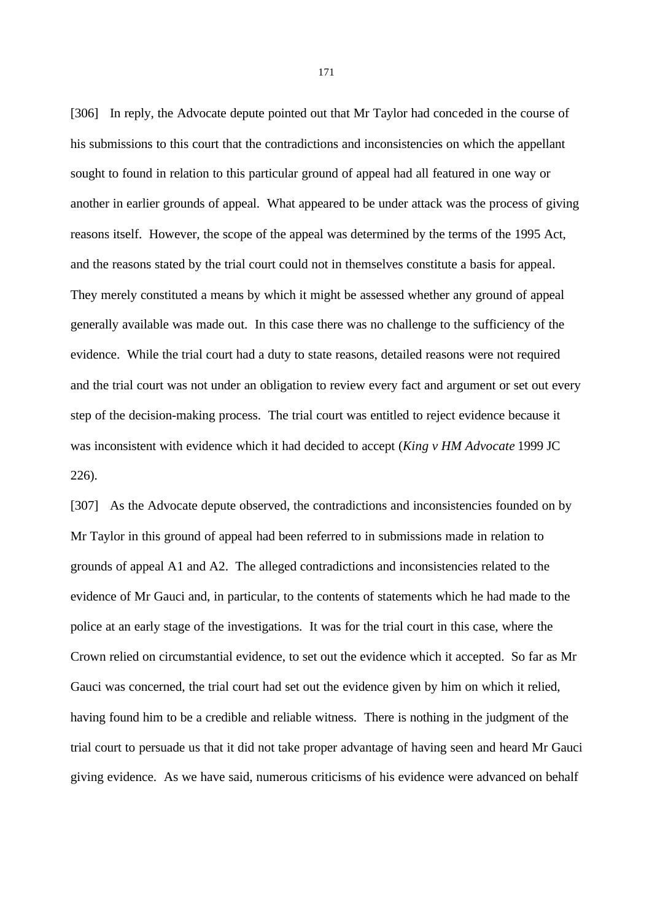[306] In reply, the Advocate depute pointed out that Mr Taylor had conceded in the course of his submissions to this court that the contradictions and inconsistencies on which the appellant sought to found in relation to this particular ground of appeal had all featured in one way or another in earlier grounds of appeal. What appeared to be under attack was the process of giving reasons itself. However, the scope of the appeal was determined by the terms of the 1995 Act, and the reasons stated by the trial court could not in themselves constitute a basis for appeal. They merely constituted a means by which it might be assessed whether any ground of appeal generally available was made out. In this case there was no challenge to the sufficiency of the evidence. While the trial court had a duty to state reasons, detailed reasons were not required and the trial court was not under an obligation to review every fact and argument or set out every step of the decision-making process. The trial court was entitled to reject evidence because it was inconsistent with evidence which it had decided to accept (*King v HM Advocate* 1999 JC 226).

[307] As the Advocate depute observed, the contradictions and inconsistencies founded on by Mr Taylor in this ground of appeal had been referred to in submissions made in relation to grounds of appeal A1 and A2. The alleged contradictions and inconsistencies related to the evidence of Mr Gauci and, in particular, to the contents of statements which he had made to the police at an early stage of the investigations. It was for the trial court in this case, where the Crown relied on circumstantial evidence, to set out the evidence which it accepted. So far as Mr Gauci was concerned, the trial court had set out the evidence given by him on which it relied, having found him to be a credible and reliable witness. There is nothing in the judgment of the trial court to persuade us that it did not take proper advantage of having seen and heard Mr Gauci giving evidence. As we have said, numerous criticisms of his evidence were advanced on behalf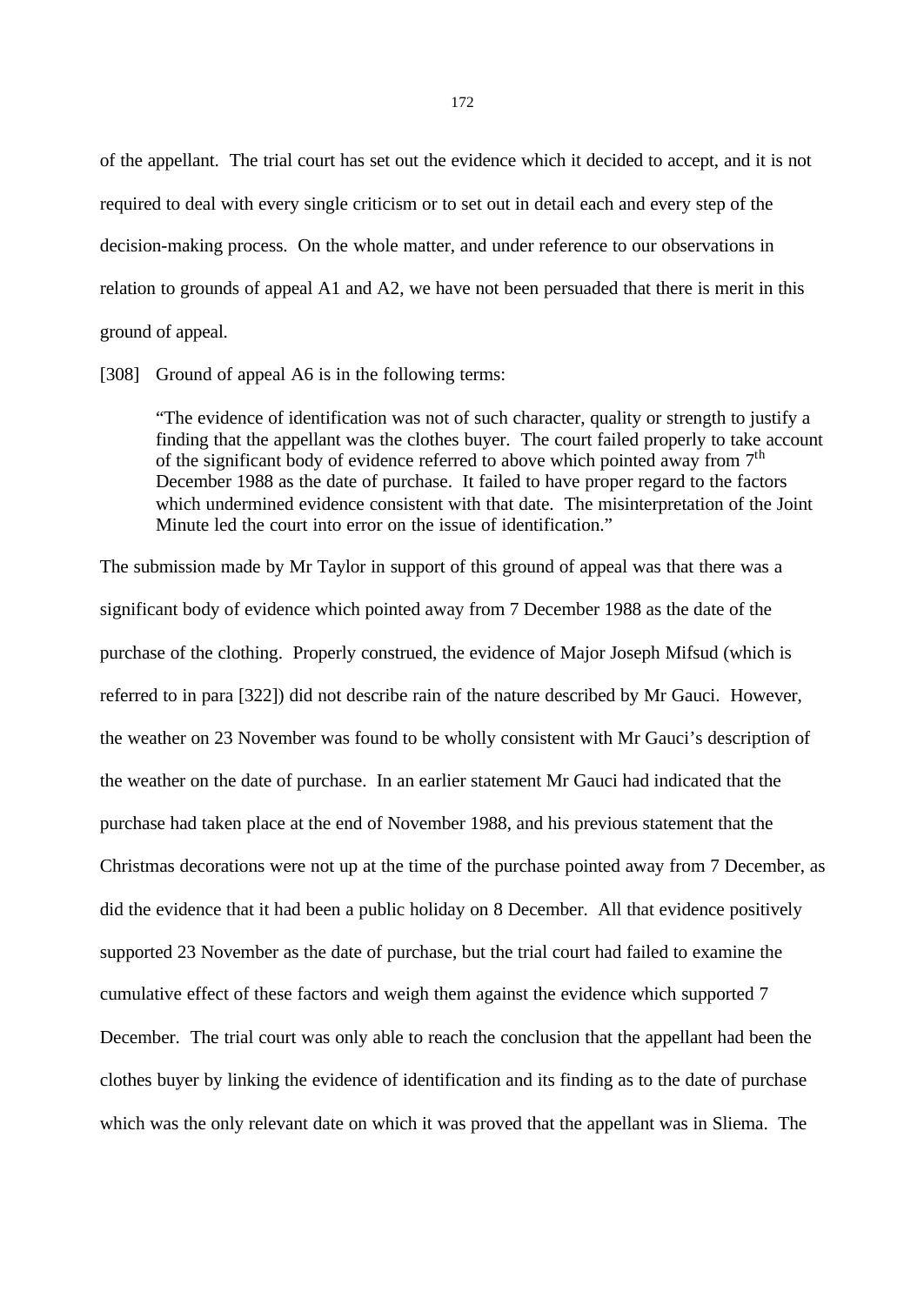of the appellant. The trial court has set out the evidence which it decided to accept, and it is not required to deal with every single criticism or to set out in detail each and every step of the decision-making process. On the whole matter, and under reference to our observations in relation to grounds of appeal A1 and A2, we have not been persuaded that there is merit in this ground of appeal.

[308] Ground of appeal A6 is in the following terms:

> "The evidence of identification was not of such character, quality or strength to justify a finding that the appellant was the clothes buyer. The court failed properly to take account of the significant body of evidence referred to above which pointed away from 7th December 1988 as the date of purchase. It failed to have proper regard to the factors which undermined evidence consistent with that date. The misinterpretation of the Joint Minute led the court into error on the issue of identification."

The submission made by Mr Taylor in support of this ground of appeal was that there was a significant body of evidence which pointed away from 7 December 1988 as the date of the purchase of the clothing. Properly construed, the evidence of Major Joseph Mifsud (which is referred to in para [322]) did not describe rain of the nature described by Mr Gauci. However, the weather on 23 November was found to be wholly consistent with Mr Gauci's description of the weather on the date of purchase. In an earlier statement Mr Gauci had indicated that the purchase had taken place at the end of November 1988, and his previous statement that the Christmas decorations were not up at the time of the purchase pointed away from 7 December, as did the evidence that it had been a public holiday on 8 December. All that evidence positively supported 23 November as the date of purchase, but the trial court had failed to examine the cumulative effect of these factors and weigh them against the evidence which supported 7 December. The trial court was only able to reach the conclusion that the appellant had been the clothes buyer by linking the evidence of identification and its finding as to the date of purchase which was the only relevant date on which it was proved that the appellant was in Sliema. The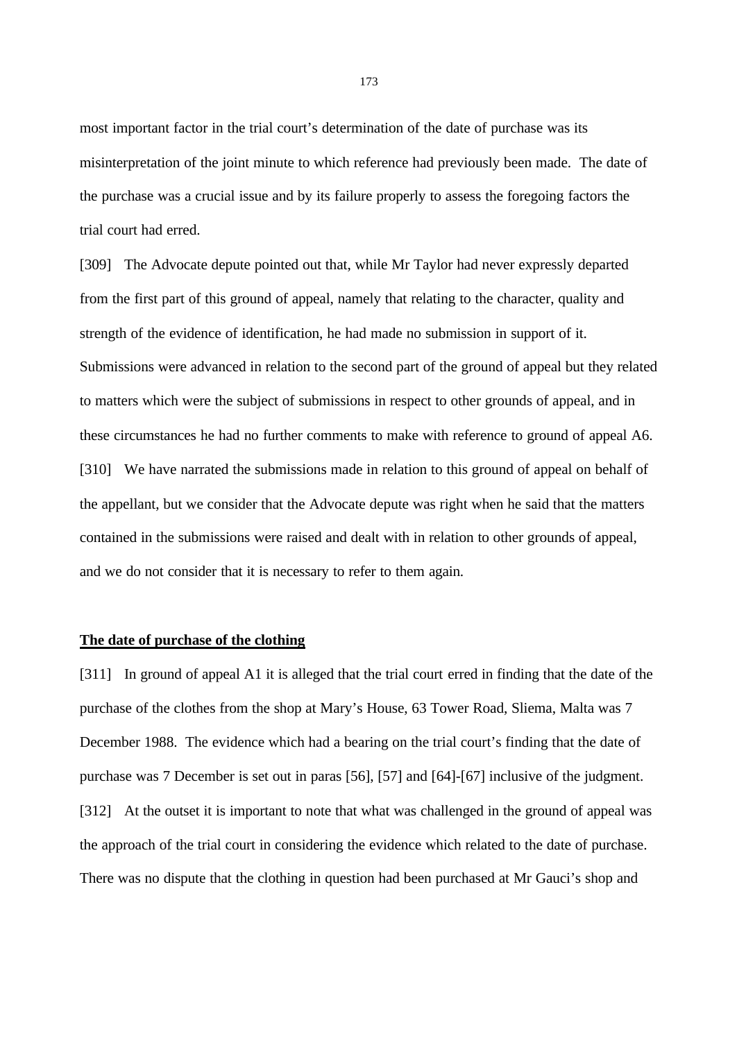most important factor in the trial court's determination of the date of purchase was its misinterpretation of the joint minute to which reference had previously been made. The date of the purchase was a crucial issue and by its failure properly to assess the foregoing factors the trial court had erred.

[309] The Advocate depute pointed out that, while Mr Taylor had never expressly departed from the first part of this ground of appeal, namely that relating to the character, quality and strength of the evidence of identification, he had made no submission in support of it. Submissions were advanced in relation to the second part of the ground of appeal but they related to matters which were the subject of submissions in respect to other grounds of appeal, and in these circumstances he had no further comments to make with reference to ground of appeal A6.

[310] We have narrated the submissions made in relation to this ground of appeal on behalf of the appellant, but we consider that the Advocate depute was right when he said that the matters contained in the submissions were raised and dealt with in relation to other grounds of appeal, and we do not consider that it is necessary to refer to them again.

**The date of purchase of the clothing**

[311] In ground of appeal A1 it is alleged that the trial court erred in finding that the date of the purchase of the clothes from the shop at Mary's House, 63 Tower Road, Sliema, Malta was 7 December 1988. The evidence which had a bearing on the trial court's finding that the date of purchase was 7 December is set out in paras [56], [57] and [64]-[67] inclusive of the judgment.

[312] At the outset it is important to note that what was challenged in the ground of appeal was the approach of the trial court in considering the evidence which related to the date of purchase. There was no dispute that the clothing in question had been purchased at Mr Gauci's shop and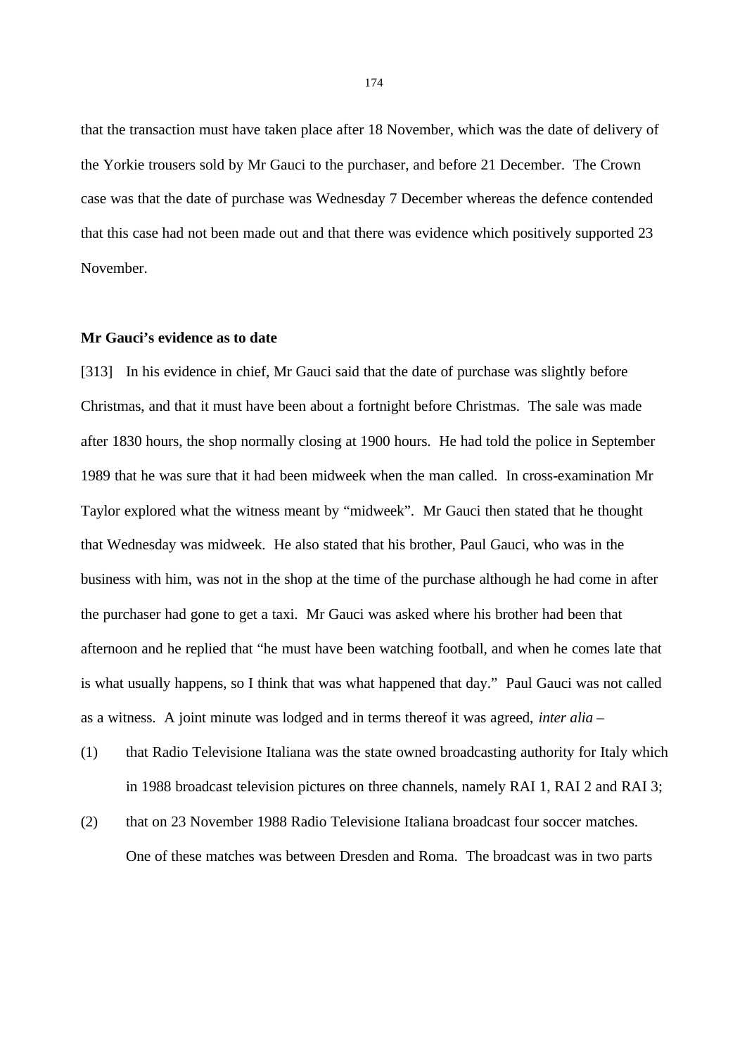that the transaction must have taken place after 18 November, which was the date of delivery of the Yorkie trousers sold by Mr Gauci to the purchaser, and before 21 December. The Crown case was that the date of purchase was Wednesday 7 December whereas the defence contended that this case had not been made out and that there was evidence which positively supported 23 November.

**Mr Gauci's evidence as to date**

[313] In his evidence in chief, Mr Gauci said that the date of purchase was slightly before Christmas, and that it must have been about a fortnight before Christmas. The sale was made after 1830 hours, the shop normally closing at 1900 hours. He had told the police in September 1989 that he was sure that it had been midweek when the man called. In cross-examination Mr Taylor explored what the witness meant by "midweek". Mr Gauci then stated that he thought that Wednesday was midweek. He also stated that his brother, Paul Gauci, who was in the business with him, was not in the shop at the time of the purchase although he had come in after the purchaser had gone to get a taxi. Mr Gauci was asked where his brother had been that afternoon and he replied that "he must have been watching football, and when he comes late that is what usually happens, so I think that was what happened that day." Paul Gauci was not called as a witness. A joint minute was lodged and in terms thereof it was agreed, *inter alia* –

(1) that Radio Televisione Italiana was the state owned broadcasting authority for Italy which in 1988 broadcast television pictures on three channels, namely RAI 1, RAI 2 and RAI 3;

(2) that on 23 November 1988 Radio Televisione Italiana broadcast four soccer matches. One of these matches was between Dresden and Roma. The broadcast was in two parts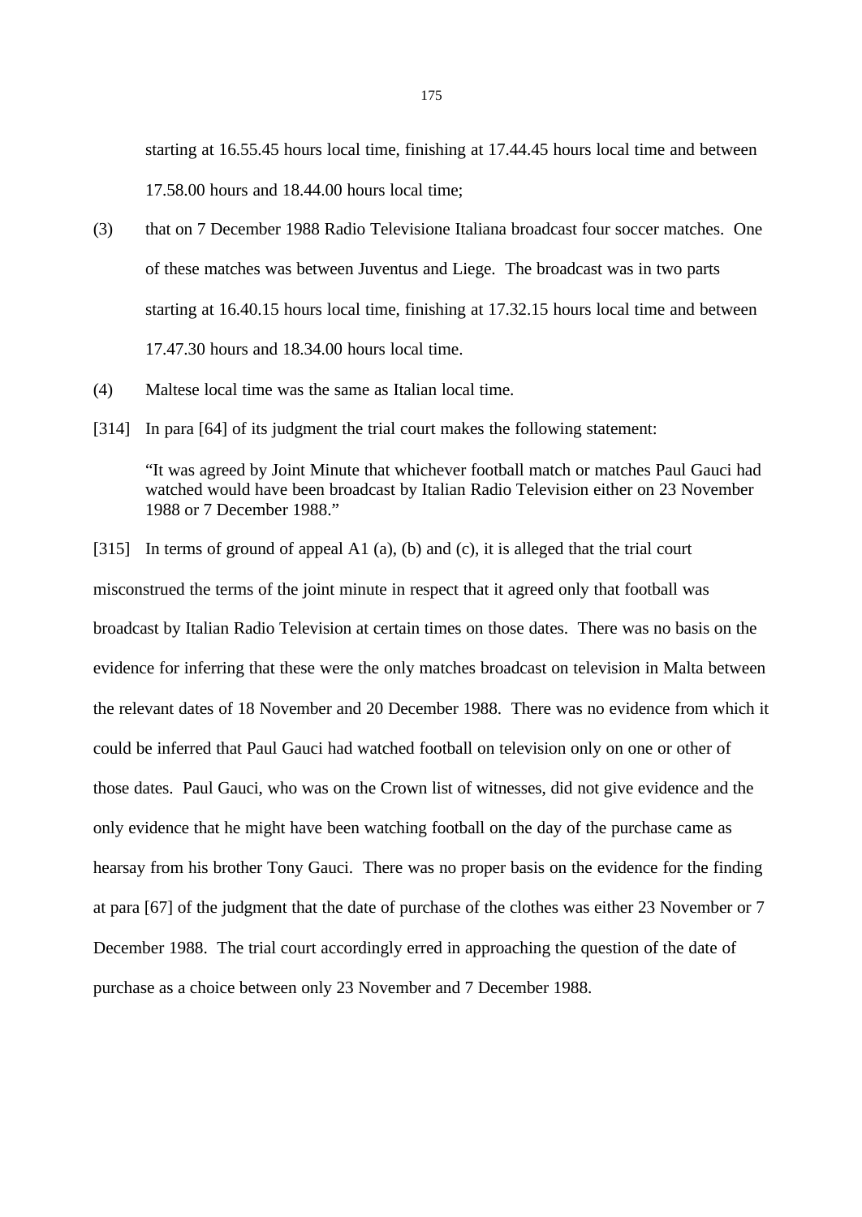starting at 16.55.45 hours local time, finishing at 17.44.45 hours local time and between 17.58.00 hours and 18.44.00 hours local time;

(3) that on 7 December 1988 Radio Televisione Italiana broadcast four soccer matches. One of these matches was between Juventus and Liege. The broadcast was in two parts starting at 16.40.15 hours local time, finishing at 17.32.15 hours local time and between 17.47.30 hours and 18.34.00 hours local time.

(4) Maltese local time was the same as Italian local time.

[314] In para [64] of its judgment the trial court makes the following statement:

> "It was agreed by Joint Minute that whichever football match or matches Paul Gauci had watched would have been broadcast by Italian Radio Television either on 23 November 1988 or 7 December 1988."

[315] In terms of ground of appeal A1 (a), (b) and (c), it is alleged that the trial court misconstrued the terms of the joint minute in respect that it agreed only that football was broadcast by Italian Radio Television at certain times on those dates. There was no basis on the evidence for inferring that these were the only matches broadcast on television in Malta between the relevant dates of 18 November and 20 December 1988. There was no evidence from which it could be inferred that Paul Gauci had watched football on television only on one or other of those dates. Paul Gauci, who was on the Crown list of witnesses, did not give evidence and the only evidence that he might have been watching football on the day of the purchase came as hearsay from his brother Tony Gauci. There was no proper basis on the evidence for the finding at para [67] of the judgment that the date of purchase of the clothes was either 23 November or 7 December 1988. The trial court accordingly erred in approaching the question of the date of purchase as a choice between only 23 November and 7 December 1988.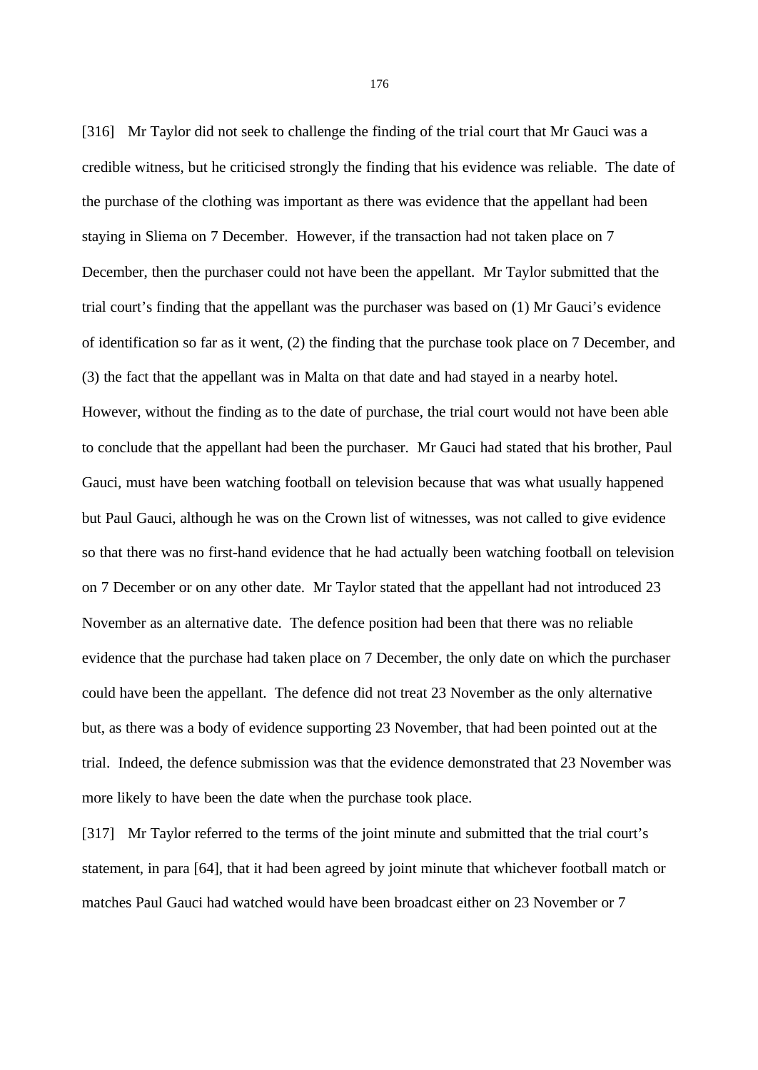[316] Mr Taylor did not seek to challenge the finding of the trial court that Mr Gauci was a credible witness, but he criticised strongly the finding that his evidence was reliable. The date of the purchase of the clothing was important as there was evidence that the appellant had been staying in Sliema on 7 December. However, if the transaction had not taken place on 7 December, then the purchaser could not have been the appellant. Mr Taylor submitted that the trial court's finding that the appellant was the purchaser was based on (1) Mr Gauci's evidence of identification so far as it went, (2) the finding that the purchase took place on 7 December, and (3) the fact that the appellant was in Malta on that date and had stayed in a nearby hotel. However, without the finding as to the date of purchase, the trial court would not have been able to conclude that the appellant had been the purchaser. Mr Gauci had stated that his brother, Paul Gauci, must have been watching football on television because that was what usually happened but Paul Gauci, although he was on the Crown list of witnesses, was not called to give evidence so that there was no first-hand evidence that he had actually been watching football on television on 7 December or on any other date. Mr Taylor stated that the appellant had not introduced 23 November as an alternative date. The defence position had been that there was no reliable evidence that the purchase had taken place on 7 December, the only date on which the purchaser could have been the appellant. The defence did not treat 23 November as the only alternative but, as there was a body of evidence supporting 23 November, that had been pointed out at the trial. Indeed, the defence submission was that the evidence demonstrated that 23 November was more likely to have been the date when the purchase took place.

[317] Mr Taylor referred to the terms of the joint minute and submitted that the trial court's statement, in para [64], that it had been agreed by joint minute that whichever football match or matches Paul Gauci had watched would have been broadcast either on 23 November or 7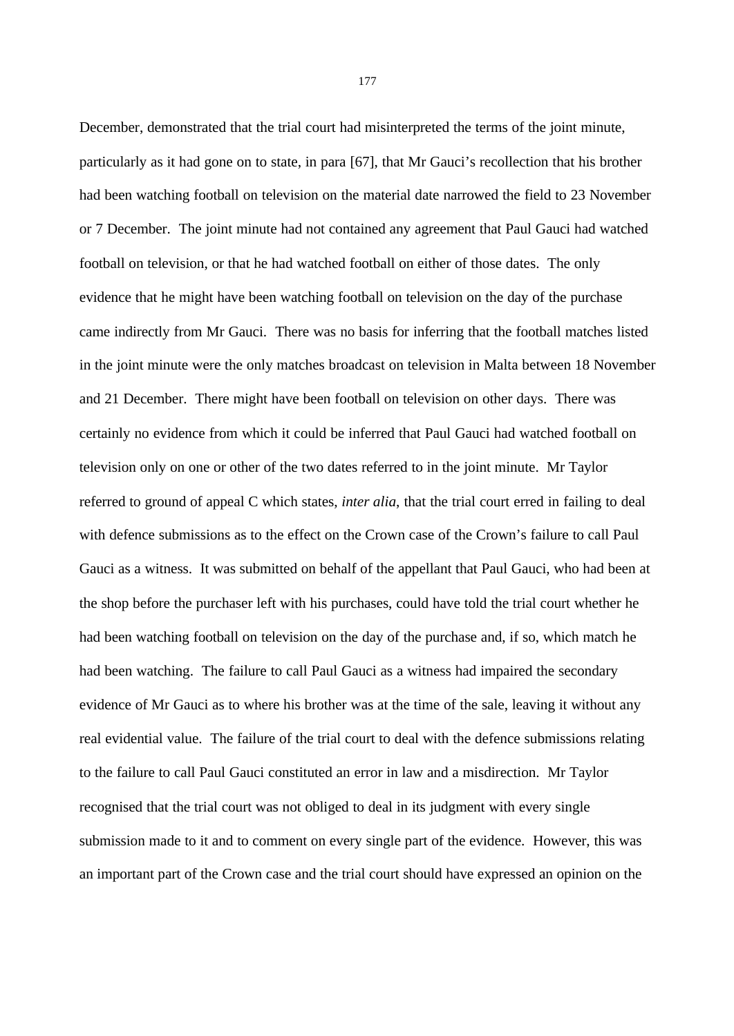December, demonstrated that the trial court had misinterpreted the terms of the joint minute, particularly as it had gone on to state, in para [67], that Mr Gauci's recollection that his brother had been watching football on television on the material date narrowed the field to 23 November or 7 December. The joint minute had not contained any agreement that Paul Gauci had watched football on television, or that he had watched football on either of those dates. The only evidence that he might have been watching football on television on the day of the purchase came indirectly from Mr Gauci. There was no basis for inferring that the football matches listed in the joint minute were the only matches broadcast on television in Malta between 18 November and 21 December. There might have been football on television on other days. There was certainly no evidence from which it could be inferred that Paul Gauci had watched football on television only on one or other of the two dates referred to in the joint minute. Mr Taylor referred to ground of appeal C which states, *inter alia*, that the trial court erred in failing to deal with defence submissions as to the effect on the Crown case of the Crown's failure to call Paul Gauci as a witness. It was submitted on behalf of the appellant that Paul Gauci, who had been at the shop before the purchaser left with his purchases, could have told the trial court whether he had been watching football on television on the day of the purchase and, if so, which match he had been watching. The failure to call Paul Gauci as a witness had impaired the secondary evidence of Mr Gauci as to where his brother was at the time of the sale, leaving it without any real evidential value. The failure of the trial court to deal with the defence submissions relating to the failure to call Paul Gauci constituted an error in law and a misdirection. Mr Taylor recognised that the trial court was not obliged to deal in its judgment with every single submission made to it and to comment on every single part of the evidence. However, this was an important part of the Crown case and the trial court should have expressed an opinion on the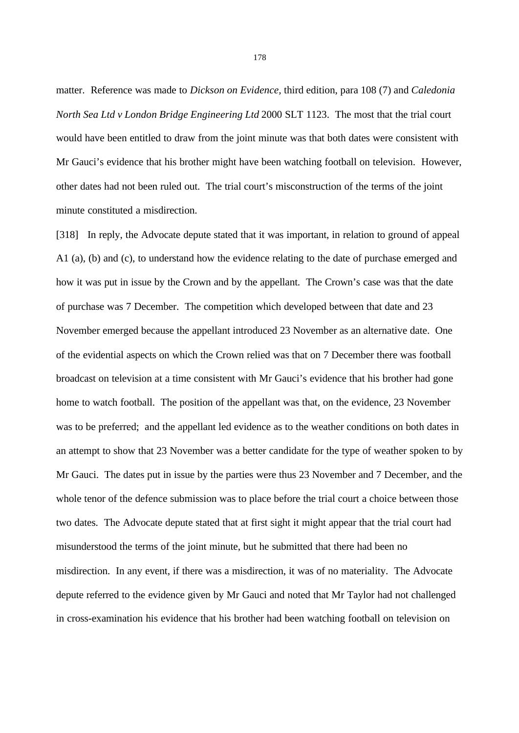matter. Reference was made to *Dickson on Evidence*, third edition, para 108 (7) and *Caledonia North Sea Ltd v London Bridge Engineering Ltd* 2000 SLT 1123. The most that the trial court would have been entitled to draw from the joint minute was that both dates were consistent with Mr Gauci's evidence that his brother might have been watching football on television. However, other dates had not been ruled out. The trial court's misconstruction of the terms of the joint minute constituted a misdirection.

[318] In reply, the Advocate depute stated that it was important, in relation to ground of appeal A1 (a), (b) and (c), to understand how the evidence relating to the date of purchase emerged and how it was put in issue by the Crown and by the appellant. The Crown's case was that the date of purchase was 7 December. The competition which developed between that date and 23 November emerged because the appellant introduced 23 November as an alternative date. One of the evidential aspects on which the Crown relied was that on 7 December there was football broadcast on television at a time consistent with Mr Gauci's evidence that his brother had gone home to watch football. The position of the appellant was that, on the evidence, 23 November was to be preferred; and the appellant led evidence as to the weather conditions on both dates in an attempt to show that 23 November was a better candidate for the type of weather spoken to by Mr Gauci. The dates put in issue by the parties were thus 23 November and 7 December, and the whole tenor of the defence submission was to place before the trial court a choice between those two dates. The Advocate depute stated that at first sight it might appear that the trial court had misunderstood the terms of the joint minute, but he submitted that there had been no misdirection. In any event, if there was a misdirection, it was of no materiality. The Advocate depute referred to the evidence given by Mr Gauci and noted that Mr Taylor had not challenged in cross-examination his evidence that his brother had been watching football on television on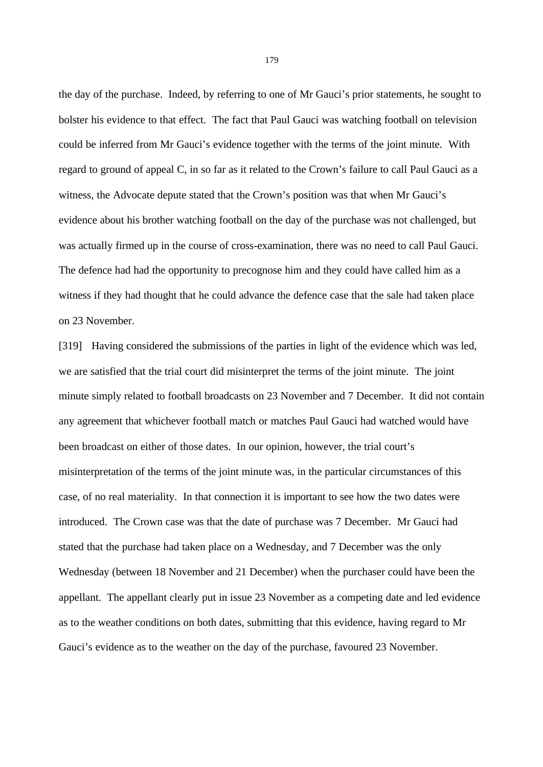the day of the purchase. Indeed, by referring to one of Mr Gauci's prior statements, he sought to bolster his evidence to that effect. The fact that Paul Gauci was watching football on television could be inferred from Mr Gauci's evidence together with the terms of the joint minute. With regard to ground of appeal C, in so far as it related to the Crown's failure to call Paul Gauci as a witness, the Advocate depute stated that the Crown's position was that when Mr Gauci's evidence about his brother watching football on the day of the purchase was not challenged, but was actually firmed up in the course of cross-examination, there was no need to call Paul Gauci. The defence had had the opportunity to precognose him and they could have called him as a witness if they had thought that he could advance the defence case that the sale had taken place on 23 November.

[319] Having considered the submissions of the parties in light of the evidence which was led, we are satisfied that the trial court did misinterpret the terms of the joint minute. The joint minute simply related to football broadcasts on 23 November and 7 December. It did not contain any agreement that whichever football match or matches Paul Gauci had watched would have been broadcast on either of those dates. In our opinion, however, the trial court's misinterpretation of the terms of the joint minute was, in the particular circumstances of this case, of no real materiality. In that connection it is important to see how the two dates were introduced. The Crown case was that the date of purchase was 7 December. Mr Gauci had stated that the purchase had taken place on a Wednesday, and 7 December was the only Wednesday (between 18 November and 21 December) when the purchaser could have been the appellant. The appellant clearly put in issue 23 November as a competing date and led evidence as to the weather conditions on both dates, submitting that this evidence, having regard to Mr Gauci's evidence as to the weather on the day of the purchase, favoured 23 November.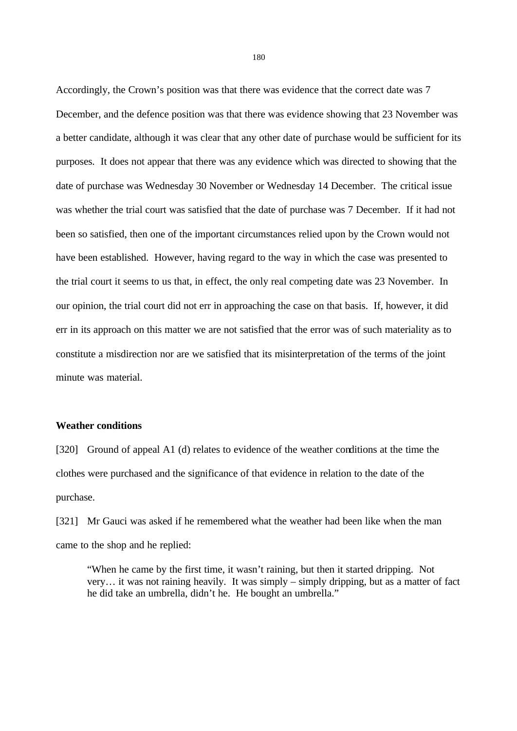Accordingly, the Crown's position was that there was evidence that the correct date was 7 December, and the defence position was that there was evidence showing that 23 November was a better candidate, although it was clear that any other date of purchase would be sufficient for its purposes. It does not appear that there was any evidence which was directed to showing that the date of purchase was Wednesday 30 November or Wednesday 14 December. The critical issue was whether the trial court was satisfied that the date of purchase was 7 December. If it had not been so satisfied, then one of the important circumstances relied upon by the Crown would not have been established. However, having regard to the way in which the case was presented to the trial court it seems to us that, in effect, the only real competing date was 23 November. In our opinion, the trial court did not err in approaching the case on that basis. If, however, it did err in its approach on this matter we are not satisfied that the error was of such materiality as to constitute a misdirection nor are we satisfied that its misinterpretation of the terms of the joint minute was material.

**Weather conditions**

[320] Ground of appeal A1 (d) relates to evidence of the weather conditions at the time the clothes were purchased and the significance of that evidence in relation to the date of the purchase.

[321] Mr Gauci was asked if he remembered what the weather had been like when the man came to the shop and he replied:

> "When he came by the first time, it wasn't raining, but then it started dripping. Not very… it was not raining heavily. It was simply – simply dripping, but as a matter of fact he did take an umbrella, didn't he. He bought an umbrella."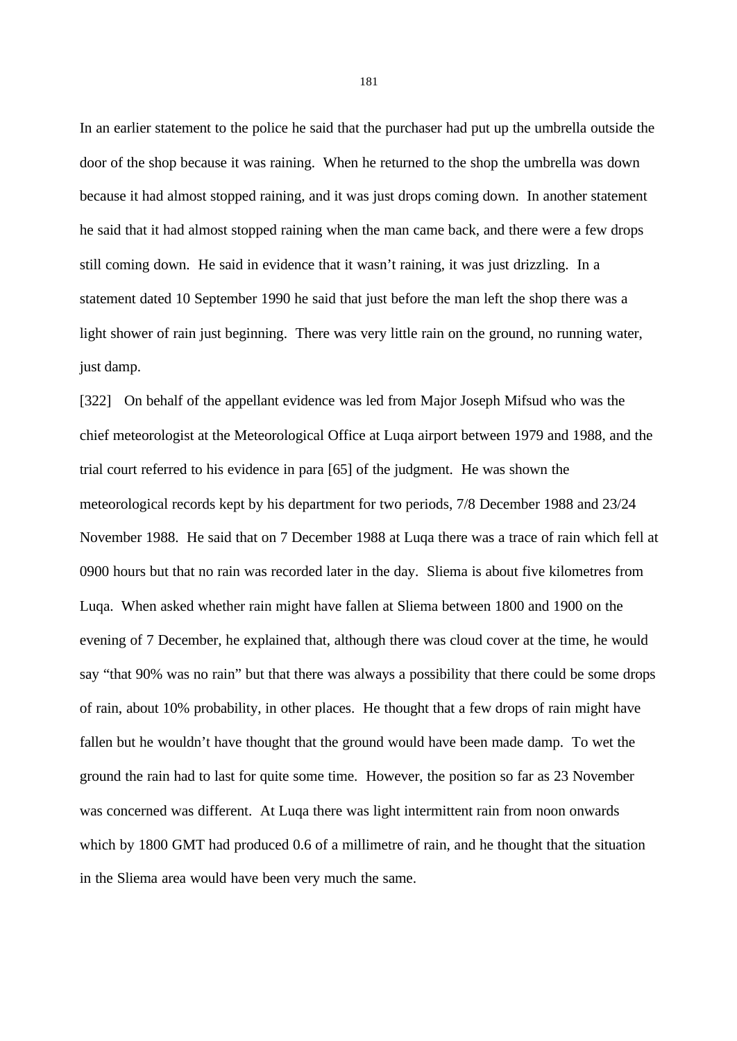In an earlier statement to the police he said that the purchaser had put up the umbrella outside the door of the shop because it was raining. When he returned to the shop the umbrella was down because it had almost stopped raining, and it was just drops coming down. In another statement he said that it had almost stopped raining when the man came back, and there were a few drops still coming down. He said in evidence that it wasn't raining, it was just drizzling. In a statement dated 10 September 1990 he said that just before the man left the shop there was a light shower of rain just beginning. There was very little rain on the ground, no running water, just damp.

[322] On behalf of the appellant evidence was led from Major Joseph Mifsud who was the chief meteorologist at the Meteorological Office at Luqa airport between 1979 and 1988, and the trial court referred to his evidence in para [65] of the judgment. He was shown the meteorological records kept by his department for two periods, 7/8 December 1988 and 23/24 November 1988. He said that on 7 December 1988 at Luqa there was a trace of rain which fell at 0900 hours but that no rain was recorded later in the day. Sliema is about five kilometres from Luqa. When asked whether rain might have fallen at Sliema between 1800 and 1900 on the evening of 7 December, he explained that, although there was cloud cover at the time, he would say "that 90% was no rain" but that there was always a possibility that there could be some drops of rain, about 10% probability, in other places. He thought that a few drops of rain might have fallen but he wouldn't have thought that the ground would have been made damp. To wet the ground the rain had to last for quite some time. However, the position so far as 23 November was concerned was different. At Luqa there was light intermittent rain from noon onwards which by 1800 GMT had produced 0.6 of a millimetre of rain, and he thought that the situation in the Sliema area would have been very much the same.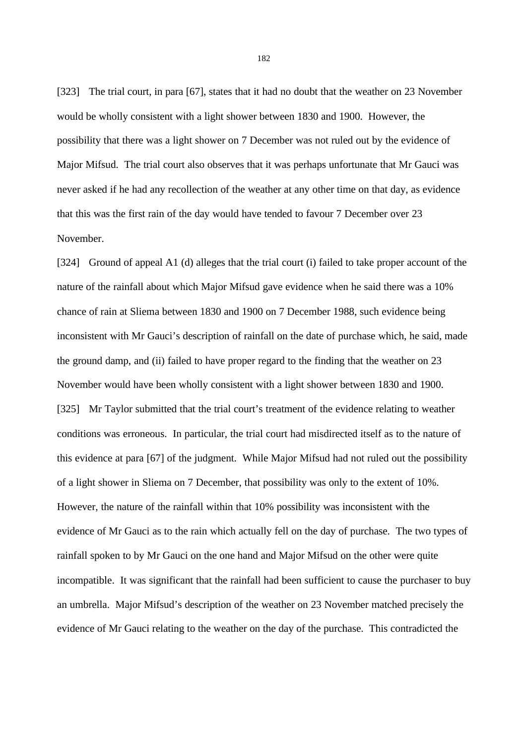[323] The trial court, in para [67], states that it had no doubt that the weather on 23 November would be wholly consistent with a light shower between 1830 and 1900. However, the possibility that there was a light shower on 7 December was not ruled out by the evidence of Major Mifsud. The trial court also observes that it was perhaps unfortunate that Mr Gauci was never asked if he had any recollection of the weather at any other time on that day, as evidence that this was the first rain of the day would have tended to favour 7 December over 23 November.

[324] Ground of appeal A1 (d) alleges that the trial court (i) failed to take proper account of the nature of the rainfall about which Major Mifsud gave evidence when he said there was a 10% chance of rain at Sliema between 1830 and 1900 on 7 December 1988, such evidence being inconsistent with Mr Gauci's description of rainfall on the date of purchase which, he said, made the ground damp, and (ii) failed to have proper regard to the finding that the weather on 23 November would have been wholly consistent with a light shower between 1830 and 1900.

[325] Mr Taylor submitted that the trial court's treatment of the evidence relating to weather conditions was erroneous. In particular, the trial court had misdirected itself as to the nature of this evidence at para [67] of the judgment. While Major Mifsud had not ruled out the possibility of a light shower in Sliema on 7 December, that possibility was only to the extent of 10%. However, the nature of the rainfall within that 10% possibility was inconsistent with the evidence of Mr Gauci as to the rain which actually fell on the day of purchase. The two types of rainfall spoken to by Mr Gauci on the one hand and Major Mifsud on the other were quite incompatible. It was significant that the rainfall had been sufficient to cause the purchaser to buy an umbrella. Major Mifsud's description of the weather on 23 November matched precisely the evidence of Mr Gauci relating to the weather on the day of the purchase. This contradicted the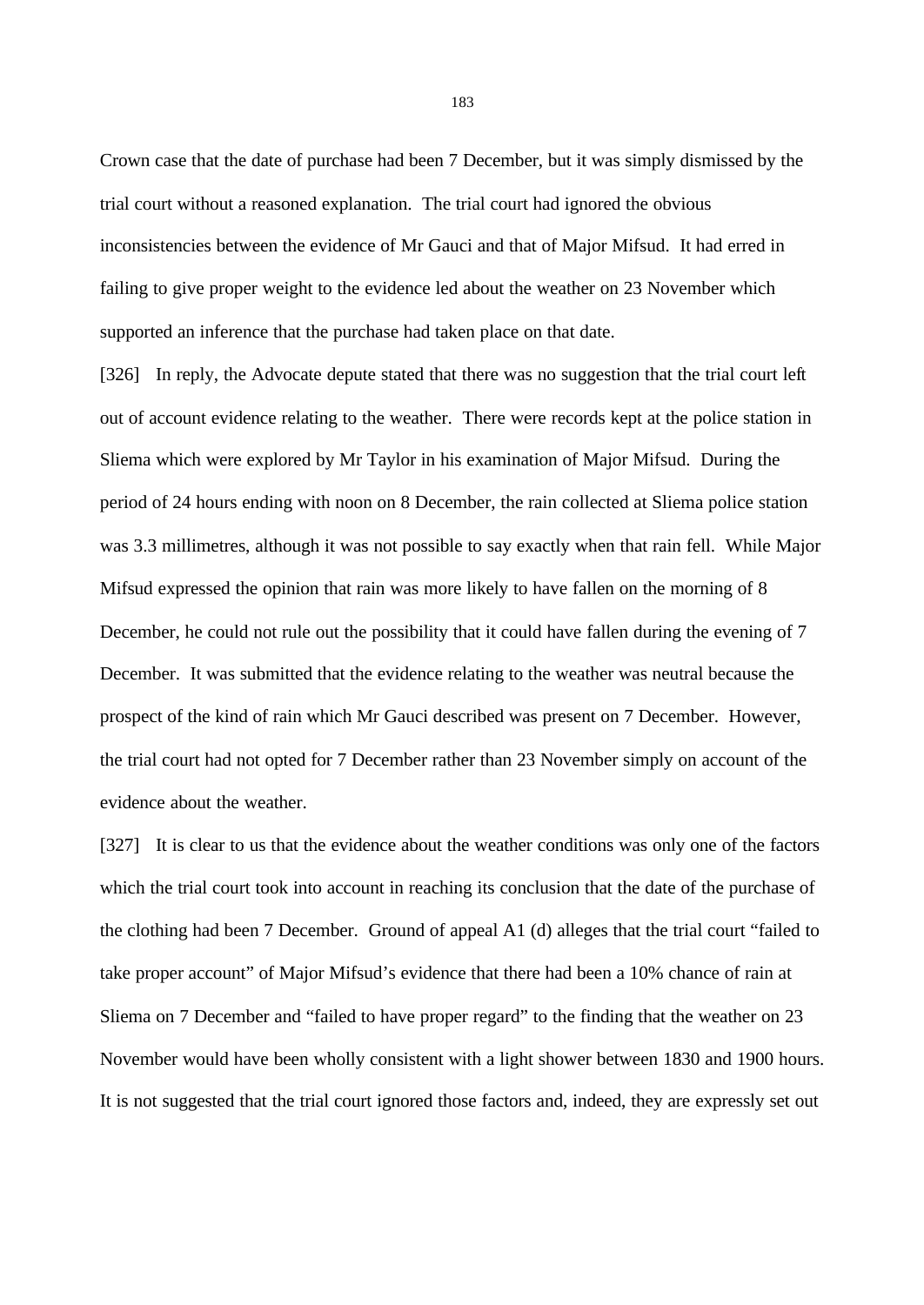Crown case that the date of purchase had been 7 December, but it was simply dismissed by the trial court without a reasoned explanation. The trial court had ignored the obvious inconsistencies between the evidence of Mr Gauci and that of Major Mifsud. It had erred in failing to give proper weight to the evidence led about the weather on 23 November which supported an inference that the purchase had taken place on that date.

[326] In reply, the Advocate depute stated that there was no suggestion that the trial court left out of account evidence relating to the weather. There were records kept at the police station in Sliema which were explored by Mr Taylor in his examination of Major Mifsud. During the period of 24 hours ending with noon on 8 December, the rain collected at Sliema police station was 3.3 millimetres, although it was not possible to say exactly when that rain fell. While Major Mifsud expressed the opinion that rain was more likely to have fallen on the morning of 8 December, he could not rule out the possibility that it could have fallen during the evening of 7 December. It was submitted that the evidence relating to the weather was neutral because the prospect of the kind of rain which Mr Gauci described was present on 7 December. However, the trial court had not opted for 7 December rather than 23 November simply on account of the evidence about the weather.

[327] It is clear to us that the evidence about the weather conditions was only one of the factors which the trial court took into account in reaching its conclusion that the date of the purchase of the clothing had been 7 December. Ground of appeal A1 (d) alleges that the trial court "failed to take proper account" of Major Mifsud's evidence that there had been a 10% chance of rain at Sliema on 7 December and "failed to have proper regard" to the finding that the weather on 23 November would have been wholly consistent with a light shower between 1830 and 1900 hours. It is not suggested that the trial court ignored those factors and, indeed, they are expressly set out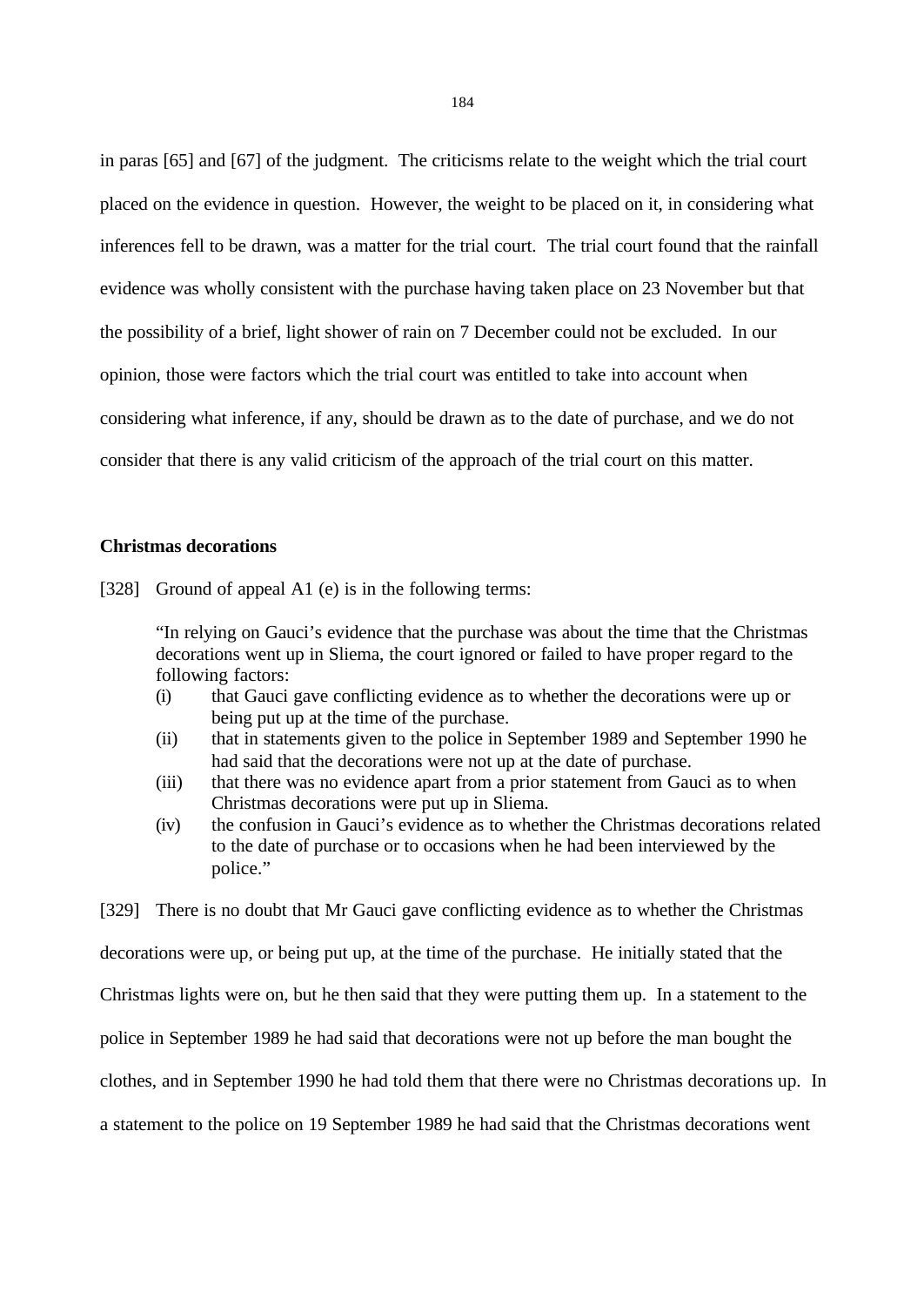in paras [65] and [67] of the judgment. The criticisms relate to the weight which the trial court placed on the evidence in question. However, the weight to be placed on it, in considering what inferences fell to be drawn, was a matter for the trial court. The trial court found that the rainfall evidence was wholly consistent with the purchase having taken place on 23 November but that the possibility of a brief, light shower of rain on 7 December could not be excluded. In our opinion, those were factors which the trial court was entitled to take into account when considering what inference, if any, should be drawn as to the date of purchase, and we do not consider that there is any valid criticism of the approach of the trial court on this matter.

**Christmas decorations**

[328] Ground of appeal A1 (e) is in the following terms:

> "In relying on Gauci's evidence that the purchase was about the time that the Christmas decorations went up in Sliema, the court ignored or failed to have proper regard to the following factors:
>
> (i) that Gauci gave conflicting evidence as to whether the decorations were up or being put up at the time of the purchase.
>
> (ii) that in statements given to the police in September 1989 and September 1990 he had said that the decorations were not up at the date of purchase.
>
> (iii) that there was no evidence apart from a prior statement from Gauci as to when Christmas decorations were put up in Sliema.
>
> (iv) the confusion in Gauci's evidence as to whether the Christmas decorations related to the date of purchase or to occasions when he had been interviewed by the police."

[329] There is no doubt that Mr Gauci gave conflicting evidence as to whether the Christmas decorations were up, or being put up, at the time of the purchase. He initially stated that the Christmas lights were on, but he then said that they were putting them up. In a statement to the police in September 1989 he had said that decorations were not up before the man bought the clothes, and in September 1990 he had told them that there were no Christmas decorations up. In a statement to the police on 19 September 1989 he had said that the Christmas decorations went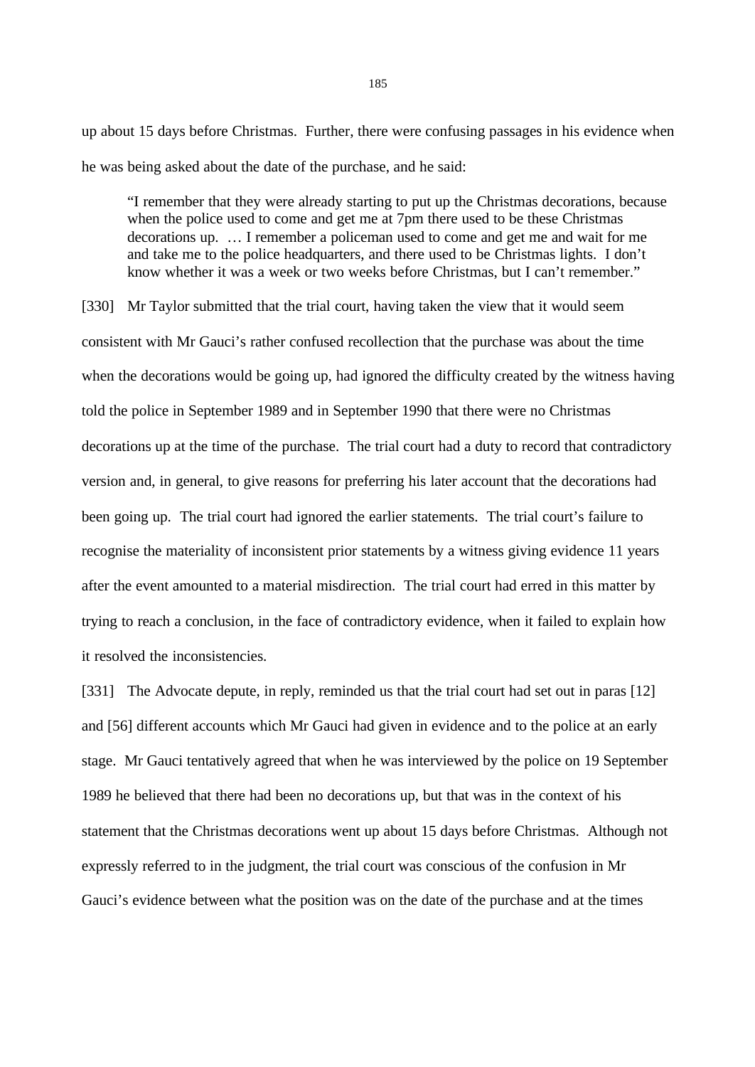up about 15 days before Christmas. Further, there were confusing passages in his evidence when he was being asked about the date of the purchase, and he said:

> "I remember that they were already starting to put up the Christmas decorations, because when the police used to come and get me at 7pm there used to be these Christmas decorations up. … I remember a policeman used to come and get me and wait for me and take me to the police headquarters, and there used to be Christmas lights. I don't know whether it was a week or two weeks before Christmas, but I can't remember."

[330] Mr Taylor submitted that the trial court, having taken the view that it would seem consistent with Mr Gauci's rather confused recollection that the purchase was about the time when the decorations would be going up, had ignored the difficulty created by the witness having told the police in September 1989 and in September 1990 that there were no Christmas decorations up at the time of the purchase. The trial court had a duty to record that contradictory version and, in general, to give reasons for preferring his later account that the decorations had been going up. The trial court had ignored the earlier statements. The trial court's failure to recognise the materiality of inconsistent prior statements by a witness giving evidence 11 years after the event amounted to a material misdirection. The trial court had erred in this matter by trying to reach a conclusion, in the face of contradictory evidence, when it failed to explain how it resolved the inconsistencies.

[331] The Advocate depute, in reply, reminded us that the trial court had set out in paras [12] and [56] different accounts which Mr Gauci had given in evidence and to the police at an early stage. Mr Gauci tentatively agreed that when he was interviewed by the police on 19 September 1989 he believed that there had been no decorations up, but that was in the context of his statement that the Christmas decorations went up about 15 days before Christmas. Although not expressly referred to in the judgment, the trial court was conscious of the confusion in Mr Gauci's evidence between what the position was on the date of the purchase and at the times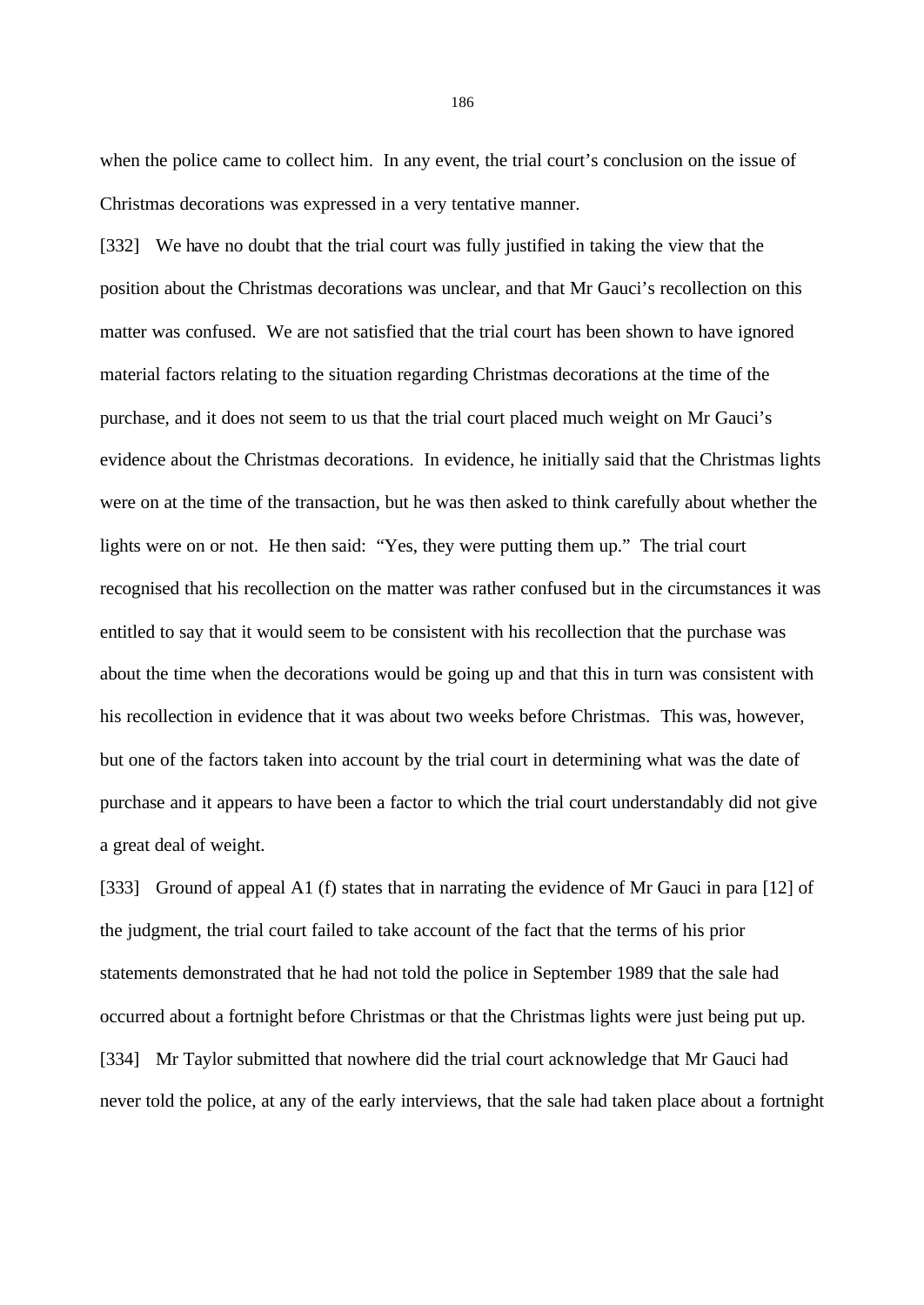when the police came to collect him. In any event, the trial court's conclusion on the issue of Christmas decorations was expressed in a very tentative manner.

[332] We have no doubt that the trial court was fully justified in taking the view that the position about the Christmas decorations was unclear, and that Mr Gauci's recollection on this matter was confused. We are not satisfied that the trial court has been shown to have ignored material factors relating to the situation regarding Christmas decorations at the time of the purchase, and it does not seem to us that the trial court placed much weight on Mr Gauci's evidence about the Christmas decorations. In evidence, he initially said that the Christmas lights were on at the time of the transaction, but he was then asked to think carefully about whether the lights were on or not. He then said: "Yes, they were putting them up." The trial court recognised that his recollection on the matter was rather confused but in the circumstances it was entitled to say that it would seem to be consistent with his recollection that the purchase was about the time when the decorations would be going up and that this in turn was consistent with his recollection in evidence that it was about two weeks before Christmas. This was, however, but one of the factors taken into account by the trial court in determining what was the date of purchase and it appears to have been a factor to which the trial court understandably did not give a great deal of weight.

[333] Ground of appeal A1 (f) states that in narrating the evidence of Mr Gauci in para [12] of the judgment, the trial court failed to take account of the fact that the terms of his prior statements demonstrated that he had not told the police in September 1989 that the sale had occurred about a fortnight before Christmas or that the Christmas lights were just being put up.

[334] Mr Taylor submitted that nowhere did the trial court acknowledge that Mr Gauci had never told the police, at any of the early interviews, that the sale had taken place about a fortnight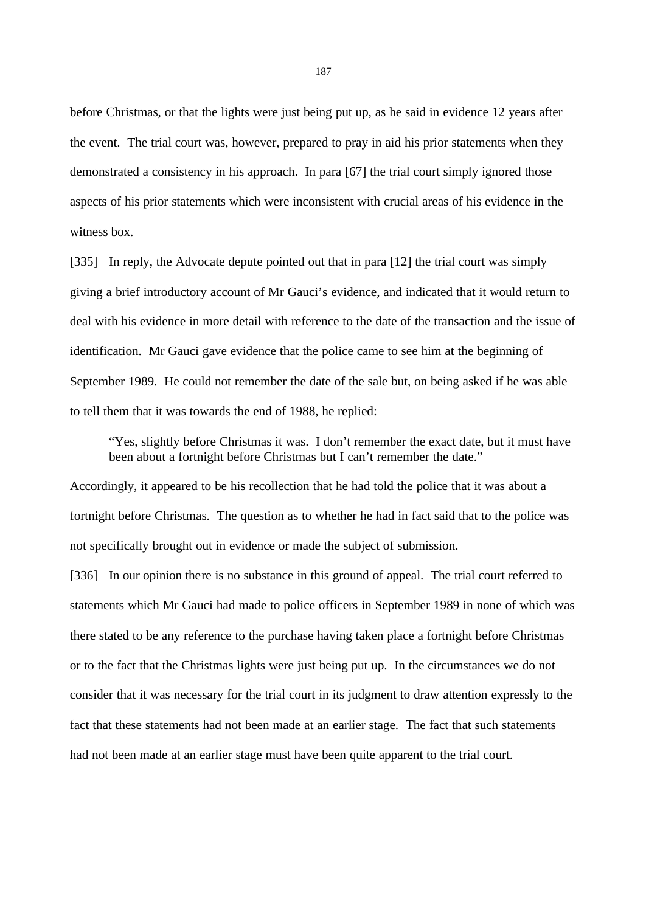before Christmas, or that the lights were just being put up, as he said in evidence 12 years after the event. The trial court was, however, prepared to pray in aid his prior statements when they demonstrated a consistency in his approach. In para [67] the trial court simply ignored those aspects of his prior statements which were inconsistent with crucial areas of his evidence in the witness box.

[335] In reply, the Advocate depute pointed out that in para [12] the trial court was simply giving a brief introductory account of Mr Gauci's evidence, and indicated that it would return to deal with his evidence in more detail with reference to the date of the transaction and the issue of identification. Mr Gauci gave evidence that the police came to see him at the beginning of September 1989. He could not remember the date of the sale but, on being asked if he was able to tell them that it was towards the end of 1988, he replied:

> "Yes, slightly before Christmas it was. I don't remember the exact date, but it must have been about a fortnight before Christmas but I can't remember the date."

Accordingly, it appeared to be his recollection that he had told the police that it was about a fortnight before Christmas. The question as to whether he had in fact said that to the police was not specifically brought out in evidence or made the subject of submission.

[336] In our opinion there is no substance in this ground of appeal. The trial court referred to statements which Mr Gauci had made to police officers in September 1989 in none of which was there stated to be any reference to the purchase having taken place a fortnight before Christmas or to the fact that the Christmas lights were just being put up. In the circumstances we do not consider that it was necessary for the trial court in its judgment to draw attention expressly to the fact that these statements had not been made at an earlier stage. The fact that such statements had not been made at an earlier stage must have been quite apparent to the trial court.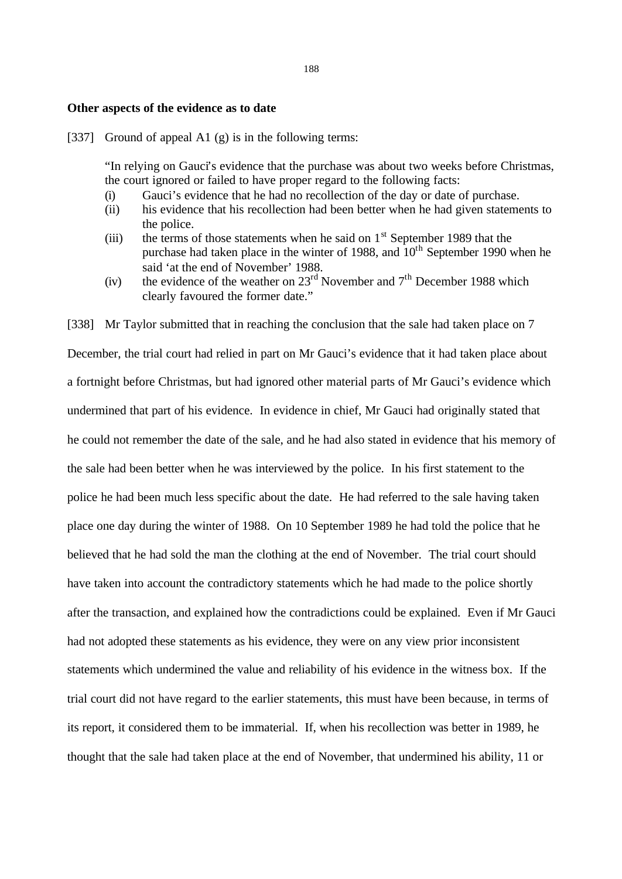**Other aspects of the evidence as to date**

[337] Ground of appeal A1 (g) is in the following terms:

> "In relying on Gauci's evidence that the purchase was about two weeks before Christmas, the court ignored or failed to have proper regard to the following facts:
> (i) Gauci's evidence that he had no recollection of the day or date of purchase.
> (ii) his evidence that his recollection had been better when he had given statements to the police.
> (iii) the terms of those statements when he said on 1st September 1989 that the purchase had taken place in the winter of 1988, and 10th September 1990 when he said 'at the end of November' 1988.
> (iv) the evidence of the weather on 23rd November and 7th December 1988 which clearly favoured the former date."

[338] Mr Taylor submitted that in reaching the conclusion that the sale had taken place on 7 December, the trial court had relied in part on Mr Gauci's evidence that it had taken place about a fortnight before Christmas, but had ignored other material parts of Mr Gauci's evidence which undermined that part of his evidence. In evidence in chief, Mr Gauci had originally stated that he could not remember the date of the sale, and he had also stated in evidence that his memory of the sale had been better when he was interviewed by the police. In his first statement to the police he had been much less specific about the date. He had referred to the sale having taken place one day during the winter of 1988. On 10 September 1989 he had told the police that he believed that he had sold the man the clothing at the end of November. The trial court should have taken into account the contradictory statements which he had made to the police shortly after the transaction, and explained how the contradictions could be explained. Even if Mr Gauci had not adopted these statements as his evidence, they were on any view prior inconsistent statements which undermined the value and reliability of his evidence in the witness box. If the trial court did not have regard to the earlier statements, this must have been because, in terms of its report, it considered them to be immaterial. If, when his recollection was better in 1989, he thought that the sale had taken place at the end of November, that undermined his ability, 11 or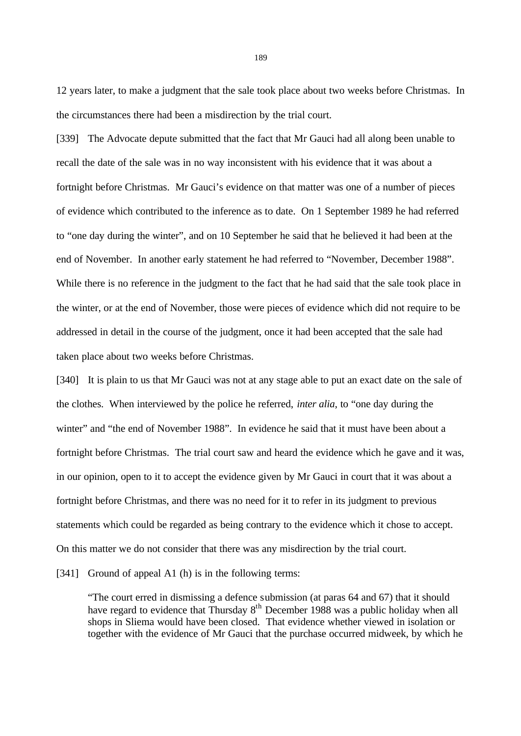12 years later, to make a judgment that the sale took place about two weeks before Christmas. In the circumstances there had been a misdirection by the trial court.

[339] The Advocate depute submitted that the fact that Mr Gauci had all along been unable to recall the date of the sale was in no way inconsistent with his evidence that it was about a fortnight before Christmas. Mr Gauci's evidence on that matter was one of a number of pieces of evidence which contributed to the inference as to date. On 1 September 1989 he had referred to "one day during the winter", and on 10 September he said that he believed it had been at the end of November. In another early statement he had referred to "November, December 1988". While there is no reference in the judgment to the fact that he had said that the sale took place in the winter, or at the end of November, those were pieces of evidence which did not require to be addressed in detail in the course of the judgment, once it had been accepted that the sale had taken place about two weeks before Christmas.

[340] It is plain to us that Mr Gauci was not at any stage able to put an exact date on the sale of the clothes. When interviewed by the police he referred, *inter alia*, to "one day during the winter" and "the end of November 1988". In evidence he said that it must have been about a fortnight before Christmas. The trial court saw and heard the evidence which he gave and it was, in our opinion, open to it to accept the evidence given by Mr Gauci in court that it was about a fortnight before Christmas, and there was no need for it to refer in its judgment to previous statements which could be regarded as being contrary to the evidence which it chose to accept. On this matter we do not consider that there was any misdirection by the trial court.

[341] Ground of appeal A1 (h) is in the following terms:

> "The court erred in dismissing a defence submission (at paras 64 and 67) that it should have regard to evidence that Thursday 8th December 1988 was a public holiday when all shops in Sliema would have been closed. That evidence whether viewed in isolation or together with the evidence of Mr Gauci that the purchase occurred midweek, by which he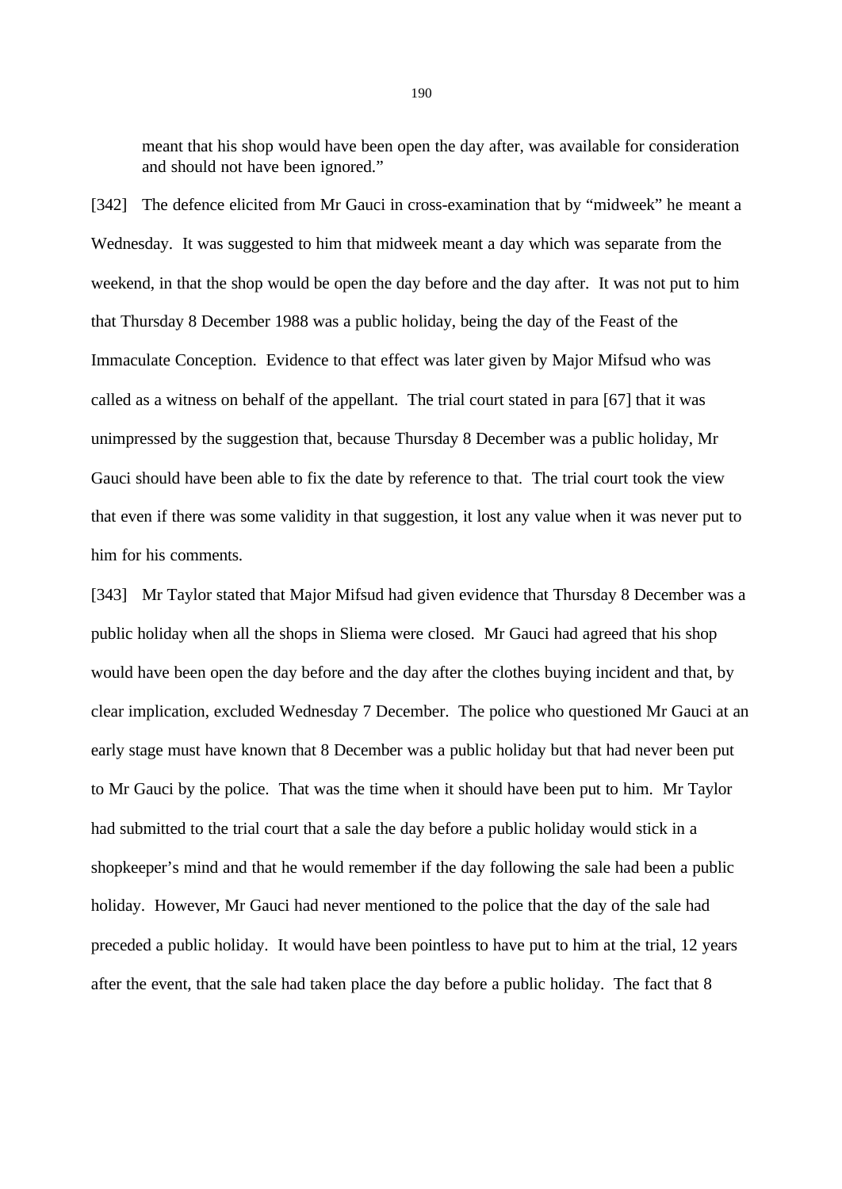> meant that his shop would have been open the day after, was available for consideration and should not have been ignored."

[342] The defence elicited from Mr Gauci in cross-examination that by "midweek" he meant a Wednesday. It was suggested to him that midweek meant a day which was separate from the weekend, in that the shop would be open the day before and the day after. It was not put to him that Thursday 8 December 1988 was a public holiday, being the day of the Feast of the Immaculate Conception. Evidence to that effect was later given by Major Mifsud who was called as a witness on behalf of the appellant. The trial court stated in para [67] that it was unimpressed by the suggestion that, because Thursday 8 December was a public holiday, Mr Gauci should have been able to fix the date by reference to that. The trial court took the view that even if there was some validity in that suggestion, it lost any value when it was never put to him for his comments.

[343] Mr Taylor stated that Major Mifsud had given evidence that Thursday 8 December was a public holiday when all the shops in Sliema were closed. Mr Gauci had agreed that his shop would have been open the day before and the day after the clothes buying incident and that, by clear implication, excluded Wednesday 7 December. The police who questioned Mr Gauci at an early stage must have known that 8 December was a public holiday but that had never been put to Mr Gauci by the police. That was the time when it should have been put to him. Mr Taylor had submitted to the trial court that a sale the day before a public holiday would stick in a shopkeeper's mind and that he would remember if the day following the sale had been a public holiday. However, Mr Gauci had never mentioned to the police that the day of the sale had preceded a public holiday. It would have been pointless to have put to him at the trial, 12 years after the event, that the sale had taken place the day before a public holiday. The fact that 8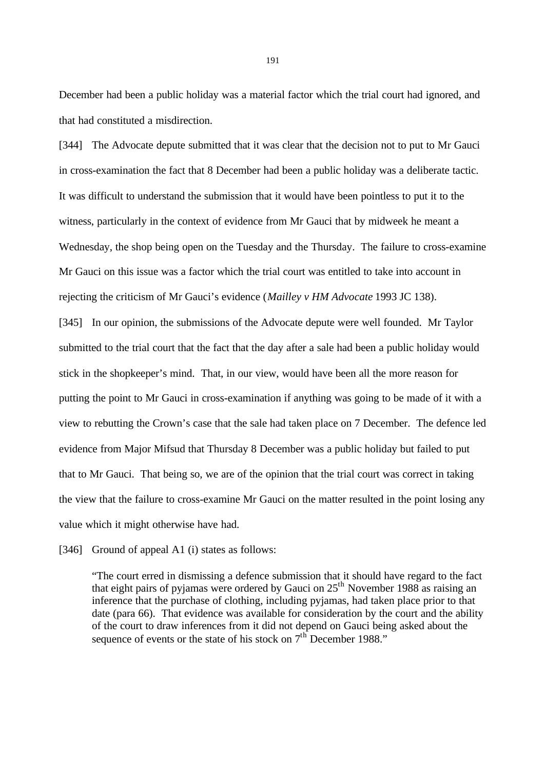December had been a public holiday was a material factor which the trial court had ignored, and that had constituted a misdirection.

[344] The Advocate depute submitted that it was clear that the decision not to put to Mr Gauci in cross-examination the fact that 8 December had been a public holiday was a deliberate tactic. It was difficult to understand the submission that it would have been pointless to put it to the witness, particularly in the context of evidence from Mr Gauci that by midweek he meant a Wednesday, the shop being open on the Tuesday and the Thursday. The failure to cross-examine Mr Gauci on this issue was a factor which the trial court was entitled to take into account in rejecting the criticism of Mr Gauci's evidence (*Mailley v HM Advocate* 1993 JC 138).

[345] In our opinion, the submissions of the Advocate depute were well founded. Mr Taylor submitted to the trial court that the fact that the day after a sale had been a public holiday would stick in the shopkeeper's mind. That, in our view, would have been all the more reason for putting the point to Mr Gauci in cross-examination if anything was going to be made of it with a view to rebutting the Crown's case that the sale had taken place on 7 December. The defence led evidence from Major Mifsud that Thursday 8 December was a public holiday but failed to put that to Mr Gauci. That being so, we are of the opinion that the trial court was correct in taking the view that the failure to cross-examine Mr Gauci on the matter resulted in the point losing any value which it might otherwise have had.

[346] Ground of appeal A1 (i) states as follows:

> "The court erred in dismissing a defence submission that it should have regard to the fact that eight pairs of pyjamas were ordered by Gauci on 25th November 1988 as raising an inference that the purchase of clothing, including pyjamas, had taken place prior to that date (para 66). That evidence was available for consideration by the court and the ability of the court to draw inferences from it did not depend on Gauci being asked about the sequence of events or the state of his stock on 7th December 1988."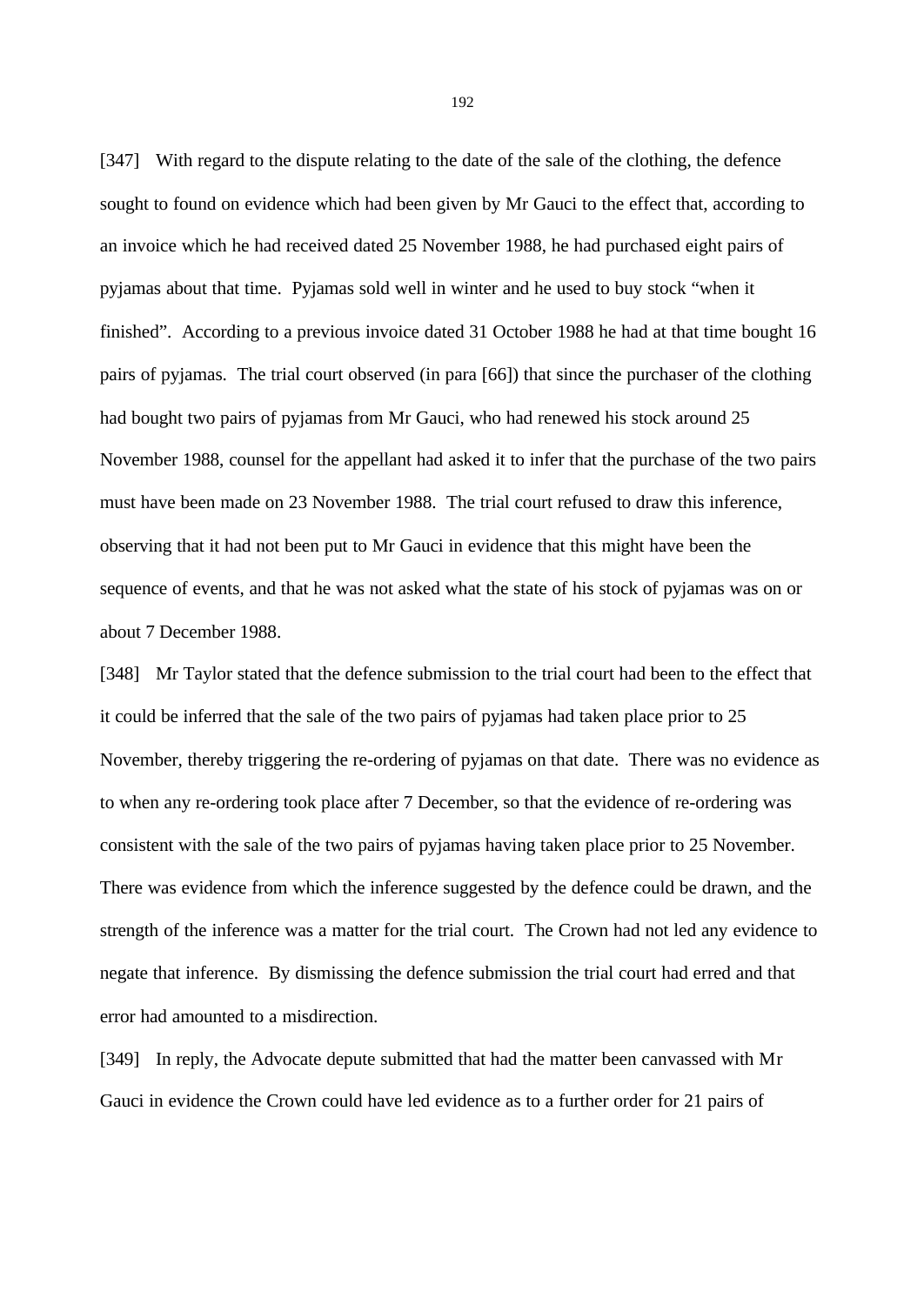[347] With regard to the dispute relating to the date of the sale of the clothing, the defence sought to found on evidence which had been given by Mr Gauci to the effect that, according to an invoice which he had received dated 25 November 1988, he had purchased eight pairs of pyjamas about that time. Pyjamas sold well in winter and he used to buy stock "when it finished". According to a previous invoice dated 31 October 1988 he had at that time bought 16 pairs of pyjamas. The trial court observed (in para [66]) that since the purchaser of the clothing had bought two pairs of pyjamas from Mr Gauci, who had renewed his stock around 25 November 1988, counsel for the appellant had asked it to infer that the purchase of the two pairs must have been made on 23 November 1988. The trial court refused to draw this inference, observing that it had not been put to Mr Gauci in evidence that this might have been the sequence of events, and that he was not asked what the state of his stock of pyjamas was on or about 7 December 1988.

[348] Mr Taylor stated that the defence submission to the trial court had been to the effect that it could be inferred that the sale of the two pairs of pyjamas had taken place prior to 25 November, thereby triggering the re-ordering of pyjamas on that date. There was no evidence as to when any re-ordering took place after 7 December, so that the evidence of re-ordering was consistent with the sale of the two pairs of pyjamas having taken place prior to 25 November. There was evidence from which the inference suggested by the defence could be drawn, and the strength of the inference was a matter for the trial court. The Crown had not led any evidence to negate that inference. By dismissing the defence submission the trial court had erred and that error had amounted to a misdirection.

[349] In reply, the Advocate depute submitted that had the matter been canvassed with Mr Gauci in evidence the Crown could have led evidence as to a further order for 21 pairs of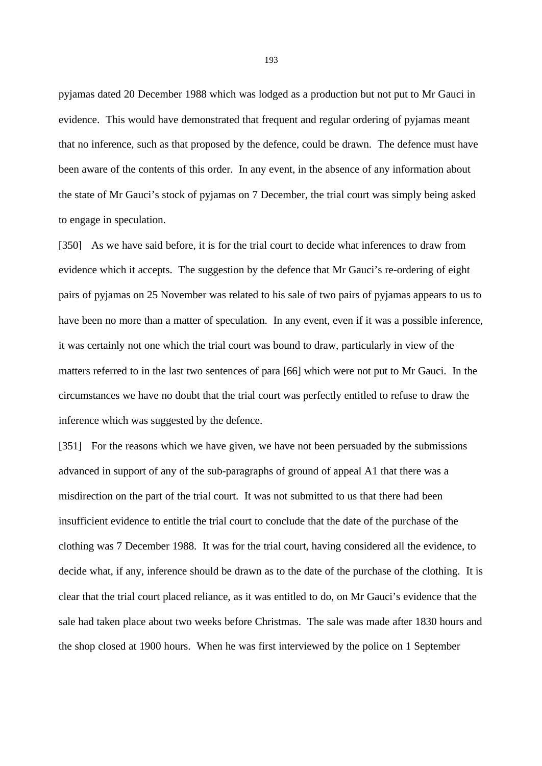pyjamas dated 20 December 1988 which was lodged as a production but not put to Mr Gauci in evidence. This would have demonstrated that frequent and regular ordering of pyjamas meant that no inference, such as that proposed by the defence, could be drawn. The defence must have been aware of the contents of this order. In any event, in the absence of any information about the state of Mr Gauci's stock of pyjamas on 7 December, the trial court was simply being asked to engage in speculation.

[350] As we have said before, it is for the trial court to decide what inferences to draw from evidence which it accepts. The suggestion by the defence that Mr Gauci's re-ordering of eight pairs of pyjamas on 25 November was related to his sale of two pairs of pyjamas appears to us to have been no more than a matter of speculation. In any event, even if it was a possible inference, it was certainly not one which the trial court was bound to draw, particularly in view of the matters referred to in the last two sentences of para [66] which were not put to Mr Gauci. In the circumstances we have no doubt that the trial court was perfectly entitled to refuse to draw the inference which was suggested by the defence.

[351] For the reasons which we have given, we have not been persuaded by the submissions advanced in support of any of the sub-paragraphs of ground of appeal A1 that there was a misdirection on the part of the trial court. It was not submitted to us that there had been insufficient evidence to entitle the trial court to conclude that the date of the purchase of the clothing was 7 December 1988. It was for the trial court, having considered all the evidence, to decide what, if any, inference should be drawn as to the date of the purchase of the clothing. It is clear that the trial court placed reliance, as it was entitled to do, on Mr Gauci's evidence that the sale had taken place about two weeks before Christmas. The sale was made after 1830 hours and the shop closed at 1900 hours. When he was first interviewed by the police on 1 September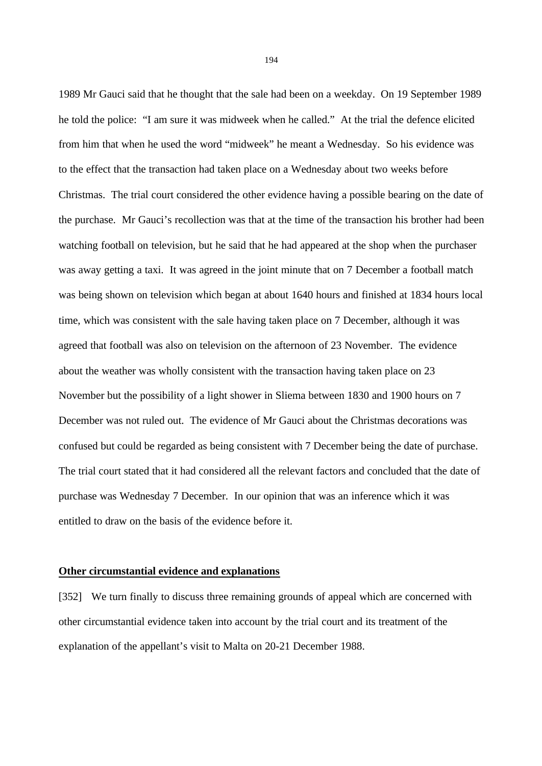1989 Mr Gauci said that he thought that the sale had been on a weekday. On 19 September 1989 he told the police: "I am sure it was midweek when he called." At the trial the defence elicited from him that when he used the word "midweek" he meant a Wednesday. So his evidence was to the effect that the transaction had taken place on a Wednesday about two weeks before Christmas. The trial court considered the other evidence having a possible bearing on the date of the purchase. Mr Gauci's recollection was that at the time of the transaction his brother had been watching football on television, but he said that he had appeared at the shop when the purchaser was away getting a taxi. It was agreed in the joint minute that on 7 December a football match was being shown on television which began at about 1640 hours and finished at 1834 hours local time, which was consistent with the sale having taken place on 7 December, although it was agreed that football was also on television on the afternoon of 23 November. The evidence about the weather was wholly consistent with the transaction having taken place on 23 November but the possibility of a light shower in Sliema between 1830 and 1900 hours on 7 December was not ruled out. The evidence of Mr Gauci about the Christmas decorations was confused but could be regarded as being consistent with 7 December being the date of purchase. The trial court stated that it had considered all the relevant factors and concluded that the date of purchase was Wednesday 7 December. In our opinion that was an inference which it was entitled to draw on the basis of the evidence before it.

**Other circumstantial evidence and explanations**

[352] We turn finally to discuss three remaining grounds of appeal which are concerned with other circumstantial evidence taken into account by the trial court and its treatment of the explanation of the appellant's visit to Malta on 20-21 December 1988.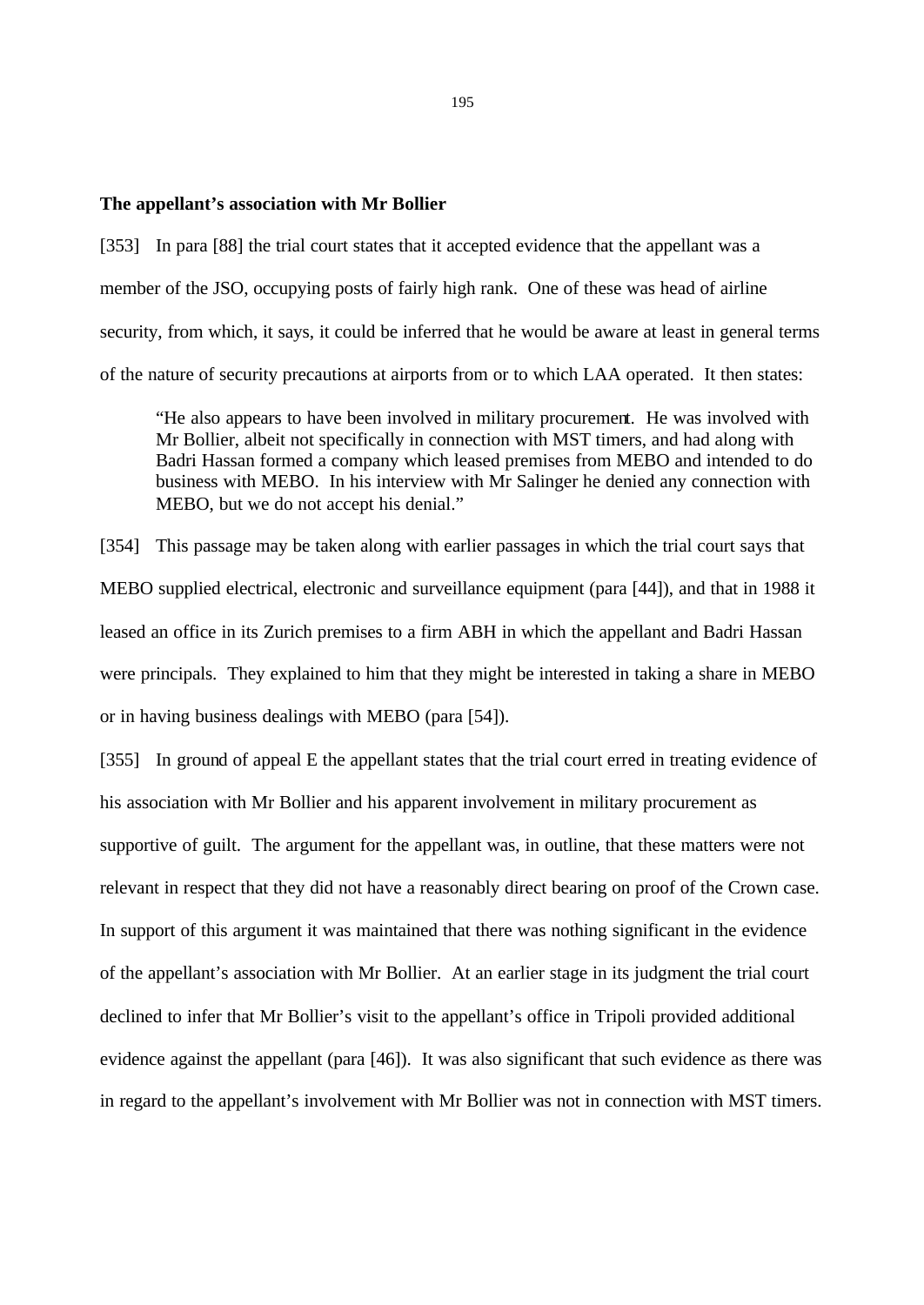**The appellant's association with Mr Bollier**

[353] In para [88] the trial court states that it accepted evidence that the appellant was a member of the JSO, occupying posts of fairly high rank. One of these was head of airline security, from which, it says, it could be inferred that he would be aware at least in general terms of the nature of security precautions at airports from or to which LAA operated. It then states:

> "He also appears to have been involved in military procurement. He was involved with Mr Bollier, albeit not specifically in connection with MST timers, and had along with Badri Hassan formed a company which leased premises from MEBO and intended to do business with MEBO. In his interview with Mr Salinger he denied any connection with MEBO, but we do not accept his denial."

[354] This passage may be taken along with earlier passages in which the trial court says that MEBO supplied electrical, electronic and surveillance equipment (para [44]), and that in 1988 it leased an office in its Zurich premises to a firm ABH in which the appellant and Badri Hassan were principals. They explained to him that they might be interested in taking a share in MEBO or in having business dealings with MEBO (para [54]).

[355] In ground of appeal E the appellant states that the trial court erred in treating evidence of his association with Mr Bollier and his apparent involvement in military procurement as supportive of guilt. The argument for the appellant was, in outline, that these matters were not relevant in respect that they did not have a reasonably direct bearing on proof of the Crown case. In support of this argument it was maintained that there was nothing significant in the evidence of the appellant's association with Mr Bollier. At an earlier stage in its judgment the trial court declined to infer that Mr Bollier's visit to the appellant's office in Tripoli provided additional evidence against the appellant (para [46]). It was also significant that such evidence as there was in regard to the appellant's involvement with Mr Bollier was not in connection with MST timers.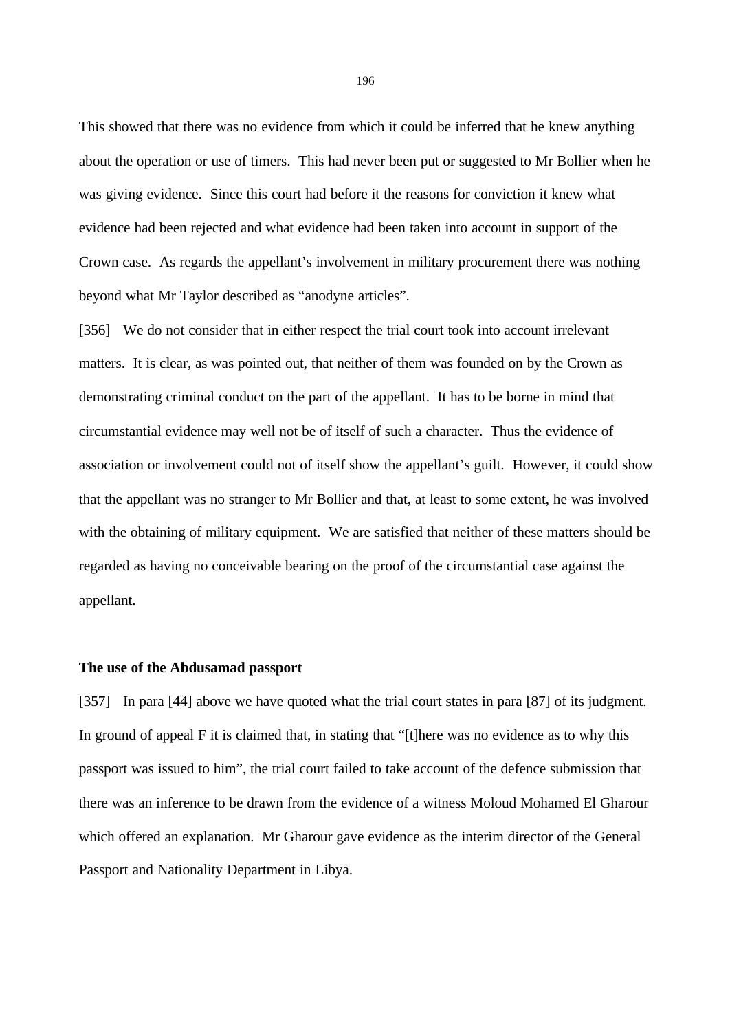This showed that there was no evidence from which it could be inferred that he knew anything about the operation or use of timers. This had never been put or suggested to Mr Bollier when he was giving evidence. Since this court had before it the reasons for conviction it knew what evidence had been rejected and what evidence had been taken into account in support of the Crown case. As regards the appellant's involvement in military procurement there was nothing beyond what Mr Taylor described as "anodyne articles".

[356] We do not consider that in either respect the trial court took into account irrelevant matters. It is clear, as was pointed out, that neither of them was founded on by the Crown as demonstrating criminal conduct on the part of the appellant. It has to be borne in mind that circumstantial evidence may well not be of itself of such a character. Thus the evidence of association or involvement could not of itself show the appellant's guilt. However, it could show that the appellant was no stranger to Mr Bollier and that, at least to some extent, he was involved with the obtaining of military equipment. We are satisfied that neither of these matters should be regarded as having no conceivable bearing on the proof of the circumstantial case against the appellant.

**The use of the Abdusamad passport**

[357] In para [44] above we have quoted what the trial court states in para [87] of its judgment. In ground of appeal F it is claimed that, in stating that "[t]here was no evidence as to why this passport was issued to him", the trial court failed to take account of the defence submission that there was an inference to be drawn from the evidence of a witness Moloud Mohamed El Gharour which offered an explanation. Mr Gharour gave evidence as the interim director of the General Passport and Nationality Department in Libya.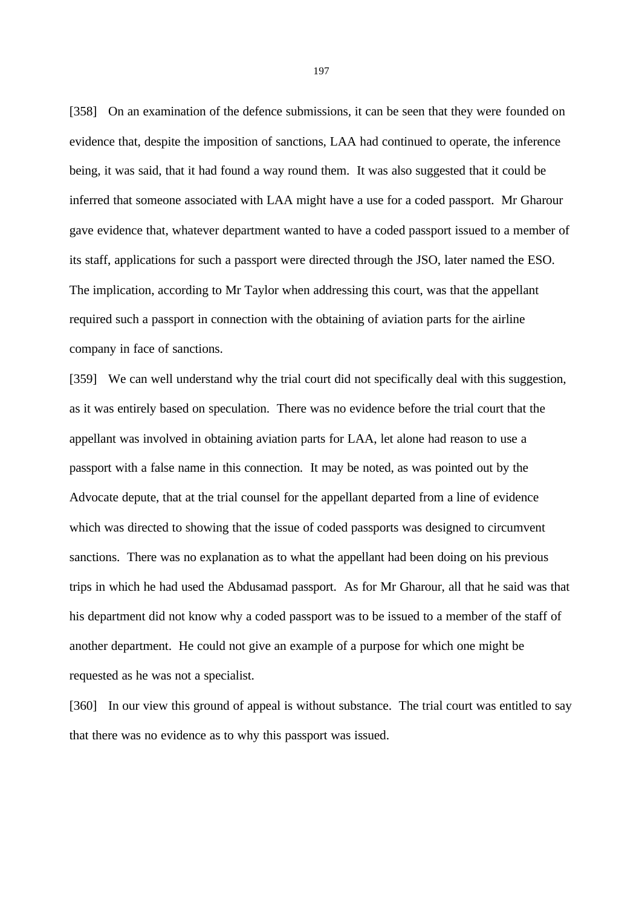[358] On an examination of the defence submissions, it can be seen that they were founded on evidence that, despite the imposition of sanctions, LAA had continued to operate, the inference being, it was said, that it had found a way round them. It was also suggested that it could be inferred that someone associated with LAA might have a use for a coded passport. Mr Gharour gave evidence that, whatever department wanted to have a coded passport issued to a member of its staff, applications for such a passport were directed through the JSO, later named the ESO. The implication, according to Mr Taylor when addressing this court, was that the appellant required such a passport in connection with the obtaining of aviation parts for the airline company in face of sanctions.

[359] We can well understand why the trial court did not specifically deal with this suggestion, as it was entirely based on speculation. There was no evidence before the trial court that the appellant was involved in obtaining aviation parts for LAA, let alone had reason to use a passport with a false name in this connection. It may be noted, as was pointed out by the Advocate depute, that at the trial counsel for the appellant departed from a line of evidence which was directed to showing that the issue of coded passports was designed to circumvent sanctions. There was no explanation as to what the appellant had been doing on his previous trips in which he had used the Abdusamad passport. As for Mr Gharour, all that he said was that his department did not know why a coded passport was to be issued to a member of the staff of another department. He could not give an example of a purpose for which one might be requested as he was not a specialist.

[360] In our view this ground of appeal is without substance. The trial court was entitled to say that there was no evidence as to why this passport was issued.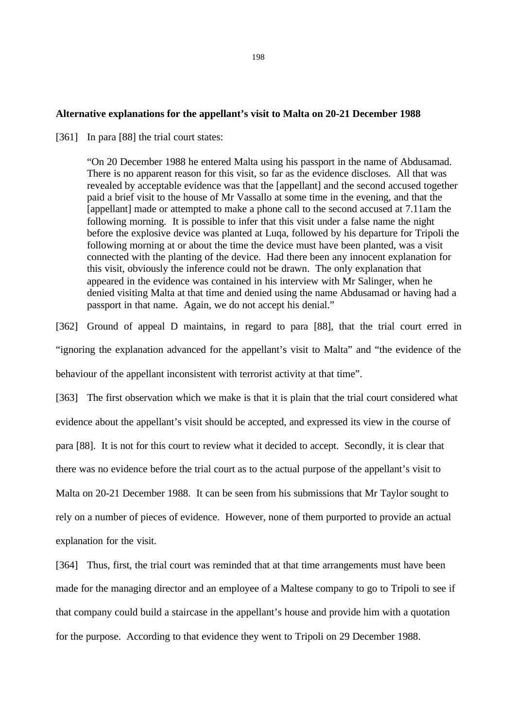**Alternative explanations for the appellant's visit to Malta on 20-21 December 1988**

[361] In para [88] the trial court states:

> "On 20 December 1988 he entered Malta using his passport in the name of Abdusamad. There is no apparent reason for this visit, so far as the evidence discloses. All that was revealed by acceptable evidence was that the [appellant] and the second accused together paid a brief visit to the house of Mr Vassallo at some time in the evening, and that the [appellant] made or attempted to make a phone call to the second accused at 7.11am the following morning. It is possible to infer that this visit under a false name the night before the explosive device was planted at Luqa, followed by his departure for Tripoli the following morning at or about the time the device must have been planted, was a visit connected with the planting of the device. Had there been any innocent explanation for this visit, obviously the inference could not be drawn. The only explanation that appeared in the evidence was contained in his interview with Mr Salinger, when he denied visiting Malta at that time and denied using the name Abdusamad or having had a passport in that name. Again, we do not accept his denial."

[362] Ground of appeal D maintains, in regard to para [88], that the trial court erred in "ignoring the explanation advanced for the appellant's visit to Malta" and "the evidence of the behaviour of the appellant inconsistent with terrorist activity at that time".

[363] The first observation which we make is that it is plain that the trial court considered what evidence about the appellant's visit should be accepted, and expressed its view in the course of para [88]. It is not for this court to review what it decided to accept. Secondly, it is clear that there was no evidence before the trial court as to the actual purpose of the appellant's visit to Malta on 20-21 December 1988. It can be seen from his submissions that Mr Taylor sought to rely on a number of pieces of evidence. However, none of them purported to provide an actual explanation for the visit.

[364] Thus, first, the trial court was reminded that at that time arrangements must have been made for the managing director and an employee of a Maltese company to go to Tripoli to see if that company could build a staircase in the appellant's house and provide him with a quotation for the purpose. According to that evidence they went to Tripoli on 29 December 1988.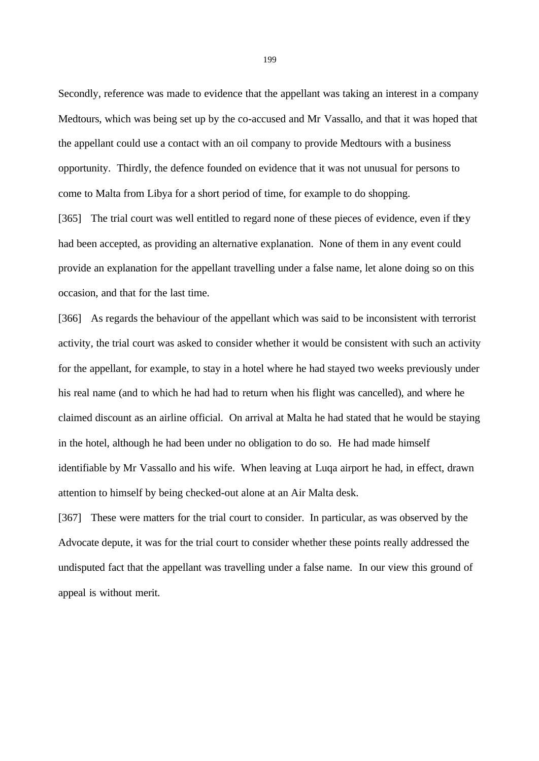Secondly, reference was made to evidence that the appellant was taking an interest in a company Medtours, which was being set up by the co-accused and Mr Vassallo, and that it was hoped that the appellant could use a contact with an oil company to provide Medtours with a business opportunity. Thirdly, the defence founded on evidence that it was not unusual for persons to come to Malta from Libya for a short period of time, for example to do shopping.

[365] The trial court was well entitled to regard none of these pieces of evidence, even if they had been accepted, as providing an alternative explanation. None of them in any event could provide an explanation for the appellant travelling under a false name, let alone doing so on this occasion, and that for the last time.

[366] As regards the behaviour of the appellant which was said to be inconsistent with terrorist activity, the trial court was asked to consider whether it would be consistent with such an activity for the appellant, for example, to stay in a hotel where he had stayed two weeks previously under his real name (and to which he had had to return when his flight was cancelled), and where he claimed discount as an airline official. On arrival at Malta he had stated that he would be staying in the hotel, although he had been under no obligation to do so. He had made himself identifiable by Mr Vassallo and his wife. When leaving at Luqa airport he had, in effect, drawn attention to himself by being checked-out alone at an Air Malta desk.

[367] These were matters for the trial court to consider. In particular, as was observed by the Advocate depute, it was for the trial court to consider whether these points really addressed the undisputed fact that the appellant was travelling under a false name. In our view this ground of appeal is without merit.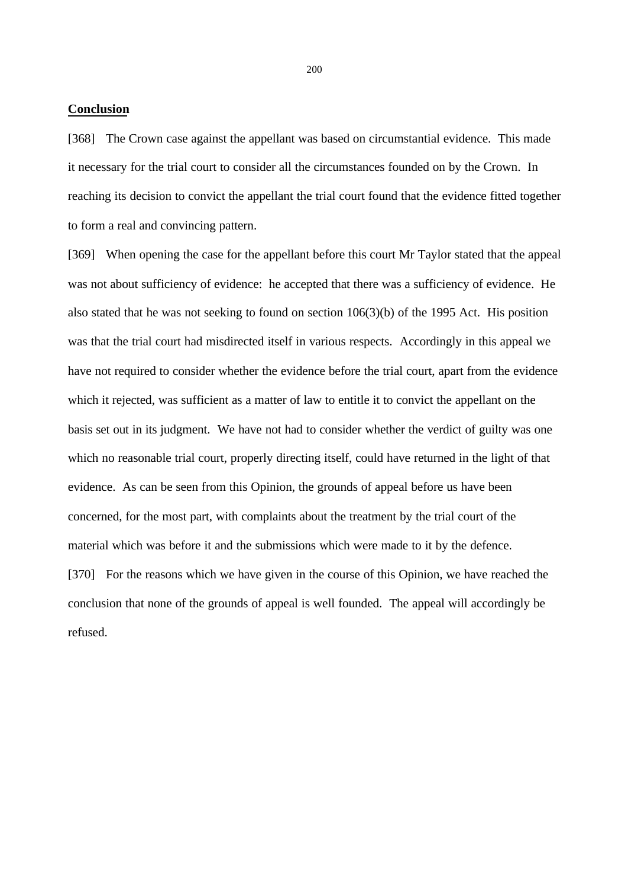**Conclusion**

[368] The Crown case against the appellant was based on circumstantial evidence. This made it necessary for the trial court to consider all the circumstances founded on by the Crown. In reaching its decision to convict the appellant the trial court found that the evidence fitted together to form a real and convincing pattern.

[369] When opening the case for the appellant before this court Mr Taylor stated that the appeal was not about sufficiency of evidence: he accepted that there was a sufficiency of evidence. He also stated that he was not seeking to found on section 106(3)(b) of the 1995 Act. His position was that the trial court had misdirected itself in various respects. Accordingly in this appeal we have not required to consider whether the evidence before the trial court, apart from the evidence which it rejected, was sufficient as a matter of law to entitle it to convict the appellant on the basis set out in its judgment. We have not had to consider whether the verdict of guilty was one which no reasonable trial court, properly directing itself, could have returned in the light of that evidence. As can be seen from this Opinion, the grounds of appeal before us have been concerned, for the most part, with complaints about the treatment by the trial court of the material which was before it and the submissions which were made to it by the defence.

[370] For the reasons which we have given in the course of this Opinion, we have reached the conclusion that none of the grounds of appeal is well founded. The appeal will accordingly be refused.